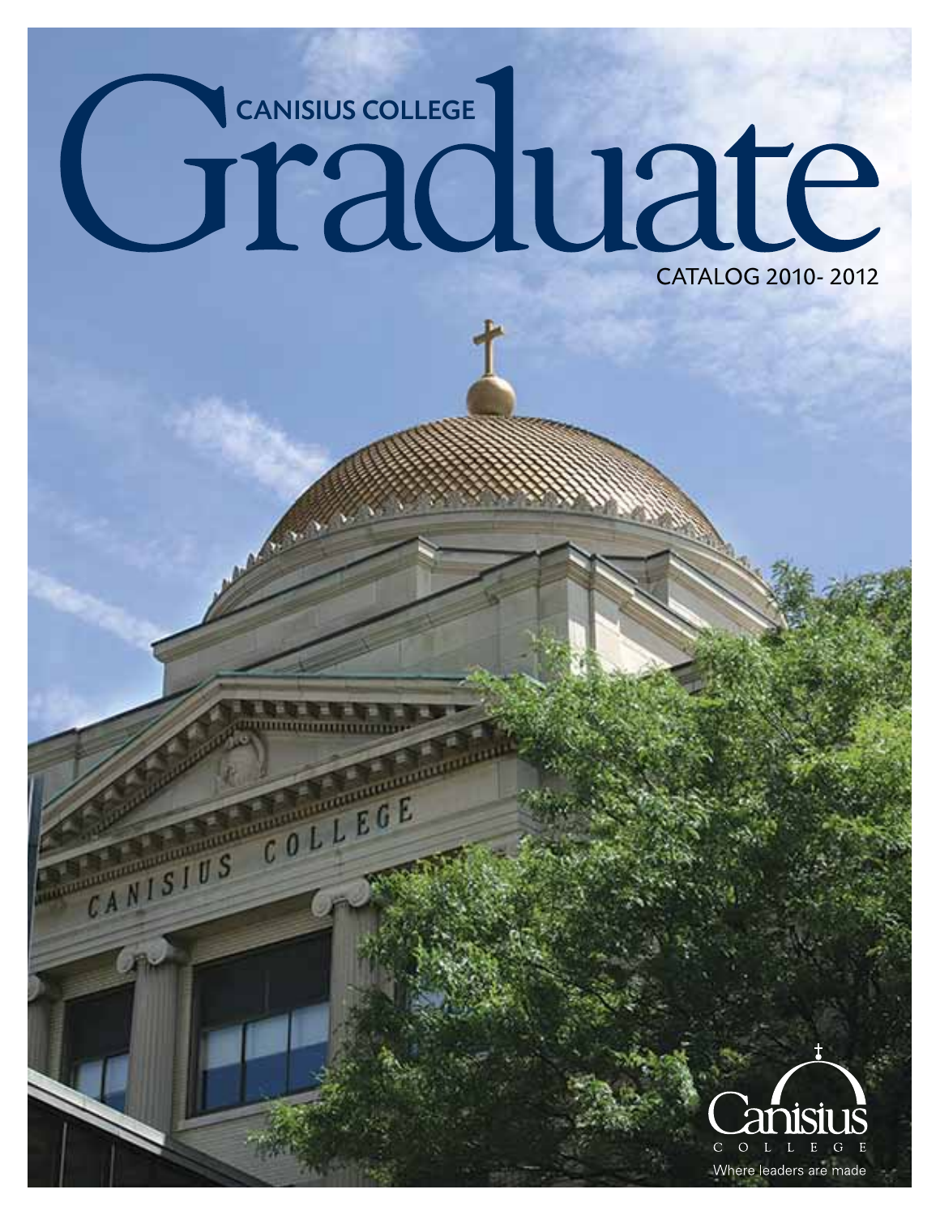# CANISIUS COLLEGE Graduate

CATALOG 2010- 2012

Canisius COLLEGE

Where leaders are made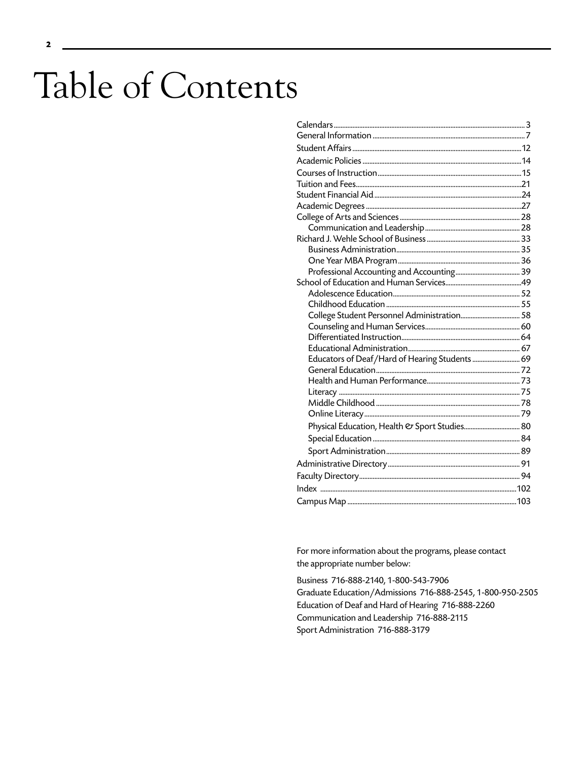# Table of Contents

- Calendars ... 3
- General Information ... 7
- Student Affairs ... 12
- Academic Policies ... 14
- Courses of Instruction ... 15
- Tuition and Fees ... 21
- Student Financial Aid ... 24
- Academic Degrees ... 27
- College of Arts and Sciences ... 28
  - Communication and Leadership ... 28
- Richard J. Wehle School of Business ... 33
  - Business Administration ... 35
  - One Year MBA Program ... 36
  - Professional Accounting and Accounting ... 39
- School of Education and Human Services ... 49
  - Adolescence Education ... 52
  - Childhood Education ... 55
  - College Student Personnel Administration ... 58
  - Counseling and Human Services ... 60
  - Differentiated Instruction ... 64
  - Educational Administration ... 67
  - Educators of Deaf/Hard of Hearing Students ... 69
  - General Education ... 72
  - Health and Human Performance ... 73
  - Literacy ... 75
  - Middle Childhood ... 78
  - Online Literacy ... 79
  - Physical Education, Health & Sport Studies ... 80
  - Special Education ... 84
  - Sport Administration ... 89
- Administrative Directory ... 91
- Faculty Directory ... 94
- Index ... 102
- Campus Map ... 103

For more information about the programs, please contact the appropriate number below:

Business 716-888-2140, 1-800-543-7906
Graduate Education/Admissions 716-888-2545, 1-800-950-2505
Education of Deaf and Hard of Hearing 716-888-2260
Communication and Leadership 716-888-2115
Sport Administration 716-888-3179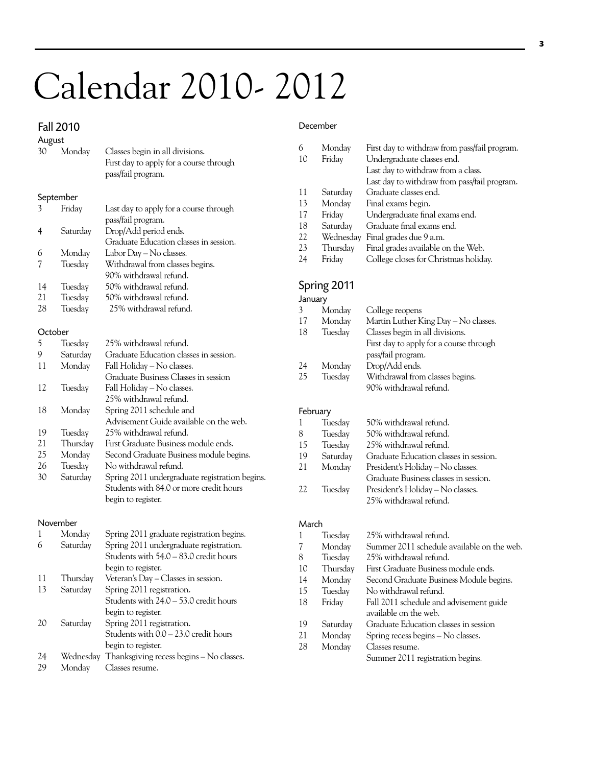# Calendar 2010- 2012

## Fall 2010

### August

| | | |
|---|---|---|
| 30 | Monday | Classes begin in all divisions.<br>First day to apply for a course through pass/fail program. |

### September

| | | |
|---|---|---|
| 3 | Friday | Last day to apply for a course through pass/fail program. |
| 4 | Saturday | Drop/Add period ends.<br>Graduate Education classes in session. |
| 6 | Monday | Labor Day – No classes. |
| 7 | Tuesday | Withdrawal from classes begins.<br>90% withdrawal refund. |
| 14 | Tuesday | 50% withdrawal refund. |
| 21 | Tuesday | 50% withdrawal refund. |
| 28 | Tuesday | 25% withdrawal refund. |

### October

| | | |
|---|---|---|
| 5 | Tuesday | 25% withdrawal refund. |
| 9 | Saturday | Graduate Education classes in session. |
| 11 | Monday | Fall Holiday – No classes.<br>Graduate Business Classes in session |
| 12 | Tuesday | Fall Holiday – No classes.<br>25% withdrawal refund. |
| 18 | Monday | Spring 2011 schedule and Advisement Guide available on the web. |
| 19 | Tuesday | 25% withdrawal refund. |
| 21 | Thursday | First Graduate Business module ends. |
| 25 | Monday | Second Graduate Business module begins. |
| 26 | Tuesday | No withdrawal refund. |
| 30 | Saturday | Spring 2011 undergraduate registration begins.<br>Students with 84.0 or more credit hours begin to register. |

### November

| | | |
|---|---|---|
| 1 | Monday | Spring 2011 graduate registration begins. |
| 6 | Saturday | Spring 2011 undergraduate registration.<br>Students with 54.0 – 83.0 credit hours begin to register. |
| 11 | Thursday | Veteran's Day – Classes in session. |
| 13 | Saturday | Spring 2011 registration.<br>Students with 24.0 – 53.0 credit hours begin to register. |
| 20 | Saturday | Spring 2011 registration.<br>Students with 0.0 – 23.0 credit hours begin to register. |
| 24 | Wednesday | Thanksgiving recess begins – No classes. |
| 29 | Monday | Classes resume. |

### December

| | | |
|---|---|---|
| 6 | Monday | First day to withdraw from pass/fail program. |
| 10 | Friday | Undergraduate classes end.<br>Last day to withdraw from a class.<br>Last day to withdraw from pass/fail program. |
| 11 | Saturday | Graduate classes end. |
| 13 | Monday | Final exams begin. |
| 17 | Friday | Undergraduate final exams end. |
| 18 | Saturday | Graduate final exams end. |
| 22 | Wednesday | Final grades due 9 a.m. |
| 23 | Thursday | Final grades available on the Web. |
| 24 | Friday | College closes for Christmas holiday. |

## Spring 2011

### January

| | | |
|---|---|---|
| 3 | Monday | College reopens |
| 17 | Monday | Martin Luther King Day – No classes. |
| 18 | Tuesday | Classes begin in all divisions.<br>First day to apply for a course through pass/fail program. |
| 24 | Monday | Drop/Add ends. |
| 25 | Tuesday | Withdrawal from classes begins.<br>90% withdrawal refund. |

### February

| | | |
|---|---|---|
| 1 | Tuesday | 50% withdrawal refund. |
| 8 | Tuesday | 50% withdrawal refund. |
| 15 | Tuesday | 25% withdrawal refund. |
| 19 | Saturday | Graduate Education classes in session. |
| 21 | Monday | President's Holiday – No classes.<br>Graduate Business classes in session. |
| 22 | Tuesday | President's Holiday – No classes.<br>25% withdrawal refund. |

### March

| | | |
|---|---|---|
| 1 | Tuesday | 25% withdrawal refund. |
| 7 | Monday | Summer 2011 schedule available on the web. |
| 8 | Tuesday | 25% withdrawal refund. |
| 10 | Thursday | First Graduate Business module ends. |
| 14 | Monday | Second Graduate Business Module begins. |
| 15 | Tuesday | No withdrawal refund. |
| 18 | Friday | Fall 2011 schedule and advisement guide available on the web. |
| 19 | Saturday | Graduate Education classes in session |
| 21 | Monday | Spring recess begins – No classes. |
| 28 | Monday | Classes resume.<br>Summer 2011 registration begins. |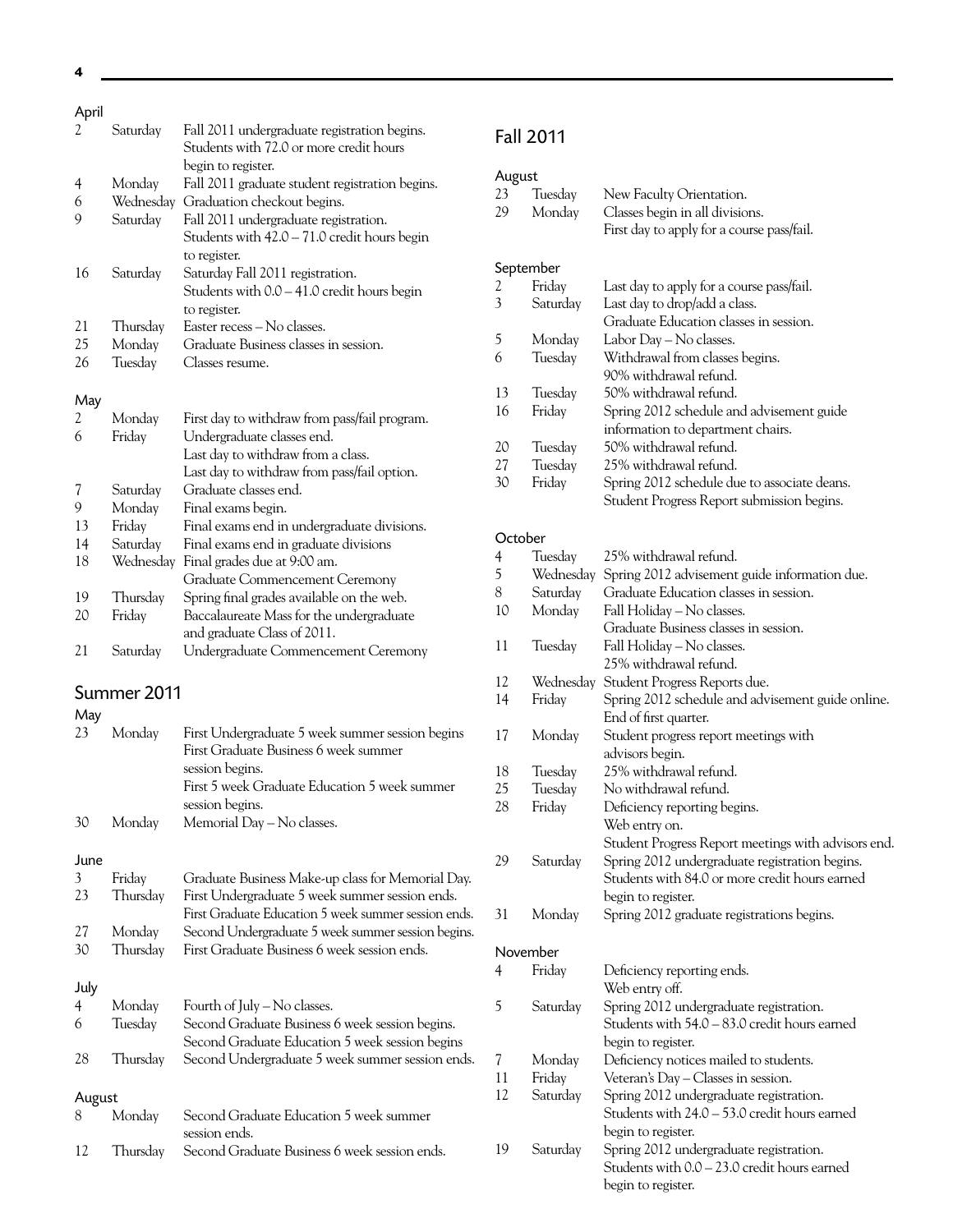### April

| | | |
|---|---|---|
| 2 | Saturday | Fall 2011 undergraduate registration begins. Students with 72.0 or more credit hours begin to register. |
| 4 | Monday | Fall 2011 graduate student registration begins. |
| 6 | Wednesday | Graduation checkout begins. |
| 9 | Saturday | Fall 2011 undergraduate registration. Students with 42.0 – 71.0 credit hours begin to register. |
| 16 | Saturday | Saturday Fall 2011 registration. Students with 0.0 – 41.0 credit hours begin to register. |
| 21 | Thursday | Easter recess – No classes. |
| 25 | Monday | Graduate Business classes in session. |
| 26 | Tuesday | Classes resume. |

### May

| | | |
|---|---|---|
| 2 | Monday | First day to withdraw from pass/fail program. |
| 6 | Friday | Undergraduate classes end. Last day to withdraw from a class. Last day to withdraw from pass/fail option. |
| 7 | Saturday | Graduate classes end. |
| 9 | Monday | Final exams begin. |
| 13 | Friday | Final exams end in undergraduate divisions. |
| 14 | Saturday | Final exams end in graduate divisions |
| 18 | Wednesday | Final grades due at 9:00 am. Graduate Commencement Ceremony |
| 19 | Thursday | Spring final grades available on the web. |
| 20 | Friday | Baccalaureate Mass for the undergraduate and graduate Class of 2011. |
| 21 | Saturday | Undergraduate Commencement Ceremony |

## Summer 2011

### May

| | | |
|---|---|---|
| 23 | Monday | First Undergraduate 5 week summer session begins. First Graduate Business 6 week summer session begins. First 5 week Graduate Education 5 week summer session begins. |
| 30 | Monday | Memorial Day – No classes. |

### June

| | | |
|---|---|---|
| 3 | Friday | Graduate Business Make-up class for Memorial Day. |
| 23 | Thursday | First Undergraduate 5 week summer session ends. First Graduate Education 5 week summer session ends. |
| 27 | Monday | Second Undergraduate 5 week summer session begins. |
| 30 | Thursday | First Graduate Business 6 week session ends. |

### July

| | | |
|---|---|---|
| 4 | Monday | Fourth of July – No classes. |
| 6 | Tuesday | Second Graduate Business 6 week session begins. Second Graduate Education 5 week session begins |
| 28 | Thursday | Second Undergraduate 5 week summer session ends. |

### August

| | | |
|---|---|---|
| 8 | Monday | Second Graduate Education 5 week summer session ends. |
| 12 | Thursday | Second Graduate Business 6 week session ends. |

## Fall 2011

### August

| | | |
|---|---|---|
| 23 | Tuesday | New Faculty Orientation. |
| 29 | Monday | Classes begin in all divisions. First day to apply for a course pass/fail. |

### September

| | | |
|---|---|---|
| 2 | Friday | Last day to apply for a course pass/fail. |
| 3 | Saturday | Last day to drop/add a class. Graduate Education classes in session. |
| 5 | Monday | Labor Day – No classes. |
| 6 | Tuesday | Withdrawal from classes begins. 90% withdrawal refund. |
| 13 | Tuesday | 50% withdrawal refund. |
| 16 | Friday | Spring 2012 schedule and advisement guide information to department chairs. |
| 20 | Tuesday | 50% withdrawal refund. |
| 27 | Tuesday | 25% withdrawal refund. |
| 30 | Friday | Spring 2012 schedule due to associate deans. Student Progress Report submission begins. |

### October

| | | |
|---|---|---|
| 4 | Tuesday | 25% withdrawal refund. |
| 5 | Wednesday | Spring 2012 advisement guide information due. |
| 8 | Saturday | Graduate Education classes in session. |
| 10 | Monday | Fall Holiday – No classes. Graduate Business classes in session. |
| 11 | Tuesday | Fall Holiday – No classes. 25% withdrawal refund. |
| 12 | Wednesday | Student Progress Reports due. |
| 14 | Friday | Spring 2012 schedule and advisement guide online. End of first quarter. |
| 17 | Monday | Student progress report meetings with advisors begin. |
| 18 | Tuesday | 25% withdrawal refund. |
| 25 | Tuesday | No withdrawal refund. |
| 28 | Friday | Deficiency reporting begins. Web entry on. Student Progress Report meetings with advisors end. |
| 29 | Saturday | Spring 2012 undergraduate registration begins. Students with 84.0 or more credit hours earned begin to register. |
| 31 | Monday | Spring 2012 graduate registrations begins. |

### November

| | | |
|---|---|---|
| 4 | Friday | Deficiency reporting ends. Web entry off. |
| 5 | Saturday | Spring 2012 undergraduate registration. Students with 54.0 – 83.0 credit hours earned begin to register. |
| 7 | Monday | Deficiency notices mailed to students. |
| 11 | Friday | Veteran's Day – Classes in session. |
| 12 | Saturday | Spring 2012 undergraduate registration. Students with 24.0 – 53.0 credit hours earned begin to register. |
| 19 | Saturday | Spring 2012 undergraduate registration. Students with 0.0 – 23.0 credit hours earned begin to register. |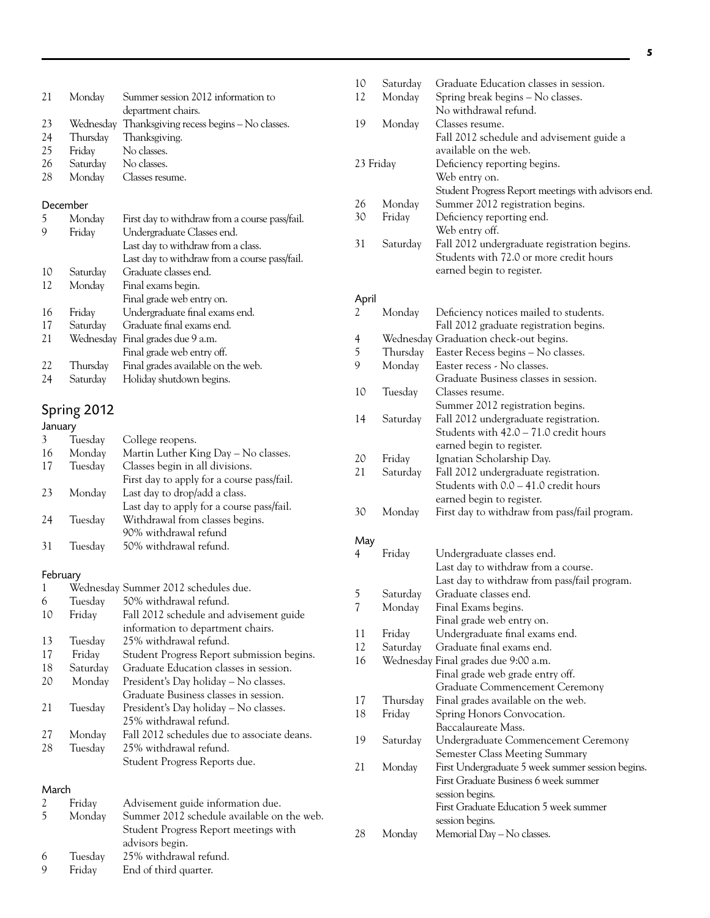| | | |
|---|---|---|
| 21 | Monday | Summer session 2012 information to department chairs. |
| 23 | Wednesday | Thanksgiving recess begins – No classes. |
| 24 | Thursday | Thanksgiving. |
| 25 | Friday | No classes. |
| 26 | Saturday | No classes. |
| 28 | Monday | Classes resume. |

December

| | | |
|---|---|---|
| 5 | Monday | First day to withdraw from a course pass/fail. |
| 9 | Friday | Undergraduate Classes end. Last day to withdraw from a class. Last day to withdraw from a course pass/fail. |
| 10 | Saturday | Graduate classes end. |
| 12 | Monday | Final exams begin. Final grade web entry on. |
| 16 | Friday | Undergraduate final exams end. |
| 17 | Saturday | Graduate final exams end. |
| 21 | Wednesday | Final grades due 9 a.m. Final grade web entry off. |
| 22 | Thursday | Final grades available on the web. |
| 24 | Saturday | Holiday shutdown begins. |

## Spring 2012

January

| | | |
|---|---|---|
| 3 | Tuesday | College reopens. |
| 16 | Monday | Martin Luther King Day – No classes. |
| 17 | Tuesday | Classes begin in all divisions. First day to apply for a course pass/fail. |
| 23 | Monday | Last day to drop/add a class. Last day to apply for a course pass/fail. |
| 24 | Tuesday | Withdrawal from classes begins. 90% withdrawal refund |
| 31 | Tuesday | 50% withdrawal refund. |

February

| | | |
|---|---|---|
| 1 | Wednesday | Summer 2012 schedules due. |
| 6 | Tuesday | 50% withdrawal refund. |
| 10 | Friday | Fall 2012 schedule and advisement guide information to department chairs. |
| 13 | Tuesday | 25% withdrawal refund. |
| 17 | Friday | Student Progress Report submission begins. |
| 18 | Saturday | Graduate Education classes in session. |
| 20 | Monday | President's Day holiday – No classes. Graduate Business classes in session. |
| 21 | Tuesday | President's Day holiday – No classes. 25% withdrawal refund. |
| 27 | Monday | Fall 2012 schedules due to associate deans. |
| 28 | Tuesday | 25% withdrawal refund. Student Progress Reports due. |

March

| | | |
|---|---|---|
| 2 | Friday | Advisement guide information due. |
| 5 | Monday | Summer 2012 schedule available on the web. Student Progress Report meetings with advisors begin. |
| 6 | Tuesday | 25% withdrawal refund. |
| 9 | Friday | End of third quarter. |
| 10 | Saturday | Graduate Education classes in session. |
| 12 | Monday | Spring break begins – No classes. No withdrawal refund. |
| 19 | Monday | Classes resume. Fall 2012 schedule and advisement guide a available on the web. |
| 23 | Friday | Deficiency reporting begins. Web entry on. Student Progress Report meetings with advisors end. |
| 26 | Monday | Summer 2012 registration begins. |
| 30 | Friday | Deficiency reporting end. Web entry off. |
| 31 | Saturday | Fall 2012 undergraduate registration begins. Students with 72.0 or more credit hours earned begin to register. |

April

| | | |
|---|---|---|
| 2 | Monday | Deficiency notices mailed to students. Fall 2012 graduate registration begins. |
| 4 | Wednesday | Graduation check-out begins. |
| 5 | Thursday | Easter Recess begins – No classes. |
| 9 | Monday | Easter recess - No classes. Graduate Business classes in session. |
| 10 | Tuesday | Classes resume. Summer 2012 registration begins. |
| 14 | Saturday | Fall 2012 undergraduate registration. Students with 42.0 – 71.0 credit hours earned begin to register. |
| 20 | Friday | Ignatian Scholarship Day. |
| 21 | Saturday | Fall 2012 undergraduate registration. Students with 0.0 – 41.0 credit hours earned begin to register. |
| 30 | Monday | First day to withdraw from pass/fail program. |

May

| | | |
|---|---|---|
| 4 | Friday | Undergraduate classes end. Last day to withdraw from a course. Last day to withdraw from pass/fail program. |
| 5 | Saturday | Graduate classes end. |
| 7 | Monday | Final Exams begins. Final grade web entry on. |
| 11 | Friday | Undergraduate final exams end. |
| 12 | Saturday | Graduate final exams end. |
| 16 | Wednesday | Final grades due 9:00 a.m. Final grade web grade entry off. Graduate Commencement Ceremony |
| 17 | Thursday | Final grades available on the web. |
| 18 | Friday | Spring Honors Convocation. Baccalaureate Mass. |
| 19 | Saturday | Undergraduate Commencement Ceremony Semester Class Meeting Summary |
| 21 | Monday | First Undergraduate 5 week summer session begins. First Graduate Business 6 week summer session begins. First Graduate Education 5 week summer session begins. |
| 28 | Monday | Memorial Day – No classes. |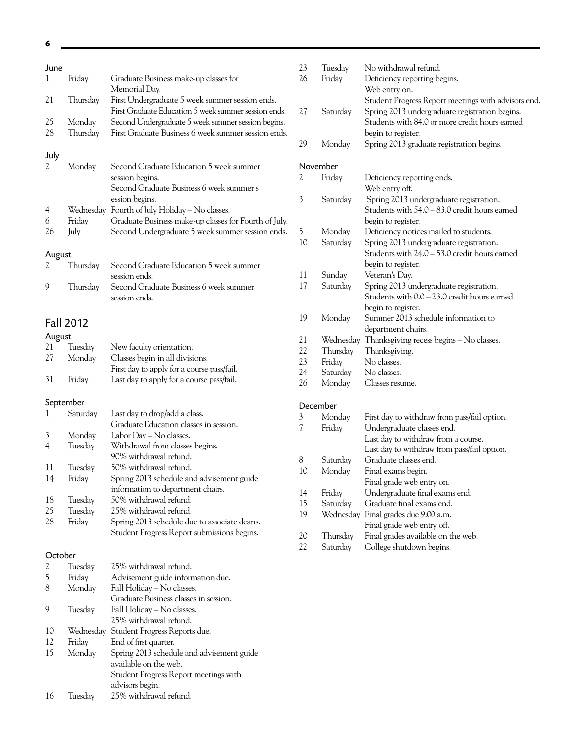June

| | | |
|---|---|---|
| 1 | Friday | Graduate Business make-up classes for Memorial Day. |
| 21 | Thursday | First Undergraduate 5 week summer session ends. First Graduate Education 5 week summer session ends. |
| 25 | Monday | Second Undergraduate 5 week summer session begins. |
| 28 | Thursday | First Graduate Business 6 week summer session ends. |

July

| | | |
|---|---|---|
| 2 | Monday | Second Graduate Education 5 week summer session begins. Second Graduate Business 6 week summer s ession begins. |
| 4 | Wednesday | Fourth of July Holiday – No classes. |
| 6 | Friday | Graduate Business make-up classes for Fourth of July. |
| 26 | July | Second Undergraduate 5 week summer session ends. |

August

| | | |
|---|---|---|
| 2 | Thursday | Second Graduate Education 5 week summer session ends. |
| 9 | Thursday | Second Graduate Business 6 week summer session ends. |

## Fall 2012

August

| | | |
|---|---|---|
| 21 | Tuesday | New faculty orientation. |
| 27 | Monday | Classes begin in all divisions. First day to apply for a course pass/fail. |
| 31 | Friday | Last day to apply for a course pass/fail. |

September

| | | |
|---|---|---|
| 1 | Saturday | Last day to drop/add a class. Graduate Education classes in session. |
| 3 | Monday | Labor Day – No classes. |
| 4 | Tuesday | Withdrawal from classes begins. 90% withdrawal refund. |
| 11 | Tuesday | 50% withdrawal refund. |
| 14 | Friday | Spring 2013 schedule and advisement guide information to department chairs. |
| 18 | Tuesday | 50% withdrawal refund. |
| 25 | Tuesday | 25% withdrawal refund. |
| 28 | Friday | Spring 2013 schedule due to associate deans. Student Progress Report submissions begins. |

October

| | | |
|---|---|---|
| 2 | Tuesday | 25% withdrawal refund. |
| 5 | Friday | Advisement guide information due. |
| 8 | Monday | Fall Holiday – No classes. Graduate Business classes in session. |
| 9 | Tuesday | Fall Holiday – No classes. 25% withdrawal refund. |
| 10 | Wednesday | Student Progress Reports due. |
| 12 | Friday | End of first quarter. |
| 15 | Monday | Spring 2013 schedule and advisement guide available on the web. Student Progress Report meetings with advisors begin. |
| 16 | Tuesday | 25% withdrawal refund. |
| 23 | Tuesday | No withdrawal refund. |
| 26 | Friday | Deficiency reporting begins. Web entry on. Student Progress Report meetings with advisors end. |
| 27 | Saturday | Spring 2013 undergraduate registration begins. Students with 84.0 or more credit hours earned begin to register. |
| 29 | Monday | Spring 2013 graduate registration begins. |

November

| | | |
|---|---|---|
| 2 | Friday | Deficiency reporting ends. Web entry off. |
| 3 | Saturday | Spring 2013 undergraduate registration. Students with 54.0 – 83.0 credit hours earned begin to register. |
| 5 | Monday | Deficiency notices mailed to students. |
| 10 | Saturday | Spring 2013 undergraduate registration. Students with 24.0 – 53.0 credit hours earned begin to register. |
| 11 | Sunday | Veteran's Day. |
| 17 | Saturday | Spring 2013 undergraduate registration. Students with 0.0 – 23.0 credit hours earned begin to register. |
| 19 | Monday | Summer 2013 schedule information to department chairs. |
| 21 | Wednesday | Thanksgiving recess begins – No classes. |
| 22 | Thursday | Thanksgiving. |
| 23 | Friday | No classes. |
| 24 | Saturday | No classes. |
| 26 | Monday | Classes resume. |

December

| | | |
|---|---|---|
| 3 | Monday | First day to withdraw from pass/fail option. |
| 7 | Friday | Undergraduate classes end. Last day to withdraw from a course. Last day to withdraw from pass/fail option. |
| 8 | Saturday | Graduate classes end. |
| 10 | Monday | Final exams begin. Final grade web entry on. |
| 14 | Friday | Undergraduate final exams end. |
| 15 | Saturday | Graduate final exams end. |
| 19 | Wednesday | Final grades due 9:00 a.m. Final grade web entry off. |
| 20 | Thursday | Final grades available on the web. |
| 22 | Saturday | College shutdown begins. |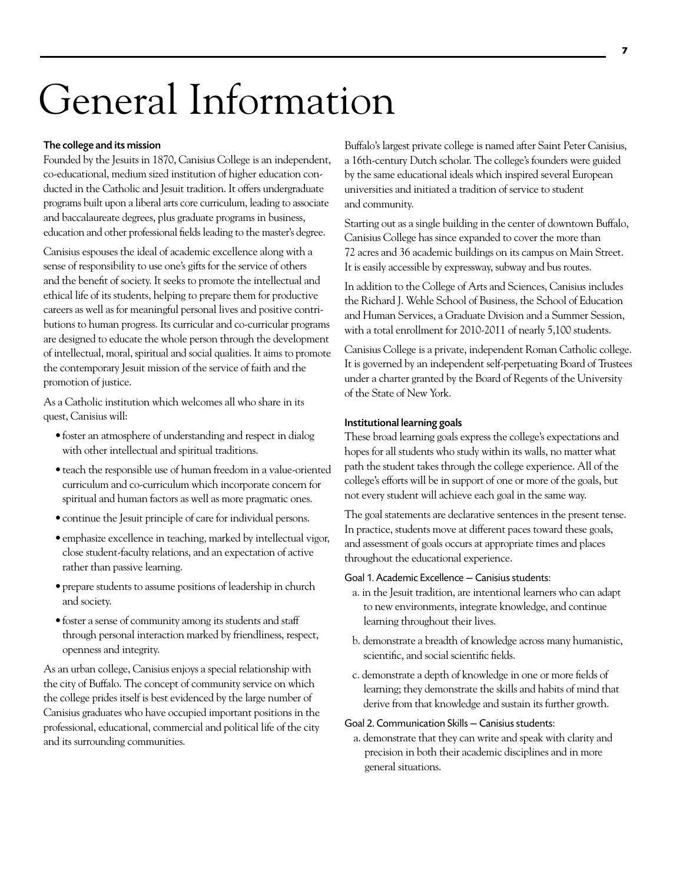# General Information

### The college and its mission

Founded by the Jesuits in 1870, Canisius College is an independent, co-educational, medium sized institution of higher education conducted in the Catholic and Jesuit tradition. It offers undergraduate programs built upon a liberal arts core curriculum, leading to associate and baccalaureate degrees, plus graduate programs in business, education and other professional fields leading to the master's degree.

Canisius espouses the ideal of academic excellence along with a sense of responsibility to use one's gifts for the service of others and the benefit of society. It seeks to promote the intellectual and ethical life of its students, helping to prepare them for productive careers as well as for meaningful personal lives and positive contributions to human progress. Its curricular and co-curricular programs are designed to educate the whole person through the development of intellectual, moral, spiritual and social qualities. It aims to promote the contemporary Jesuit mission of the service of faith and the promotion of justice.

As a Catholic institution which welcomes all who share in its quest, Canisius will:

- foster an atmosphere of understanding and respect in dialog with other intellectual and spiritual traditions.
- teach the responsible use of human freedom in a value-oriented curriculum and co-curriculum which incorporate concern for spiritual and human factors as well as more pragmatic ones.
- continue the Jesuit principle of care for individual persons.
- emphasize excellence in teaching, marked by intellectual vigor, close student-faculty relations, and an expectation of active rather than passive learning.
- prepare students to assume positions of leadership in church and society.
- foster a sense of community among its students and staff through personal interaction marked by friendliness, respect, openness and integrity.

As an urban college, Canisius enjoys a special relationship with the city of Buffalo. The concept of community service on which the college prides itself is best evidenced by the large number of Canisius graduates who have occupied important positions in the professional, educational, commercial and political life of the city and its surrounding communities.

Buffalo's largest private college is named after Saint Peter Canisius, a 16th-century Dutch scholar. The college's founders were guided by the same educational ideals which inspired several European universities and initiated a tradition of service to student and community.

Starting out as a single building in the center of downtown Buffalo, Canisius College has since expanded to cover the more than 72 acres and 36 academic buildings on its campus on Main Street. It is easily accessible by expressway, subway and bus routes.

In addition to the College of Arts and Sciences, Canisius includes the Richard J. Wehle School of Business, the School of Education and Human Services, a Graduate Division and a Summer Session, with a total enrollment for 2010-2011 of nearly 5,100 students.

Canisius College is a private, independent Roman Catholic college. It is governed by an independent self-perpetuating Board of Trustees under a charter granted by the Board of Regents of the University of the State of New York.

### Institutional learning goals

These broad learning goals express the college's expectations and hopes for all students who study within its walls, no matter what path the student takes through the college experience. All of the college's efforts will be in support of one or more of the goals, but not every student will achieve each goal in the same way.

The goal statements are declarative sentences in the present tense. In practice, students move at different paces toward these goals, and assessment of goals occurs at appropriate times and places throughout the educational experience.

Goal 1. Academic Excellence — Canisius students:

a. in the Jesuit tradition, are intentional learners who can adapt to new environments, integrate knowledge, and continue learning throughout their lives.

b. demonstrate a breadth of knowledge across many humanistic, scientific, and social scientific fields.

c. demonstrate a depth of knowledge in one or more fields of learning; they demonstrate the skills and habits of mind that derive from that knowledge and sustain its further growth.

Goal 2. Communication Skills — Canisius students:

a. demonstrate that they can write and speak with clarity and precision in both their academic disciplines and in more general situations.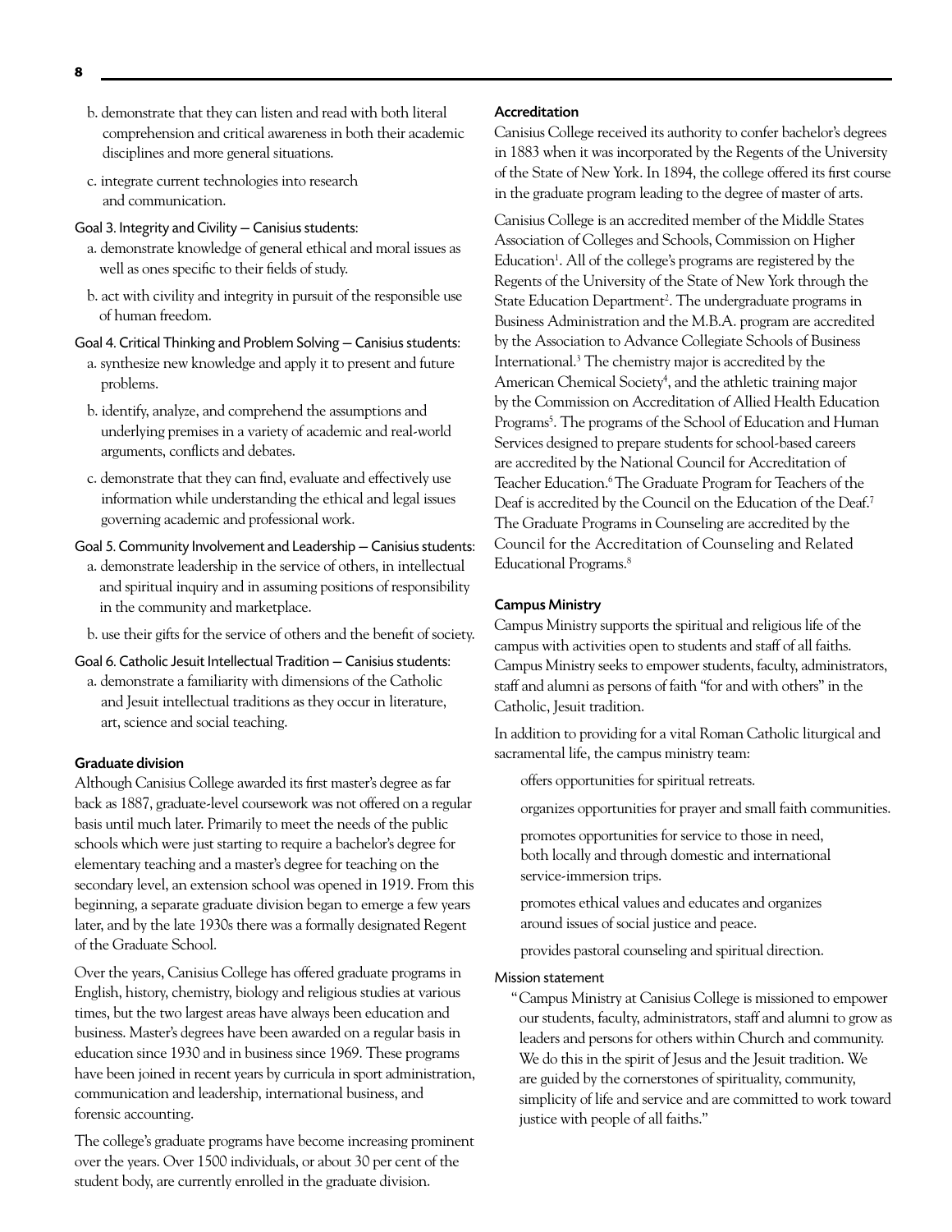b. demonstrate that they can listen and read with both literal comprehension and critical awareness in both their academic disciplines and more general situations.

c. integrate current technologies into research and communication.

Goal 3. Integrity and Civility — Canisius students:

a. demonstrate knowledge of general ethical and moral issues as well as ones specific to their fields of study.

b. act with civility and integrity in pursuit of the responsible use of human freedom.

Goal 4. Critical Thinking and Problem Solving — Canisius students:

a. synthesize new knowledge and apply it to present and future problems.

b. identify, analyze, and comprehend the assumptions and underlying premises in a variety of academic and real-world arguments, conflicts and debates.

c. demonstrate that they can find, evaluate and effectively use information while understanding the ethical and legal issues governing academic and professional work.

Goal 5. Community Involvement and Leadership — Canisius students:

a. demonstrate leadership in the service of others, in intellectual and spiritual inquiry and in assuming positions of responsibility in the community and marketplace.

b. use their gifts for the service of others and the benefit of society.

Goal 6. Catholic Jesuit Intellectual Tradition — Canisius students:

a. demonstrate a familiarity with dimensions of the Catholic and Jesuit intellectual traditions as they occur in literature, art, science and social teaching.

### Graduate division

Although Canisius College awarded its first master's degree as far back as 1887, graduate-level coursework was not offered on a regular basis until much later. Primarily to meet the needs of the public schools which were just starting to require a bachelor's degree for elementary teaching and a master's degree for teaching on the secondary level, an extension school was opened in 1919. From this beginning, a separate graduate division began to emerge a few years later, and by the late 1930s there was a formally designated Regent of the Graduate School.

Over the years, Canisius College has offered graduate programs in English, history, chemistry, biology and religious studies at various times, but the two largest areas have always been education and business. Master's degrees have been awarded on a regular basis in education since 1930 and in business since 1969. These programs have been joined in recent years by curricula in sport administration, communication and leadership, international business, and forensic accounting.

The college's graduate programs have become increasing prominent over the years. Over 1500 individuals, or about 30 per cent of the student body, are currently enrolled in the graduate division.

### Accreditation

Canisius College received its authority to confer bachelor's degrees in 1883 when it was incorporated by the Regents of the University of the State of New York. In 1894, the college offered its first course in the graduate program leading to the degree of master of arts.

Canisius College is an accredited member of the Middle States Association of Colleges and Schools, Commission on Higher Education[1]. All of the college's programs are registered by the Regents of the University of the State of New York through the State Education Department[2]. The undergraduate programs in Business Administration and the M.B.A. program are accredited by the Association to Advance Collegiate Schools of Business International.[3] The chemistry major is accredited by the American Chemical Society[4], and the athletic training major by the Commission on Accreditation of Allied Health Education Programs[5]. The programs of the School of Education and Human Services designed to prepare students for school-based careers are accredited by the National Council for Accreditation of Teacher Education.[6] The Graduate Program for Teachers of the Deaf is accredited by the Council on the Education of the Deaf.[7] The Graduate Programs in Counseling are accredited by the Council for the Accreditation of Counseling and Related Educational Programs.[8]

### Campus Ministry

Campus Ministry supports the spiritual and religious life of the campus with activities open to students and staff of all faiths. Campus Ministry seeks to empower students, faculty, administrators, staff and alumni as persons of faith "for and with others" in the Catholic, Jesuit tradition.

In addition to providing for a vital Roman Catholic liturgical and sacramental life, the campus ministry team:

- offers opportunities for spiritual retreats.
- organizes opportunities for prayer and small faith communities.
- promotes opportunities for service to those in need, both locally and through domestic and international service-immersion trips.
- promotes ethical values and educates and organizes around issues of social justice and peace.
- provides pastoral counseling and spiritual direction.

Mission statement

"Campus Ministry at Canisius College is missioned to empower our students, faculty, administrators, staff and alumni to grow as leaders and persons for others within Church and community. We do this in the spirit of Jesus and the Jesuit tradition. We are guided by the cornerstones of spirituality, community, simplicity of life and service and are committed to work toward justice with people of all faiths."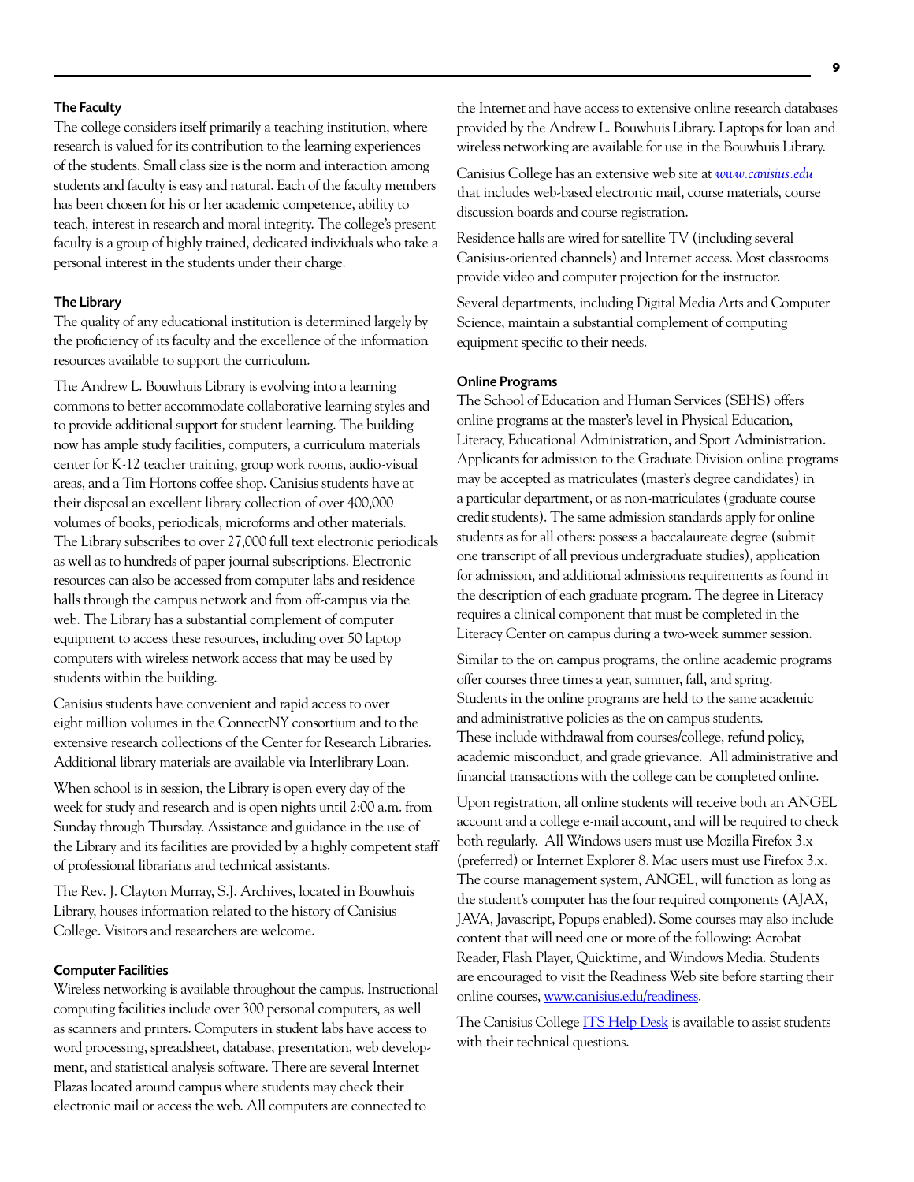### The Faculty

The college considers itself primarily a teaching institution, where research is valued for its contribution to the learning experiences of the students. Small class size is the norm and interaction among students and faculty is easy and natural. Each of the faculty members has been chosen for his or her academic competence, ability to teach, interest in research and moral integrity. The college's present faculty is a group of highly trained, dedicated individuals who take a personal interest in the students under their charge.

### The Library

The quality of any educational institution is determined largely by the proficiency of its faculty and the excellence of the information resources available to support the curriculum.

The Andrew L. Bouwhuis Library is evolving into a learning commons to better accommodate collaborative learning styles and to provide additional support for student learning. The building now has ample study facilities, computers, a curriculum materials center for K-12 teacher training, group work rooms, audio-visual areas, and a Tim Hortons coffee shop. Canisius students have at their disposal an excellent library collection of over 400,000 volumes of books, periodicals, microforms and other materials. The Library subscribes to over 27,000 full text electronic periodicals as well as to hundreds of paper journal subscriptions. Electronic resources can also be accessed from computer labs and residence halls through the campus network and from off-campus via the web. The Library has a substantial complement of computer equipment to access these resources, including over 50 laptop computers with wireless network access that may be used by students within the building.

Canisius students have convenient and rapid access to over eight million volumes in the ConnectNY consortium and to the extensive research collections of the Center for Research Libraries. Additional library materials are available via Interlibrary Loan.

When school is in session, the Library is open every day of the week for study and research and is open nights until 2:00 a.m. from Sunday through Thursday. Assistance and guidance in the use of the Library and its facilities are provided by a highly competent staff of professional librarians and technical assistants.

The Rev. J. Clayton Murray, S.J. Archives, located in Bouwhuis Library, houses information related to the history of Canisius College. Visitors and researchers are welcome.

### Computer Facilities

Wireless networking is available throughout the campus. Instructional computing facilities include over 300 personal computers, as well as scanners and printers. Computers in student labs have access to word processing, spreadsheet, database, presentation, web development, and statistical analysis software. There are several Internet Plazas located around campus where students may check their electronic mail or access the web. All computers are connected to the Internet and have access to extensive online research databases provided by the Andrew L. Bouwhuis Library. Laptops for loan and wireless networking are available for use in the Bouwhuis Library.

Canisius College has an extensive web site at *www.canisius.edu* that includes web-based electronic mail, course materials, course discussion boards and course registration.

Residence halls are wired for satellite TV (including several Canisius-oriented channels) and Internet access. Most classrooms provide video and computer projection for the instructor.

Several departments, including Digital Media Arts and Computer Science, maintain a substantial complement of computing equipment specific to their needs.

### Online Programs

The School of Education and Human Services (SEHS) offers online programs at the master's level in Physical Education, Literacy, Educational Administration, and Sport Administration. Applicants for admission to the Graduate Division online programs may be accepted as matriculates (master's degree candidates) in a particular department, or as non-matriculates (graduate course credit students). The same admission standards apply for online students as for all others: possess a baccalaureate degree (submit one transcript of all previous undergraduate studies), application for admission, and additional admissions requirements as found in the description of each graduate program. The degree in Literacy requires a clinical component that must be completed in the Literacy Center on campus during a two-week summer session.

Similar to the on campus programs, the online academic programs offer courses three times a year, summer, fall, and spring. Students in the online programs are held to the same academic and administrative policies as the on campus students. These include withdrawal from courses/college, refund policy, academic misconduct, and grade grievance. All administrative and financial transactions with the college can be completed online.

Upon registration, all online students will receive both an ANGEL account and a college e-mail account, and will be required to check both regularly. All Windows users must use Mozilla Firefox 3.x (preferred) or Internet Explorer 8. Mac users must use Firefox 3.x. The course management system, ANGEL, will function as long as the student's computer has the four required components (AJAX, JAVA, Javascript, Popups enabled). Some courses may also include content that will need one or more of the following: Acrobat Reader, Flash Player, Quicktime, and Windows Media. Students are encouraged to visit the Readiness Web site before starting their online courses, www.canisius.edu/readiness.

The Canisius College ITS Help Desk is available to assist students with their technical questions.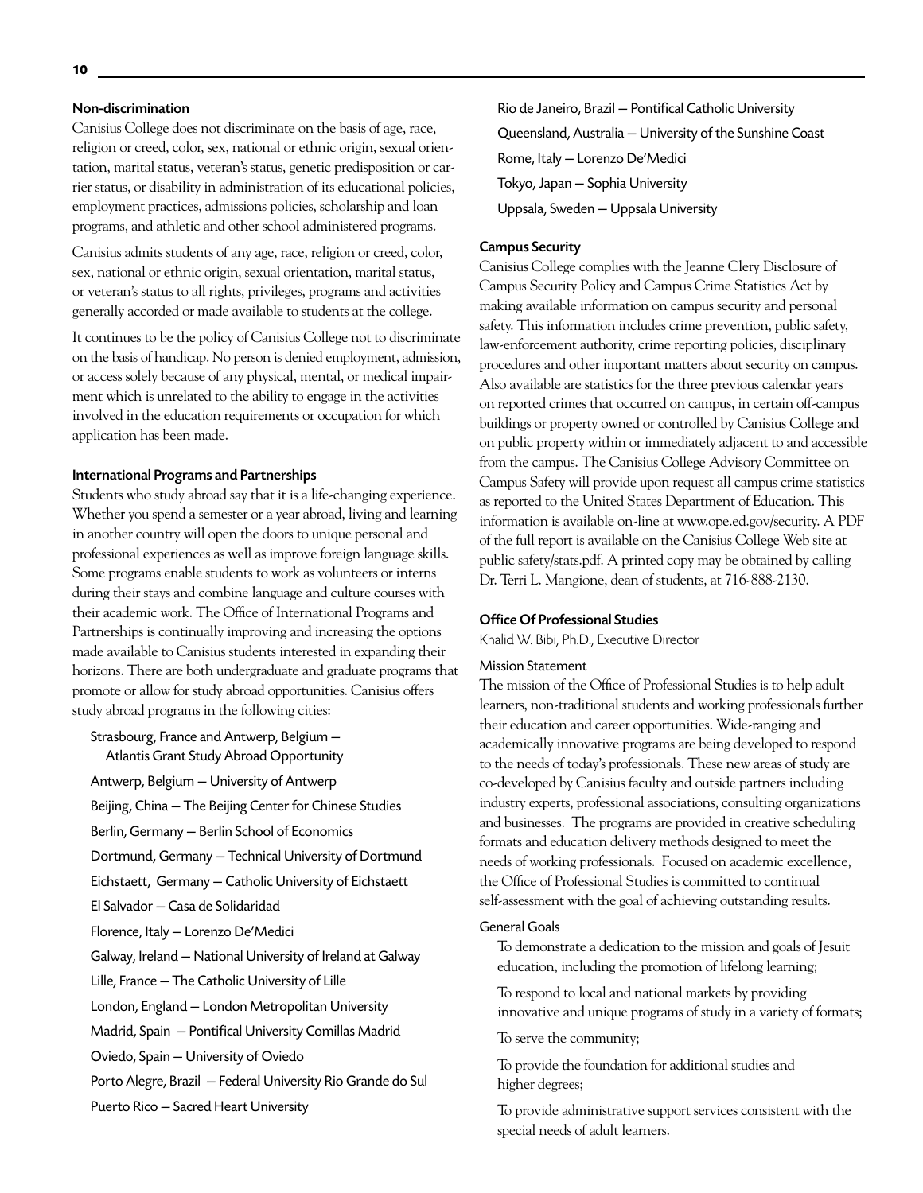### Non-discrimination

Canisius College does not discriminate on the basis of age, race, religion or creed, color, sex, national or ethnic origin, sexual orientation, marital status, veteran's status, genetic predisposition or carrier status, or disability in administration of its educational policies, employment practices, admissions policies, scholarship and loan programs, and athletic and other school administered programs.

Canisius admits students of any age, race, religion or creed, color, sex, national or ethnic origin, sexual orientation, marital status, or veteran's status to all rights, privileges, programs and activities generally accorded or made available to students at the college.

It continues to be the policy of Canisius College not to discriminate on the basis of handicap. No person is denied employment, admission, or access solely because of any physical, mental, or medical impairment which is unrelated to the ability to engage in the activities involved in the education requirements or occupation for which application has been made.

### International Programs and Partnerships

Students who study abroad say that it is a life-changing experience. Whether you spend a semester or a year abroad, living and learning in another country will open the doors to unique personal and professional experiences as well as improve foreign language skills. Some programs enable students to work as volunteers or interns during their stays and combine language and culture courses with their academic work. The Office of International Programs and Partnerships is continually improving and increasing the options made available to Canisius students interested in expanding their horizons. There are both undergraduate and graduate programs that promote or allow for study abroad opportunities. Canisius offers study abroad programs in the following cities:

- Strasbourg, France and Antwerp, Belgium — Atlantis Grant Study Abroad Opportunity
- Antwerp, Belgium — University of Antwerp
- Beijing, China — The Beijing Center for Chinese Studies
- Berlin, Germany — Berlin School of Economics
- Dortmund, Germany — Technical University of Dortmund
- Eichstaett, Germany — Catholic University of Eichstaett
- El Salvador — Casa de Solidaridad
- Florence, Italy — Lorenzo De'Medici
- Galway, Ireland — National University of Ireland at Galway
- Lille, France — The Catholic University of Lille
- London, England — London Metropolitan University
- Madrid, Spain — Pontifical University Comillas Madrid
- Oviedo, Spain — University of Oviedo
- Porto Alegre, Brazil — Federal University Rio Grande do Sul
- Puerto Rico — Sacred Heart University
- Rio de Janeiro, Brazil — Pontifical Catholic University
- Queensland, Australia — University of the Sunshine Coast
- Rome, Italy — Lorenzo De'Medici
- Tokyo, Japan — Sophia University
- Uppsala, Sweden — Uppsala University

### Campus Security

Canisius College complies with the Jeanne Clery Disclosure of Campus Security Policy and Campus Crime Statistics Act by making available information on campus security and personal safety. This information includes crime prevention, public safety, law-enforcement authority, crime reporting policies, disciplinary procedures and other important matters about security on campus. Also available are statistics for the three previous calendar years on reported crimes that occurred on campus, in certain off-campus buildings or property owned or controlled by Canisius College and on public property within or immediately adjacent to and accessible from the campus. The Canisius College Advisory Committee on Campus Safety will provide upon request all campus crime statistics as reported to the United States Department of Education. This information is available on-line at www.ope.ed.gov/security. A PDF of the full report is available on the Canisius College Web site at public safety/stats.pdf. A printed copy may be obtained by calling Dr. Terri L. Mangione, dean of students, at 716-888-2130.

### Office Of Professional Studies

Khalid W. Bibi, Ph.D., Executive Director

#### Mission Statement

The mission of the Office of Professional Studies is to help adult learners, non-traditional students and working professionals further their education and career opportunities. Wide-ranging and academically innovative programs are being developed to respond to the needs of today's professionals. These new areas of study are co-developed by Canisius faculty and outside partners including industry experts, professional associations, consulting organizations and businesses. The programs are provided in creative scheduling formats and education delivery methods designed to meet the needs of working professionals. Focused on academic excellence, the Office of Professional Studies is committed to continual self-assessment with the goal of achieving outstanding results.

#### General Goals

- To demonstrate a dedication to the mission and goals of Jesuit education, including the promotion of lifelong learning;
- To respond to local and national markets by providing innovative and unique programs of study in a variety of formats;
- To serve the community;
- To provide the foundation for additional studies and higher degrees;
- To provide administrative support services consistent with the special needs of adult learners.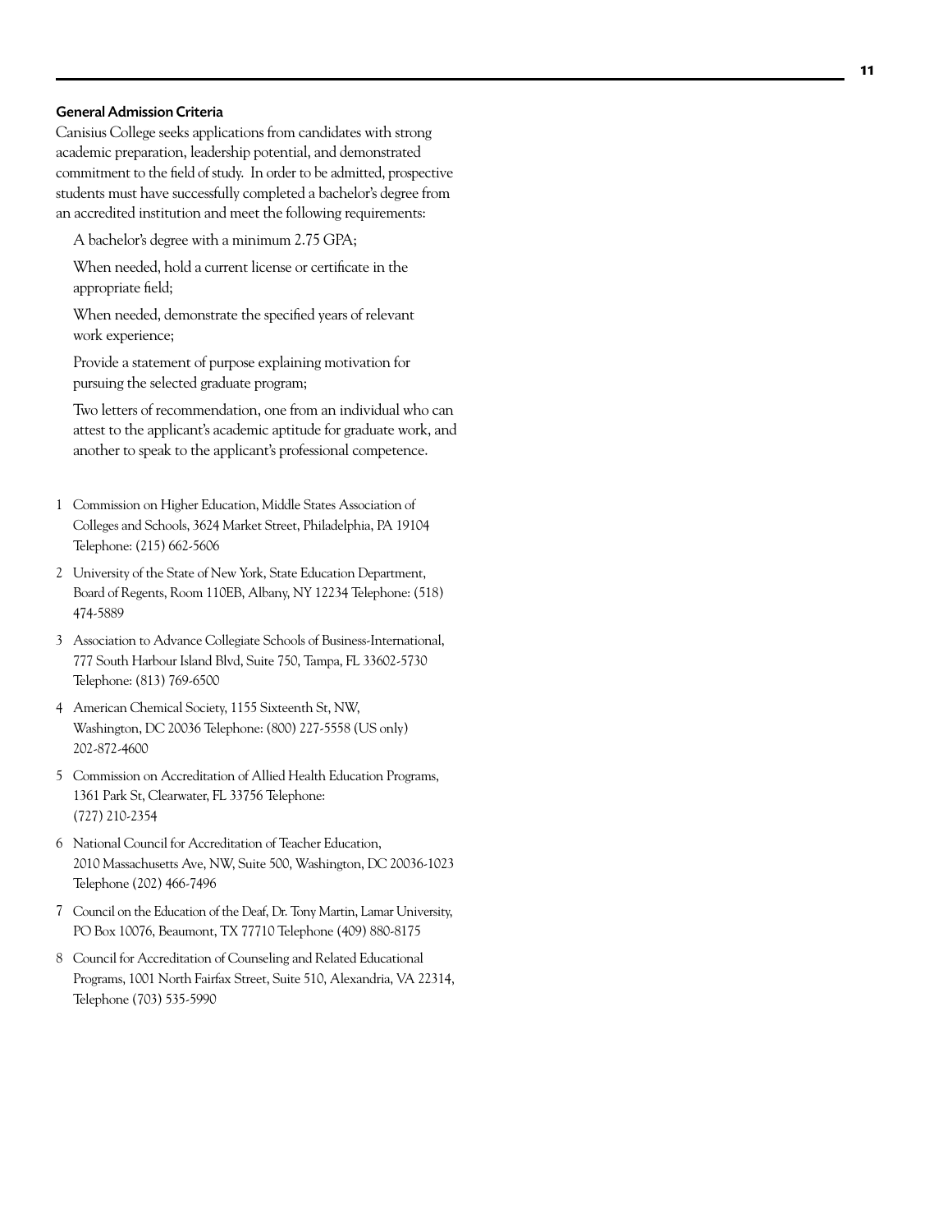### General Admission Criteria

Canisius College seeks applications from candidates with strong academic preparation, leadership potential, and demonstrated commitment to the field of study. In order to be admitted, prospective students must have successfully completed a bachelor's degree from an accredited institution and meet the following requirements:

- A bachelor's degree with a minimum 2.75 GPA;
- When needed, hold a current license or certificate in the appropriate field;
- When needed, demonstrate the specified years of relevant work experience;
- Provide a statement of purpose explaining motivation for pursuing the selected graduate program;
- Two letters of recommendation, one from an individual who can attest to the applicant's academic aptitude for graduate work, and another to speak to the applicant's professional competence.

1 Commission on Higher Education, Middle States Association of Colleges and Schools, 3624 Market Street, Philadelphia, PA 19104 Telephone: (215) 662-5606

2 University of the State of New York, State Education Department, Board of Regents, Room 110EB, Albany, NY 12234 Telephone: (518) 474-5889

3 Association to Advance Collegiate Schools of Business-International, 777 South Harbour Island Blvd, Suite 750, Tampa, FL 33602-5730 Telephone: (813) 769-6500

4 American Chemical Society, 1155 Sixteenth St, NW, Washington, DC 20036 Telephone: (800) 227-5558 (US only) 202-872-4600

5 Commission on Accreditation of Allied Health Education Programs, 1361 Park St, Clearwater, FL 33756 Telephone: (727) 210-2354

6 National Council for Accreditation of Teacher Education, 2010 Massachusetts Ave, NW, Suite 500, Washington, DC 20036-1023 Telephone (202) 466-7496

7 Council on the Education of the Deaf, Dr. Tony Martin, Lamar University, PO Box 10076, Beaumont, TX 77710 Telephone (409) 880-8175

8 Council for Accreditation of Counseling and Related Educational Programs, 1001 North Fairfax Street, Suite 510, Alexandria, VA 22314, Telephone (703) 535-5990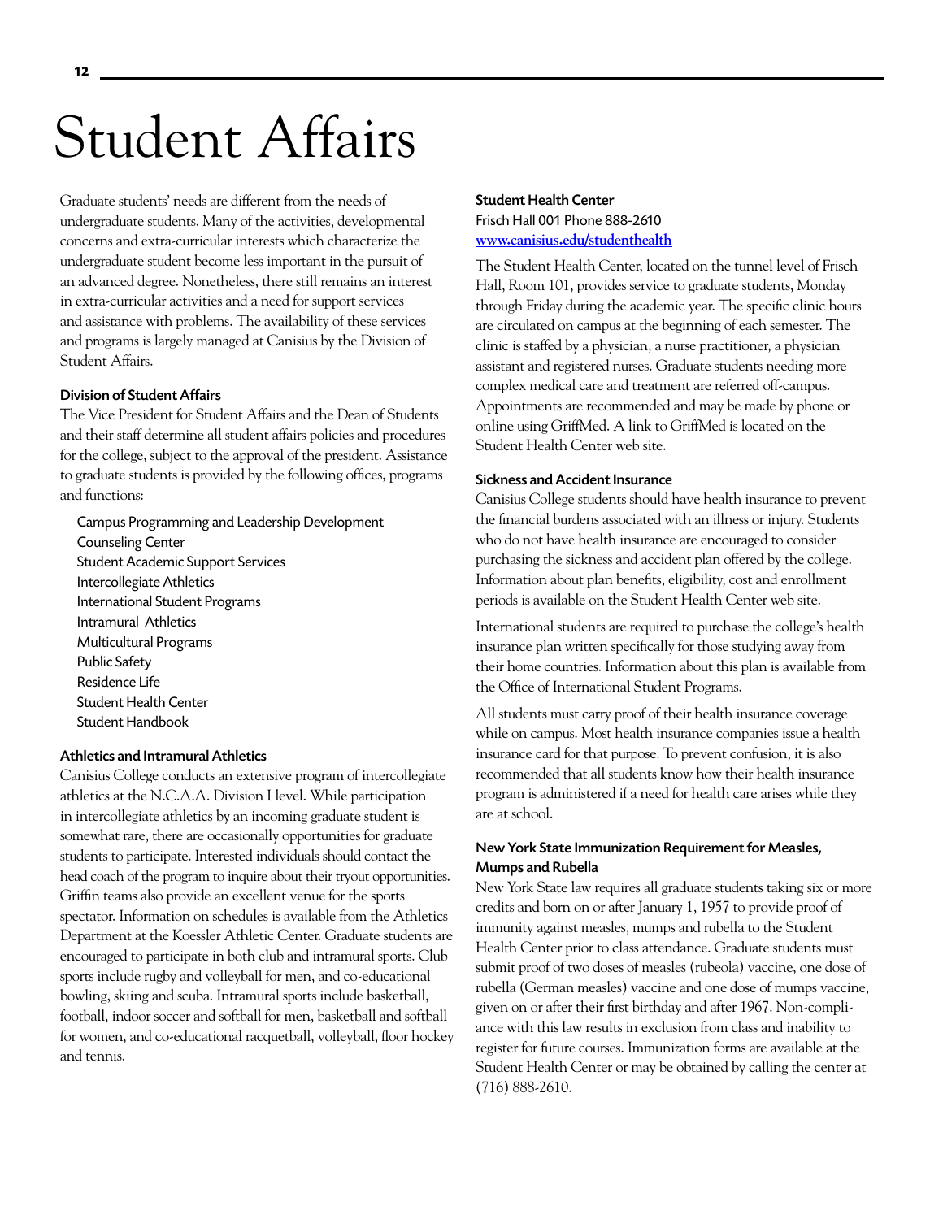# Student Affairs

Graduate students' needs are different from the needs of undergraduate students. Many of the activities, developmental concerns and extra-curricular interests which characterize the undergraduate student become less important in the pursuit of an advanced degree. Nonetheless, there still remains an interest in extra-curricular activities and a need for support services and assistance with problems. The availability of these services and programs is largely managed at Canisius by the Division of Student Affairs.

### Division of Student Affairs

The Vice President for Student Affairs and the Dean of Students and their staff determine all student affairs policies and procedures for the college, subject to the approval of the president. Assistance to graduate students is provided by the following offices, programs and functions:

- Campus Programming and Leadership Development
- Counseling Center
- Student Academic Support Services
- Intercollegiate Athletics
- International Student Programs
- Intramural Athletics
- Multicultural Programs
- Public Safety
- Residence Life
- Student Health Center
- Student Handbook

### Athletics and Intramural Athletics

Canisius College conducts an extensive program of intercollegiate athletics at the N.C.A.A. Division I level. While participation in intercollegiate athletics by an incoming graduate student is somewhat rare, there are occasionally opportunities for graduate students to participate. Interested individuals should contact the head coach of the program to inquire about their tryout opportunities. Griffin teams also provide an excellent venue for the sports spectator. Information on schedules is available from the Athletics Department at the Koessler Athletic Center. Graduate students are encouraged to participate in both club and intramural sports. Club sports include rugby and volleyball for men, and co-educational bowling, skiing and scuba. Intramural sports include basketball, football, indoor soccer and softball for men, basketball and softball for women, and co-educational racquetball, volleyball, floor hockey and tennis.

### Student Health Center

Frisch Hall 001 Phone 888-2610
[www.canisius.edu/studenthealth](www.canisius.edu/studenthealth)

The Student Health Center, located on the tunnel level of Frisch Hall, Room 101, provides service to graduate students, Monday through Friday during the academic year. The specific clinic hours are circulated on campus at the beginning of each semester. The clinic is staffed by a physician, a nurse practitioner, a physician assistant and registered nurses. Graduate students needing more complex medical care and treatment are referred off-campus. Appointments are recommended and may be made by phone or online using GriffMed. A link to GriffMed is located on the Student Health Center web site.

### Sickness and Accident Insurance

Canisius College students should have health insurance to prevent the financial burdens associated with an illness or injury. Students who do not have health insurance are encouraged to consider purchasing the sickness and accident plan offered by the college. Information about plan benefits, eligibility, cost and enrollment periods is available on the Student Health Center web site.

International students are required to purchase the college's health insurance plan written specifically for those studying away from their home countries. Information about this plan is available from the Office of International Student Programs.

All students must carry proof of their health insurance coverage while on campus. Most health insurance companies issue a health insurance card for that purpose. To prevent confusion, it is also recommended that all students know how their health insurance program is administered if a need for health care arises while they are at school.

### New York State Immunization Requirement for Measles, Mumps and Rubella

New York State law requires all graduate students taking six or more credits and born on or after January 1, 1957 to provide proof of immunity against measles, mumps and rubella to the Student Health Center prior to class attendance. Graduate students must submit proof of two doses of measles (rubeola) vaccine, one dose of rubella (German measles) vaccine and one dose of mumps vaccine, given on or after their first birthday and after 1967. Non-compliance with this law results in exclusion from class and inability to register for future courses. Immunization forms are available at the Student Health Center or may be obtained by calling the center at (716) 888-2610.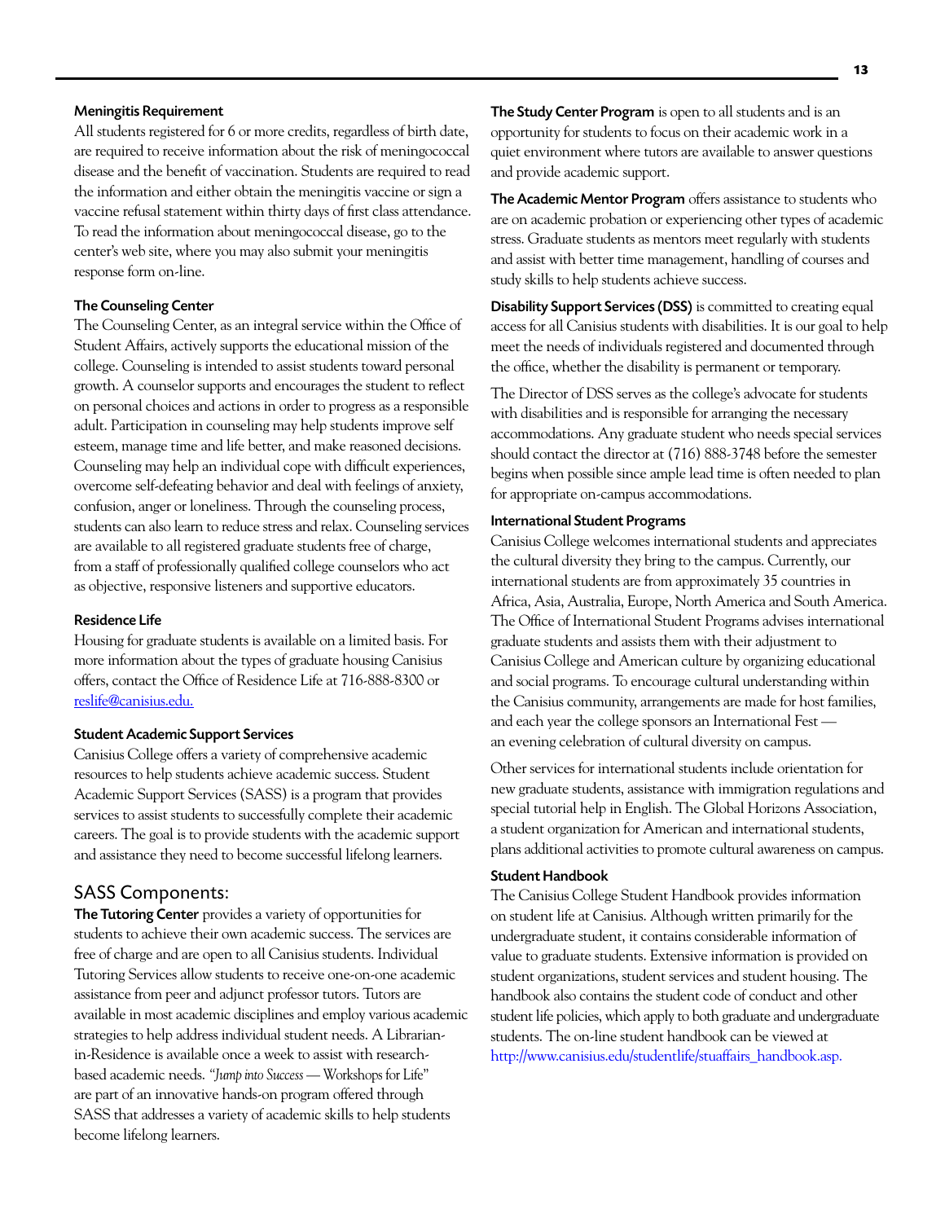### Meningitis Requirement

All students registered for 6 or more credits, regardless of birth date, are required to receive information about the risk of meningococcal disease and the benefit of vaccination. Students are required to read the information and either obtain the meningitis vaccine or sign a vaccine refusal statement within thirty days of first class attendance. To read the information about meningococcal disease, go to the center's web site, where you may also submit your meningitis response form on-line.

### The Counseling Center

The Counseling Center, as an integral service within the Office of Student Affairs, actively supports the educational mission of the college. Counseling is intended to assist students toward personal growth. A counselor supports and encourages the student to reflect on personal choices and actions in order to progress as a responsible adult. Participation in counseling may help students improve self esteem, manage time and life better, and make reasoned decisions. Counseling may help an individual cope with difficult experiences, overcome self-defeating behavior and deal with feelings of anxiety, confusion, anger or loneliness. Through the counseling process, students can also learn to reduce stress and relax. Counseling services are available to all registered graduate students free of charge, from a staff of professionally qualified college counselors who act as objective, responsive listeners and supportive educators.

### Residence Life

Housing for graduate students is available on a limited basis. For more information about the types of graduate housing Canisius offers, contact the Office of Residence Life at 716-888-8300 or reslife@canisius.edu.

### Student Academic Support Services

Canisius College offers a variety of comprehensive academic resources to help students achieve academic success. Student Academic Support Services (SASS) is a program that provides services to assist students to successfully complete their academic careers. The goal is to provide students with the academic support and assistance they need to become successful lifelong learners.

## SASS Components:

**The Tutoring Center** provides a variety of opportunities for students to achieve their own academic success. The services are free of charge and are open to all Canisius students. Individual Tutoring Services allow students to receive one-on-one academic assistance from peer and adjunct professor tutors. Tutors are available in most academic disciplines and employ various academic strategies to help address individual student needs. A Librarian-in-Residence is available once a week to assist with research-based academic needs. *"Jump into Success* — Workshops for Life" are part of an innovative hands-on program offered through SASS that addresses a variety of academic skills to help students become lifelong learners.

**The Study Center Program** is open to all students and is an opportunity for students to focus on their academic work in a quiet environment where tutors are available to answer questions and provide academic support.

**The Academic Mentor Program** offers assistance to students who are on academic probation or experiencing other types of academic stress. Graduate students as mentors meet regularly with students and assist with better time management, handling of courses and study skills to help students achieve success.

**Disability Support Services (DSS)** is committed to creating equal access for all Canisius students with disabilities. It is our goal to help meet the needs of individuals registered and documented through the office, whether the disability is permanent or temporary.

The Director of DSS serves as the college's advocate for students with disabilities and is responsible for arranging the necessary accommodations. Any graduate student who needs special services should contact the director at (716) 888-3748 before the semester begins when possible since ample lead time is often needed to plan for appropriate on-campus accommodations.

### International Student Programs

Canisius College welcomes international students and appreciates the cultural diversity they bring to the campus. Currently, our international students are from approximately 35 countries in Africa, Asia, Australia, Europe, North America and South America. The Office of International Student Programs advises international graduate students and assists them with their adjustment to Canisius College and American culture by organizing educational and social programs. To encourage cultural understanding within the Canisius community, arrangements are made for host families, and each year the college sponsors an International Fest — an evening celebration of cultural diversity on campus.

Other services for international students include orientation for new graduate students, assistance with immigration regulations and special tutorial help in English. The Global Horizons Association, a student organization for American and international students, plans additional activities to promote cultural awareness on campus.

### Student Handbook

The Canisius College Student Handbook provides information on student life at Canisius. Although written primarily for the undergraduate student, it contains considerable information of value to graduate students. Extensive information is provided on student organizations, student services and student housing. The handbook also contains the student code of conduct and other student life policies, which apply to both graduate and undergraduate students. The on-line student handbook can be viewed at http://www.canisius.edu/studentlife/stuaffairs_handbook.asp.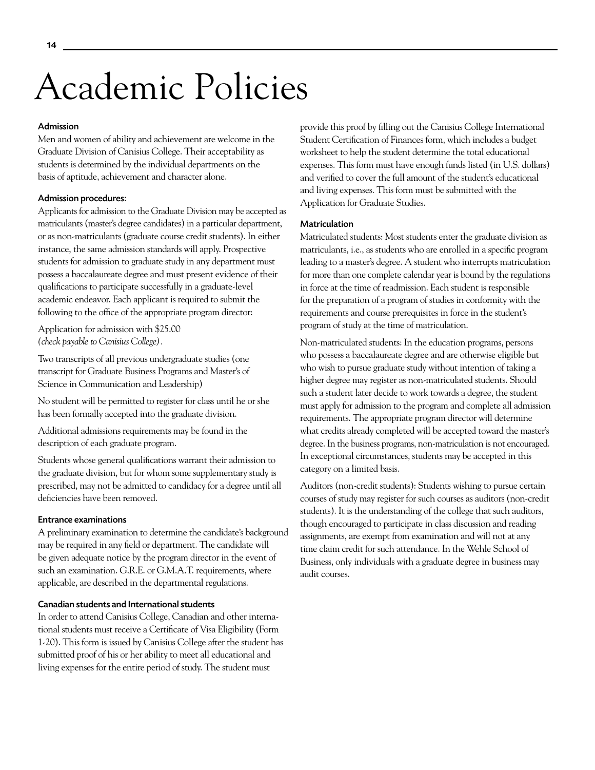# Academic Policies

### Admission

Men and women of ability and achievement are welcome in the Graduate Division of Canisius College. Their acceptability as students is determined by the individual departments on the basis of aptitude, achievement and character alone.

### Admission procedures:

Applicants for admission to the Graduate Division may be accepted as matriculants (master's degree candidates) in a particular department, or as non-matriculants (graduate course credit students). In either instance, the same admission standards will apply. Prospective students for admission to graduate study in any department must possess a baccalaureate degree and must present evidence of their qualifications to participate successfully in a graduate-level academic endeavor. Each applicant is required to submit the following to the office of the appropriate program director:

Application for admission with $25.00 *(check payable to Canisius College)*.

Two transcripts of all previous undergraduate studies (one transcript for Graduate Business Programs and Master's of Science in Communication and Leadership)

No student will be permitted to register for class until he or she has been formally accepted into the graduate division.

Additional admissions requirements may be found in the description of each graduate program.

Students whose general qualifications warrant their admission to the graduate division, but for whom some supplementary study is prescribed, may not be admitted to candidacy for a degree until all deficiencies have been removed.

### Entrance examinations

A preliminary examination to determine the candidate's background may be required in any field or department. The candidate will be given adequate notice by the program director in the event of such an examination. G.R.E. or G.M.A.T. requirements, where applicable, are described in the departmental regulations.

### Canadian students and International students

In order to attend Canisius College, Canadian and other international students must receive a Certificate of Visa Eligibility (Form 1-20). This form is issued by Canisius College after the student has submitted proof of his or her ability to meet all educational and living expenses for the entire period of study. The student must provide this proof by filling out the Canisius College International Student Certification of Finances form, which includes a budget worksheet to help the student determine the total educational expenses. This form must have enough funds listed (in U.S. dollars) and verified to cover the full amount of the student's educational and living expenses. This form must be submitted with the Application for Graduate Studies.

### Matriculation

Matriculated students: Most students enter the graduate division as matriculants, i.e., as students who are enrolled in a specific program leading to a master's degree. A student who interrupts matriculation for more than one complete calendar year is bound by the regulations in force at the time of readmission. Each student is responsible for the preparation of a program of studies in conformity with the requirements and course prerequisites in force in the student's program of study at the time of matriculation.

Non-matriculated students: In the education programs, persons who possess a baccalaureate degree and are otherwise eligible but who wish to pursue graduate study without intention of taking a higher degree may register as non-matriculated students. Should such a student later decide to work towards a degree, the student must apply for admission to the program and complete all admission requirements. The appropriate program director will determine what credits already completed will be accepted toward the master's degree. In the business programs, non-matriculation is not encouraged. In exceptional circumstances, students may be accepted in this category on a limited basis.

Auditors (non-credit students): Students wishing to pursue certain courses of study may register for such courses as auditors (non-credit students). It is the understanding of the college that such auditors, though encouraged to participate in class discussion and reading assignments, are exempt from examination and will not at any time claim credit for such attendance. In the Wehle School of Business, only individuals with a graduate degree in business may audit courses.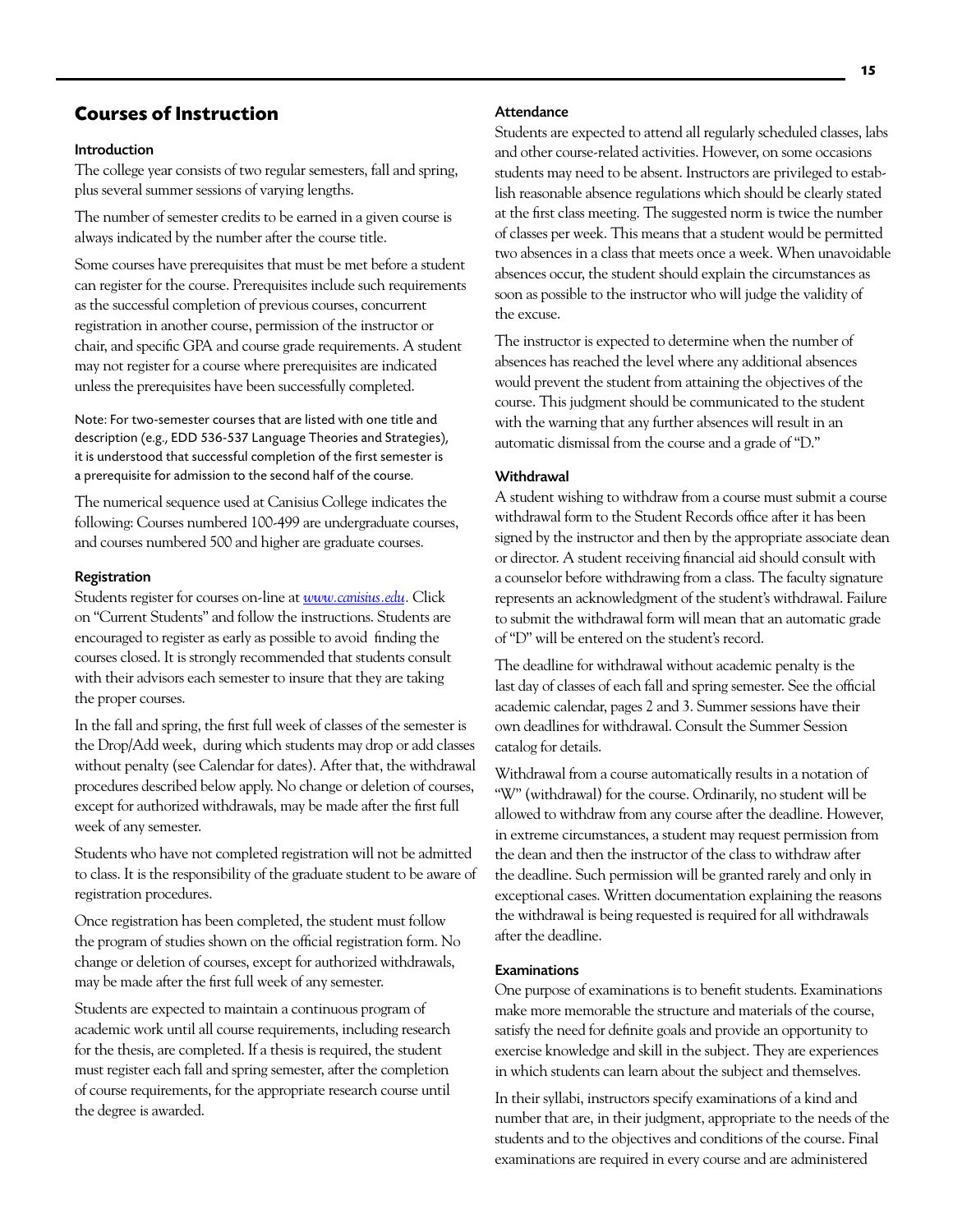# Courses of Instruction

### Introduction

The college year consists of two regular semesters, fall and spring, plus several summer sessions of varying lengths.

The number of semester credits to be earned in a given course is always indicated by the number after the course title.

Some courses have prerequisites that must be met before a student can register for the course. Prerequisites include such requirements as the successful completion of previous courses, concurrent registration in another course, permission of the instructor or chair, and specific GPA and course grade requirements. A student may not register for a course where prerequisites are indicated unless the prerequisites have been successfully completed.

Note: For two-semester courses that are listed with one title and description (e.g., EDD 536-537 Language Theories and Strategies), it is understood that successful completion of the first semester is a prerequisite for admission to the second half of the course.

The numerical sequence used at Canisius College indicates the following: Courses numbered 100-499 are undergraduate courses, and courses numbered 500 and higher are graduate courses.

### Registration

Students register for courses on-line at *www.canisius.edu*. Click on "Current Students" and follow the instructions. Students are encouraged to register as early as possible to avoid finding the courses closed. It is strongly recommended that students consult with their advisors each semester to insure that they are taking the proper courses.

In the fall and spring, the first full week of classes of the semester is the Drop/Add week, during which students may drop or add classes without penalty (see Calendar for dates). After that, the withdrawal procedures described below apply. No change or deletion of courses, except for authorized withdrawals, may be made after the first full week of any semester.

Students who have not completed registration will not be admitted to class. It is the responsibility of the graduate student to be aware of registration procedures.

Once registration has been completed, the student must follow the program of studies shown on the official registration form. No change or deletion of courses, except for authorized withdrawals, may be made after the first full week of any semester.

Students are expected to maintain a continuous program of academic work until all course requirements, including research for the thesis, are completed. If a thesis is required, the student must register each fall and spring semester, after the completion of course requirements, for the appropriate research course until the degree is awarded.

### Attendance

Students are expected to attend all regularly scheduled classes, labs and other course-related activities. However, on some occasions students may need to be absent. Instructors are privileged to establish reasonable absence regulations which should be clearly stated at the first class meeting. The suggested norm is twice the number of classes per week. This means that a student would be permitted two absences in a class that meets once a week. When unavoidable absences occur, the student should explain the circumstances as soon as possible to the instructor who will judge the validity of the excuse.

The instructor is expected to determine when the number of absences has reached the level where any additional absences would prevent the student from attaining the objectives of the course. This judgment should be communicated to the student with the warning that any further absences will result in an automatic dismissal from the course and a grade of "D."

### Withdrawal

A student wishing to withdraw from a course must submit a course withdrawal form to the Student Records office after it has been signed by the instructor and then by the appropriate associate dean or director. A student receiving financial aid should consult with a counselor before withdrawing from a class. The faculty signature represents an acknowledgment of the student's withdrawal. Failure to submit the withdrawal form will mean that an automatic grade of "D" will be entered on the student's record.

The deadline for withdrawal without academic penalty is the last day of classes of each fall and spring semester. See the official academic calendar, pages 2 and 3. Summer sessions have their own deadlines for withdrawal. Consult the Summer Session catalog for details.

Withdrawal from a course automatically results in a notation of "W" (withdrawal) for the course. Ordinarily, no student will be allowed to withdraw from any course after the deadline. However, in extreme circumstances, a student may request permission from the dean and then the instructor of the class to withdraw after the deadline. Such permission will be granted rarely and only in exceptional cases. Written documentation explaining the reasons the withdrawal is being requested is required for all withdrawals after the deadline.

### Examinations

One purpose of examinations is to benefit students. Examinations make more memorable the structure and materials of the course, satisfy the need for definite goals and provide an opportunity to exercise knowledge and skill in the subject. They are experiences in which students can learn about the subject and themselves.

In their syllabi, instructors specify examinations of a kind and number that are, in their judgment, appropriate to the needs of the students and to the objectives and conditions of the course. Final examinations are required in every course and are administered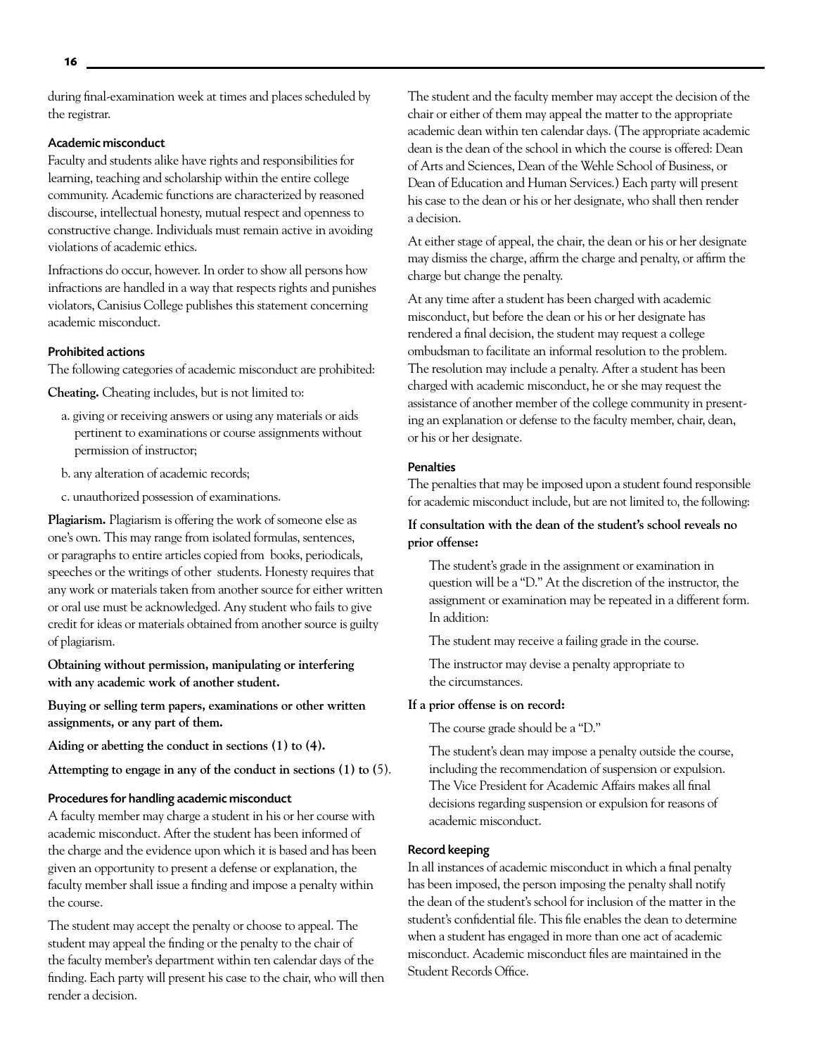during final-examination week at times and places scheduled by the registrar.

### Academic misconduct

Faculty and students alike have rights and responsibilities for learning, teaching and scholarship within the entire college community. Academic functions are characterized by reasoned discourse, intellectual honesty, mutual respect and openness to constructive change. Individuals must remain active in avoiding violations of academic ethics.

Infractions do occur, however. In order to show all persons how infractions are handled in a way that respects rights and punishes violators, Canisius College publishes this statement concerning academic misconduct.

#### Prohibited actions

The following categories of academic misconduct are prohibited:

**Cheating.** Cheating includes, but is not limited to:

a. giving or receiving answers or using any materials or aids pertinent to examinations or course assignments without permission of instructor;

b. any alteration of academic records;

c. unauthorized possession of examinations.

**Plagiarism.** Plagiarism is offering the work of someone else as one's own. This may range from isolated formulas, sentences, or paragraphs to entire articles copied from books, periodicals, speeches or the writings of other students. Honesty requires that any work or materials taken from another source for either written or oral use must be acknowledged. Any student who fails to give credit for ideas or materials obtained from another source is guilty of plagiarism.

**Obtaining without permission, manipulating or interfering with any academic work of another student.**

**Buying or selling term papers, examinations or other written assignments, or any part of them.**

**Aiding or abetting the conduct in sections (1) to (4).**

**Attempting to engage in any of the conduct in sections (1) to (5).**

#### Procedures for handling academic misconduct

A faculty member may charge a student in his or her course with academic misconduct. After the student has been informed of the charge and the evidence upon which it is based and has been given an opportunity to present a defense or explanation, the faculty member shall issue a finding and impose a penalty within the course.

The student may accept the penalty or choose to appeal. The student may appeal the finding or the penalty to the chair of the faculty member's department within ten calendar days of the finding. Each party will present his case to the chair, who will then render a decision.

The student and the faculty member may accept the decision of the chair or either of them may appeal the matter to the appropriate academic dean within ten calendar days. (The appropriate academic dean is the dean of the school in which the course is offered: Dean of Arts and Sciences, Dean of the Wehle School of Business, or Dean of Education and Human Services.) Each party will present his case to the dean or his or her designate, who shall then render a decision.

At either stage of appeal, the chair, the dean or his or her designate may dismiss the charge, affirm the charge and penalty, or affirm the charge but change the penalty.

At any time after a student has been charged with academic misconduct, but before the dean or his or her designate has rendered a final decision, the student may request a college ombudsman to facilitate an informal resolution to the problem. The resolution may include a penalty. After a student has been charged with academic misconduct, he or she may request the assistance of another member of the college community in presenting an explanation or defense to the faculty member, chair, dean, or his or her designate.

#### Penalties

The penalties that may be imposed upon a student found responsible for academic misconduct include, but are not limited to, the following:

**If consultation with the dean of the student's school reveals no prior offense:**

The student's grade in the assignment or examination in question will be a "D." At the discretion of the instructor, the assignment or examination may be repeated in a different form. In addition:

The student may receive a failing grade in the course.

The instructor may devise a penalty appropriate to the circumstances.

**If a prior offense is on record:**

The course grade should be a "D."

The student's dean may impose a penalty outside the course, including the recommendation of suspension or expulsion. The Vice President for Academic Affairs makes all final decisions regarding suspension or expulsion for reasons of academic misconduct.

#### Record keeping

In all instances of academic misconduct in which a final penalty has been imposed, the person imposing the penalty shall notify the dean of the student's school for inclusion of the matter in the student's confidential file. This file enables the dean to determine when a student has engaged in more than one act of academic misconduct. Academic misconduct files are maintained in the Student Records Office.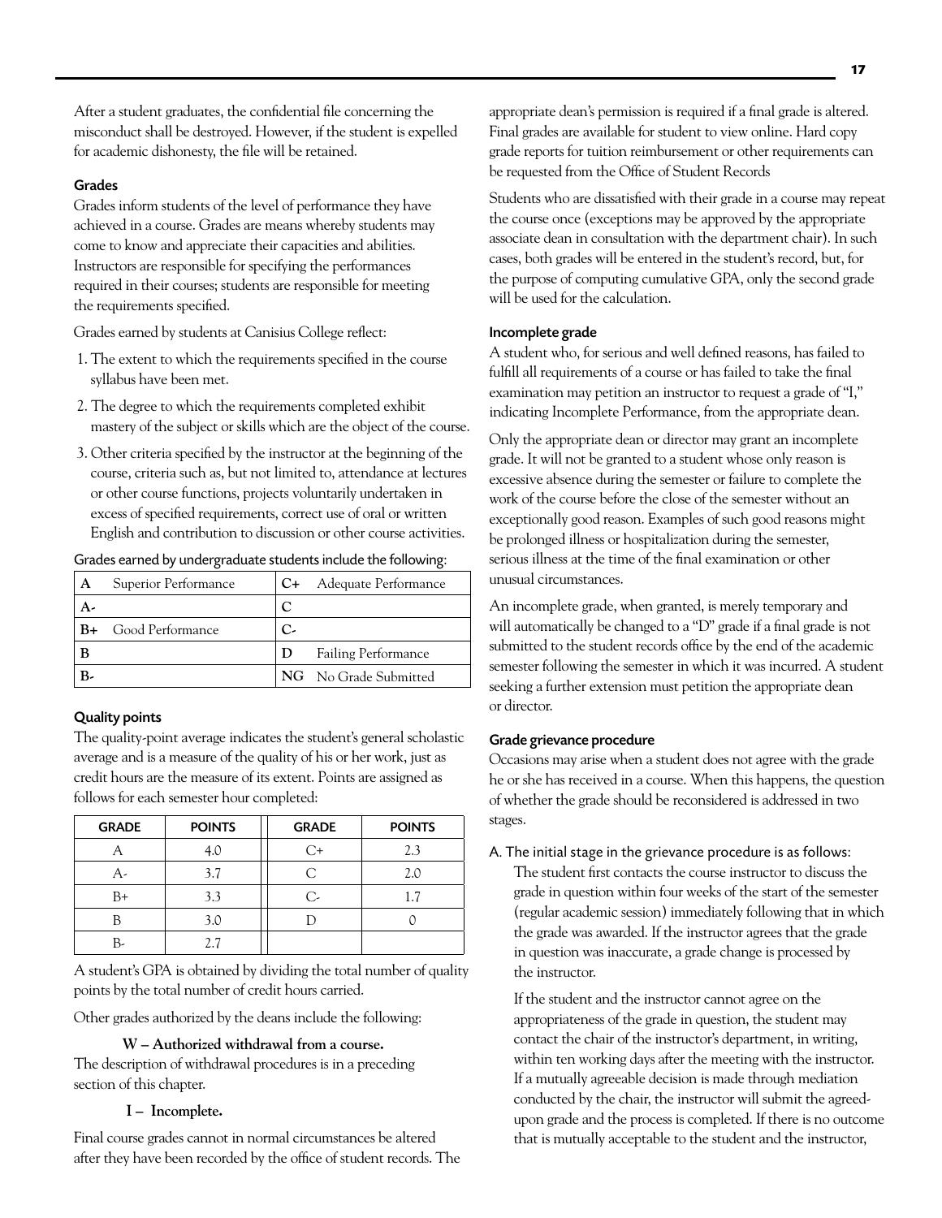After a student graduates, the confidential file concerning the misconduct shall be destroyed. However, if the student is expelled for academic dishonesty, the file will be retained.

### Grades

Grades inform students of the level of performance they have achieved in a course. Grades are means whereby students may come to know and appreciate their capacities and abilities. Instructors are responsible for specifying the performances required in their courses; students are responsible for meeting the requirements specified.

Grades earned by students at Canisius College reflect:

1. The extent to which the requirements specified in the course syllabus have been met.
2. The degree to which the requirements completed exhibit mastery of the subject or skills which are the object of the course.
3. Other criteria specified by the instructor at the beginning of the course, criteria such as, but not limited to, attendance at lectures or other course functions, projects voluntarily undertaken in excess of specified requirements, correct use of oral or written English and contribution to discussion or other course activities.

Grades earned by undergraduate students include the following:

| | | | |
|---|---|---|---|
| **A** | Superior Performance | **C+** | Adequate Performance |
| **A-** | | **C** | |
| **B+** | Good Performance | **C-** | |
| **B** | | **D** | Failing Performance |
| **B-** | | **NG** | No Grade Submitted |

### Quality points

The quality-point average indicates the student's general scholastic average and is a measure of the quality of his or her work, just as credit hours are the measure of its extent. Points are assigned as follows for each semester hour completed:

| GRADE | POINTS | GRADE | POINTS |
|---|---|---|---|
| A | 4.0 | C+ | 2.3 |
| A- | 3.7 | C | 2.0 |
| B+ | 3.3 | C- | 1.7 |
| B | 3.0 | D | 0 |
| B- | 2.7 | | |

A student's GPA is obtained by dividing the total number of quality points by the total number of credit hours carried.

Other grades authorized by the deans include the following:

**W – Authorized withdrawal from a course.**

The description of withdrawal procedures is in a preceding section of this chapter.

**I – Incomplete.**

Final course grades cannot in normal circumstances be altered after they have been recorded by the office of student records. The appropriate dean's permission is required if a final grade is altered. Final grades are available for student to view online. Hard copy grade reports for tuition reimbursement or other requirements can be requested from the Office of Student Records

Students who are dissatisfied with their grade in a course may repeat the course once (exceptions may be approved by the appropriate associate dean in consultation with the department chair). In such cases, both grades will be entered in the student's record, but, for the purpose of computing cumulative GPA, only the second grade will be used for the calculation.

### Incomplete grade

A student who, for serious and well defined reasons, has failed to fulfill all requirements of a course or has failed to take the final examination may petition an instructor to request a grade of "I," indicating Incomplete Performance, from the appropriate dean.

Only the appropriate dean or director may grant an incomplete grade. It will not be granted to a student whose only reason is excessive absence during the semester or failure to complete the work of the course before the close of the semester without an exceptionally good reason. Examples of such good reasons might be prolonged illness or hospitalization during the semester, serious illness at the time of the final examination or other unusual circumstances.

An incomplete grade, when granted, is merely temporary and will automatically be changed to a "D" grade if a final grade is not submitted to the student records office by the end of the academic semester following the semester in which it was incurred. A student seeking a further extension must petition the appropriate dean or director.

### Grade grievance procedure

Occasions may arise when a student does not agree with the grade he or she has received in a course. When this happens, the question of whether the grade should be reconsidered is addressed in two stages.

A. The initial stage in the grievance procedure is as follows:

The student first contacts the course instructor to discuss the grade in question within four weeks of the start of the semester (regular academic session) immediately following that in which the grade was awarded. If the instructor agrees that the grade in question was inaccurate, a grade change is processed by the instructor.

If the student and the instructor cannot agree on the appropriateness of the grade in question, the student may contact the chair of the instructor's department, in writing, within ten working days after the meeting with the instructor. If a mutually agreeable decision is made through mediation conducted by the chair, the instructor will submit the agreed-upon grade and the process is completed. If there is no outcome that is mutually acceptable to the student and the instructor,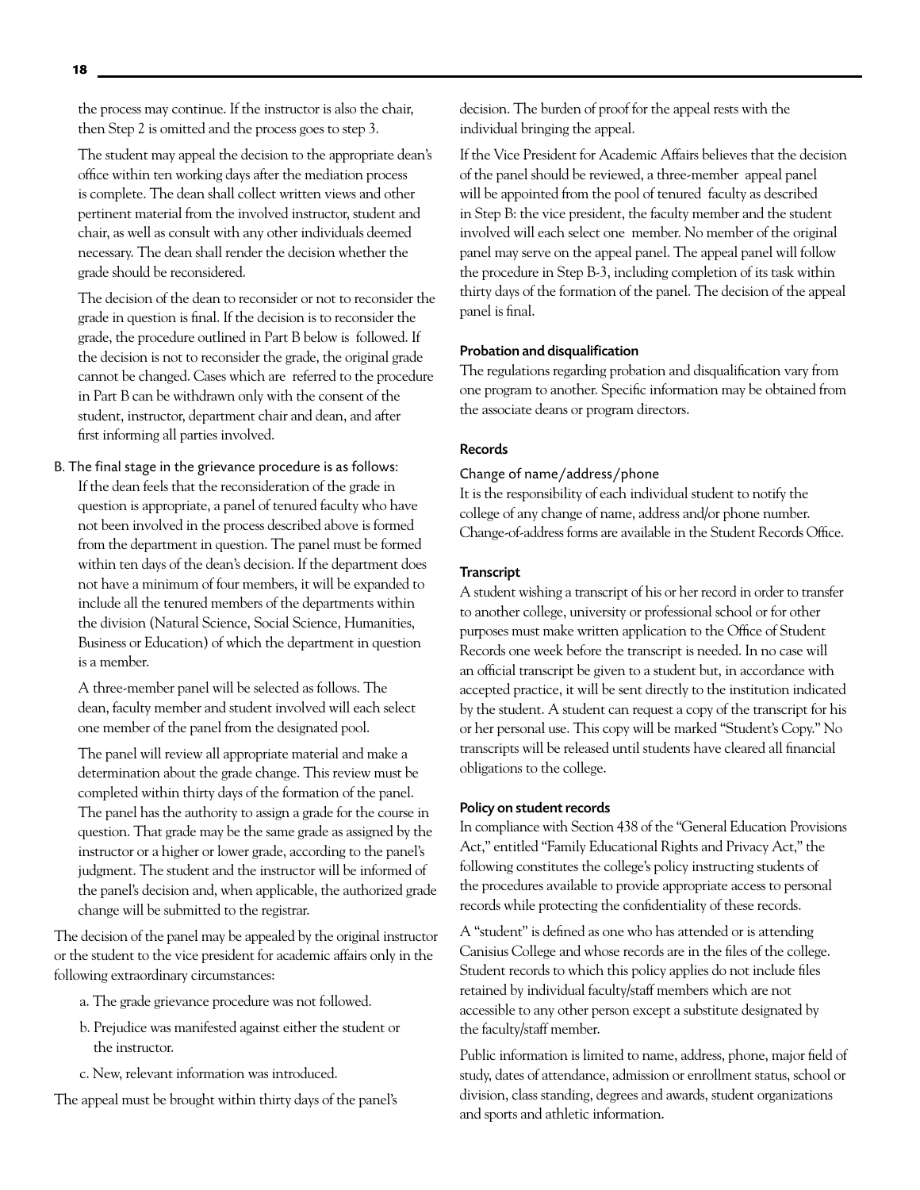the process may continue. If the instructor is also the chair, then Step 2 is omitted and the process goes to step 3.

The student may appeal the decision to the appropriate dean's office within ten working days after the mediation process is complete. The dean shall collect written views and other pertinent material from the involved instructor, student and chair, as well as consult with any other individuals deemed necessary. The dean shall render the decision whether the grade should be reconsidered.

The decision of the dean to reconsider or not to reconsider the grade in question is final. If the decision is to reconsider the grade, the procedure outlined in Part B below is followed. If the decision is not to reconsider the grade, the original grade cannot be changed. Cases which are referred to the procedure in Part B can be withdrawn only with the consent of the student, instructor, department chair and dean, and after first informing all parties involved.

B. The final stage in the grievance procedure is as follows:

If the dean feels that the reconsideration of the grade in question is appropriate, a panel of tenured faculty who have not been involved in the process described above is formed from the department in question. The panel must be formed within ten days of the dean's decision. If the department does not have a minimum of four members, it will be expanded to include all the tenured members of the departments within the division (Natural Science, Social Science, Humanities, Business or Education) of which the department in question is a member.

A three-member panel will be selected as follows. The dean, faculty member and student involved will each select one member of the panel from the designated pool.

The panel will review all appropriate material and make a determination about the grade change. This review must be completed within thirty days of the formation of the panel. The panel has the authority to assign a grade for the course in question. That grade may be the same grade as assigned by the instructor or a higher or lower grade, according to the panel's judgment. The student and the instructor will be informed of the panel's decision and, when applicable, the authorized grade change will be submitted to the registrar.

The decision of the panel may be appealed by the original instructor or the student to the vice president for academic affairs only in the following extraordinary circumstances:

a. The grade grievance procedure was not followed.

b. Prejudice was manifested against either the student or the instructor.

c. New, relevant information was introduced.

The appeal must be brought within thirty days of the panel's decision. The burden of proof for the appeal rests with the individual bringing the appeal.

If the Vice President for Academic Affairs believes that the decision of the panel should be reviewed, a three-member appeal panel will be appointed from the pool of tenured faculty as described in Step B: the vice president, the faculty member and the student involved will each select one member. No member of the original panel may serve on the appeal panel. The appeal panel will follow the procedure in Step B-3, including completion of its task within thirty days of the formation of the panel. The decision of the appeal panel is final.

### Probation and disqualification

The regulations regarding probation and disqualification vary from one program to another. Specific information may be obtained from the associate deans or program directors.

### Records

#### Change of name/address/phone

It is the responsibility of each individual student to notify the college of any change of name, address and/or phone number. Change-of-address forms are available in the Student Records Office.

### Transcript

A student wishing a transcript of his or her record in order to transfer to another college, university or professional school or for other purposes must make written application to the Office of Student Records one week before the transcript is needed. In no case will an official transcript be given to a student but, in accordance with accepted practice, it will be sent directly to the institution indicated by the student. A student can request a copy of the transcript for his or her personal use. This copy will be marked "Student's Copy." No transcripts will be released until students have cleared all financial obligations to the college.

### Policy on student records

In compliance with Section 438 of the "General Education Provisions Act," entitled "Family Educational Rights and Privacy Act," the following constitutes the college's policy instructing students of the procedures available to provide appropriate access to personal records while protecting the confidentiality of these records.

A "student" is defined as one who has attended or is attending Canisius College and whose records are in the files of the college. Student records to which this policy applies do not include files retained by individual faculty/staff members which are not accessible to any other person except a substitute designated by the faculty/staff member.

Public information is limited to name, address, phone, major field of study, dates of attendance, admission or enrollment status, school or division, class standing, degrees and awards, student organizations and sports and athletic information.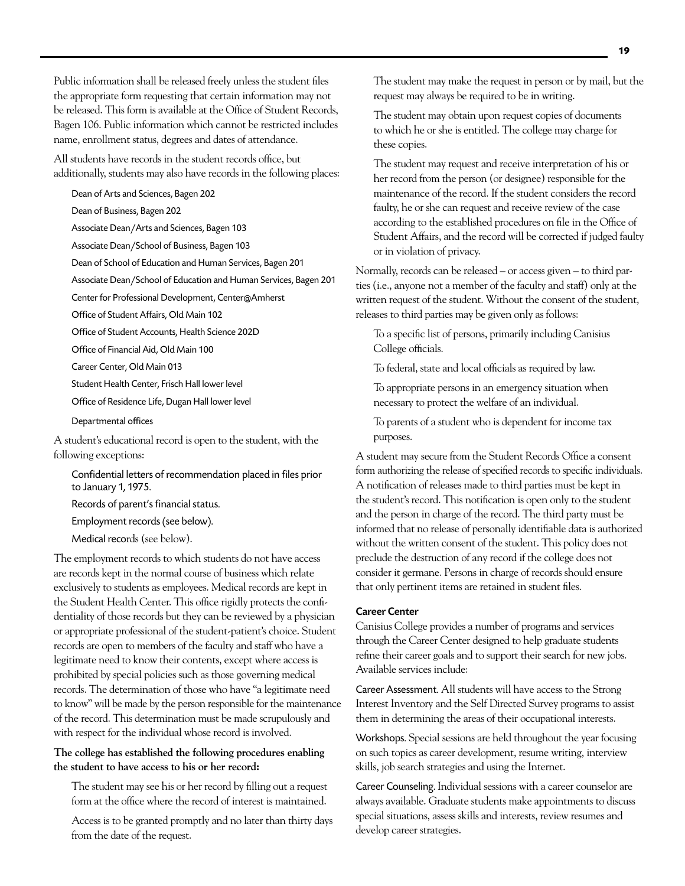Public information shall be released freely unless the student files the appropriate form requesting that certain information may not be released. This form is available at the Office of Student Records, Bagen 106. Public information which cannot be restricted includes name, enrollment status, degrees and dates of attendance.

All students have records in the student records office, but additionally, students may also have records in the following places:

- Dean of Arts and Sciences, Bagen 202
- Dean of Business, Bagen 202
- Associate Dean/Arts and Sciences, Bagen 103
- Associate Dean/School of Business, Bagen 103
- Dean of School of Education and Human Services, Bagen 201
- Associate Dean/School of Education and Human Services, Bagen 201
- Center for Professional Development, Center@Amherst
- Office of Student Affairs, Old Main 102
- Office of Student Accounts, Health Science 202D
- Office of Financial Aid, Old Main 100
- Career Center, Old Main 013
- Student Health Center, Frisch Hall lower level
- Office of Residence Life, Dugan Hall lower level
- Departmental offices

A student's educational record is open to the student, with the following exceptions:

- Confidential letters of recommendation placed in files prior to January 1, 1975.
- Records of parent's financial status.
- Employment records (see below).
- Medical records (see below).

The employment records to which students do not have access are records kept in the normal course of business which relate exclusively to students as employees. Medical records are kept in the Student Health Center. This office rigidly protects the confidentiality of those records but they can be reviewed by a physician or appropriate professional of the student-patient's choice. Student records are open to members of the faculty and staff who have a legitimate need to know their contents, except where access is prohibited by special policies such as those governing medical records. The determination of those who have "a legitimate need to know" will be made by the person responsible for the maintenance of the record. This determination must be made scrupulously and with respect for the individual whose record is involved.

**The college has established the following procedures enabling the student to have access to his or her record:**

The student may see his or her record by filling out a request form at the office where the record of interest is maintained.

Access is to be granted promptly and no later than thirty days from the date of the request.

The student may make the request in person or by mail, but the request may always be required to be in writing.

The student may obtain upon request copies of documents to which he or she is entitled. The college may charge for these copies.

The student may request and receive interpretation of his or her record from the person (or designee) responsible for the maintenance of the record. If the student considers the record faulty, he or she can request and receive review of the case according to the established procedures on file in the Office of Student Affairs, and the record will be corrected if judged faulty or in violation of privacy.

Normally, records can be released – or access given – to third parties (i.e., anyone not a member of the faculty and staff) only at the written request of the student. Without the consent of the student, releases to third parties may be given only as follows:

To a specific list of persons, primarily including Canisius College officials.

To federal, state and local officials as required by law.

To appropriate persons in an emergency situation when necessary to protect the welfare of an individual.

To parents of a student who is dependent for income tax purposes.

A student may secure from the Student Records Office a consent form authorizing the release of specified records to specific individuals. A notification of releases made to third parties must be kept in the student's record. This notification is open only to the student and the person in charge of the record. The third party must be informed that no release of personally identifiable data is authorized without the written consent of the student. This policy does not preclude the destruction of any record if the college does not consider it germane. Persons in charge of records should ensure that only pertinent items are retained in student files.

### Career Center

Canisius College provides a number of programs and services through the Career Center designed to help graduate students refine their career goals and to support their search for new jobs. Available services include:

Career Assessment. All students will have access to the Strong Interest Inventory and the Self Directed Survey programs to assist them in determining the areas of their occupational interests.

Workshops. Special sessions are held throughout the year focusing on such topics as career development, resume writing, interview skills, job search strategies and using the Internet.

Career Counseling. Individual sessions with a career counselor are always available. Graduate students make appointments to discuss special situations, assess skills and interests, review resumes and develop career strategies.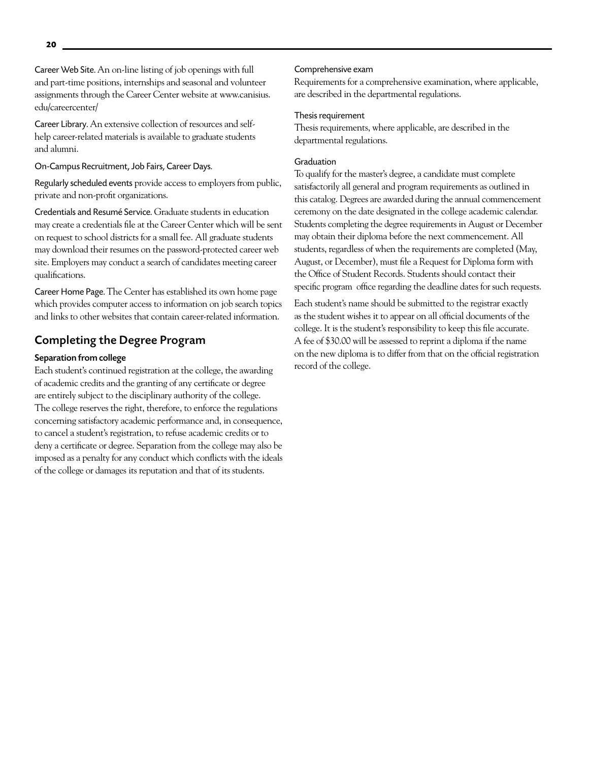**Career Web Site.** An on-line listing of job openings with full and part-time positions, internships and seasonal and volunteer assignments through the Career Center website at www.canisius.edu/careercenter/

**Career Library.** An extensive collection of resources and self-help career-related materials is available to graduate students and alumni.

**On-Campus Recruitment, Job Fairs, Career Days.**

**Regularly scheduled events** provide access to employers from public, private and non-profit organizations.

**Credentials and Resumé Service.** Graduate students in education may create a credentials file at the Career Center which will be sent on request to school districts for a small fee. All graduate students may download their resumes on the password-protected career web site. Employers may conduct a search of candidates meeting career qualifications.

**Career Home Page.** The Center has established its own home page which provides computer access to information on job search topics and links to other websites that contain career-related information.

## Completing the Degree Program

### Separation from college

Each student's continued registration at the college, the awarding of academic credits and the granting of any certificate or degree are entirely subject to the disciplinary authority of the college. The college reserves the right, therefore, to enforce the regulations concerning satisfactory academic performance and, in consequence, to cancel a student's registration, to refuse academic credits or to deny a certificate or degree. Separation from the college may also be imposed as a penalty for any conduct which conflicts with the ideals of the college or damages its reputation and that of its students.

### Comprehensive exam

Requirements for a comprehensive examination, where applicable, are described in the departmental regulations.

### Thesis requirement

Thesis requirements, where applicable, are described in the departmental regulations.

### Graduation

To qualify for the master's degree, a candidate must complete satisfactorily all general and program requirements as outlined in this catalog. Degrees are awarded during the annual commencement ceremony on the date designated in the college academic calendar. Students completing the degree requirements in August or December may obtain their diploma before the next commencement. All students, regardless of when the requirements are completed (May, August, or December), must file a Request for Diploma form with the Office of Student Records. Students should contact their specific program office regarding the deadline dates for such requests.

Each student's name should be submitted to the registrar exactly as the student wishes it to appear on all official documents of the college. It is the student's responsibility to keep this file accurate. A fee of $30.00 will be assessed to reprint a diploma if the name on the new diploma is to differ from that on the official registration record of the college.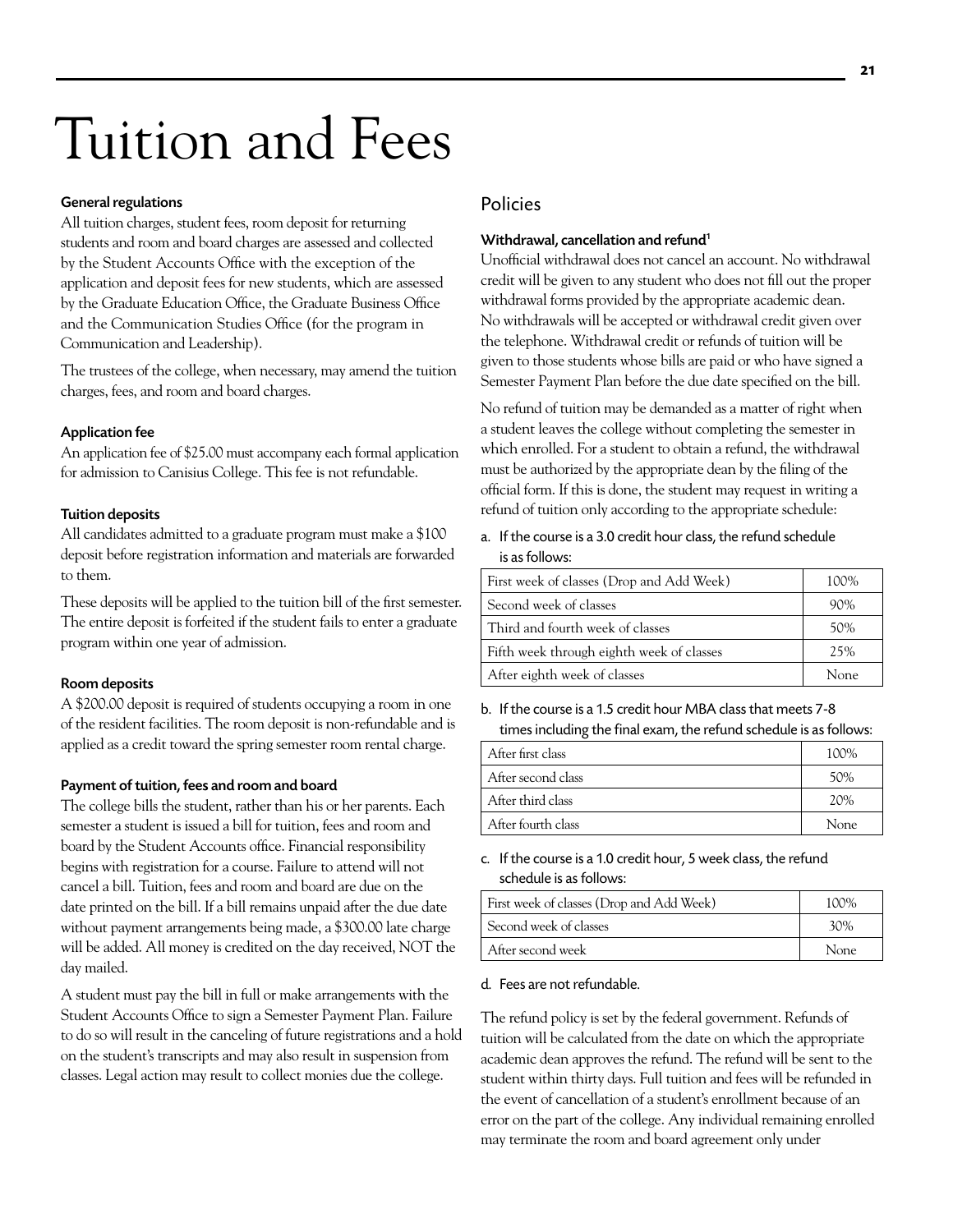# Tuition and Fees

### General regulations

All tuition charges, student fees, room deposit for returning students and room and board charges are assessed and collected by the Student Accounts Office with the exception of the application and deposit fees for new students, which are assessed by the Graduate Education Office, the Graduate Business Office and the Communication Studies Office (for the program in Communication and Leadership).

The trustees of the college, when necessary, may amend the tuition charges, fees, and room and board charges.

### Application fee

An application fee of $25.00 must accompany each formal application for admission to Canisius College. This fee is not refundable.

### Tuition deposits

All candidates admitted to a graduate program must make a $100 deposit before registration information and materials are forwarded to them.

These deposits will be applied to the tuition bill of the first semester. The entire deposit is forfeited if the student fails to enter a graduate program within one year of admission.

### Room deposits

A $200.00 deposit is required of students occupying a room in one of the resident facilities. The room deposit is non-refundable and is applied as a credit toward the spring semester room rental charge.

### Payment of tuition, fees and room and board

The college bills the student, rather than his or her parents. Each semester a student is issued a bill for tuition, fees and room and board by the Student Accounts office. Financial responsibility begins with registration for a course. Failure to attend will not cancel a bill. Tuition, fees and room and board are due on the date printed on the bill. If a bill remains unpaid after the due date without payment arrangements being made, a $300.00 late charge will be added. All money is credited on the day received, NOT the day mailed.

A student must pay the bill in full or make arrangements with the Student Accounts Office to sign a Semester Payment Plan. Failure to do so will result in the canceling of future registrations and a hold on the student's transcripts and may also result in suspension from classes. Legal action may result to collect monies due the college.

## Policies

### Withdrawal, cancellation and refund[1]

Unofficial withdrawal does not cancel an account. No withdrawal credit will be given to any student who does not fill out the proper withdrawal forms provided by the appropriate academic dean. No withdrawals will be accepted or withdrawal credit given over the telephone. Withdrawal credit or refunds of tuition will be given to those students whose bills are paid or who have signed a Semester Payment Plan before the due date specified on the bill.

No refund of tuition may be demanded as a matter of right when a student leaves the college without completing the semester in which enrolled. For a student to obtain a refund, the withdrawal must be authorized by the appropriate dean by the filing of the official form. If this is done, the student may request in writing a refund of tuition only according to the appropriate schedule:

a. If the course is a 3.0 credit hour class, the refund schedule is as follows:

| | |
|---|---|
| First week of classes (Drop and Add Week) | 100% |
| Second week of classes | 90% |
| Third and fourth week of classes | 50% |
| Fifth week through eighth week of classes | 25% |
| After eighth week of classes | None |

b. If the course is a 1.5 credit hour MBA class that meets 7-8 times including the final exam, the refund schedule is as follows:

| | |
|---|---|
| After first class | 100% |
| After second class | 50% |
| After third class | 20% |
| After fourth class | None |

c. If the course is a 1.0 credit hour, 5 week class, the refund schedule is as follows:

| | |
|---|---|
| First week of classes (Drop and Add Week) | 100% |
| Second week of classes | 30% |
| After second week | None |

d. Fees are not refundable.

The refund policy is set by the federal government. Refunds of tuition will be calculated from the date on which the appropriate academic dean approves the refund. The refund will be sent to the student within thirty days. Full tuition and fees will be refunded in the event of cancellation of a student's enrollment because of an error on the part of the college. Any individual remaining enrolled may terminate the room and board agreement only under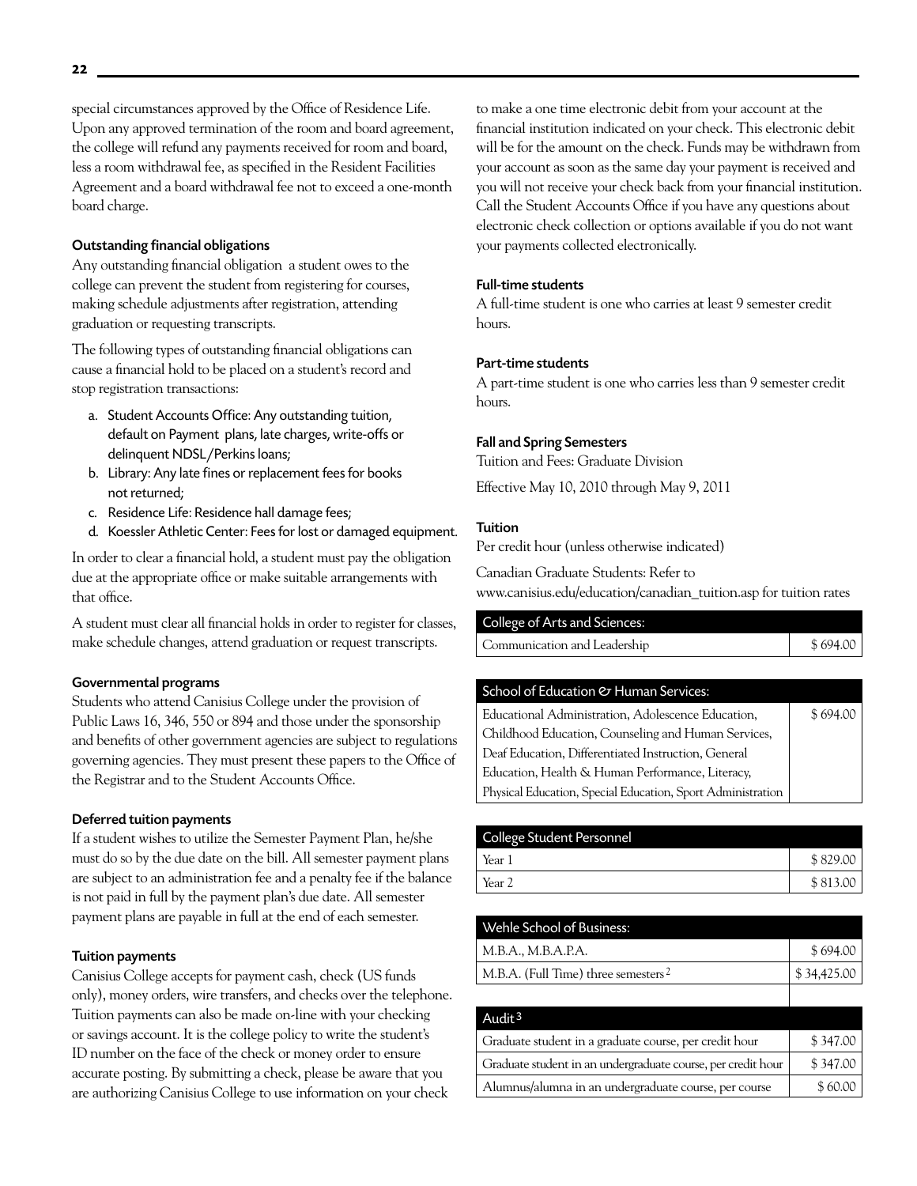special circumstances approved by the Office of Residence Life. Upon any approved termination of the room and board agreement, the college will refund any payments received for room and board, less a room withdrawal fee, as specified in the Resident Facilities Agreement and a board withdrawal fee not to exceed a one-month board charge.

### Outstanding financial obligations

Any outstanding financial obligation a student owes to the college can prevent the student from registering for courses, making schedule adjustments after registration, attending graduation or requesting transcripts.

The following types of outstanding financial obligations can cause a financial hold to be placed on a student's record and stop registration transactions:

a. Student Accounts Office: Any outstanding tuition, default on Payment plans, late charges, write-offs or delinquent NDSL/Perkins loans;
b. Library: Any late fines or replacement fees for books not returned;
c. Residence Life: Residence hall damage fees;
d. Koessler Athletic Center: Fees for lost or damaged equipment.

In order to clear a financial hold, a student must pay the obligation due at the appropriate office or make suitable arrangements with that office.

A student must clear all financial holds in order to register for classes, make schedule changes, attend graduation or request transcripts.

### Governmental programs

Students who attend Canisius College under the provision of Public Laws 16, 346, 550 or 894 and those under the sponsorship and benefits of other government agencies are subject to regulations governing agencies. They must present these papers to the Office of the Registrar and to the Student Accounts Office.

### Deferred tuition payments

If a student wishes to utilize the Semester Payment Plan, he/she must do so by the due date on the bill. All semester payment plans are subject to an administration fee and a penalty fee if the balance is not paid in full by the payment plan's due date. All semester payment plans are payable in full at the end of each semester.

### Tuition payments

Canisius College accepts for payment cash, check (US funds only), money orders, wire transfers, and checks over the telephone. Tuition payments can also be made on-line with your checking or savings account. It is the college policy to write the student's ID number on the face of the check or money order to ensure accurate posting. By submitting a check, please be aware that you are authorizing Canisius College to use information on your check to make a one time electronic debit from your account at the financial institution indicated on your check. This electronic debit will be for the amount on the check. Funds may be withdrawn from your account as soon as the same day your payment is received and you will not receive your check back from your financial institution. Call the Student Accounts Office if you have any questions about electronic check collection or options available if you do not want your payments collected electronically.

### Full-time students

A full-time student is one who carries at least 9 semester credit hours.

### Part-time students

A part-time student is one who carries less than 9 semester credit hours.

### Fall and Spring Semesters

Tuition and Fees: Graduate Division

Effective May 10, 2010 through May 9, 2011

### Tuition

Per credit hour (unless otherwise indicated)

Canadian Graduate Students: Refer to www.canisius.edu/education/canadian_tuition.asp for tuition rates

| College of Arts and Sciences: | |
|---|---|
| Communication and Leadership | $ 694.00 |

| School of Education & Human Services: | |
|---|---|
| Educational Administration, Adolescence Education, Childhood Education, Counseling and Human Services, Deaf Education, Differentiated Instruction, General Education, Health & Human Performance, Literacy, Physical Education, Special Education, Sport Administration | $ 694.00 |

| College Student Personnel | |
|---|---|
| Year 1 | $ 829.00 |
| Year 2 | $ 813.00 |

| Wehle School of Business: | |
|---|---|
| M.B.A., M.B.A.P.A. | $ 694.00 |
| M.B.A. (Full Time) three semesters [2] | $ 34,425.00 |

| Audit [3] | |
|---|---|
| Graduate student in a graduate course, per credit hour | $ 347.00 |
| Graduate student in an undergraduate course, per credit hour | $ 347.00 |
| Alumnus/alumna in an undergraduate course, per course | $ 60.00 |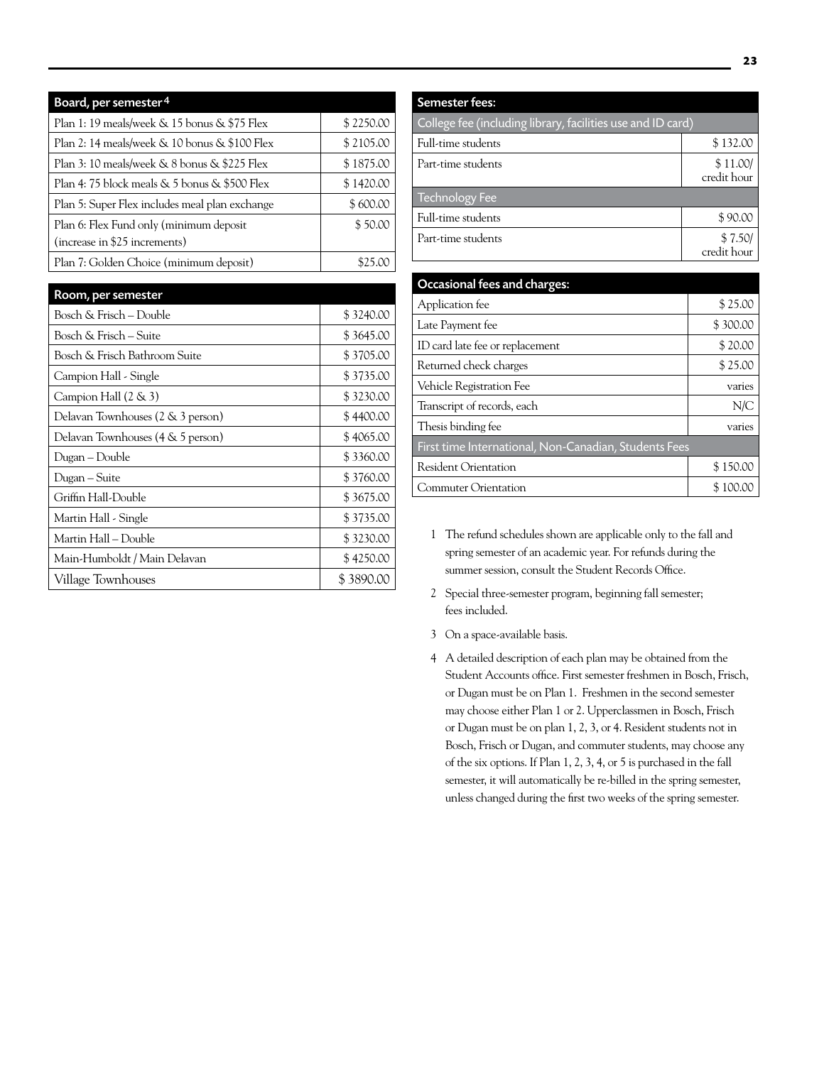| Board, per semester[4] | |
|---|---|
| Plan 1: 19 meals/week & 15 bonus & $75 Flex | $ 2250.00 |
| Plan 2: 14 meals/week & 10 bonus & $100 Flex | $ 2105.00 |
| Plan 3: 10 meals/week & 8 bonus & $225 Flex | $ 1875.00 |
| Plan 4: 75 block meals & 5 bonus & $500 Flex | $ 1420.00 |
| Plan 5: Super Flex includes meal plan exchange | $ 600.00 |
| Plan 6: Flex Fund only (minimum deposit (increase in $25 increments) | $ 50.00 |
| Plan 7: Golden Choice (minimum deposit) | $25.00 |

| Room, per semester | |
|---|---|
| Bosch & Frisch – Double | $ 3240.00 |
| Bosch & Frisch – Suite | $ 3645.00 |
| Bosch & Frisch Bathroom Suite | $ 3705.00 |
| Campion Hall - Single | $ 3735.00 |
| Campion Hall (2 & 3) | $ 3230.00 |
| Delavan Townhouses (2 & 3 person) | $ 4400.00 |
| Delavan Townhouses (4 & 5 person) | $ 4065.00 |
| Dugan – Double | $ 3360.00 |
| Dugan – Suite | $ 3760.00 |
| Griffin Hall-Double | $ 3675.00 |
| Martin Hall - Single | $ 3735.00 |
| Martin Hall – Double | $ 3230.00 |
| Main-Humboldt / Main Delavan | $ 4250.00 |
| Village Townhouses | $ 3890.00 |

| Semester fees: | |
|---|---|
| College fee (including library, facilities use and ID card) | |
| Full-time students | $ 132.00 |
| Part-time students | $ 11.00/ credit hour |
| Technology Fee | |
| Full-time students | $ 90.00 |
| Part-time students | $ 7.50/ credit hour |

| Occasional fees and charges: | |
|---|---|
| Application fee | $ 25.00 |
| Late Payment fee | $ 300.00 |
| ID card late fee or replacement | $ 20.00 |
| Returned check charges | $ 25.00 |
| Vehicle Registration Fee | varies |
| Transcript of records, each | N/C |
| Thesis binding fee | varies |
| First time International, Non-Canadian, Students Fees | |
| Resident Orientation | $ 150.00 |
| Commuter Orientation | $ 100.00 |

1 The refund schedules shown are applicable only to the fall and spring semester of an academic year. For refunds during the summer session, consult the Student Records Office.

2 Special three-semester program, beginning fall semester; fees included.

3 On a space-available basis.

4 A detailed description of each plan may be obtained from the Student Accounts office. First semester freshmen in Bosch, Frisch, or Dugan must be on Plan 1. Freshmen in the second semester may choose either Plan 1 or 2. Upperclassmen in Bosch, Frisch or Dugan must be on plan 1, 2, 3, or 4. Resident students not in Bosch, Frisch or Dugan, and commuter students, may choose any of the six options. If Plan 1, 2, 3, 4, or 5 is purchased in the fall semester, it will automatically be re-billed in the spring semester, unless changed during the first two weeks of the spring semester.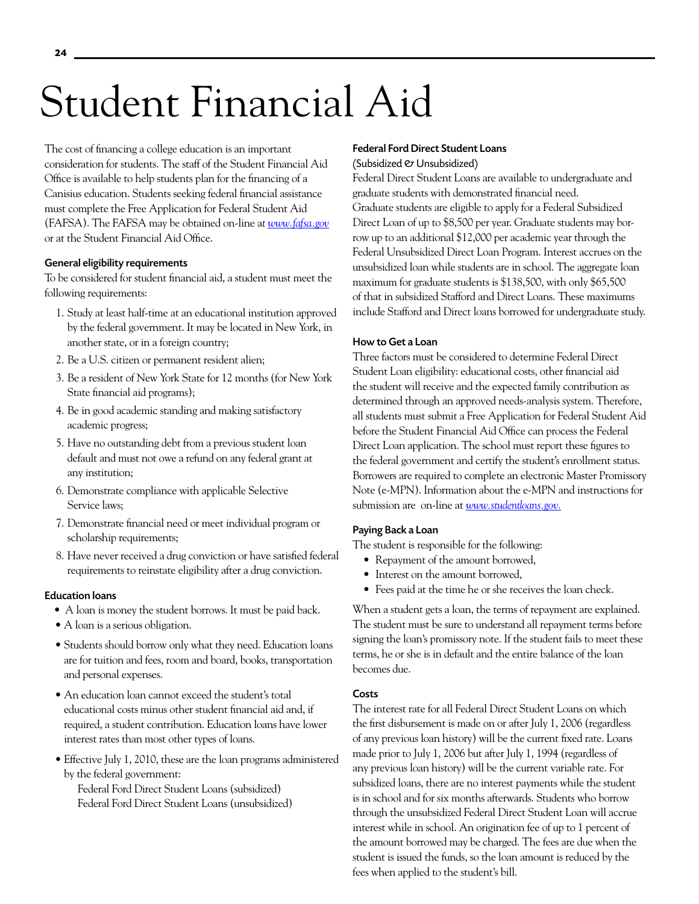# Student Financial Aid

The cost of financing a college education is an important consideration for students. The staff of the Student Financial Aid Office is available to help students plan for the financing of a Canisius education. Students seeking federal financial assistance must complete the Free Application for Federal Student Aid (FAFSA). The FAFSA may be obtained on-line at *www.fafsa.gov* or at the Student Financial Aid Office.

### General eligibility requirements

To be considered for student financial aid, a student must meet the following requirements:

1. Study at least half-time at an educational institution approved by the federal government. It may be located in New York, in another state, or in a foreign country;
2. Be a U.S. citizen or permanent resident alien;
3. Be a resident of New York State for 12 months (for New York State financial aid programs);
4. Be in good academic standing and making satisfactory academic progress;
5. Have no outstanding debt from a previous student loan default and must not owe a refund on any federal grant at any institution;
6. Demonstrate compliance with applicable Selective Service laws;
7. Demonstrate financial need or meet individual program or scholarship requirements;
8. Have never received a drug conviction or have satisfied federal requirements to reinstate eligibility after a drug conviction.

### Education loans

- A loan is money the student borrows. It must be paid back.
- A loan is a serious obligation.
- Students should borrow only what they need. Education loans are for tuition and fees, room and board, books, transportation and personal expenses.
- An education loan cannot exceed the student's total educational costs minus other student financial aid and, if required, a student contribution. Education loans have lower interest rates than most other types of loans.
- Effective July 1, 2010, these are the loan programs administered by the federal government:
  Federal Ford Direct Student Loans (subsidized)
  Federal Ford Direct Student Loans (unsubsidized)

### Federal Ford Direct Student Loans

(Subsidized & Unsubsidized)

Federal Direct Student Loans are available to undergraduate and graduate students with demonstrated financial need. Graduate students are eligible to apply for a Federal Subsidized Direct Loan of up to $8,500 per year. Graduate students may borrow up to an additional $12,000 per academic year through the Federal Unsubsidized Direct Loan Program. Interest accrues on the unsubsidized loan while students are in school. The aggregate loan maximum for graduate students is $138,500, with only $65,500 of that in subsidized Stafford and Direct Loans. These maximums include Stafford and Direct loans borrowed for undergraduate study.

### How to Get a Loan

Three factors must be considered to determine Federal Direct Student Loan eligibility: educational costs, other financial aid the student will receive and the expected family contribution as determined through an approved needs-analysis system. Therefore, all students must submit a Free Application for Federal Student Aid before the Student Financial Aid Office can process the Federal Direct Loan application. The school must report these figures to the federal government and certify the student's enrollment status. Borrowers are required to complete an electronic Master Promissory Note (e-MPN). Information about the e-MPN and instructions for submission are on-line at *www.studentloans.gov.*

### Paying Back a Loan

The student is responsible for the following:

- Repayment of the amount borrowed,
- Interest on the amount borrowed,
- Fees paid at the time he or she receives the loan check.

When a student gets a loan, the terms of repayment are explained. The student must be sure to understand all repayment terms before signing the loan's promissory note. If the student fails to meet these terms, he or she is in default and the entire balance of the loan becomes due.

### Costs

The interest rate for all Federal Direct Student Loans on which the first disbursement is made on or after July 1, 2006 (regardless of any previous loan history) will be the current fixed rate. Loans made prior to July 1, 2006 but after July 1, 1994 (regardless of any previous loan history) will be the current variable rate. For subsidized loans, there are no interest payments while the student is in school and for six months afterwards. Students who borrow through the unsubsidized Federal Direct Student Loan will accrue interest while in school. An origination fee of up to 1 percent of the amount borrowed may be charged. The fees are due when the student is issued the funds, so the loan amount is reduced by the fees when applied to the student's bill.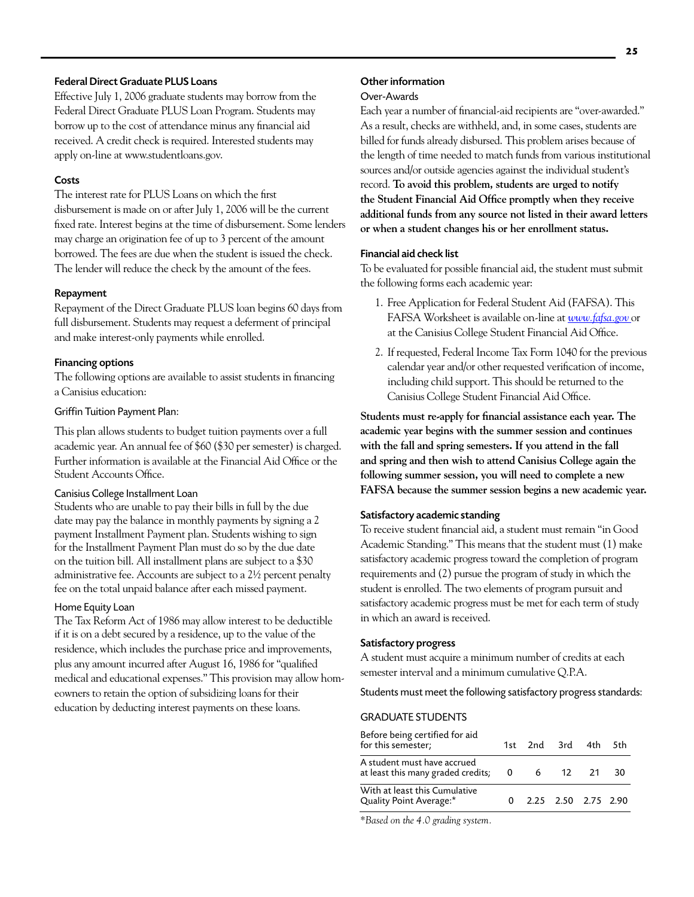### Federal Direct Graduate PLUS Loans

Effective July 1, 2006 graduate students may borrow from the Federal Direct Graduate PLUS Loan Program. Students may borrow up to the cost of attendance minus any financial aid received. A credit check is required. Interested students may apply on-line at www.studentloans.gov.

### Costs

The interest rate for PLUS Loans on which the first disbursement is made on or after July 1, 2006 will be the current fixed rate. Interest begins at the time of disbursement. Some lenders may charge an origination fee of up to 3 percent of the amount borrowed. The fees are due when the student is issued the check. The lender will reduce the check by the amount of the fees.

### Repayment

Repayment of the Direct Graduate PLUS loan begins 60 days from full disbursement. Students may request a deferment of principal and make interest-only payments while enrolled.

### Financing options

The following options are available to assist students in financing a Canisius education:

#### Griffin Tuition Payment Plan:

This plan allows students to budget tuition payments over a full academic year. An annual fee of $60 ($30 per semester) is charged. Further information is available at the Financial Aid Office or the Student Accounts Office.

#### Canisius College Installment Loan

Students who are unable to pay their bills in full by the due date may pay the balance in monthly payments by signing a 2 payment Installment Payment plan. Students wishing to sign for the Installment Payment Plan must do so by the due date on the tuition bill. All installment plans are subject to a $30 administrative fee. Accounts are subject to a 2½ percent penalty fee on the total unpaid balance after each missed payment.

#### Home Equity Loan

The Tax Reform Act of 1986 may allow interest to be deductible if it is on a debt secured by a residence, up to the value of the residence, which includes the purchase price and improvements, plus any amount incurred after August 16, 1986 for "qualified medical and educational expenses." This provision may allow homeowners to retain the option of subsidizing loans for their education by deducting interest payments on these loans.

### Other information

#### Over-Awards

Each year a number of financial-aid recipients are "over-awarded." As a result, checks are withheld, and, in some cases, students are billed for funds already disbursed. This problem arises because of the length of time needed to match funds from various institutional sources and/or outside agencies against the individual student's record. **To avoid this problem, students are urged to notify the Student Financial Aid Office promptly when they receive additional funds from any source not listed in their award letters or when a student changes his or her enrollment status.**

### Financial aid check list

To be evaluated for possible financial aid, the student must submit the following forms each academic year:

1. Free Application for Federal Student Aid (FAFSA). This FAFSA Worksheet is available on-line at *www.fafsa.gov* or at the Canisius College Student Financial Aid Office.
2. If requested, Federal Income Tax Form 1040 for the previous calendar year and/or other requested verification of income, including child support. This should be returned to the Canisius College Student Financial Aid Office.

**Students must re-apply for financial assistance each year. The academic year begins with the summer session and continues with the fall and spring semesters. If you attend in the fall and spring and then wish to attend Canisius College again the following summer session, you will need to complete a new FAFSA because the summer session begins a new academic year.**

### Satisfactory academic standing

To receive student financial aid, a student must remain "in Good Academic Standing." This means that the student must (1) make satisfactory academic progress toward the completion of program requirements and (2) pursue the program of study in which the student is enrolled. The two elements of program pursuit and satisfactory academic progress must be met for each term of study in which an award is received.

### Satisfactory progress

A student must acquire a minimum number of credits at each semester interval and a minimum cumulative Q.P.A.

Students must meet the following satisfactory progress standards:

#### GRADUATE STUDENTS

| Before being certified for aid for this semester; | 1st | 2nd | 3rd | 4th | 5th |
|---|---|---|---|---|---|
| A student must have accrued at least this many graded credits; | 0 | 6 | 12 | 21 | 30 |
| With at least this Cumulative Quality Point Average:* | 0 | 2.25 | 2.50 | 2.75 | 2.90 |

*\*Based on the 4.0 grading system.*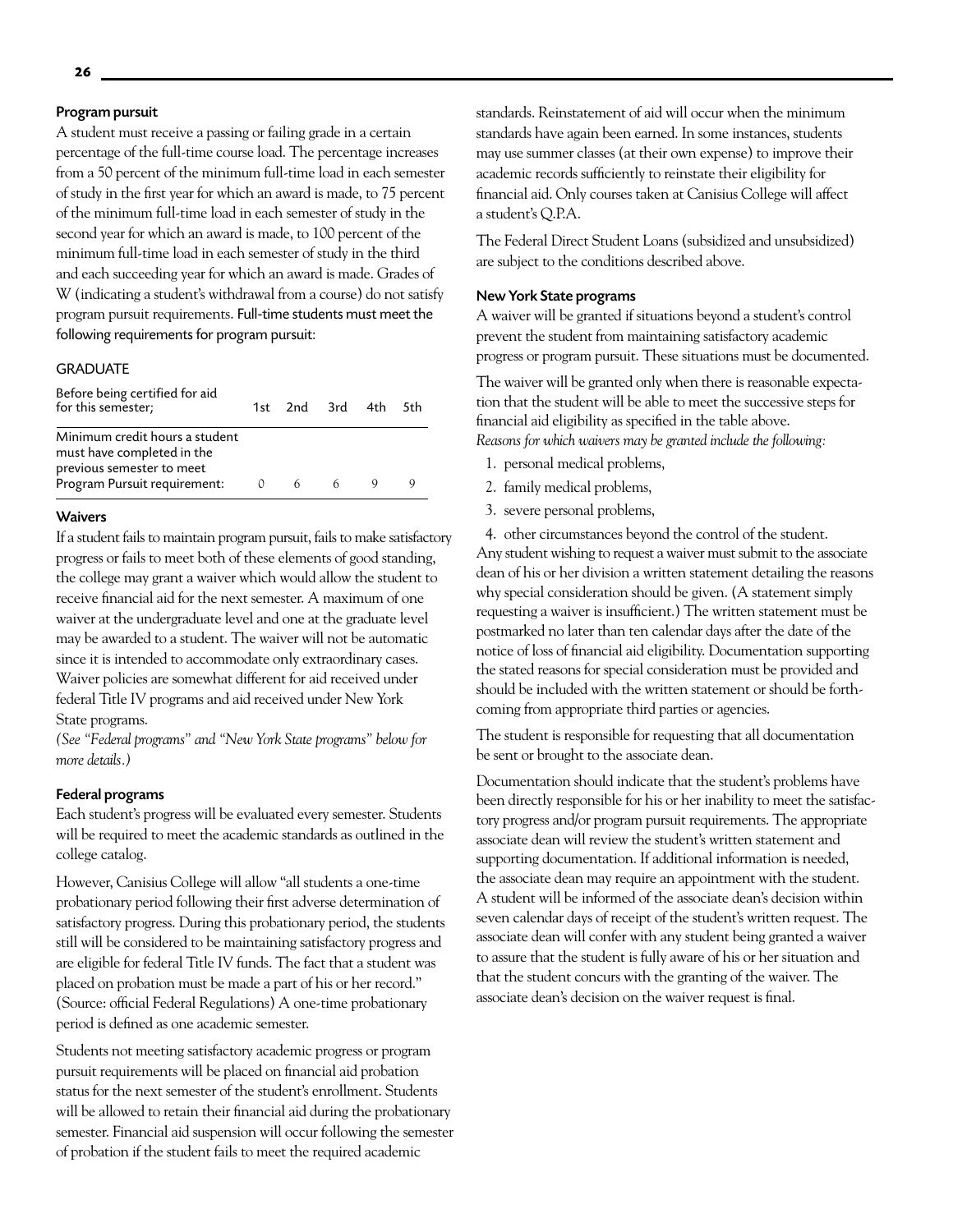### Program pursuit

A student must receive a passing or failing grade in a certain percentage of the full-time course load. The percentage increases from a 50 percent of the minimum full-time load in each semester of study in the first year for which an award is made, to 75 percent of the minimum full-time load in each semester of study in the second year for which an award is made, to 100 percent of the minimum full-time load in each semester of study in the third and each succeeding year for which an award is made. Grades of W (indicating a student's withdrawal from a course) do not satisfy program pursuit requirements. Full-time students must meet the following requirements for program pursuit:

GRADUATE

| Before being certified for aid for this semester; | 1st | 2nd | 3rd | 4th | 5th |
|---|---|---|---|---|---|
| Minimum credit hours a student must have completed in the previous semester to meet Program Pursuit requirement: | 0 | 6 | 6 | 9 | 9 |

### Waivers

If a student fails to maintain program pursuit, fails to make satisfactory progress or fails to meet both of these elements of good standing, the college may grant a waiver which would allow the student to receive financial aid for the next semester. A maximum of one waiver at the undergraduate level and one at the graduate level may be awarded to a student. The waiver will not be automatic since it is intended to accommodate only extraordinary cases. Waiver policies are somewhat different for aid received under federal Title IV programs and aid received under New York State programs.

*(See "Federal programs" and "New York State programs" below for more details.)*

### Federal programs

Each student's progress will be evaluated every semester. Students will be required to meet the academic standards as outlined in the college catalog.

However, Canisius College will allow "all students a one-time probationary period following their first adverse determination of satisfactory progress. During this probationary period, the students still will be considered to be maintaining satisfactory progress and are eligible for federal Title IV funds. The fact that a student was placed on probation must be made a part of his or her record." (Source: official Federal Regulations) A one-time probationary period is defined as one academic semester.

Students not meeting satisfactory academic progress or program pursuit requirements will be placed on financial aid probation status for the next semester of the student's enrollment. Students will be allowed to retain their financial aid during the probationary semester. Financial aid suspension will occur following the semester of probation if the student fails to meet the required academic standards. Reinstatement of aid will occur when the minimum standards have again been earned. In some instances, students may use summer classes (at their own expense) to improve their academic records sufficiently to reinstate their eligibility for financial aid. Only courses taken at Canisius College will affect a student's Q.P.A.

The Federal Direct Student Loans (subsidized and unsubsidized) are subject to the conditions described above.

### New York State programs

A waiver will be granted if situations beyond a student's control prevent the student from maintaining satisfactory academic progress or program pursuit. These situations must be documented.

The waiver will be granted only when there is reasonable expectation that the student will be able to meet the successive steps for financial aid eligibility as specified in the table above.

*Reasons for which waivers may be granted include the following:*

1. personal medical problems,
2. family medical problems,
3. severe personal problems,
4. other circumstances beyond the control of the student.

Any student wishing to request a waiver must submit to the associate dean of his or her division a written statement detailing the reasons why special consideration should be given. (A statement simply requesting a waiver is insufficient.) The written statement must be postmarked no later than ten calendar days after the date of the notice of loss of financial aid eligibility. Documentation supporting the stated reasons for special consideration must be provided and should be included with the written statement or should be forthcoming from appropriate third parties or agencies.

The student is responsible for requesting that all documentation be sent or brought to the associate dean.

Documentation should indicate that the student's problems have been directly responsible for his or her inability to meet the satisfactory progress and/or program pursuit requirements. The appropriate associate dean will review the student's written statement and supporting documentation. If additional information is needed, the associate dean may require an appointment with the student. A student will be informed of the associate dean's decision within seven calendar days of receipt of the student's written request. The associate dean will confer with any student being granted a waiver to assure that the student is fully aware of his or her situation and that the student concurs with the granting of the waiver. The associate dean's decision on the waiver request is final.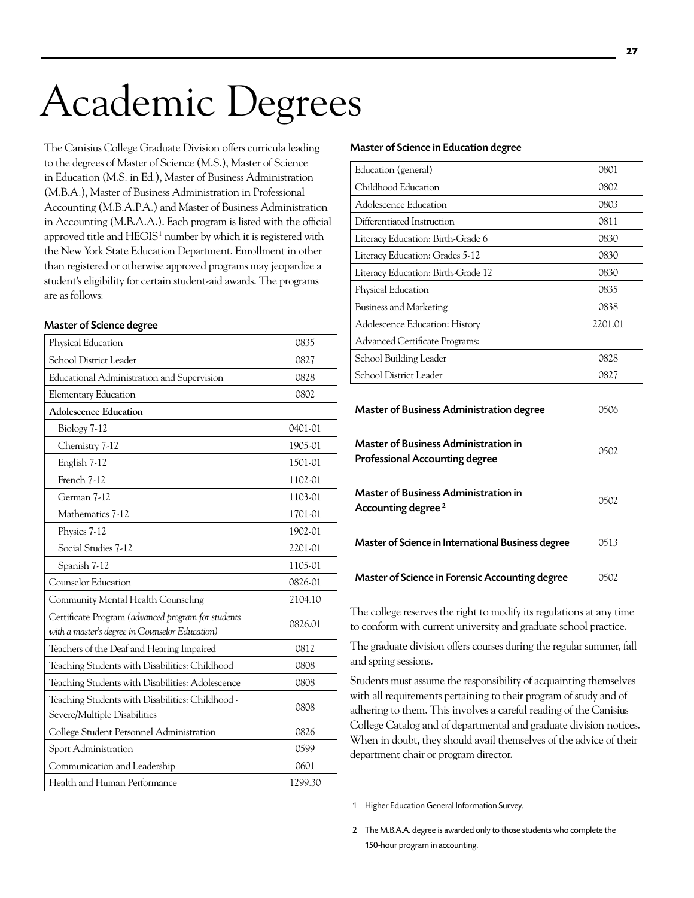# Academic Degrees

The Canisius College Graduate Division offers curricula leading to the degrees of Master of Science (M.S.), Master of Science in Education (M.S. in Ed.), Master of Business Administration (M.B.A.), Master of Business Administration in Professional Accounting (M.B.A.P.A.) and Master of Business Administration in Accounting (M.B.A.A.). Each program is listed with the official approved title and HEGIS[1] number by which it is registered with the New York State Education Department. Enrollment in other than registered or otherwise approved programs may jeopardize a student's eligibility for certain student-aid awards. The programs are as follows:

### Master of Science degree

| Program | HEGIS |
|---|---|
| Physical Education | 0835 |
| School District Leader | 0827 |
| Educational Administration and Supervision | 0828 |
| Elementary Education | 0802 |
| **Adolescence Education** | |
| Biology 7-12 | 0401-01 |
| Chemistry 7-12 | 1905-01 |
| English 7-12 | 1501-01 |
| French 7-12 | 1102-01 |
| German 7-12 | 1103-01 |
| Mathematics 7-12 | 1701-01 |
| Physics 7-12 | 1902-01 |
| Social Studies 7-12 | 2201-01 |
| Spanish 7-12 | 1105-01 |
| Counselor Education | 0826-01 |
| Community Mental Health Counseling | 2104.10 |
| Certificate Program (*advanced program for students with a master's degree in Counselor Education*) | 0826.01 |
| Teachers of the Deaf and Hearing Impaired | 0812 |
| Teaching Students with Disabilities: Childhood | 0808 |
| Teaching Students with Disabilities: Adolescence | 0808 |
| Teaching Students with Disabilities: Childhood - Severe/Multiple Disabilities | 0808 |
| College Student Personnel Administration | 0826 |
| Sport Administration | 0599 |
| Communication and Leadership | 0601 |
| Health and Human Performance | 1299.30 |

### Master of Science in Education degree

| Program | HEGIS |
|---|---|
| Education (general) | 0801 |
| Childhood Education | 0802 |
| Adolescence Education | 0803 |
| Differentiated Instruction | 0811 |
| Literacy Education: Birth-Grade 6 | 0830 |
| Literacy Education: Grades 5-12 | 0830 |
| Literacy Education: Birth-Grade 12 | 0830 |
| Physical Education | 0835 |
| Business and Marketing | 0838 |
| Adolescence Education: History | 2201.01 |
| Advanced Certificate Programs: | |
| School Building Leader | 0828 |
| School District Leader | 0827 |

| Degree | HEGIS |
|---|---|
| **Master of Business Administration degree** | 0506 |
| **Master of Business Administration in Professional Accounting degree** | 0502 |
| **Master of Business Administration in Accounting degree** [2] | 0502 |
| **Master of Science in International Business degree** | 0513 |
| **Master of Science in Forensic Accounting degree** | 0502 |

The college reserves the right to modify its regulations at any time to conform with current university and graduate school practice.

The graduate division offers courses during the regular summer, fall and spring sessions.

Students must assume the responsibility of acquainting themselves with all requirements pertaining to their program of study and of adhering to them. This involves a careful reading of the Canisius College Catalog and of departmental and graduate division notices. When in doubt, they should avail themselves of the advice of their department chair or program director.

1 Higher Education General Information Survey.

2 The M.B.A.A. degree is awarded only to those students who complete the 150-hour program in accounting.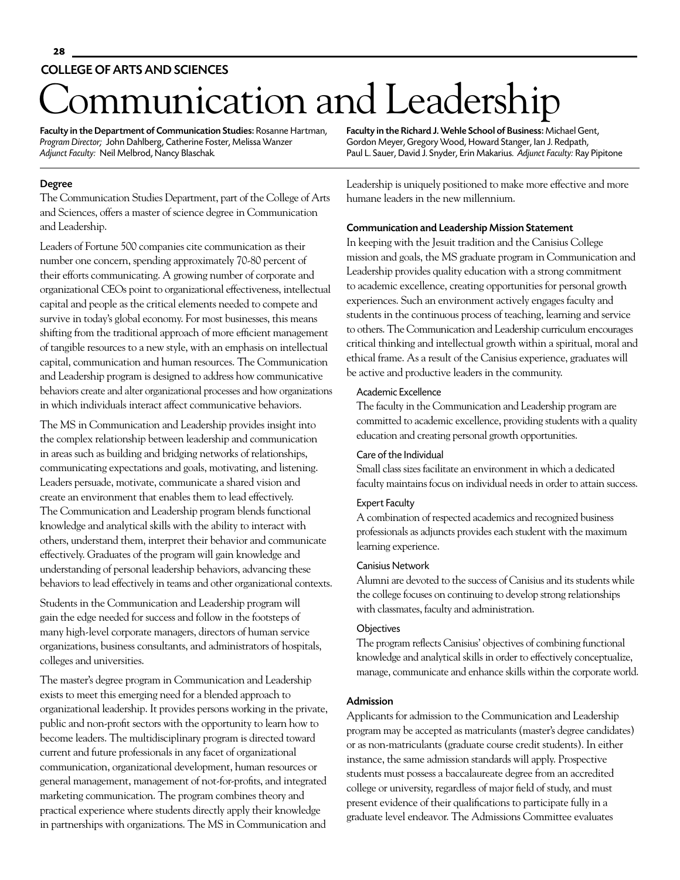COLLEGE OF ARTS AND SCIENCES

# Communication and Leadership

**Faculty in the Department of Communication Studies:** Rosanne Hartman, *Program Director;* John Dahlberg, Catherine Foster, Melissa Wanzer
*Adjunct Faculty:* Neil Melbrod, Nancy Blaschak.

**Faculty in the Richard J. Wehle School of Business:** Michael Gent, Gordon Meyer, Gregory Wood, Howard Stanger, Ian J. Redpath, Paul L. Sauer, David J. Snyder, Erin Makarius. *Adjunct Faculty:* Ray Pipitone

## Degree

The Communication Studies Department, part of the College of Arts and Sciences, offers a master of science degree in Communication and Leadership.

Leaders of Fortune 500 companies cite communication as their number one concern, spending approximately 70-80 percent of their efforts communicating. A growing number of corporate and organizational CEOs point to organizational effectiveness, intellectual capital and people as the critical elements needed to compete and survive in today's global economy. For most businesses, this means shifting from the traditional approach of more efficient management of tangible resources to a new style, with an emphasis on intellectual capital, communication and human resources. The Communication and Leadership program is designed to address how communicative behaviors create and alter organizational processes and how organizations in which individuals interact affect communicative behaviors.

The MS in Communication and Leadership provides insight into the complex relationship between leadership and communication in areas such as building and bridging networks of relationships, communicating expectations and goals, motivating, and listening. Leaders persuade, motivate, communicate a shared vision and create an environment that enables them to lead effectively. The Communication and Leadership program blends functional knowledge and analytical skills with the ability to interact with others, understand them, interpret their behavior and communicate effectively. Graduates of the program will gain knowledge and understanding of personal leadership behaviors, advancing these behaviors to lead effectively in teams and other organizational contexts.

Students in the Communication and Leadership program will gain the edge needed for success and follow in the footsteps of many high-level corporate managers, directors of human service organizations, business consultants, and administrators of hospitals, colleges and universities.

The master's degree program in Communication and Leadership exists to meet this emerging need for a blended approach to organizational leadership. It provides persons working in the private, public and non-profit sectors with the opportunity to learn how to become leaders. The multidisciplinary program is directed toward current and future professionals in any facet of organizational communication, organizational development, human resources or general management, management of not-for-profits, and integrated marketing communication. The program combines theory and practical experience where students directly apply their knowledge in partnerships with organizations. The MS in Communication and Leadership is uniquely positioned to make more effective and more humane leaders in the new millennium.

## Communication and Leadership Mission Statement

In keeping with the Jesuit tradition and the Canisius College mission and goals, the MS graduate program in Communication and Leadership provides quality education with a strong commitment to academic excellence, creating opportunities for personal growth experiences. Such an environment actively engages faculty and students in the continuous process of teaching, learning and service to others. The Communication and Leadership curriculum encourages critical thinking and intellectual growth within a spiritual, moral and ethical frame. As a result of the Canisius experience, graduates will be active and productive leaders in the community.

### Academic Excellence

The faculty in the Communication and Leadership program are committed to academic excellence, providing students with a quality education and creating personal growth opportunities.

### Care of the Individual

Small class sizes facilitate an environment in which a dedicated faculty maintains focus on individual needs in order to attain success.

### Expert Faculty

A combination of respected academics and recognized business professionals as adjuncts provides each student with the maximum learning experience.

### Canisius Network

Alumni are devoted to the success of Canisius and its students while the college focuses on continuing to develop strong relationships with classmates, faculty and administration.

### Objectives

The program reflects Canisius' objectives of combining functional knowledge and analytical skills in order to effectively conceptualize, manage, communicate and enhance skills within the corporate world.

## Admission

Applicants for admission to the Communication and Leadership program may be accepted as matriculants (master's degree candidates) or as non-matriculants (graduate course credit students). In either instance, the same admission standards will apply. Prospective students must possess a baccalaureate degree from an accredited college or university, regardless of major field of study, and must present evidence of their qualifications to participate fully in a graduate level endeavor. The Admissions Committee evaluates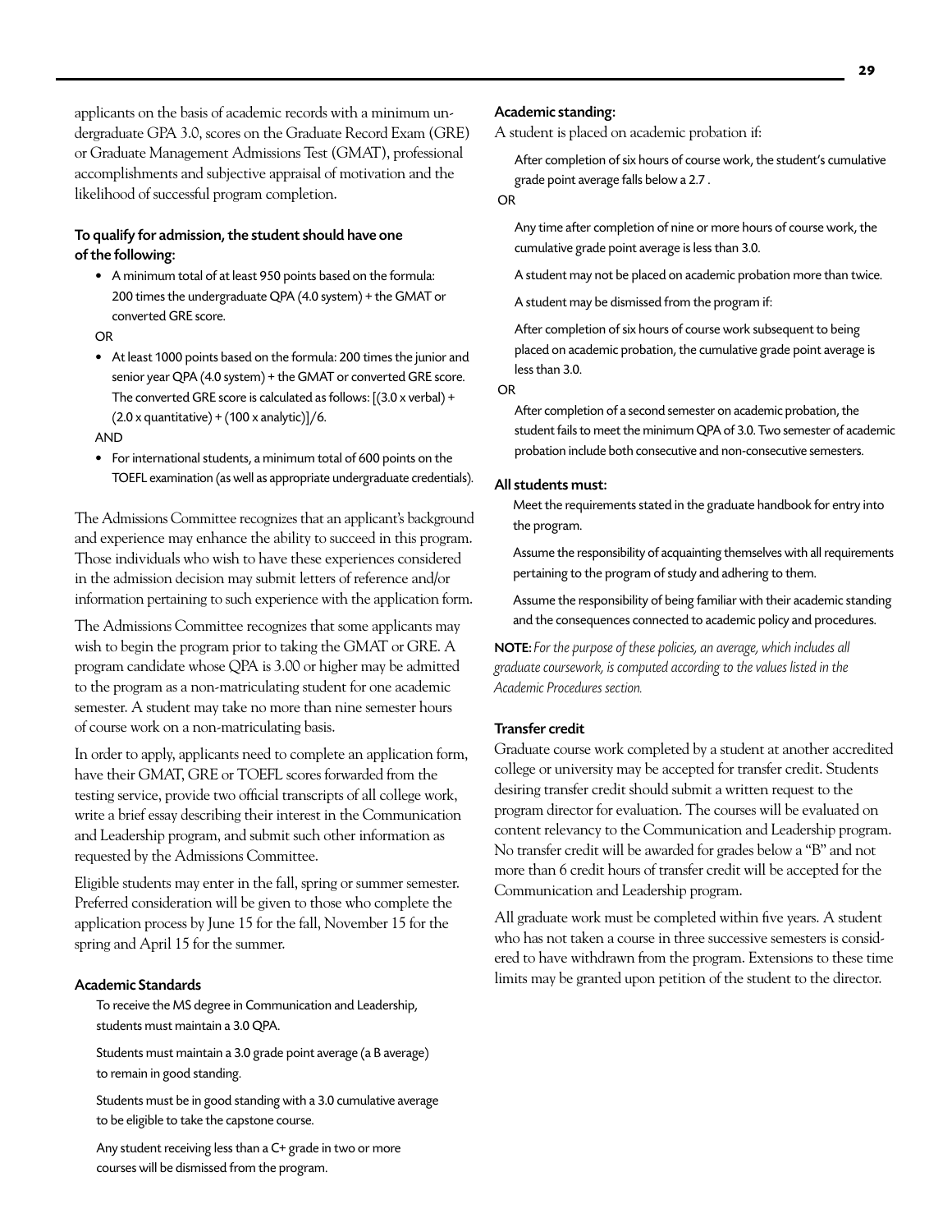applicants on the basis of academic records with a minimum undergraduate GPA 3.0, scores on the Graduate Record Exam (GRE) or Graduate Management Admissions Test (GMAT), professional accomplishments and subjective appraisal of motivation and the likelihood of successful program completion.

#### To qualify for admission, the student should have one of the following:

- A minimum total of at least 950 points based on the formula: 200 times the undergraduate QPA (4.0 system) + the GMAT or converted GRE score.

OR

- At least 1000 points based on the formula: 200 times the junior and senior year QPA (4.0 system) + the GMAT or converted GRE score. The converted GRE score is calculated as follows: [(3.0 x verbal) + (2.0 x quantitative) + (100 x analytic)]/6.

AND

- For international students, a minimum total of 600 points on the TOEFL examination (as well as appropriate undergraduate credentials).

The Admissions Committee recognizes that an applicant's background and experience may enhance the ability to succeed in this program. Those individuals who wish to have these experiences considered in the admission decision may submit letters of reference and/or information pertaining to such experience with the application form.

The Admissions Committee recognizes that some applicants may wish to begin the program prior to taking the GMAT or GRE. A program candidate whose QPA is 3.00 or higher may be admitted to the program as a non-matriculating student for one academic semester. A student may take no more than nine semester hours of course work on a non-matriculating basis.

In order to apply, applicants need to complete an application form, have their GMAT, GRE or TOEFL scores forwarded from the testing service, provide two official transcripts of all college work, write a brief essay describing their interest in the Communication and Leadership program, and submit such other information as requested by the Admissions Committee.

Eligible students may enter in the fall, spring or summer semester. Preferred consideration will be given to those who complete the application process by June 15 for the fall, November 15 for the spring and April 15 for the summer.

#### Academic Standards

To receive the MS degree in Communication and Leadership, students must maintain a 3.0 QPA.

Students must maintain a 3.0 grade point average (a B average) to remain in good standing.

Students must be in good standing with a 3.0 cumulative average to be eligible to take the capstone course.

Any student receiving less than a C+ grade in two or more courses will be dismissed from the program.

#### Academic standing:

A student is placed on academic probation if:

After completion of six hours of course work, the student's cumulative grade point average falls below a 2.7 .

OR

Any time after completion of nine or more hours of course work, the cumulative grade point average is less than 3.0.

A student may not be placed on academic probation more than twice.

A student may be dismissed from the program if:

After completion of six hours of course work subsequent to being placed on academic probation, the cumulative grade point average is less than 3.0.

OR

After completion of a second semester on academic probation, the student fails to meet the minimum QPA of 3.0. Two semester of academic probation include both consecutive and non-consecutive semesters.

#### All students must:

Meet the requirements stated in the graduate handbook for entry into the program.

Assume the responsibility of acquainting themselves with all requirements pertaining to the program of study and adhering to them.

Assume the responsibility of being familiar with their academic standing and the consequences connected to academic policy and procedures.

**NOTE:** *For the purpose of these policies, an average, which includes all graduate coursework, is computed according to the values listed in the Academic Procedures section.*

#### Transfer credit

Graduate course work completed by a student at another accredited college or university may be accepted for transfer credit. Students desiring transfer credit should submit a written request to the program director for evaluation. The courses will be evaluated on content relevancy to the Communication and Leadership program. No transfer credit will be awarded for grades below a "B" and not more than 6 credit hours of transfer credit will be accepted for the Communication and Leadership program.

All graduate work must be completed within five years. A student who has not taken a course in three successive semesters is considered to have withdrawn from the program. Extensions to these time limits may be granted upon petition of the student to the director.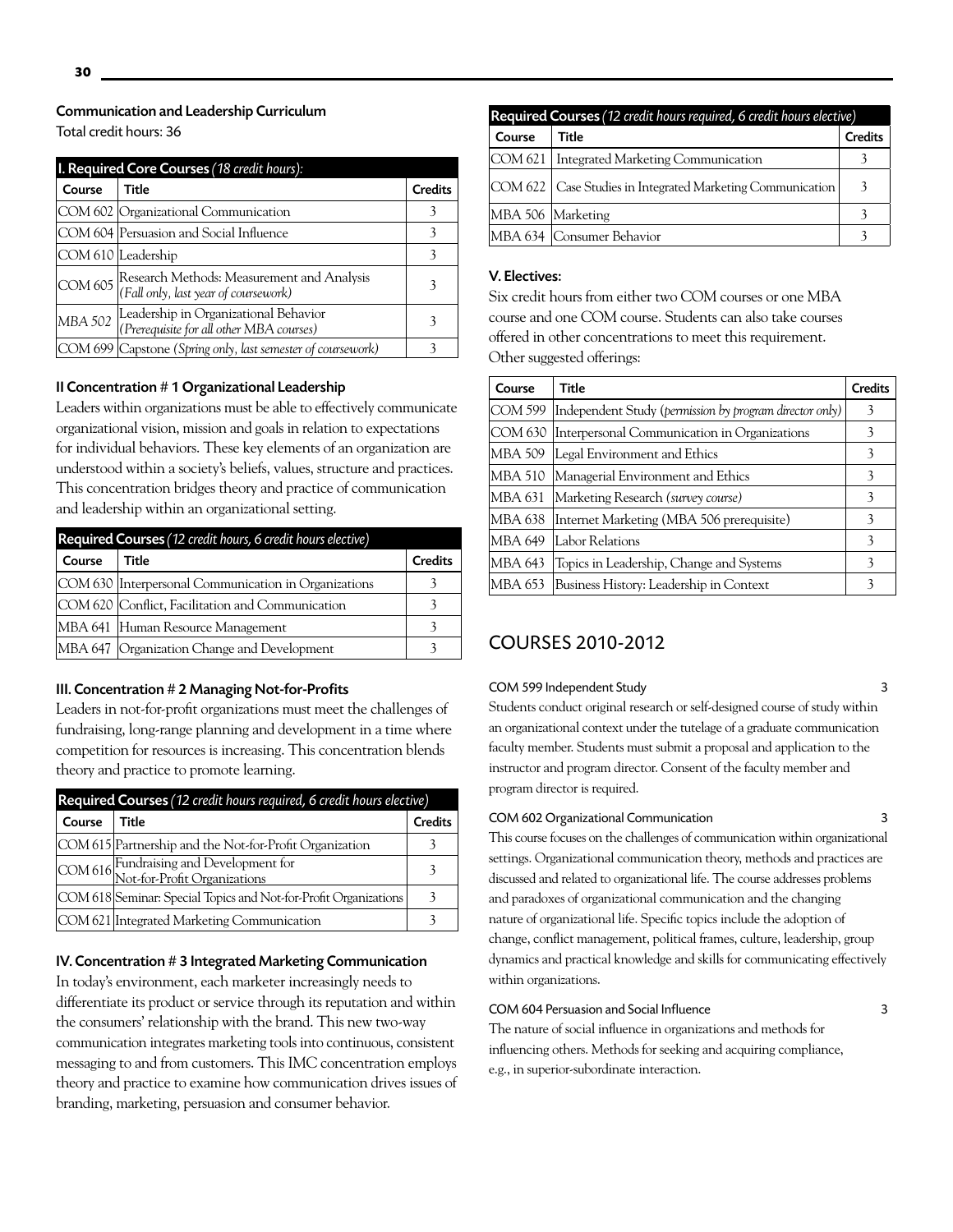### Communication and Leadership Curriculum

Total credit hours: 36

| I. Required Core Courses *(18 credit hours):* | | |
|---|---|---|
| Course | Title | Credits |
| COM 602 | Organizational Communication | 3 |
| COM 604 | Persuasion and Social Influence | 3 |
| COM 610 | Leadership | 3 |
| COM 605 | Research Methods: Measurement and Analysis *(Fall only, last year of coursework)* | 3 |
| MBA 502 | Leadership in Organizational Behavior *(Prerequisite for all other MBA courses)* | 3 |
| COM 699 | Capstone *(Spring only, last semester of coursework)* | 3 |

### II Concentration # 1 Organizational Leadership

Leaders within organizations must be able to effectively communicate organizational vision, mission and goals in relation to expectations for individual behaviors. These key elements of an organization are understood within a society's beliefs, values, structure and practices. This concentration bridges theory and practice of communication and leadership within an organizational setting.

| Required Courses *(12 credit hours, 6 credit hours elective)* | | |
|---|---|---|
| Course | Title | Credits |
| COM 630 | Interpersonal Communication in Organizations | 3 |
| COM 620 | Conflict, Facilitation and Communication | 3 |
| MBA 641 | Human Resource Management | 3 |
| MBA 647 | Organization Change and Development | 3 |

### III. Concentration # 2 Managing Not-for-Profits

Leaders in not-for-profit organizations must meet the challenges of fundraising, long-range planning and development in a time where competition for resources is increasing. This concentration blends theory and practice to promote learning.

| Required Courses *(12 credit hours required, 6 credit hours elective)* | | |
|---|---|---|
| Course | Title | Credits |
| COM 615 | Partnership and the Not-for-Profit Organization | 3 |
| COM 616 | Fundraising and Development for Not-for-Profit Organizations | 3 |
| COM 618 | Seminar: Special Topics and Not-for-Profit Organizations | 3 |
| COM 621 | Integrated Marketing Communication | 3 |

### IV. Concentration # 3 Integrated Marketing Communication

In today's environment, each marketer increasingly needs to differentiate its product or service through its reputation and within the consumers' relationship with the brand. This new two-way communication integrates marketing tools into continuous, consistent messaging to and from customers. This IMC concentration employs theory and practice to examine how communication drives issues of branding, marketing, persuasion and consumer behavior.

| Required Courses *(12 credit hours required, 6 credit hours elective)* | | |
|---|---|---|
| Course | Title | Credits |
| COM 621 | Integrated Marketing Communication | 3 |
| COM 622 | Case Studies in Integrated Marketing Communication | 3 |
| MBA 506 | Marketing | 3 |
| MBA 634 | Consumer Behavior | 3 |

### V. Electives:

Six credit hours from either two COM courses or one MBA course and one COM course. Students can also take courses offered in other concentrations to meet this requirement. Other suggested offerings:

| Course | Title | Credits |
|---|---|---|
| COM 599 | Independent Study (*permission by program director only*) | 3 |
| COM 630 | Interpersonal Communication in Organizations | 3 |
| MBA 509 | Legal Environment and Ethics | 3 |
| MBA 510 | Managerial Environment and Ethics | 3 |
| MBA 631 | Marketing Research *(survey course)* | 3 |
| MBA 638 | Internet Marketing (MBA 506 prerequisite) | 3 |
| MBA 649 | Labor Relations | 3 |
| MBA 643 | Topics in Leadership, Change and Systems | 3 |
| MBA 653 | Business History: Leadership in Context | 3 |

## COURSES 2010-2012

**COM 599 Independent Study** 3

Students conduct original research or self-designed course of study within an organizational context under the tutelage of a graduate communication faculty member. Students must submit a proposal and application to the instructor and program director. Consent of the faculty member and program director is required.

**COM 602 Organizational Communication** 3

This course focuses on the challenges of communication within organizational settings. Organizational communication theory, methods and practices are discussed and related to organizational life. The course addresses problems and paradoxes of organizational communication and the changing nature of organizational life. Specific topics include the adoption of change, conflict management, political frames, culture, leadership, group dynamics and practical knowledge and skills for communicating effectively within organizations.

**COM 604 Persuasion and Social Influence** 3

The nature of social influence in organizations and methods for influencing others. Methods for seeking and acquiring compliance, e.g., in superior-subordinate interaction.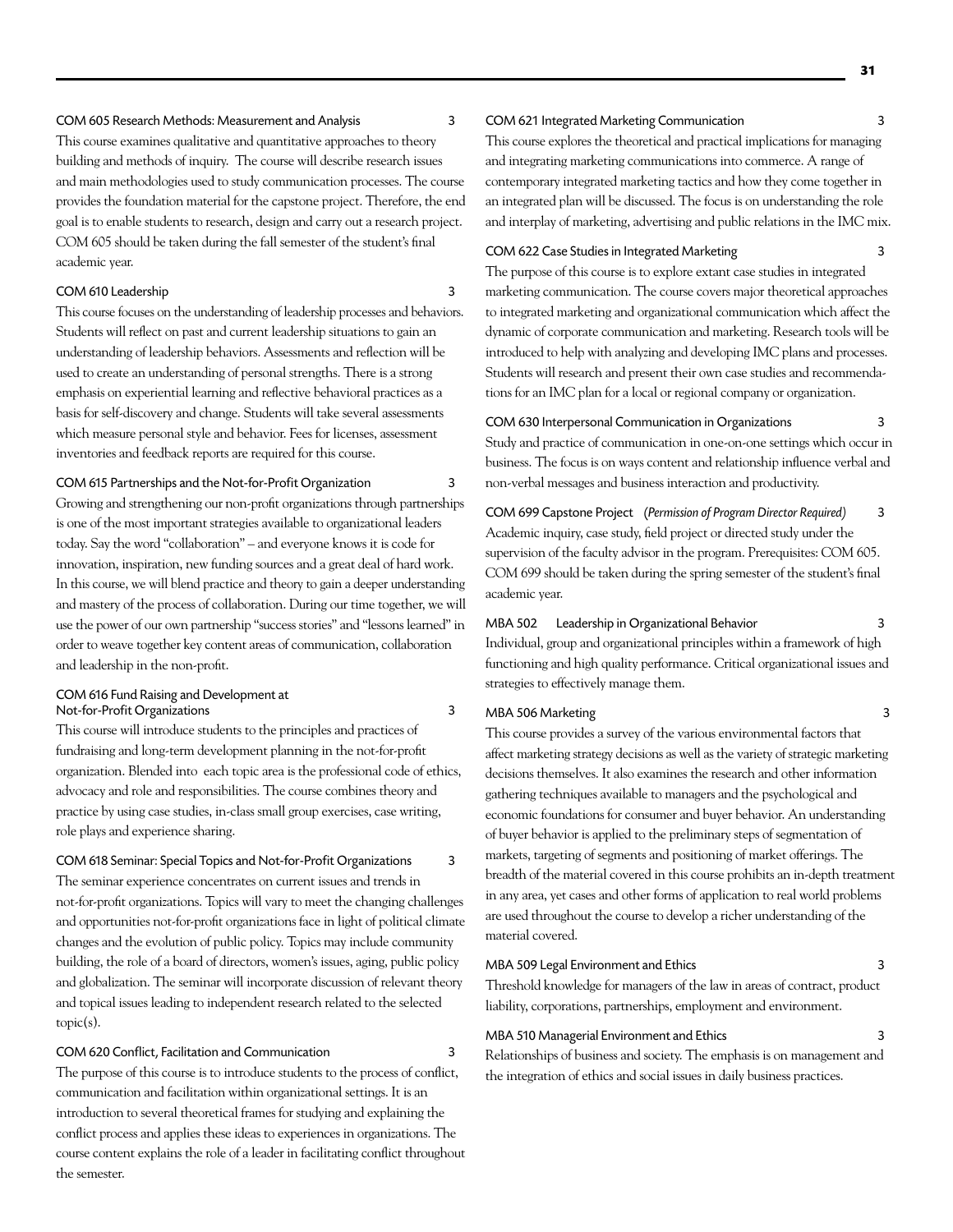### COM 605 Research Methods: Measurement and Analysis — 3

This course examines qualitative and quantitative approaches to theory building and methods of inquiry. The course will describe research issues and main methodologies used to study communication processes. The course provides the foundation material for the capstone project. Therefore, the end goal is to enable students to research, design and carry out a research project. COM 605 should be taken during the fall semester of the student's final academic year.

### COM 610 Leadership — 3

This course focuses on the understanding of leadership processes and behaviors. Students will reflect on past and current leadership situations to gain an understanding of leadership behaviors. Assessments and reflection will be used to create an understanding of personal strengths. There is a strong emphasis on experiential learning and reflective behavioral practices as a basis for self-discovery and change. Students will take several assessments which measure personal style and behavior. Fees for licenses, assessment inventories and feedback reports are required for this course.

### COM 615 Partnerships and the Not-for-Profit Organization — 3

Growing and strengthening our non-profit organizations through partnerships is one of the most important strategies available to organizational leaders today. Say the word "collaboration" – and everyone knows it is code for innovation, inspiration, new funding sources and a great deal of hard work. In this course, we will blend practice and theory to gain a deeper understanding and mastery of the process of collaboration. During our time together, we will use the power of our own partnership "success stories" and "lessons learned" in order to weave together key content areas of communication, collaboration and leadership in the non-profit.

### COM 616 Fund Raising and Development at Not-for-Profit Organizations — 3

This course will introduce students to the principles and practices of fundraising and long-term development planning in the not-for-profit organization. Blended into each topic area is the professional code of ethics, advocacy and role and responsibilities. The course combines theory and practice by using case studies, in-class small group exercises, case writing, role plays and experience sharing.

### COM 618 Seminar: Special Topics and Not-for-Profit Organizations — 3

The seminar experience concentrates on current issues and trends in not-for-profit organizations. Topics will vary to meet the changing challenges and opportunities not-for-profit organizations face in light of political climate changes and the evolution of public policy. Topics may include community building, the role of a board of directors, women's issues, aging, public policy and globalization. The seminar will incorporate discussion of relevant theory and topical issues leading to independent research related to the selected topic(s).

### COM 620 Conflict, Facilitation and Communication — 3

The purpose of this course is to introduce students to the process of conflict, communication and facilitation within organizational settings. It is an introduction to several theoretical frames for studying and explaining the conflict process and applies these ideas to experiences in organizations. The course content explains the role of a leader in facilitating conflict throughout the semester.

### COM 621 Integrated Marketing Communication — 3

This course explores the theoretical and practical implications for managing and integrating marketing communications into commerce. A range of contemporary integrated marketing tactics and how they come together in an integrated plan will be discussed. The focus is on understanding the role and interplay of marketing, advertising and public relations in the IMC mix.

### COM 622 Case Studies in Integrated Marketing — 3

The purpose of this course is to explore extant case studies in integrated marketing communication. The course covers major theoretical approaches to integrated marketing and organizational communication which affect the dynamic of corporate communication and marketing. Research tools will be introduced to help with analyzing and developing IMC plans and processes. Students will research and present their own case studies and recommendations for an IMC plan for a local or regional company or organization.

### COM 630 Interpersonal Communication in Organizations — 3

Study and practice of communication in one-on-one settings which occur in business. The focus is on ways content and relationship influence verbal and non-verbal messages and business interaction and productivity.

### COM 699 Capstone Project *(Permission of Program Director Required)* — 3

Academic inquiry, case study, field project or directed study under the supervision of the faculty advisor in the program. Prerequisites: COM 605. COM 699 should be taken during the spring semester of the student's final academic year.

### MBA 502 Leadership in Organizational Behavior — 3

Individual, group and organizational principles within a framework of high functioning and high quality performance. Critical organizational issues and strategies to effectively manage them.

### MBA 506 Marketing — 3

This course provides a survey of the various environmental factors that affect marketing strategy decisions as well as the variety of strategic marketing decisions themselves. It also examines the research and other information gathering techniques available to managers and the psychological and economic foundations for consumer and buyer behavior. An understanding of buyer behavior is applied to the preliminary steps of segmentation of markets, targeting of segments and positioning of market offerings. The breadth of the material covered in this course prohibits an in-depth treatment in any area, yet cases and other forms of application to real world problems are used throughout the course to develop a richer understanding of the material covered.

### MBA 509 Legal Environment and Ethics — 3

Threshold knowledge for managers of the law in areas of contract, product liability, corporations, partnerships, employment and environment.

### MBA 510 Managerial Environment and Ethics — 3

Relationships of business and society. The emphasis is on management and the integration of ethics and social issues in daily business practices.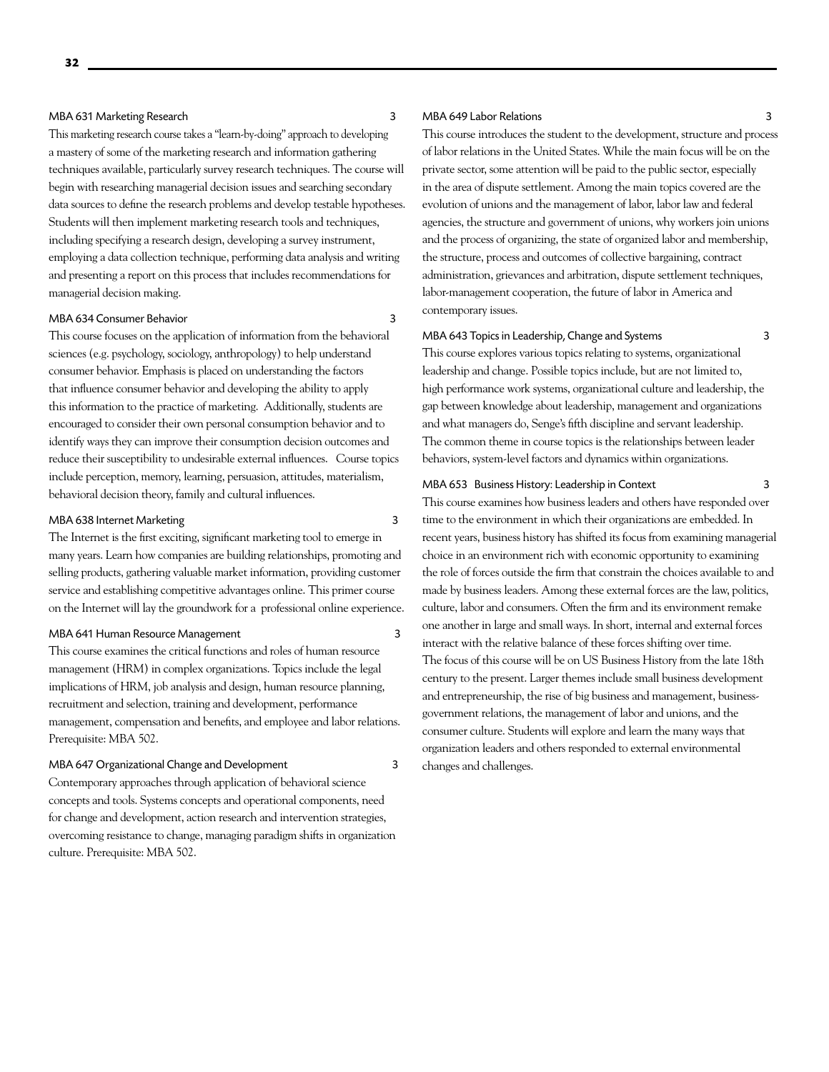### MBA 631 Marketing Research 3

This marketing research course takes a "learn-by-doing" approach to developing a mastery of some of the marketing research and information gathering techniques available, particularly survey research techniques. The course will begin with researching managerial decision issues and searching secondary data sources to define the research problems and develop testable hypotheses. Students will then implement marketing research tools and techniques, including specifying a research design, developing a survey instrument, employing a data collection technique, performing data analysis and writing and presenting a report on this process that includes recommendations for managerial decision making.

### MBA 634 Consumer Behavior 3

This course focuses on the application of information from the behavioral sciences (e.g. psychology, sociology, anthropology) to help understand consumer behavior. Emphasis is placed on understanding the factors that influence consumer behavior and developing the ability to apply this information to the practice of marketing. Additionally, students are encouraged to consider their own personal consumption behavior and to identify ways they can improve their consumption decision outcomes and reduce their susceptibility to undesirable external influences. Course topics include perception, memory, learning, persuasion, attitudes, materialism, behavioral decision theory, family and cultural influences.

### MBA 638 Internet Marketing 3

The Internet is the first exciting, significant marketing tool to emerge in many years. Learn how companies are building relationships, promoting and selling products, gathering valuable market information, providing customer service and establishing competitive advantages online. This primer course on the Internet will lay the groundwork for a professional online experience.

### MBA 641 Human Resource Management 3

This course examines the critical functions and roles of human resource management (HRM) in complex organizations. Topics include the legal implications of HRM, job analysis and design, human resource planning, recruitment and selection, training and development, performance management, compensation and benefits, and employee and labor relations. Prerequisite: MBA 502.

### MBA 647 Organizational Change and Development 3

Contemporary approaches through application of behavioral science concepts and tools. Systems concepts and operational components, need for change and development, action research and intervention strategies, overcoming resistance to change, managing paradigm shifts in organization culture. Prerequisite: MBA 502.

### MBA 649 Labor Relations 3

This course introduces the student to the development, structure and process of labor relations in the United States. While the main focus will be on the private sector, some attention will be paid to the public sector, especially in the area of dispute settlement. Among the main topics covered are the evolution of unions and the management of labor, labor law and federal agencies, the structure and government of unions, why workers join unions and the process of organizing, the state of organized labor and membership, the structure, process and outcomes of collective bargaining, contract administration, grievances and arbitration, dispute settlement techniques, labor-management cooperation, the future of labor in America and contemporary issues.

### MBA 643 Topics in Leadership, Change and Systems 3

This course explores various topics relating to systems, organizational leadership and change. Possible topics include, but are not limited to, high performance work systems, organizational culture and leadership, the gap between knowledge about leadership, management and organizations and what managers do, Senge's fifth discipline and servant leadership. The common theme in course topics is the relationships between leader behaviors, system-level factors and dynamics within organizations.

### MBA 653 Business History: Leadership in Context 3

This course examines how business leaders and others have responded over time to the environment in which their organizations are embedded. In recent years, business history has shifted its focus from examining managerial choice in an environment rich with economic opportunity to examining the role of forces outside the firm that constrain the choices available to and made by business leaders. Among these external forces are the law, politics, culture, labor and consumers. Often the firm and its environment remake one another in large and small ways. In short, internal and external forces interact with the relative balance of these forces shifting over time. The focus of this course will be on US Business History from the late 18th century to the present. Larger themes include small business development and entrepreneurship, the rise of big business and management, business-government relations, the management of labor and unions, and the consumer culture. Students will explore and learn the many ways that organization leaders and others responded to external environmental changes and challenges.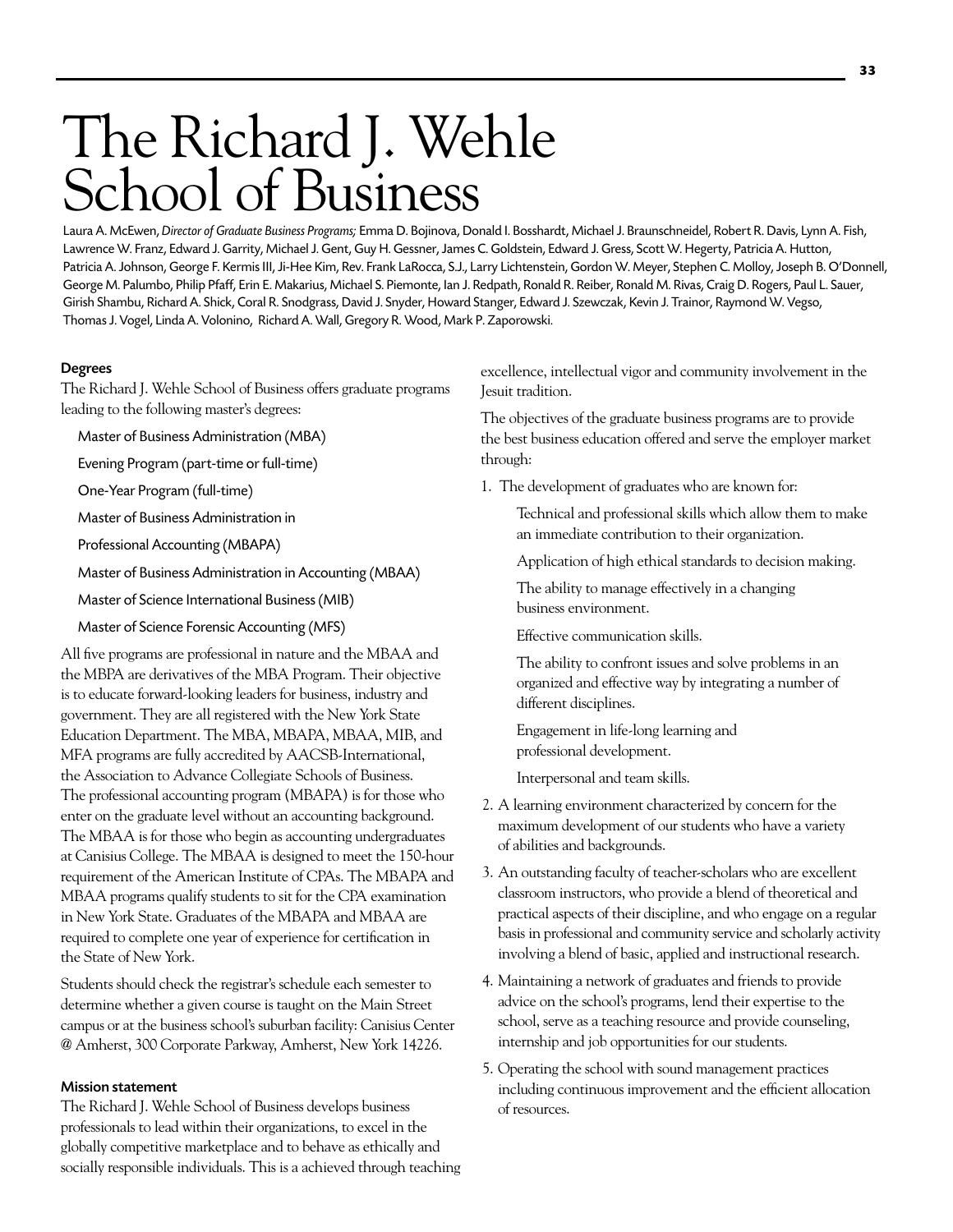# The Richard J. Wehle School of Business

Laura A. McEwen, *Director of Graduate Business Programs;* Emma D. Bojinova, Donald I. Bosshardt, Michael J. Braunschneidel, Robert R. Davis, Lynn A. Fish, Lawrence W. Franz, Edward J. Garrity, Michael J. Gent, Guy H. Gessner, James C. Goldstein, Edward J. Gress, Scott W. Hegerty, Patricia A. Hutton, Patricia A. Johnson, George F. Kermis III, Ji-Hee Kim, Rev. Frank LaRocca, S.J., Larry Lichtenstein, Gordon W. Meyer, Stephen C. Molloy, Joseph B. O'Donnell, George M. Palumbo, Philip Pfaff, Erin E. Makarius, Michael S. Piemonte, Ian J. Redpath, Ronald R. Reiber, Ronald M. Rivas, Craig D. Rogers, Paul L. Sauer, Girish Shambu, Richard A. Shick, Coral R. Snodgrass, David J. Snyder, Howard Stanger, Edward J. Szewczak, Kevin J. Trainor, Raymond W. Vegso, Thomas J. Vogel, Linda A. Volonino, Richard A. Wall, Gregory R. Wood, Mark P. Zaporowski.

### Degrees

The Richard J. Wehle School of Business offers graduate programs leading to the following master's degrees:

Master of Business Administration (MBA)

Evening Program (part-time or full-time)

One-Year Program (full-time)

Master of Business Administration in

Professional Accounting (MBAPA)

Master of Business Administration in Accounting (MBAA)

Master of Science International Business (MIB)

Master of Science Forensic Accounting (MFS)

All five programs are professional in nature and the MBAA and the MBPA are derivatives of the MBA Program. Their objective is to educate forward-looking leaders for business, industry and government. They are all registered with the New York State Education Department. The MBA, MBAPA, MBAA, MIB, and MFA programs are fully accredited by AACSB-International, the Association to Advance Collegiate Schools of Business. The professional accounting program (MBAPA) is for those who enter on the graduate level without an accounting background. The MBAA is for those who begin as accounting undergraduates at Canisius College. The MBAA is designed to meet the 150-hour requirement of the American Institute of CPAs. The MBAPA and MBAA programs qualify students to sit for the CPA examination in New York State. Graduates of the MBAPA and MBAA are required to complete one year of experience for certification in the State of New York.

Students should check the registrar's schedule each semester to determine whether a given course is taught on the Main Street campus or at the business school's suburban facility: Canisius Center @ Amherst, 300 Corporate Parkway, Amherst, New York 14226.

### Mission statement

The Richard J. Wehle School of Business develops business professionals to lead within their organizations, to excel in the globally competitive marketplace and to behave as ethically and socially responsible individuals. This is a achieved through teaching excellence, intellectual vigor and community involvement in the Jesuit tradition.

The objectives of the graduate business programs are to provide the best business education offered and serve the employer market through:

1. The development of graduates who are known for:

   Technical and professional skills which allow them to make an immediate contribution to their organization.

   Application of high ethical standards to decision making.

   The ability to manage effectively in a changing business environment.

   Effective communication skills.

   The ability to confront issues and solve problems in an organized and effective way by integrating a number of different disciplines.

   Engagement in life-long learning and professional development.

   Interpersonal and team skills.

2. A learning environment characterized by concern for the maximum development of our students who have a variety of abilities and backgrounds.
3. An outstanding faculty of teacher-scholars who are excellent classroom instructors, who provide a blend of theoretical and practical aspects of their discipline, and who engage on a regular basis in professional and community service and scholarly activity involving a blend of basic, applied and instructional research.
4. Maintaining a network of graduates and friends to provide advice on the school's programs, lend their expertise to the school, serve as a teaching resource and provide counseling, internship and job opportunities for our students.
5. Operating the school with sound management practices including continuous improvement and the efficient allocation of resources.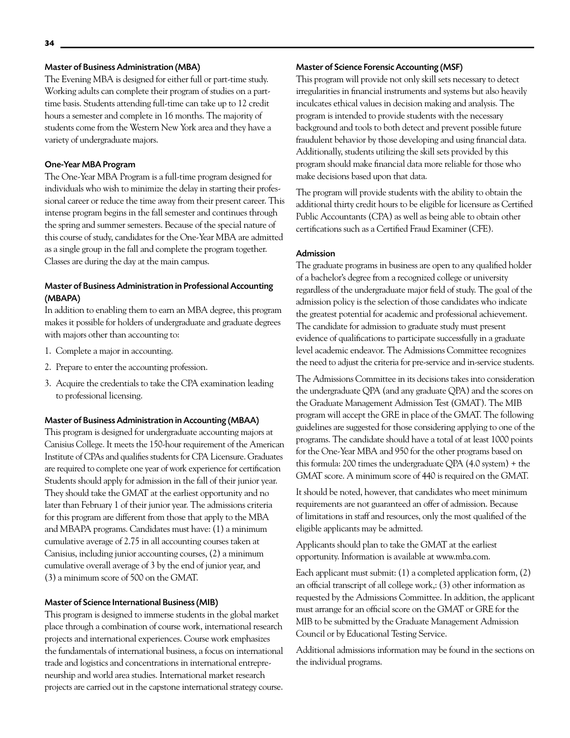### Master of Business Administration (MBA)

The Evening MBA is designed for either full or part-time study. Working adults can complete their program of studies on a part-time basis. Students attending full-time can take up to 12 credit hours a semester and complete in 16 months. The majority of students come from the Western New York area and they have a variety of undergraduate majors.

### One-Year MBA Program

The One-Year MBA Program is a full-time program designed for individuals who wish to minimize the delay in starting their professional career or reduce the time away from their present career. This intense program begins in the fall semester and continues through the spring and summer semesters. Because of the special nature of this course of study, candidates for the One-Year MBA are admitted as a single group in the fall and complete the program together. Classes are during the day at the main campus.

### Master of Business Administration in Professional Accounting (MBAPA)

In addition to enabling them to earn an MBA degree, this program makes it possible for holders of undergraduate and graduate degrees with majors other than accounting to:

1. Complete a major in accounting.
2. Prepare to enter the accounting profession.
3. Acquire the credentials to take the CPA examination leading to professional licensing.

### Master of Business Administration in Accounting (MBAA)

This program is designed for undergraduate accounting majors at Canisius College. It meets the 150-hour requirement of the American Institute of CPAs and qualifies students for CPA Licensure. Graduates are required to complete one year of work experience for certification Students should apply for admission in the fall of their junior year. They should take the GMAT at the earliest opportunity and no later than February 1 of their junior year. The admissions criteria for this program are different from those that apply to the MBA and MBAPA programs. Candidates must have: (1) a minimum cumulative average of 2.75 in all accounting courses taken at Canisius, including junior accounting courses, (2) a minimum cumulative overall average of 3 by the end of junior year, and (3) a minimum score of 500 on the GMAT.

### Master of Science International Business (MIB)

This program is designed to immerse students in the global market place through a combination of course work, international research projects and international experiences. Course work emphasizes the fundamentals of international business, a focus on international trade and logistics and concentrations in international entrepreneurship and world area studies. International market research projects are carried out in the capstone international strategy course.

### Master of Science Forensic Accounting (MSF)

This program will provide not only skill sets necessary to detect irregularities in financial instruments and systems but also heavily inculcates ethical values in decision making and analysis. The program is intended to provide students with the necessary background and tools to both detect and prevent possible future fraudulent behavior by those developing and using financial data. Additionally, students utilizing the skill sets provided by this program should make financial data more reliable for those who make decisions based upon that data.

The program will provide students with the ability to obtain the additional thirty credit hours to be eligible for licensure as Certified Public Accountants (CPA) as well as being able to obtain other certifications such as a Certified Fraud Examiner (CFE).

### Admission

The graduate programs in business are open to any qualified holder of a bachelor's degree from a recognized college or university regardless of the undergraduate major field of study. The goal of the admission policy is the selection of those candidates who indicate the greatest potential for academic and professional achievement. The candidate for admission to graduate study must present evidence of qualifications to participate successfully in a graduate level academic endeavor. The Admissions Committee recognizes the need to adjust the criteria for pre-service and in-service students.

The Admissions Committee in its decisions takes into consideration the undergraduate QPA (and any graduate QPA) and the scores on the Graduate Management Admission Test (GMAT). The MIB program will accept the GRE in place of the GMAT. The following guidelines are suggested for those considering applying to one of the programs. The candidate should have a total of at least 1000 points for the One-Year MBA and 950 for the other programs based on this formula: 200 times the undergraduate QPA (4.0 system) + the GMAT score. A minimum score of 440 is required on the GMAT.

It should be noted, however, that candidates who meet minimum requirements are not guaranteed an offer of admission. Because of limitations in staff and resources, only the most qualified of the eligible applicants may be admitted.

Applicants should plan to take the GMAT at the earliest opportunity. Information is available at www.mba.com.

Each applicant must submit: (1) a completed application form, (2) an official transcript of all college work,: (3) other information as requested by the Admissions Committee. In addition, the applicant must arrange for an official score on the GMAT or GRE for the MIB to be submitted by the Graduate Management Admission Council or by Educational Testing Service.

Additional admissions information may be found in the sections on the individual programs.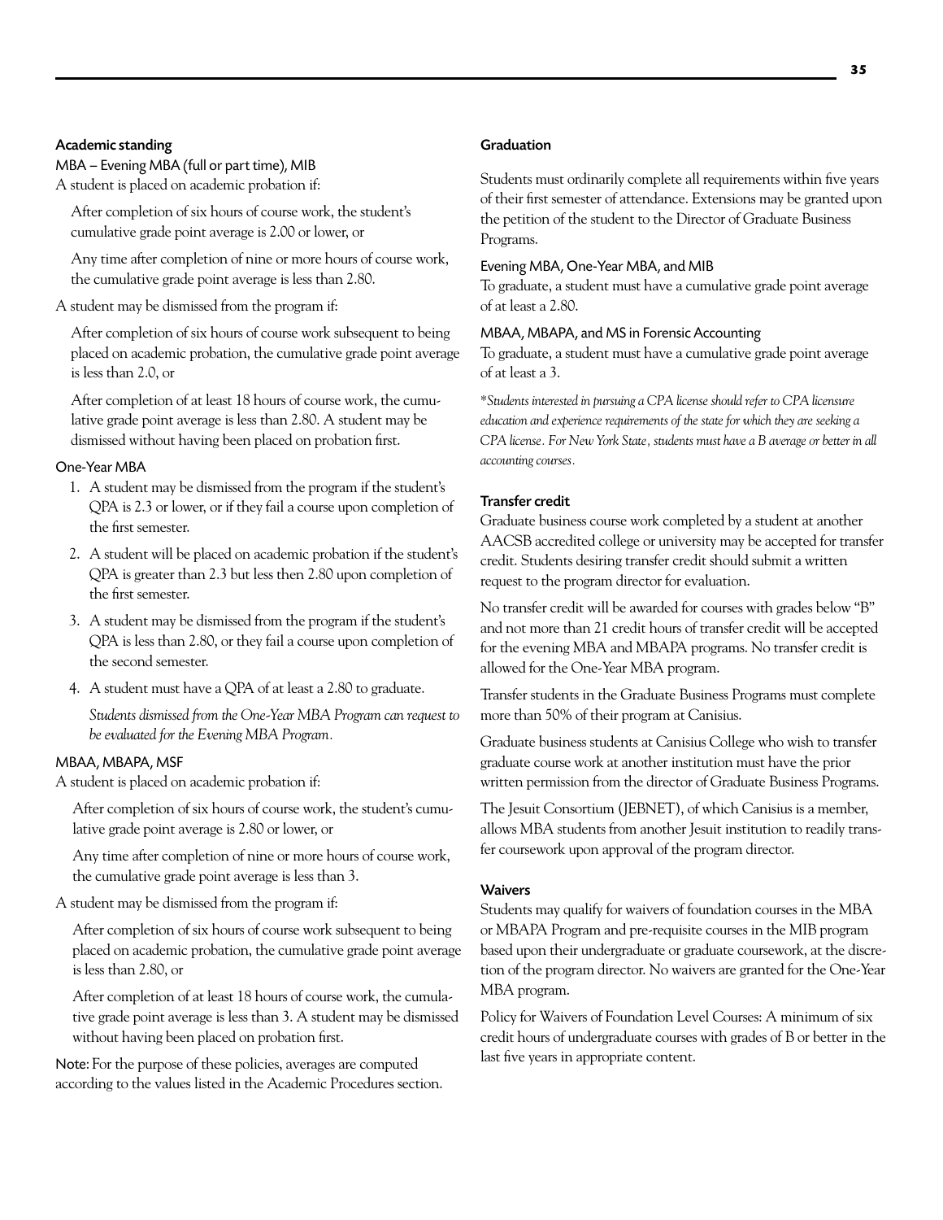### Academic standing

#### MBA – Evening MBA (full or part time), MIB

A student is placed on academic probation if:

After completion of six hours of course work, the student's cumulative grade point average is 2.00 or lower, or

Any time after completion of nine or more hours of course work, the cumulative grade point average is less than 2.80.

A student may be dismissed from the program if:

After completion of six hours of course work subsequent to being placed on academic probation, the cumulative grade point average is less than 2.0, or

After completion of at least 18 hours of course work, the cumulative grade point average is less than 2.80. A student may be dismissed without having been placed on probation first.

#### One-Year MBA

1. A student may be dismissed from the program if the student's QPA is 2.3 or lower, or if they fail a course upon completion of the first semester.
2. A student will be placed on academic probation if the student's QPA is greater than 2.3 but less then 2.80 upon completion of the first semester.
3. A student may be dismissed from the program if the student's QPA is less than 2.80, or they fail a course upon completion of the second semester.
4. A student must have a QPA of at least a 2.80 to graduate.

*Students dismissed from the One-Year MBA Program can request to be evaluated for the Evening MBA Program.*

#### MBAA, MBAPA, MSF

A student is placed on academic probation if:

After completion of six hours of course work, the student's cumulative grade point average is 2.80 or lower, or

Any time after completion of nine or more hours of course work, the cumulative grade point average is less than 3.

A student may be dismissed from the program if:

After completion of six hours of course work subsequent to being placed on academic probation, the cumulative grade point average is less than 2.80, or

After completion of at least 18 hours of course work, the cumulative grade point average is less than 3. A student may be dismissed without having been placed on probation first.

Note: For the purpose of these policies, averages are computed according to the values listed in the Academic Procedures section.

### Graduation

Students must ordinarily complete all requirements within five years of their first semester of attendance. Extensions may be granted upon the petition of the student to the Director of Graduate Business Programs.

#### Evening MBA, One-Year MBA, and MIB

To graduate, a student must have a cumulative grade point average of at least a 2.80.

#### MBAA, MBAPA, and MS in Forensic Accounting

To graduate, a student must have a cumulative grade point average of at least a 3.

*\*Students interested in pursuing a CPA license should refer to CPA licensure education and experience requirements of the state for which they are seeking a CPA license. For New York State, students must have a B average or better in all accounting courses.*

### Transfer credit

Graduate business course work completed by a student at another AACSB accredited college or university may be accepted for transfer credit. Students desiring transfer credit should submit a written request to the program director for evaluation.

No transfer credit will be awarded for courses with grades below "B" and not more than 21 credit hours of transfer credit will be accepted for the evening MBA and MBAPA programs. No transfer credit is allowed for the One-Year MBA program.

Transfer students in the Graduate Business Programs must complete more than 50% of their program at Canisius.

Graduate business students at Canisius College who wish to transfer graduate course work at another institution must have the prior written permission from the director of Graduate Business Programs.

The Jesuit Consortium (JEBNET), of which Canisius is a member, allows MBA students from another Jesuit institution to readily transfer coursework upon approval of the program director.

### Waivers

Students may qualify for waivers of foundation courses in the MBA or MBAPA Program and pre-requisite courses in the MIB program based upon their undergraduate or graduate coursework, at the discretion of the program director. No waivers are granted for the One-Year MBA program.

Policy for Waivers of Foundation Level Courses: A minimum of six credit hours of undergraduate courses with grades of B or better in the last five years in appropriate content.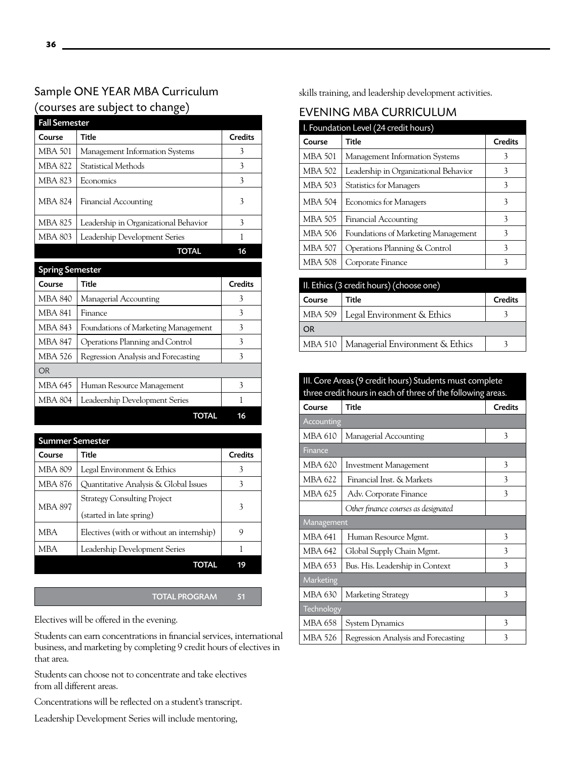## Sample ONE YEAR MBA Curriculum (courses are subject to change)

| Fall Semester | | |
|---|---|---|
| **Course** | **Title** | **Credits** |
| MBA 501 | Management Information Systems | 3 |
| MBA 822 | Statistical Methods | 3 |
| MBA 823 | Economics | 3 |
| MBA 824 | Financial Accounting | 3 |
| MBA 825 | Leadership in Organizational Behavior | 3 |
| MBA 803 | Leadership Development Series | 1 |
| | **TOTAL** | **16** |

| Spring Semester | | |
|---|---|---|
| **Course** | **Title** | **Credits** |
| MBA 840 | Managerial Accounting | 3 |
| MBA 841 | Finance | 3 |
| MBA 843 | Foundations of Marketing Management | 3 |
| MBA 847 | Operations Planning and Control | 3 |
| MBA 526 | Regression Analysis and Forecasting | 3 |
| OR | | |
| MBA 645 | Human Resource Management | 3 |
| MBA 804 | Leadeership Development Series | 1 |
| | **TOTAL** | **16** |

| Summer Semester | | |
|---|---|---|
| **Course** | **Title** | **Credits** |
| MBA 809 | Legal Environment & Ethics | 3 |
| MBA 876 | Quantitative Analysis & Global Issues | 3 |
| MBA 897 | Strategy Consulting Project (started in late spring) | 3 |
| MBA | Electives (with or without an internship) | 9 |
| MBA | Leadership Development Series | 1 |
| | **TOTAL** | **19** |

| | **TOTAL PROGRAM** | **51** |
|---|---|---|

Electives will be offered in the evening.

Students can earn concentrations in financial services, international business, and marketing by completing 9 credit hours of electives in that area.

Students can choose not to concentrate and take electives from all different areas.

Concentrations will be reflected on a student's transcript.

Leadership Development Series will include mentoring, skills training, and leadership development activities.

## EVENING MBA CURRICULUM

| I. Foundation Level (24 credit hours) | | |
|---|---|---|
| **Course** | **Title** | **Credits** |
| MBA 501 | Management Information Systems | 3 |
| MBA 502 | Leadership in Organizational Behavior | 3 |
| MBA 503 | Statistics for Managers | 3 |
| MBA 504 | Economics for Managers | 3 |
| MBA 505 | Financial Accounting | 3 |
| MBA 506 | Foundations of Marketing Management | 3 |
| MBA 507 | Operations Planning & Control | 3 |
| MBA 508 | Corporate Finance | 3 |

| II. Ethics (3 credit hours) (choose one) | | |
|---|---|---|
| **Course** | **Title** | **Credits** |
| MBA 509 | Legal Environment & Ethics | 3 |
| OR | | |
| MBA 510 | Managerial Environment & Ethics | 3 |

| III. Core Areas (9 credit hours) Students must complete three credit hours in each of three of the following areas. | | |
|---|---|---|
| **Course** | **Title** | **Credits** |
| Accounting | | |
| MBA 610 | Managerial Accounting | 3 |
| Finance | | |
| MBA 620 | Investment Management | 3 |
| MBA 622 | Financial Inst. & Markets | 3 |
| MBA 625 | Adv. Corporate Finance | 3 |
| | *Other finance courses as designated* | |
| Management | | |
| MBA 641 | Human Resource Mgmt. | 3 |
| MBA 642 | Global Supply Chain Mgmt. | 3 |
| MBA 653 | Bus. His. Leadership in Context | 3 |
| Marketing | | |
| MBA 630 | Marketing Strategy | 3 |
| Technology | | |
| MBA 658 | System Dynamics | 3 |
| MBA 526 | Regression Analysis and Forecasting | 3 |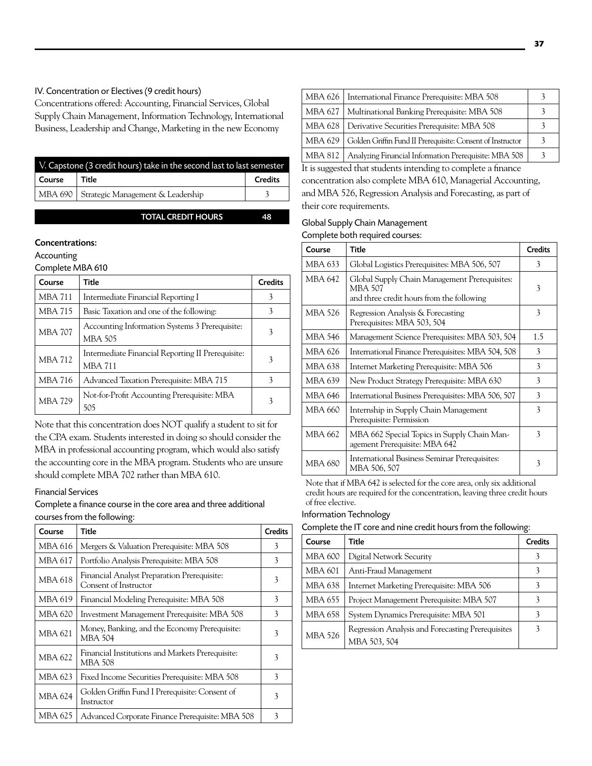### IV. Concentration or Electives (9 credit hours)

Concentrations offered: Accounting, Financial Services, Global Supply Chain Management, Information Technology, International Business, Leadership and Change, Marketing in the new Economy

| V. Capstone (3 credit hours) take in the second last to last semester | | |
|---|---|---|
| **Course** | **Title** | **Credits** |
| MBA 690 | Strategic Management & Leadership | 3 |

**TOTAL CREDIT HOURS 48**

### Concentrations:

#### Accounting

Complete MBA 610

| Course | Title | Credits |
|---|---|---|
| MBA 711 | Intermediate Financial Reporting I | 3 |
| MBA 715 | Basic Taxation and one of the following: | 3 |
| MBA 707 | Accounting Information Systems 3 Prerequisite: MBA 505 | 3 |
| MBA 712 | Intermediate Financial Reporting II Prerequisite: MBA 711 | 3 |
| MBA 716 | Advanced Taxation Prerequisite: MBA 715 | 3 |
| MBA 729 | Not-for-Profit Accounting Prerequisite: MBA 505 | 3 |

Note that this concentration does NOT qualify a student to sit for the CPA exam. Students interested in doing so should consider the MBA in professional accounting program, which would also satisfy the accounting core in the MBA program. Students who are unsure should complete MBA 702 rather than MBA 610.

#### Financial Services

Complete a finance course in the core area and three additional courses from the following:

| Course | Title | Credits |
|---|---|---|
| MBA 616 | Mergers & Valuation Prerequisite: MBA 508 | 3 |
| MBA 617 | Portfolio Analysis Prerequisite: MBA 508 | 3 |
| MBA 618 | Financial Analyst Preparation Prerequisite: Consent of Instructor | 3 |
| MBA 619 | Financial Modeling Prerequisite: MBA 508 | 3 |
| MBA 620 | Investment Management Prerequisite: MBA 508 | 3 |
| MBA 621 | Money, Banking, and the Economy Prerequisite: MBA 504 | 3 |
| MBA 622 | Financial Institutions and Markets Prerequisite: MBA 508 | 3 |
| MBA 623 | Fixed Income Securities Prerequisite: MBA 508 | 3 |
| MBA 624 | Golden Griffin Fund I Prerequisite: Consent of Instructor | 3 |
| MBA 625 | Advanced Corporate Finance Prerequisite: MBA 508 | 3 |
| MBA 626 | International Finance Prerequisite: MBA 508 | 3 |
| MBA 627 | Multinational Banking Prerequisite: MBA 508 | 3 |
| MBA 628 | Derivative Securities Prerequisite: MBA 508 | 3 |
| MBA 629 | Golden Griffin Fund II Prerequisite: Consent of Instructor | 3 |
| MBA 812 | Analyzing Financial Information Prerequisite: MBA 508 | 3 |

It is suggested that students intending to complete a finance concentration also complete MBA 610, Managerial Accounting, and MBA 526, Regression Analysis and Forecasting, as part of their core requirements.

#### Global Supply Chain Management

Complete both required courses:

| Course | Title | Credits |
|---|---|---|
| MBA 633 | Global Logistics Prerequisites: MBA 506, 507 | 3 |
| MBA 642 | Global Supply Chain Management Prerequisites: MBA 507 and three credit hours from the following | 3 |
| MBA 526 | Regression Analysis & Forecasting Prerequisites: MBA 503, 504 | 3 |
| MBA 546 | Management Science Prerequisites: MBA 503, 504 | 1.5 |
| MBA 626 | International Finance Prerequisites: MBA 504, 508 | 3 |
| MBA 638 | Internet Marketing Prerequisite: MBA 506 | 3 |
| MBA 639 | New Product Strategy Prerequisite: MBA 630 | 3 |
| MBA 646 | International Business Prerequisites: MBA 506, 507 | 3 |
| MBA 660 | Internship in Supply Chain Management Prerequisite: Permission | 3 |
| MBA 662 | MBA 662 Special Topics in Supply Chain Management Prerequisite: MBA 642 | 3 |
| MBA 680 | International Business Seminar Prerequisites: MBA 506, 507 | 3 |

Note that if MBA 642 is selected for the core area, only six additional credit hours are required for the concentration, leaving three credit hours of free elective.

#### Information Technology

Complete the IT core and nine credit hours from the following:

| Course | Title | Credits |
|---|---|---|
| MBA 600 | Digital Network Security | 3 |
| MBA 601 | Anti-Fraud Management | 3 |
| MBA 638 | Internet Marketing Prerequisite: MBA 506 | 3 |
| MBA 655 | Project Management Prerequisite: MBA 507 | 3 |
| MBA 658 | System Dynamics Prerequisite: MBA 501 | 3 |
| MBA 526 | Regression Analysis and Forecasting Prerequisites MBA 503, 504 | 3 |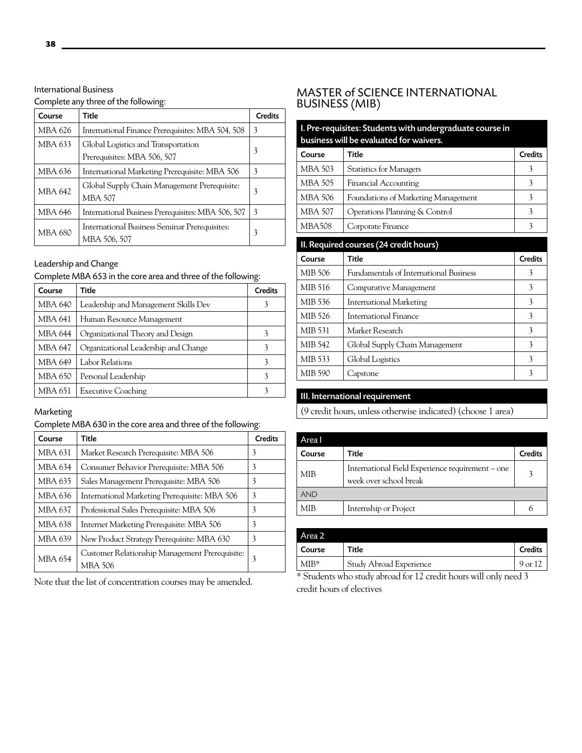International Business

Complete any three of the following:

| Course | Title | Credits |
|---|---|---|
| MBA 626 | International Finance Prerequisites: MBA 504, 508 | 3 |
| MBA 633 | Global Logistics and Transportation Prerequisites: MBA 506, 507 | 3 |
| MBA 636 | International Marketing Prerequisite: MBA 506 | 3 |
| MBA 642 | Global Supply Chain Management Prerequisite: MBA 507 | 3 |
| MBA 646 | International Business Prerequisites: MBA 506, 507 | 3 |
| MBA 680 | International Business Seminar Prerequisites: MBA 506, 507 | 3 |

Leadership and Change

Complete MBA 653 in the core area and three of the following:

| Course | Title | Credits |
|---|---|---|
| MBA 640 | Leadership and Management Skills Dev | 3 |
| MBA 641 | Human Resource Management | |
| MBA 644 | Organizational Theory and Design | 3 |
| MBA 647 | Organizational Leadership and Change | 3 |
| MBA 649 | Labor Relations | 3 |
| MBA 650 | Personal Leadership | 3 |
| MBA 651 | Executive Coaching | 3 |

Marketing

Complete MBA 630 in the core area and three of the following:

| Course | Title | Credits |
|---|---|---|
| MBA 631 | Market Research Prerequisite: MBA 506 | 3 |
| MBA 634 | Consumer Behavior Prerequisite: MBA 506 | 3 |
| MBA 635 | Sales Management Prerequisite: MBA 506 | 3 |
| MBA 636 | International Marketing Prerequisite: MBA 506 | 3 |
| MBA 637 | Professional Sales Prerequisite: MBA 506 | 3 |
| MBA 638 | Internet Marketing Prerequisite: MBA 506 | 3 |
| MBA 639 | New Product Strategy Prerequisite: MBA 630 | 3 |
| MBA 654 | Customer Relationship Management Prerequisite: MBA 506 | 3 |

Note that the list of concentration courses may be amended.

## MASTER of SCIENCE INTERNATIONAL BUSINESS (MIB)

**I. Pre-requisites: Students with undergraduate course in business will be evaluated for waivers.**

| Course | Title | Credits |
|---|---|---|
| MBA 503 | Statistics for Managers | 3 |
| MBA 505 | Financial Accounting | 3 |
| MBA 506 | Foundations of Marketing Management | 3 |
| MBA 507 | Operations Planning & Control | 3 |
| MBA508 | Corporate Finance | 3 |

**II. Required courses (24 credit hours)**

| Course | Title | Credits |
|---|---|---|
| MIB 506 | Fundamentals of International Business | 3 |
| MIB 516 | Comparative Management | 3 |
| MIB 536 | International Marketing | 3 |
| MIB 526 | International Finance | 3 |
| MIB 531 | Market Research | 3 |
| MIB 542 | Global Supply Chain Management | 3 |
| MIB 533 | Global Logistics | 3 |
| MIB 590 | Capstone | 3 |

**III. International requirement**

(9 credit hours, unless otherwise indicated) (choose 1 area)

Area I

| Course | Title | Credits |
|---|---|---|
| MIB | International Field Experience requirement – one week over school break | 3 |
| AND | | |
| MIB | Internship or Project | 6 |

Area 2

| Course | Title | Credits |
|---|---|---|
| MIB* | Study Abroad Experience | 9 or 12 |

* Students who study abroad for 12 credit hours will only need 3 credit hours of electives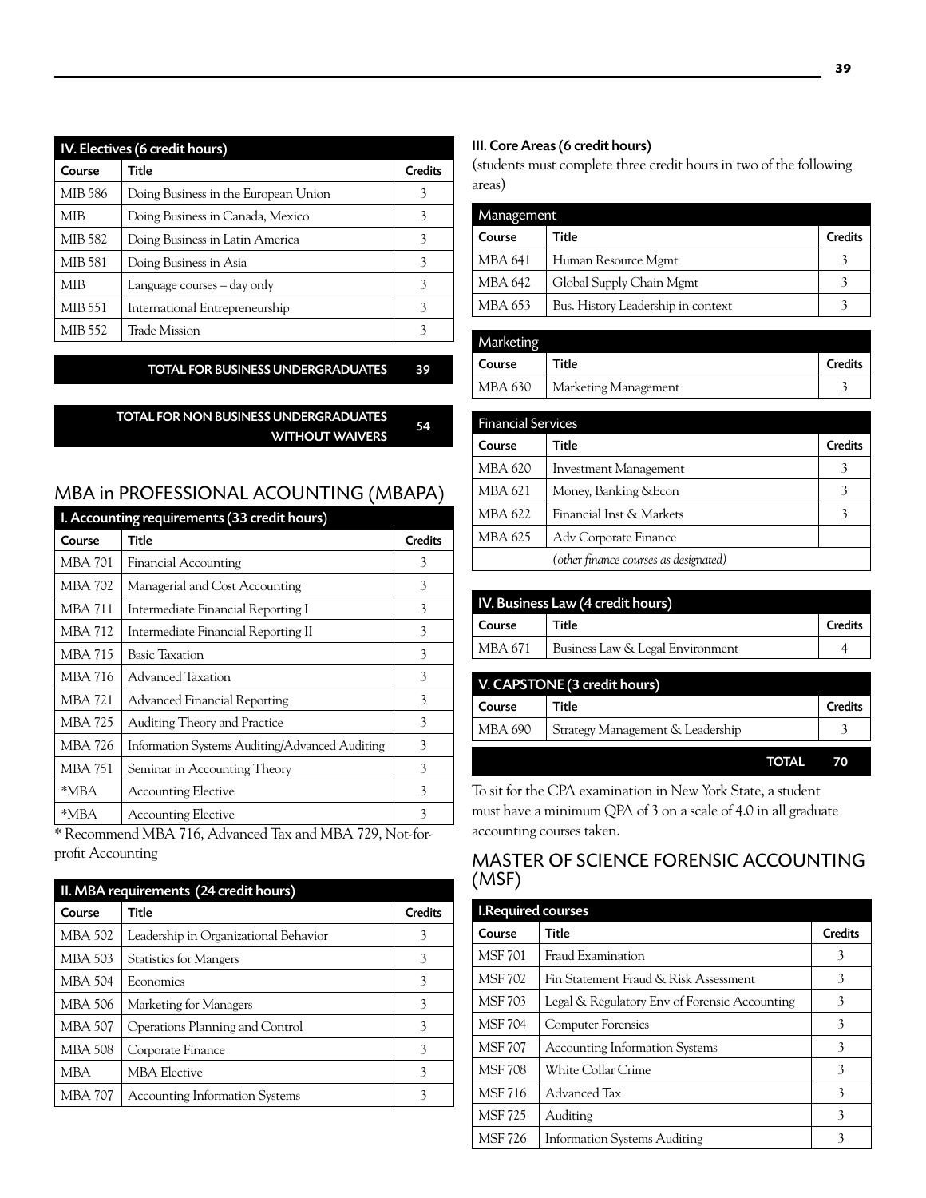| IV. Electives (6 credit hours) | | |
|---|---|---|
| Course | Title | Credits |
| MIB 586 | Doing Business in the European Union | 3 |
| MIB | Doing Business in Canada, Mexico | 3 |
| MIB 582 | Doing Business in Latin America | 3 |
| MIB 581 | Doing Business in Asia | 3 |
| MIB | Language courses – day only | 3 |
| MIB 551 | International Entrepreneurship | 3 |
| MIB 552 | Trade Mission | 3 |

**TOTAL FOR BUSINESS UNDERGRADUATES 39**

**TOTAL FOR NON BUSINESS UNDERGRADUATES WITHOUT WAIVERS 54**

## MBA in PROFESSIONAL ACOUNTING (MBAPA)

| I. Accounting requirements (33 credit hours) | | |
|---|---|---|
| Course | Title | Credits |
| MBA 701 | Financial Accounting | 3 |
| MBA 702 | Managerial and Cost Accounting | 3 |
| MBA 711 | Intermediate Financial Reporting I | 3 |
| MBA 712 | Intermediate Financial Reporting II | 3 |
| MBA 715 | Basic Taxation | 3 |
| MBA 716 | Advanced Taxation | 3 |
| MBA 721 | Advanced Financial Reporting | 3 |
| MBA 725 | Auditing Theory and Practice | 3 |
| MBA 726 | Information Systems Auditing/Advanced Auditing | 3 |
| MBA 751 | Seminar in Accounting Theory | 3 |
| *MBA | Accounting Elective | 3 |
| *MBA | Accounting Elective | 3 |

* Recommend MBA 716, Advanced Tax and MBA 729, Not-for-profit Accounting

| II. MBA requirements (24 credit hours) | | |
|---|---|---|
| Course | Title | Credits |
| MBA 502 | Leadership in Organizational Behavior | 3 |
| MBA 503 | Statistics for Mangers | 3 |
| MBA 504 | Economics | 3 |
| MBA 506 | Marketing for Managers | 3 |
| MBA 507 | Operations Planning and Control | 3 |
| MBA 508 | Corporate Finance | 3 |
| MBA | MBA Elective | 3 |
| MBA 707 | Accounting Information Systems | 3 |

### III. Core Areas (6 credit hours)

(students must complete three credit hours in two of the following areas)

| Management | | |
|---|---|---|
| Course | Title | Credits |
| MBA 641 | Human Resource Mgmt | 3 |
| MBA 642 | Global Supply Chain Mgmt | 3 |
| MBA 653 | Bus. History Leadership in context | 3 |

| Marketing | | |
|---|---|---|
| Course | Title | Credits |
| MBA 630 | Marketing Management | 3 |

| Financial Services | | |
|---|---|---|
| Course | Title | Credits |
| MBA 620 | Investment Management | 3 |
| MBA 621 | Money, Banking &Econ | 3 |
| MBA 622 | Financial Inst & Markets | 3 |
| MBA 625 | Adv Corporate Finance | |
| | *(other finance courses as designated)* | |

| IV. Business Law (4 credit hours) | | |
|---|---|---|
| Course | Title | Credits |
| MBA 671 | Business Law & Legal Environment | 4 |

| V. CAPSTONE (3 credit hours) | | |
|---|---|---|
| Course | Title | Credits |
| MBA 690 | Strategy Management & Leadership | 3 |

**TOTAL 70**

To sit for the CPA examination in New York State, a student must have a minimum QPA of 3 on a scale of 4.0 in all graduate accounting courses taken.

## MASTER OF SCIENCE FORENSIC ACCOUNTING (MSF)

| I.Required courses | | |
|---|---|---|
| Course | Title | Credits |
| MSF 701 | Fraud Examination | 3 |
| MSF 702 | Fin Statement Fraud & Risk Assessment | 3 |
| MSF 703 | Legal & Regulatory Env of Forensic Accounting | 3 |
| MSF 704 | Computer Forensics | 3 |
| MSF 707 | Accounting Information Systems | 3 |
| MSF 708 | White Collar Crime | 3 |
| MSF 716 | Advanced Tax | 3 |
| MSF 725 | Auditing | 3 |
| MSF 726 | Information Systems Auditing | 3 |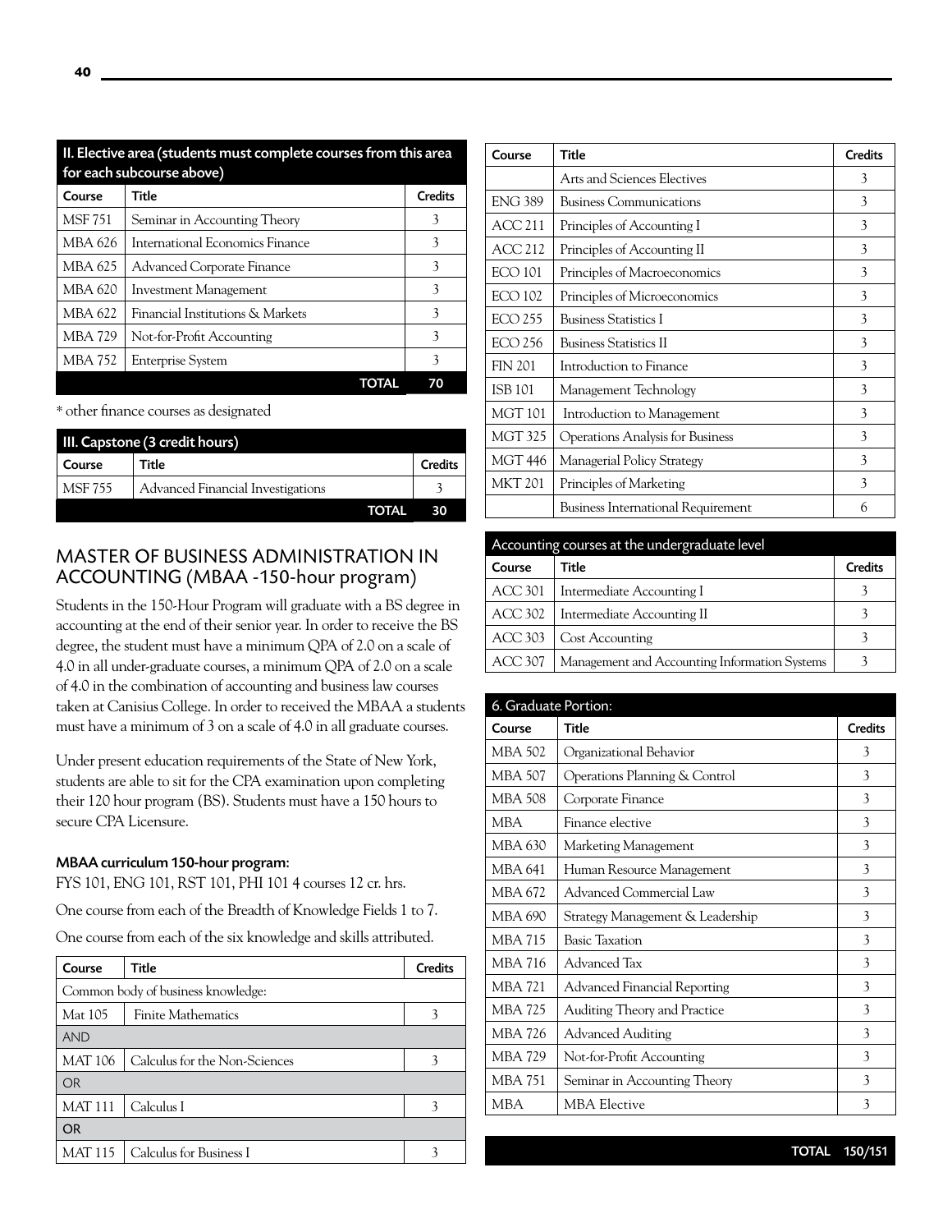| II. Elective area (students must complete courses from this area for each subcourse above) | | |
|---|---|---|
| **Course** | **Title** | **Credits** |
| MSF 751 | Seminar in Accounting Theory | 3 |
| MBA 626 | International Economics Finance | 3 |
| MBA 625 | Advanced Corporate Finance | 3 |
| MBA 620 | Investment Management | 3 |
| MBA 622 | Financial Institutions & Markets | 3 |
| MBA 729 | Not-for-Profit Accounting | 3 |
| MBA 752 | Enterprise System | 3 |
| | **TOTAL** | **70** |

* other finance courses as designated

| III. Capstone (3 credit hours) | | |
|---|---|---|
| **Course** | **Title** | **Credits** |
| MSF 755 | Advanced Financial Investigations | 3 |
| | **TOTAL** | **30** |

## MASTER OF BUSINESS ADMINISTRATION IN ACCOUNTING (MBAA -150-hour program)

Students in the 150-Hour Program will graduate with a BS degree in accounting at the end of their senior year. In order to receive the BS degree, the student must have a minimum QPA of 2.0 on a scale of 4.0 in all under-graduate courses, a minimum QPA of 2.0 on a scale of 4.0 in the combination of accounting and business law courses taken at Canisius College. In order to received the MBAA a students must have a minimum of 3 on a scale of 4.0 in all graduate courses.

Under present education requirements of the State of New York, students are able to sit for the CPA examination upon completing their 120 hour program (BS). Students must have a 150 hours to secure CPA Licensure.

#### MBAA curriculum 150-hour program:

FYS 101, ENG 101, RST 101, PHI 101 4 courses 12 cr. hrs.

One course from each of the Breadth of Knowledge Fields 1 to 7.

One course from each of the six knowledge and skills attributed.

| Course | Title | Credits |
|---|---|---|
| Common body of business knowledge: | | |
| Mat 105 | Finite Mathematics | 3 |
| AND | | |
| MAT 106 | Calculus for the Non-Sciences | 3 |
| OR | | |
| MAT 111 | Calculus I | 3 |
| OR | | |
| MAT 115 | Calculus for Business I | 3 |

| Course | Title | Credits |
|---|---|---|
| | Arts and Sciences Electives | 3 |
| ENG 389 | Business Communications | 3 |
| ACC 211 | Principles of Accounting I | 3 |
| ACC 212 | Principles of Accounting II | 3 |
| ECO 101 | Principles of Macroeconomics | 3 |
| ECO 102 | Principles of Microeconomics | 3 |
| ECO 255 | Business Statistics I | 3 |
| ECO 256 | Business Statistics II | 3 |
| FIN 201 | Introduction to Finance | 3 |
| ISB 101 | Management Technology | 3 |
| MGT 101 | Introduction to Management | 3 |
| MGT 325 | Operations Analysis for Business | 3 |
| MGT 446 | Managerial Policy Strategy | 3 |
| MKT 201 | Principles of Marketing | 3 |
| | Business International Requirement | 6 |

| Accounting courses at the undergraduate level | | |
|---|---|---|
| **Course** | **Title** | **Credits** |
| ACC 301 | Intermediate Accounting I | 3 |
| ACC 302 | Intermediate Accounting II | 3 |
| ACC 303 | Cost Accounting | 3 |
| ACC 307 | Management and Accounting Information Systems | 3 |

| 6. Graduate Portion: | | |
|---|---|---|
| **Course** | **Title** | **Credits** |
| MBA 502 | Organizational Behavior | 3 |
| MBA 507 | Operations Planning & Control | 3 |
| MBA 508 | Corporate Finance | 3 |
| MBA | Finance elective | 3 |
| MBA 630 | Marketing Management | 3 |
| MBA 641 | Human Resource Management | 3 |
| MBA 672 | Advanced Commercial Law | 3 |
| MBA 690 | Strategy Management & Leadership | 3 |
| MBA 715 | Basic Taxation | 3 |
| MBA 716 | Advanced Tax | 3 |
| MBA 721 | Advanced Financial Reporting | 3 |
| MBA 725 | Auditing Theory and Practice | 3 |
| MBA 726 | Advanced Auditing | 3 |
| MBA 729 | Not-for-Profit Accounting | 3 |
| MBA 751 | Seminar in Accounting Theory | 3 |
| MBA | MBA Elective | 3 |
| | **TOTAL** | **150/151** |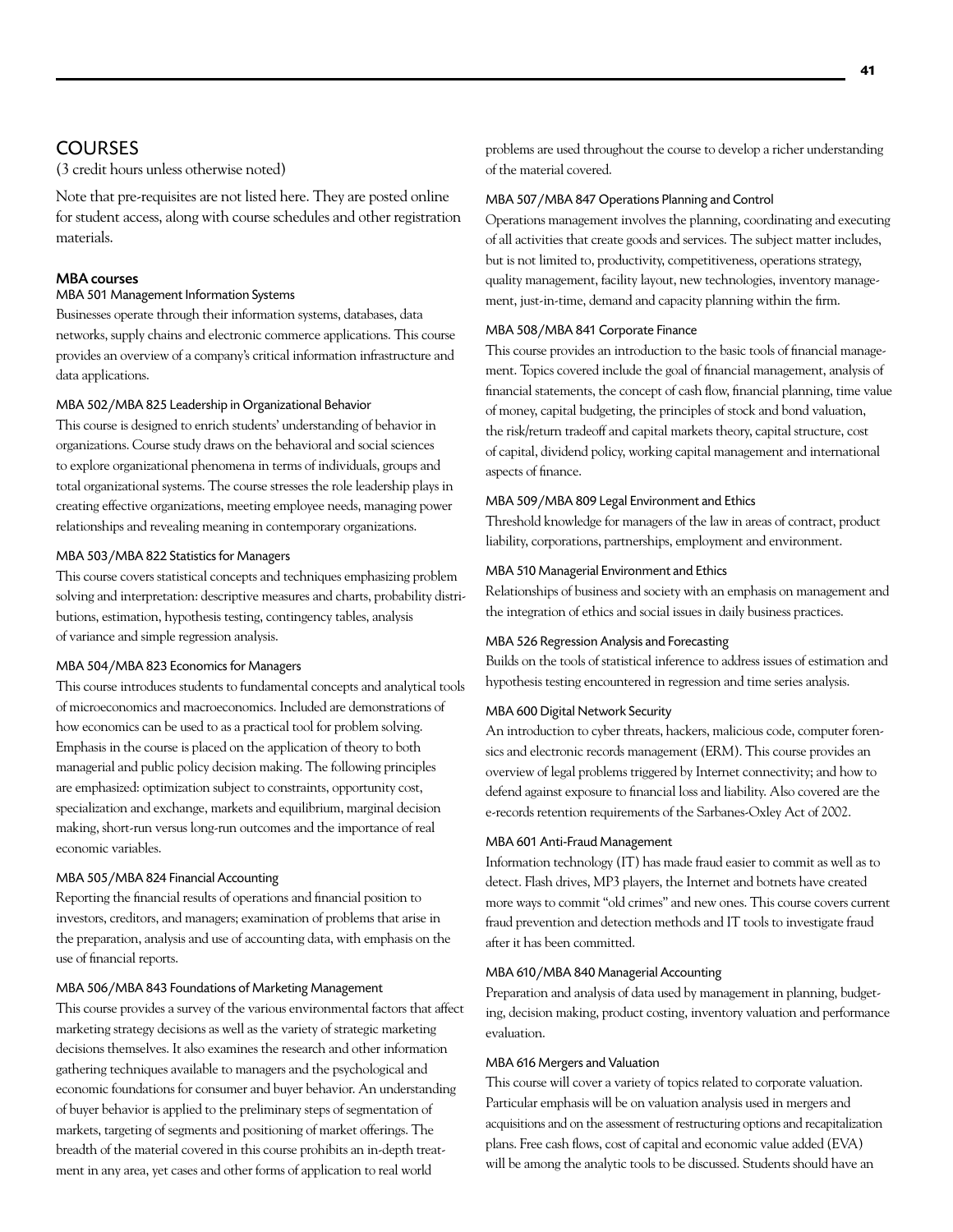## COURSES

(3 credit hours unless otherwise noted)

Note that pre-requisites are not listed here. They are posted online for student access, along with course schedules and other registration materials.

### MBA courses

#### MBA 501 Management Information Systems

Businesses operate through their information systems, databases, data networks, supply chains and electronic commerce applications. This course provides an overview of a company's critical information infrastructure and data applications.

#### MBA 502/MBA 825 Leadership in Organizational Behavior

This course is designed to enrich students' understanding of behavior in organizations. Course study draws on the behavioral and social sciences to explore organizational phenomena in terms of individuals, groups and total organizational systems. The course stresses the role leadership plays in creating effective organizations, meeting employee needs, managing power relationships and revealing meaning in contemporary organizations.

#### MBA 503/MBA 822 Statistics for Managers

This course covers statistical concepts and techniques emphasizing problem solving and interpretation: descriptive measures and charts, probability distributions, estimation, hypothesis testing, contingency tables, analysis of variance and simple regression analysis.

#### MBA 504/MBA 823 Economics for Managers

This course introduces students to fundamental concepts and analytical tools of microeconomics and macroeconomics. Included are demonstrations of how economics can be used to as a practical tool for problem solving. Emphasis in the course is placed on the application of theory to both managerial and public policy decision making. The following principles are emphasized: optimization subject to constraints, opportunity cost, specialization and exchange, markets and equilibrium, marginal decision making, short-run versus long-run outcomes and the importance of real economic variables.

#### MBA 505/MBA 824 Financial Accounting

Reporting the financial results of operations and financial position to investors, creditors, and managers; examination of problems that arise in the preparation, analysis and use of accounting data, with emphasis on the use of financial reports.

#### MBA 506/MBA 843 Foundations of Marketing Management

This course provides a survey of the various environmental factors that affect marketing strategy decisions as well as the variety of strategic marketing decisions themselves. It also examines the research and other information gathering techniques available to managers and the psychological and economic foundations for consumer and buyer behavior. An understanding of buyer behavior is applied to the preliminary steps of segmentation of markets, targeting of segments and positioning of market offerings. The breadth of the material covered in this course prohibits an in-depth treatment in any area, yet cases and other forms of application to real world problems are used throughout the course to develop a richer understanding of the material covered.

#### MBA 507/MBA 847 Operations Planning and Control

Operations management involves the planning, coordinating and executing of all activities that create goods and services. The subject matter includes, but is not limited to, productivity, competitiveness, operations strategy, quality management, facility layout, new technologies, inventory management, just-in-time, demand and capacity planning within the firm.

#### MBA 508/MBA 841 Corporate Finance

This course provides an introduction to the basic tools of financial management. Topics covered include the goal of financial management, analysis of financial statements, the concept of cash flow, financial planning, time value of money, capital budgeting, the principles of stock and bond valuation, the risk/return tradeoff and capital markets theory, capital structure, cost of capital, dividend policy, working capital management and international aspects of finance.

#### MBA 509/MBA 809 Legal Environment and Ethics

Threshold knowledge for managers of the law in areas of contract, product liability, corporations, partnerships, employment and environment.

#### MBA 510 Managerial Environment and Ethics

Relationships of business and society with an emphasis on management and the integration of ethics and social issues in daily business practices.

#### MBA 526 Regression Analysis and Forecasting

Builds on the tools of statistical inference to address issues of estimation and hypothesis testing encountered in regression and time series analysis.

#### MBA 600 Digital Network Security

An introduction to cyber threats, hackers, malicious code, computer forensics and electronic records management (ERM). This course provides an overview of legal problems triggered by Internet connectivity; and how to defend against exposure to financial loss and liability. Also covered are the e-records retention requirements of the Sarbanes-Oxley Act of 2002.

#### MBA 601 Anti-Fraud Management

Information technology (IT) has made fraud easier to commit as well as to detect. Flash drives, MP3 players, the Internet and botnets have created more ways to commit "old crimes" and new ones. This course covers current fraud prevention and detection methods and IT tools to investigate fraud after it has been committed.

#### MBA 610/MBA 840 Managerial Accounting

Preparation and analysis of data used by management in planning, budgeting, decision making, product costing, inventory valuation and performance evaluation.

#### MBA 616 Mergers and Valuation

This course will cover a variety of topics related to corporate valuation. Particular emphasis will be on valuation analysis used in mergers and acquisitions and on the assessment of restructuring options and recapitalization plans. Free cash flows, cost of capital and economic value added (EVA) will be among the analytic tools to be discussed. Students should have an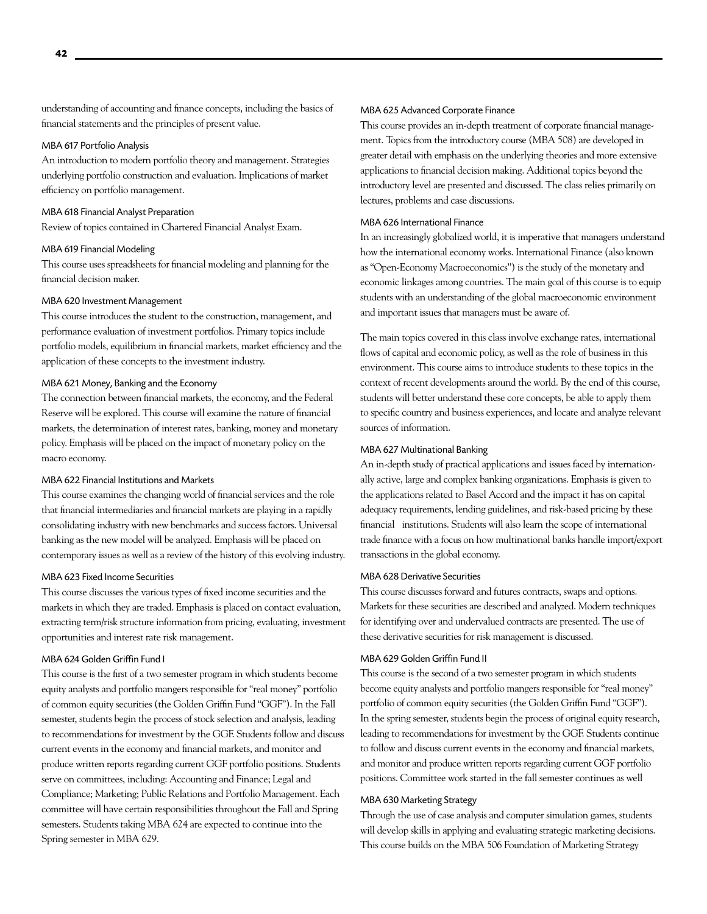understanding of accounting and finance concepts, including the basics of financial statements and the principles of present value.

### MBA 617 Portfolio Analysis

An introduction to modern portfolio theory and management. Strategies underlying portfolio construction and evaluation. Implications of market efficiency on portfolio management.

### MBA 618 Financial Analyst Preparation

Review of topics contained in Chartered Financial Analyst Exam.

### MBA 619 Financial Modeling

This course uses spreadsheets for financial modeling and planning for the financial decision maker.

### MBA 620 Investment Management

This course introduces the student to the construction, management, and performance evaluation of investment portfolios. Primary topics include portfolio models, equilibrium in financial markets, market efficiency and the application of these concepts to the investment industry.

### MBA 621 Money, Banking and the Economy

The connection between financial markets, the economy, and the Federal Reserve will be explored. This course will examine the nature of financial markets, the determination of interest rates, banking, money and monetary policy. Emphasis will be placed on the impact of monetary policy on the macro economy.

### MBA 622 Financial Institutions and Markets

This course examines the changing world of financial services and the role that financial intermediaries and financial markets are playing in a rapidly consolidating industry with new benchmarks and success factors. Universal banking as the new model will be analyzed. Emphasis will be placed on contemporary issues as well as a review of the history of this evolving industry.

### MBA 623 Fixed Income Securities

This course discusses the various types of fixed income securities and the markets in which they are traded. Emphasis is placed on contact evaluation, extracting term/risk structure information from pricing, evaluating, investment opportunities and interest rate risk management.

### MBA 624 Golden Griffin Fund I

This course is the first of a two semester program in which students become equity analysts and portfolio mangers responsible for "real money" portfolio of common equity securities (the Golden Griffin Fund "GGF"). In the Fall semester, students begin the process of stock selection and analysis, leading to recommendations for investment by the GGF. Students follow and discuss current events in the economy and financial markets, and monitor and produce written reports regarding current GGF portfolio positions. Students serve on committees, including: Accounting and Finance; Legal and Compliance; Marketing; Public Relations and Portfolio Management. Each committee will have certain responsibilities throughout the Fall and Spring semesters. Students taking MBA 624 are expected to continue into the Spring semester in MBA 629.

### MBA 625 Advanced Corporate Finance

This course provides an in-depth treatment of corporate financial management. Topics from the introductory course (MBA 508) are developed in greater detail with emphasis on the underlying theories and more extensive applications to financial decision making. Additional topics beyond the introductory level are presented and discussed. The class relies primarily on lectures, problems and case discussions.

### MBA 626 International Finance

In an increasingly globalized world, it is imperative that managers understand how the international economy works. International Finance (also known as "Open-Economy Macroeconomics") is the study of the monetary and economic linkages among countries. The main goal of this course is to equip students with an understanding of the global macroeconomic environment and important issues that managers must be aware of.

The main topics covered in this class involve exchange rates, international flows of capital and economic policy, as well as the role of business in this environment. This course aims to introduce students to these topics in the context of recent developments around the world. By the end of this course, students will better understand these core concepts, be able to apply them to specific country and business experiences, and locate and analyze relevant sources of information.

### MBA 627 Multinational Banking

An in-depth study of practical applications and issues faced by internationally active, large and complex banking organizations. Emphasis is given to the applications related to Basel Accord and the impact it has on capital adequacy requirements, lending guidelines, and risk-based pricing by these financial institutions. Students will also learn the scope of international trade finance with a focus on how multinational banks handle import/export transactions in the global economy.

### MBA 628 Derivative Securities

This course discusses forward and futures contracts, swaps and options. Markets for these securities are described and analyzed. Modern techniques for identifying over and undervalued contracts are presented. The use of these derivative securities for risk management is discussed.

### MBA 629 Golden Griffin Fund II

This course is the second of a two semester program in which students become equity analysts and portfolio managers responsible for "real money" portfolio of common equity securities (the Golden Griffin Fund "GGF"). In the spring semester, students begin the process of original equity research, leading to recommendations for investment by the GGF. Students continue to follow and discuss current events in the economy and financial markets, and monitor and produce written reports regarding current GGF portfolio positions. Committee work started in the fall semester continues as well

### MBA 630 Marketing Strategy

Through the use of case analysis and computer simulation games, students will develop skills in applying and evaluating strategic marketing decisions. This course builds on the MBA 506 Foundation of Marketing Strategy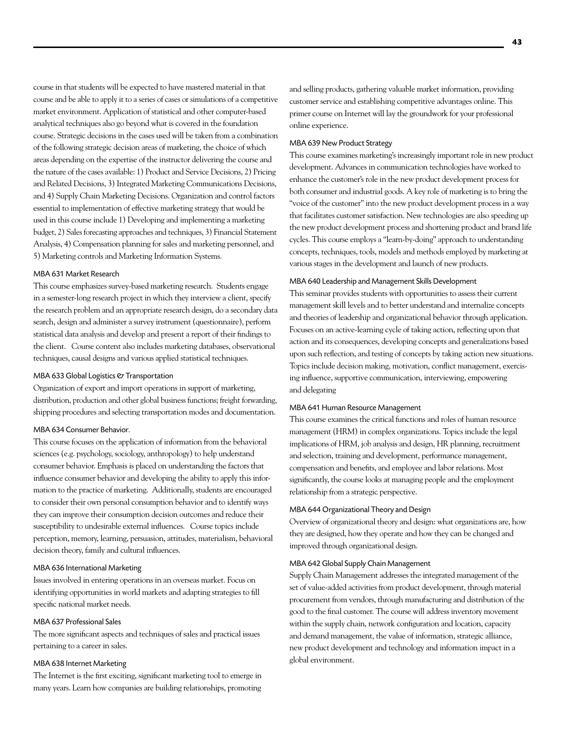course in that students will be expected to have mastered material in that course and be able to apply it to a series of cases or simulations of a competitive market environment. Application of statistical and other computer-based analytical techniques also go beyond what is covered in the foundation course. Strategic decisions in the cases used will be taken from a combination of the following strategic decision areas of marketing, the choice of which areas depending on the expertise of the instructor delivering the course and the nature of the cases available: 1) Product and Service Decisions, 2) Pricing and Related Decisions, 3) Integrated Marketing Communications Decisions, and 4) Supply Chain Marketing Decisions. Organization and control factors essential to implementation of effective marketing strategy that would be used in this course include 1) Developing and implementing a marketing budget, 2) Sales forecasting approaches and techniques, 3) Financial Statement Analysis, 4) Compensation planning for sales and marketing personnel, and 5) Marketing controls and Marketing Information Systems.

### MBA 631 Market Research

This course emphasizes survey-based marketing research. Students engage in a semester-long research project in which they interview a client, specify the research problem and an appropriate research design, do a secondary data search, design and administer a survey instrument (questionnaire), perform statistical data analysis and develop and present a report of their findings to the client. Course content also includes marketing databases, observational techniques, causal designs and various applied statistical techniques.

### MBA 633 Global Logistics & Transportation

Organization of export and import operations in support of marketing, distribution, production and other global business functions; freight forwarding, shipping procedures and selecting transportation modes and documentation.

### MBA 634 Consumer Behavior.

This course focuses on the application of information from the behavioral sciences (e.g. psychology, sociology, anthropology) to help understand consumer behavior. Emphasis is placed on understanding the factors that influence consumer behavior and developing the ability to apply this information to the practice of marketing. Additionally, students are encouraged to consider their own personal consumption behavior and to identify ways they can improve their consumption decision outcomes and reduce their susceptibility to undesirable external influences. Course topics include perception, memory, learning, persuasion, attitudes, materialism, behavioral decision theory, family and cultural influences.

### MBA 636 International Marketing

Issues involved in entering operations in an overseas market. Focus on identifying opportunities in world markets and adapting strategies to fill specific national market needs.

### MBA 637 Professional Sales

The more significant aspects and techniques of sales and practical issues pertaining to a career in sales.

### MBA 638 Internet Marketing

The Internet is the first exciting, significant marketing tool to emerge in many years. Learn how companies are building relationships, promoting and selling products, gathering valuable market information, providing customer service and establishing competitive advantages online. This primer course on Internet will lay the groundwork for your professional online experience.

### MBA 639 New Product Strategy

This course examines marketing's increasingly important role in new product development. Advances in communication technologies have worked to enhance the customer's role in the new product development process for both consumer and industrial goods. A key role of marketing is to bring the "voice of the customer" into the new product development process in a way that facilitates customer satisfaction. New technologies are also speeding up the new product development process and shortening product and brand life cycles. This course employs a "learn-by-doing" approach to understanding concepts, techniques, tools, models and methods employed by marketing at various stages in the development and launch of new products.

### MBA 640 Leadership and Management Skills Development

This seminar provides students with opportunities to assess their current management skill levels and to better understand and internalize concepts and theories of leadership and organizational behavior through application. Focuses on an active-learning cycle of taking action, reflecting upon that action and its consequences, developing concepts and generalizations based upon such reflection, and testing of concepts by taking action new situations. Topics include decision making, motivation, conflict management, exercising influence, supportive communication, interviewing, empowering and delegating

### MBA 641 Human Resource Management

This course examines the critical functions and roles of human resource management (HRM) in complex organizations. Topics include the legal implications of HRM, job analysis and design, HR planning, recruitment and selection, training and development, performance management, compensation and benefits, and employee and labor relations. Most significantly, the course looks at managing people and the employment relationship from a strategic perspective.

### MBA 644 Organizational Theory and Design

Overview of organizational theory and design: what organizations are, how they are designed, how they operate and how they can be changed and improved through organizational design.

### MBA 642 Global Supply Chain Management

Supply Chain Management addresses the integrated management of the set of value-added activities from product development, through material procurement from vendors, through manufacturing and distribution of the good to the final customer. The course will address inventory movement within the supply chain, network configuration and location, capacity and demand management, the value of information, strategic alliance, new product development and technology and information impact in a global environment.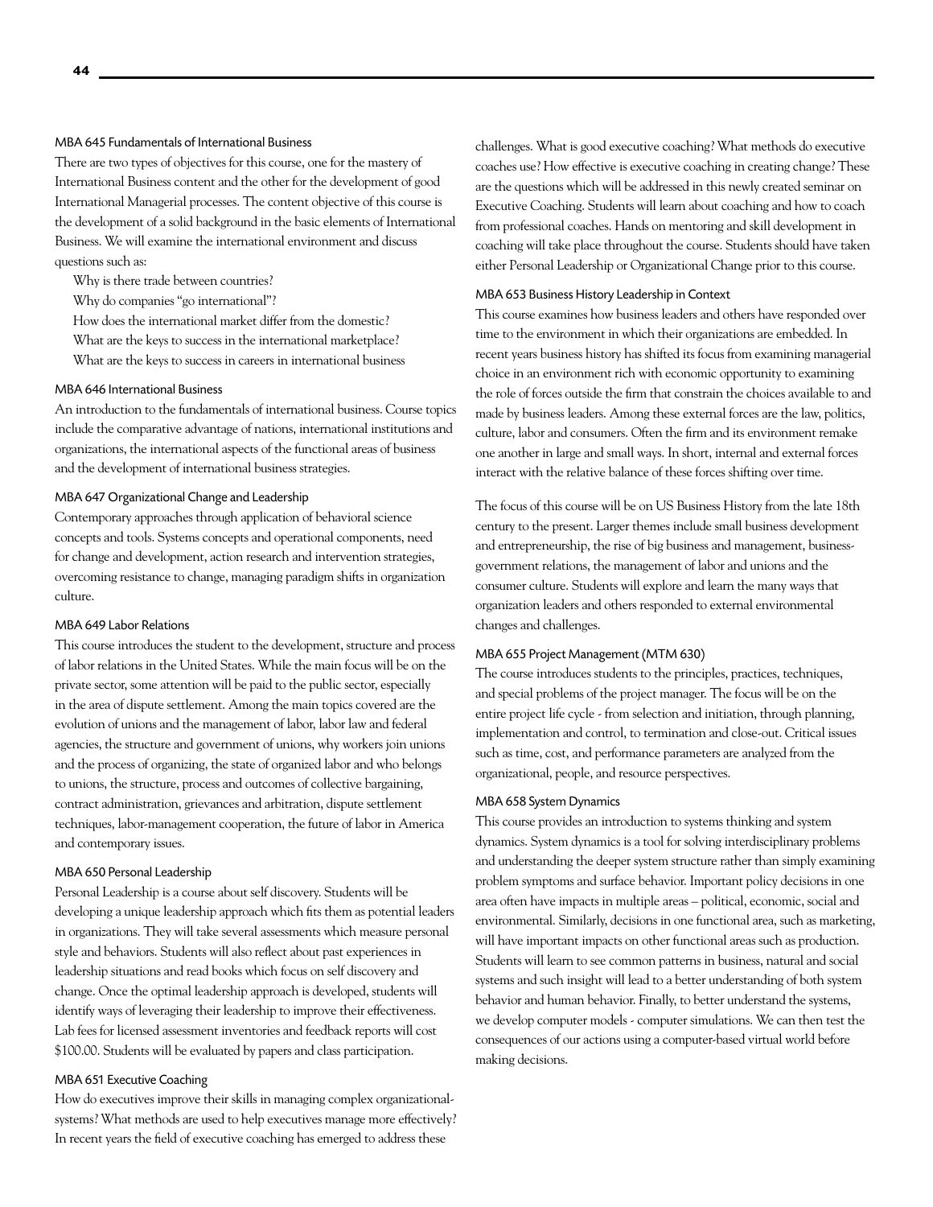### MBA 645 Fundamentals of International Business

There are two types of objectives for this course, one for the mastery of International Business content and the other for the development of good International Managerial processes. The content objective of this course is the development of a solid background in the basic elements of International Business. We will examine the international environment and discuss questions such as:

Why is there trade between countries?

Why do companies "go international"?

How does the international market differ from the domestic?

What are the keys to success in the international marketplace?

What are the keys to success in careers in international business

### MBA 646 International Business

An introduction to the fundamentals of international business. Course topics include the comparative advantage of nations, international institutions and organizations, the international aspects of the functional areas of business and the development of international business strategies.

### MBA 647 Organizational Change and Leadership

Contemporary approaches through application of behavioral science concepts and tools. Systems concepts and operational components, need for change and development, action research and intervention strategies, overcoming resistance to change, managing paradigm shifts in organization culture.

### MBA 649 Labor Relations

This course introduces the student to the development, structure and process of labor relations in the United States. While the main focus will be on the private sector, some attention will be paid to the public sector, especially in the area of dispute settlement. Among the main topics covered are the evolution of unions and the management of labor, labor law and federal agencies, the structure and government of unions, why workers join unions and the process of organizing, the state of organized labor and who belongs to unions, the structure, process and outcomes of collective bargaining, contract administration, grievances and arbitration, dispute settlement techniques, labor-management cooperation, the future of labor in America and contemporary issues.

### MBA 650 Personal Leadership

Personal Leadership is a course about self discovery. Students will be developing a unique leadership approach which fits them as potential leaders in organizations. They will take several assessments which measure personal style and behaviors. Students will also reflect about past experiences in leadership situations and read books which focus on self discovery and change. Once the optimal leadership approach is developed, students will identify ways of leveraging their leadership to improve their effectiveness. Lab fees for licensed assessment inventories and feedback reports will cost $100.00. Students will be evaluated by papers and class participation.

### MBA 651 Executive Coaching

How do executives improve their skills in managing complex organizational-systems? What methods are used to help executives manage more effectively? In recent years the field of executive coaching has emerged to address these challenges. What is good executive coaching? What methods do executive coaches use? How effective is executive coaching in creating change? These are the questions which will be addressed in this newly created seminar on Executive Coaching. Students will learn about coaching and how to coach from professional coaches. Hands on mentoring and skill development in coaching will take place throughout the course. Students should have taken either Personal Leadership or Organizational Change prior to this course.

### MBA 653 Business History Leadership in Context

This course examines how business leaders and others have responded over time to the environment in which their organizations are embedded. In recent years business history has shifted its focus from examining managerial choice in an environment rich with economic opportunity to examining the role of forces outside the firm that constrain the choices available to and made by business leaders. Among these external forces are the law, politics, culture, labor and consumers. Often the firm and its environment remake one another in large and small ways. In short, internal and external forces interact with the relative balance of these forces shifting over time.

The focus of this course will be on US Business History from the late 18th century to the present. Larger themes include small business development and entrepreneurship, the rise of big business and management, business-government relations, the management of labor and unions and the consumer culture. Students will explore and learn the many ways that organization leaders and others responded to external environmental changes and challenges.

### MBA 655 Project Management (MTM 630)

The course introduces students to the principles, practices, techniques, and special problems of the project manager. The focus will be on the entire project life cycle - from selection and initiation, through planning, implementation and control, to termination and close-out. Critical issues such as time, cost, and performance parameters are analyzed from the organizational, people, and resource perspectives.

### MBA 658 System Dynamics

This course provides an introduction to systems thinking and system dynamics. System dynamics is a tool for solving interdisciplinary problems and understanding the deeper system structure rather than simply examining problem symptoms and surface behavior. Important policy decisions in one area often have impacts in multiple areas – political, economic, social and environmental. Similarly, decisions in one functional area, such as marketing, will have important impacts on other functional areas such as production. Students will learn to see common patterns in business, natural and social systems and such insight will lead to a better understanding of both system behavior and human behavior. Finally, to better understand the systems, we develop computer models - computer simulations. We can then test the consequences of our actions using a computer-based virtual world before making decisions.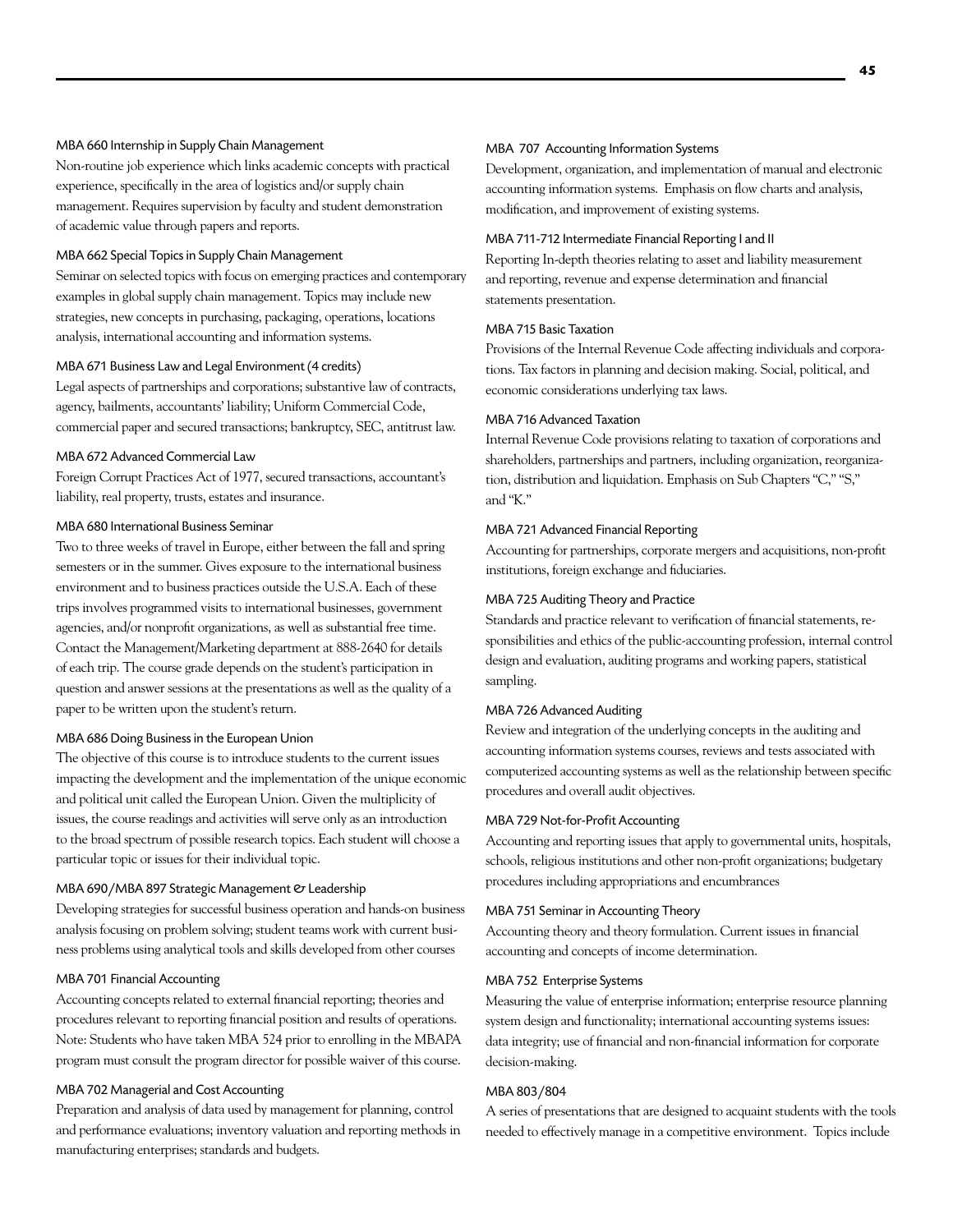### MBA 660 Internship in Supply Chain Management

Non-routine job experience which links academic concepts with practical experience, specifically in the area of logistics and/or supply chain management. Requires supervision by faculty and student demonstration of academic value through papers and reports.

### MBA 662 Special Topics in Supply Chain Management

Seminar on selected topics with focus on emerging practices and contemporary examples in global supply chain management. Topics may include new strategies, new concepts in purchasing, packaging, operations, locations analysis, international accounting and information systems.

### MBA 671 Business Law and Legal Environment (4 credits)

Legal aspects of partnerships and corporations; substantive law of contracts, agency, bailments, accountants' liability; Uniform Commercial Code, commercial paper and secured transactions; bankruptcy, SEC, antitrust law.

### MBA 672 Advanced Commercial Law

Foreign Corrupt Practices Act of 1977, secured transactions, accountant's liability, real property, trusts, estates and insurance.

### MBA 680 International Business Seminar

Two to three weeks of travel in Europe, either between the fall and spring semesters or in the summer. Gives exposure to the international business environment and to business practices outside the U.S.A. Each of these trips involves programmed visits to international businesses, government agencies, and/or nonprofit organizations, as well as substantial free time. Contact the Management/Marketing department at 888-2640 for details of each trip. The course grade depends on the student's participation in question and answer sessions at the presentations as well as the quality of a paper to be written upon the student's return.

### MBA 686 Doing Business in the European Union

The objective of this course is to introduce students to the current issues impacting the development and the implementation of the unique economic and political unit called the European Union. Given the multiplicity of issues, the course readings and activities will serve only as an introduction to the broad spectrum of possible research topics. Each student will choose a particular topic or issues for their individual topic.

### MBA 690/MBA 897 Strategic Management & Leadership

Developing strategies for successful business operation and hands-on business analysis focusing on problem solving; student teams work with current business problems using analytical tools and skills developed from other courses

### MBA 701 Financial Accounting

Accounting concepts related to external financial reporting; theories and procedures relevant to reporting financial position and results of operations. Note: Students who have taken MBA 524 prior to enrolling in the MBAPA program must consult the program director for possible waiver of this course.

### MBA 702 Managerial and Cost Accounting

Preparation and analysis of data used by management for planning, control and performance evaluations; inventory valuation and reporting methods in manufacturing enterprises; standards and budgets.

### MBA 707 Accounting Information Systems

Development, organization, and implementation of manual and electronic accounting information systems. Emphasis on flow charts and analysis, modification, and improvement of existing systems.

### MBA 711-712 Intermediate Financial Reporting I and II

Reporting In-depth theories relating to asset and liability measurement and reporting, revenue and expense determination and financial statements presentation.

### MBA 715 Basic Taxation

Provisions of the Internal Revenue Code affecting individuals and corporations. Tax factors in planning and decision making. Social, political, and economic considerations underlying tax laws.

### MBA 716 Advanced Taxation

Internal Revenue Code provisions relating to taxation of corporations and shareholders, partnerships and partners, including organization, reorganization, distribution and liquidation. Emphasis on Sub Chapters "C," "S," and "K."

### MBA 721 Advanced Financial Reporting

Accounting for partnerships, corporate mergers and acquisitions, non-profit institutions, foreign exchange and fiduciaries.

### MBA 725 Auditing Theory and Practice

Standards and practice relevant to verification of financial statements, responsibilities and ethics of the public-accounting profession, internal control design and evaluation, auditing programs and working papers, statistical sampling.

### MBA 726 Advanced Auditing

Review and integration of the underlying concepts in the auditing and accounting information systems courses, reviews and tests associated with computerized accounting systems as well as the relationship between specific procedures and overall audit objectives.

### MBA 729 Not-for-Profit Accounting

Accounting and reporting issues that apply to governmental units, hospitals, schools, religious institutions and other non-profit organizations; budgetary procedures including appropriations and encumbrances

### MBA 751 Seminar in Accounting Theory

Accounting theory and theory formulation. Current issues in financial accounting and concepts of income determination.

### MBA 752 Enterprise Systems

Measuring the value of enterprise information; enterprise resource planning system design and functionality; international accounting systems issues: data integrity; use of financial and non-financial information for corporate decision-making.

### MBA 803/804

A series of presentations that are designed to acquaint students with the tools needed to effectively manage in a competitive environment. Topics include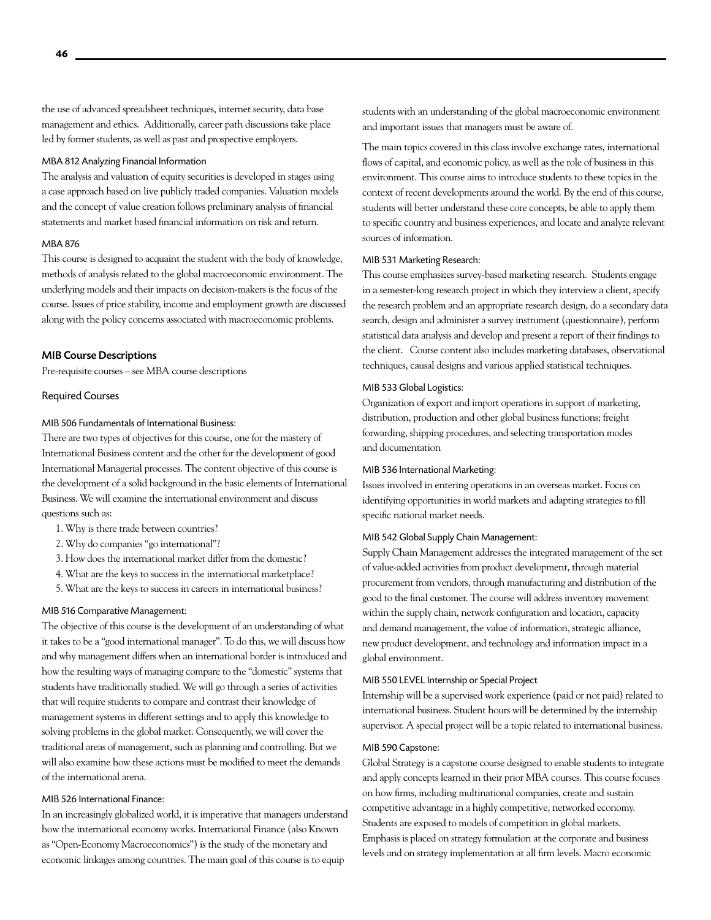the use of advanced spreadsheet techniques, internet security, data base management and ethics. Additionally, career path discussions take place led by former students, as well as past and prospective employers.

#### MBA 812 Analyzing Financial Information

The analysis and valuation of equity securities is developed in stages using a case approach based on live publicly traded companies. Valuation models and the concept of value creation follows preliminary analysis of financial statements and market based financial information on risk and return.

#### MBA 876

This course is designed to acquaint the student with the body of knowledge, methods of analysis related to the global macroeconomic environment. The underlying models and their impacts on decision-makers is the focus of the course. Issues of price stability, income and employment growth are discussed along with the policy concerns associated with macroeconomic problems.

## MIB Course Descriptions

Pre-requisite courses – see MBA course descriptions

### Required Courses

#### MIB 506 Fundamentals of International Business:

There are two types of objectives for this course, one for the mastery of International Business content and the other for the development of good International Managerial processes. The content objective of this course is the development of a solid background in the basic elements of International Business. We will examine the international environment and discuss questions such as:

1. Why is there trade between countries?
2. Why do companies "go international"?
3. How does the international market differ from the domestic?
4. What are the keys to success in the international marketplace?
5. What are the keys to success in careers in international business?

#### MIB 516 Comparative Management:

The objective of this course is the development of an understanding of what it takes to be a "good international manager". To do this, we will discuss how and why management differs when an international border is introduced and how the resulting ways of managing compare to the "domestic" systems that students have traditionally studied. We will go through a series of activities that will require students to compare and contrast their knowledge of management systems in different settings and to apply this knowledge to solving problems in the global market. Consequently, we will cover the traditional areas of management, such as planning and controlling. But we will also examine how these actions must be modified to meet the demands of the international arena.

#### MIB 526 International Finance:

In an increasingly globalized world, it is imperative that managers understand how the international economy works. International Finance (also Known as "Open-Economy Macroeconomics") is the study of the monetary and economic linkages among countries. The main goal of this course is to equip students with an understanding of the global macroeconomic environment and important issues that managers must be aware of.

The main topics covered in this class involve exchange rates, international flows of capital, and economic policy, as well as the role of business in this environment. This course aims to introduce students to these topics in the context of recent developments around the world. By the end of this course, students will better understand these core concepts, be able to apply them to specific country and business experiences, and locate and analyze relevant sources of information.

#### MIB 531 Marketing Research:

This course emphasizes survey-based marketing research. Students engage in a semester-long research project in which they interview a client, specify the research problem and an appropriate research design, do a secondary data search, design and administer a survey instrument (questionnaire), perform statistical data analysis and develop and present a report of their findings to the client. Course content also includes marketing databases, observational techniques, causal designs and various applied statistical techniques.

#### MIB 533 Global Logistics:

Organization of export and import operations in support of marketing, distribution, production and other global business functions; freight forwarding, shipping procedures, and selecting transportation modes and documentation

#### MIB 536 International Marketing:

Issues involved in entering operations in an overseas market. Focus on identifying opportunities in world markets and adapting strategies to fill specific national market needs.

#### MIB 542 Global Supply Chain Management:

Supply Chain Management addresses the integrated management of the set of value-added activities from product development, through material procurement from vendors, through manufacturing and distribution of the good to the final customer. The course will address inventory movement within the supply chain, network configuration and location, capacity and demand management, the value of information, strategic alliance, new product development, and technology and information impact in a global environment.

#### MIB 550 LEVEL Internship or Special Project

Internship will be a supervised work experience (paid or not paid) related to international business. Student hours will be determined by the internship supervisor. A special project will be a topic related to international business.

#### MIB 590 Capstone:

Global Strategy is a capstone course designed to enable students to integrate and apply concepts learned in their prior MBA courses. This course focuses on how firms, including multinational companies, create and sustain competitive advantage in a highly competitive, networked economy. Students are exposed to models of competition in global markets. Emphasis is placed on strategy formulation at the corporate and business levels and on strategy implementation at all firm levels. Macro economic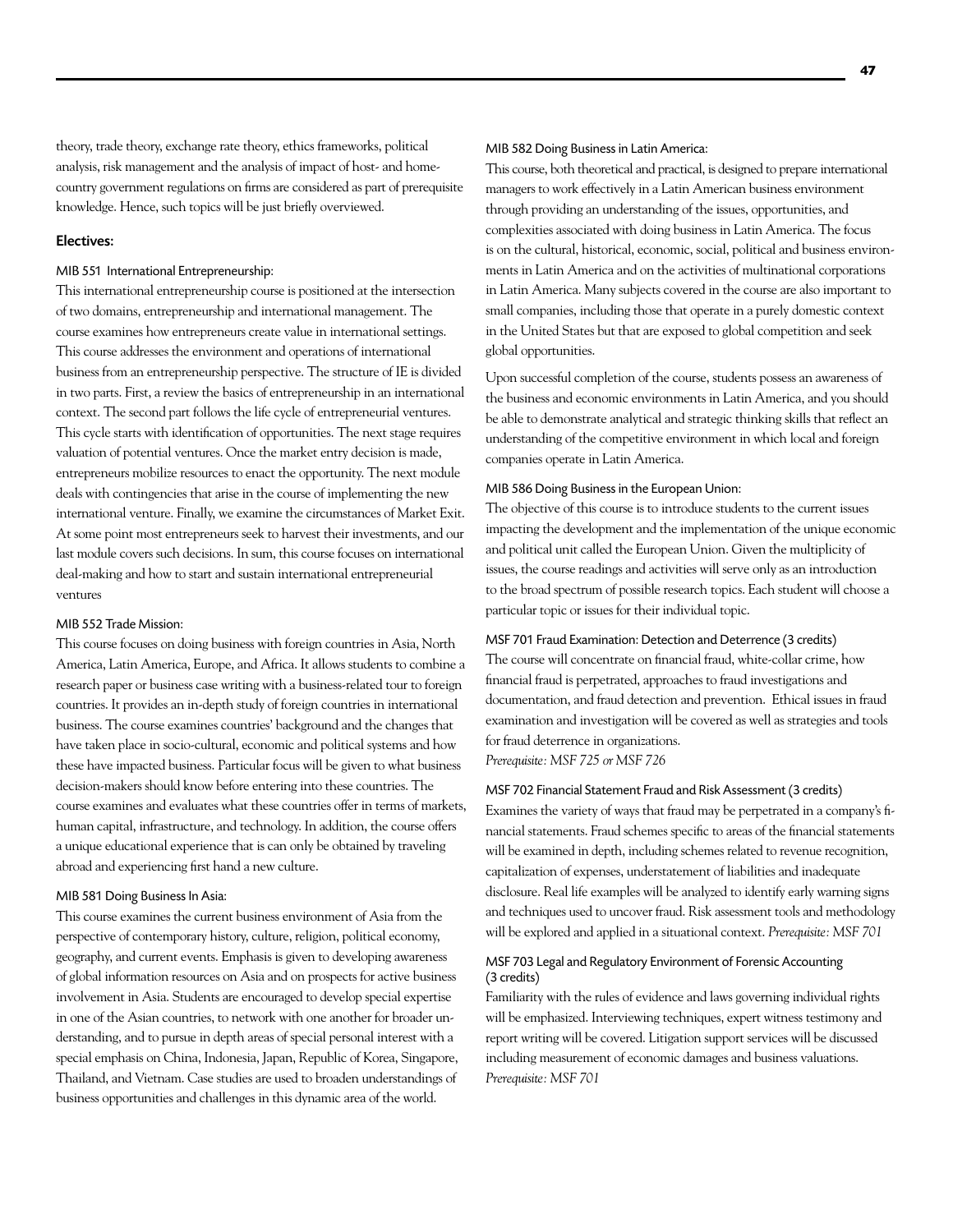theory, trade theory, exchange rate theory, ethics frameworks, political analysis, risk management and the analysis of impact of host- and home-country government regulations on firms are considered as part of prerequisite knowledge. Hence, such topics will be just briefly overviewed.

### Electives:

#### MIB 551 International Entrepreneurship:

This international entrepreneurship course is positioned at the intersection of two domains, entrepreneurship and international management. The course examines how entrepreneurs create value in international settings. This course addresses the environment and operations of international business from an entrepreneurship perspective. The structure of IE is divided in two parts. First, a review the basics of entrepreneurship in an international context. The second part follows the life cycle of entrepreneurial ventures. This cycle starts with identification of opportunities. The next stage requires valuation of potential ventures. Once the market entry decision is made, entrepreneurs mobilize resources to enact the opportunity. The next module deals with contingencies that arise in the course of implementing the new international venture. Finally, we examine the circumstances of Market Exit. At some point most entrepreneurs seek to harvest their investments, and our last module covers such decisions. In sum, this course focuses on international deal-making and how to start and sustain international entrepreneurial ventures

#### MIB 552 Trade Mission:

This course focuses on doing business with foreign countries in Asia, North America, Latin America, Europe, and Africa. It allows students to combine a research paper or business case writing with a business-related tour to foreign countries. It provides an in-depth study of foreign countries in international business. The course examines countries' background and the changes that have taken place in socio-cultural, economic and political systems and how these have impacted business. Particular focus will be given to what business decision-makers should know before entering into these countries. The course examines and evaluates what these countries offer in terms of markets, human capital, infrastructure, and technology. In addition, the course offers a unique educational experience that is can only be obtained by traveling abroad and experiencing first hand a new culture.

#### MIB 581 Doing Business In Asia:

This course examines the current business environment of Asia from the perspective of contemporary history, culture, religion, political economy, geography, and current events. Emphasis is given to developing awareness of global information resources on Asia and on prospects for active business involvement in Asia. Students are encouraged to develop special expertise in one of the Asian countries, to network with one another for broader understanding, and to pursue in depth areas of special personal interest with a special emphasis on China, Indonesia, Japan, Republic of Korea, Singapore, Thailand, and Vietnam. Case studies are used to broaden understandings of business opportunities and challenges in this dynamic area of the world.

#### MIB 582 Doing Business in Latin America:

This course, both theoretical and practical, is designed to prepare international managers to work effectively in a Latin American business environment through providing an understanding of the issues, opportunities, and complexities associated with doing business in Latin America. The focus is on the cultural, historical, economic, social, political and business environments in Latin America and on the activities of multinational corporations in Latin America. Many subjects covered in the course are also important to small companies, including those that operate in a purely domestic context in the United States but that are exposed to global competition and seek global opportunities.

Upon successful completion of the course, students possess an awareness of the business and economic environments in Latin America, and you should be able to demonstrate analytical and strategic thinking skills that reflect an understanding of the competitive environment in which local and foreign companies operate in Latin America.

#### MIB 586 Doing Business in the European Union:

The objective of this course is to introduce students to the current issues impacting the development and the implementation of the unique economic and political unit called the European Union. Given the multiplicity of issues, the course readings and activities will serve only as an introduction to the broad spectrum of possible research topics. Each student will choose a particular topic or issues for their individual topic.

#### MSF 701 Fraud Examination: Detection and Deterrence (3 credits)

The course will concentrate on financial fraud, white-collar crime, how financial fraud is perpetrated, approaches to fraud investigations and documentation, and fraud detection and prevention. Ethical issues in fraud examination and investigation will be covered as well as strategies and tools for fraud deterrence in organizations.
*Prerequisite: MSF 725 or MSF 726*

#### MSF 702 Financial Statement Fraud and Risk Assessment (3 credits)

Examines the variety of ways that fraud may be perpetrated in a company's financial statements. Fraud schemes specific to areas of the financial statements will be examined in depth, including schemes related to revenue recognition, capitalization of expenses, understatement of liabilities and inadequate disclosure. Real life examples will be analyzed to identify early warning signs and techniques used to uncover fraud. Risk assessment tools and methodology will be explored and applied in a situational context. *Prerequisite: MSF 701*

#### MSF 703 Legal and Regulatory Environment of Forensic Accounting (3 credits)

Familiarity with the rules of evidence and laws governing individual rights will be emphasized. Interviewing techniques, expert witness testimony and report writing will be covered. Litigation support services will be discussed including measurement of economic damages and business valuations.
*Prerequisite: MSF 701*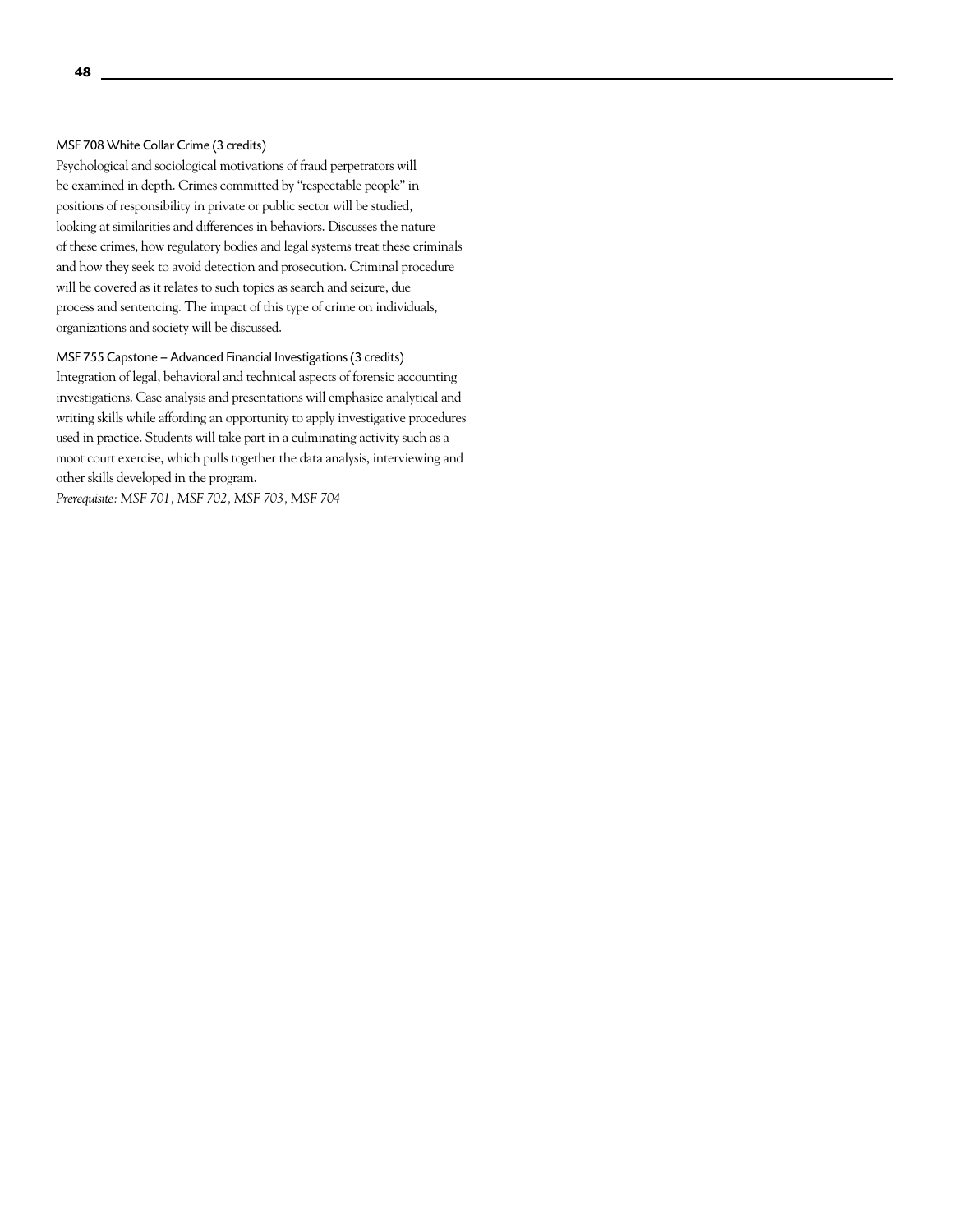### MSF 708 White Collar Crime (3 credits)

Psychological and sociological motivations of fraud perpetrators will be examined in depth. Crimes committed by "respectable people" in positions of responsibility in private or public sector will be studied, looking at similarities and differences in behaviors. Discusses the nature of these crimes, how regulatory bodies and legal systems treat these criminals and how they seek to avoid detection and prosecution. Criminal procedure will be covered as it relates to such topics as search and seizure, due process and sentencing. The impact of this type of crime on individuals, organizations and society will be discussed.

### MSF 755 Capstone – Advanced Financial Investigations (3 credits)

Integration of legal, behavioral and technical aspects of forensic accounting investigations. Case analysis and presentations will emphasize analytical and writing skills while affording an opportunity to apply investigative procedures used in practice. Students will take part in a culminating activity such as a moot court exercise, which pulls together the data analysis, interviewing and other skills developed in the program.

*Prerequisite: MSF 701, MSF 702, MSF 703, MSF 704*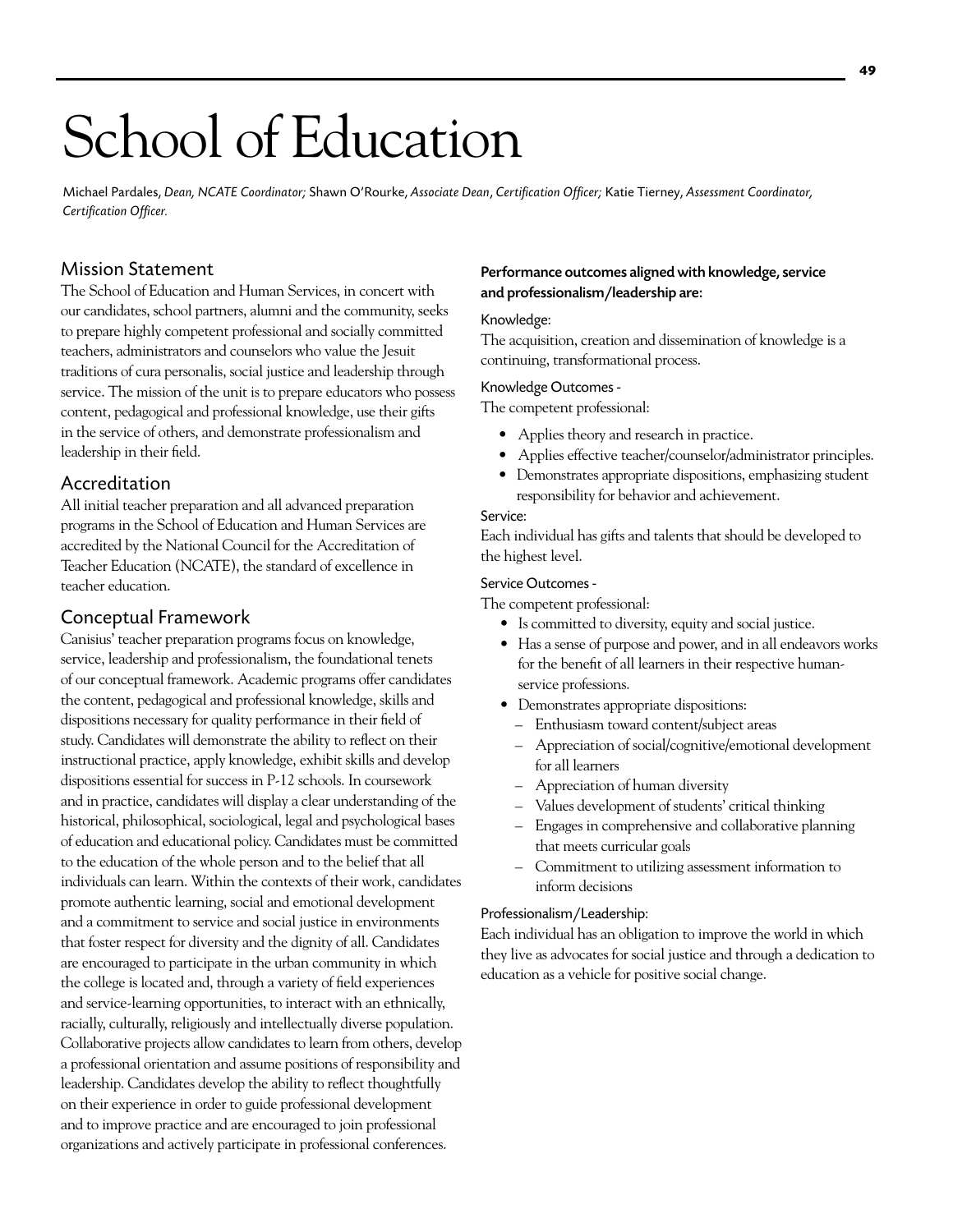# School of Education

Michael Pardales, *Dean, NCATE Coordinator;* Shawn O'Rourke, *Associate Dean*, *Certification Officer;* Katie Tierney, *Assessment Coordinator, Certification Officer.*

## Mission Statement

The School of Education and Human Services, in concert with our candidates, school partners, alumni and the community, seeks to prepare highly competent professional and socially committed teachers, administrators and counselors who value the Jesuit traditions of cura personalis, social justice and leadership through service. The mission of the unit is to prepare educators who possess content, pedagogical and professional knowledge, use their gifts in the service of others, and demonstrate professionalism and leadership in their field.

## Accreditation

All initial teacher preparation and all advanced preparation programs in the School of Education and Human Services are accredited by the National Council for the Accreditation of Teacher Education (NCATE), the standard of excellence in teacher education.

## Conceptual Framework

Canisius' teacher preparation programs focus on knowledge, service, leadership and professionalism, the foundational tenets of our conceptual framework. Academic programs offer candidates the content, pedagogical and professional knowledge, skills and dispositions necessary for quality performance in their field of study. Candidates will demonstrate the ability to reflect on their instructional practice, apply knowledge, exhibit skills and develop dispositions essential for success in P-12 schools. In coursework and in practice, candidates will display a clear understanding of the historical, philosophical, sociological, legal and psychological bases of education and educational policy. Candidates must be committed to the education of the whole person and to the belief that all individuals can learn. Within the contexts of their work, candidates promote authentic learning, social and emotional development and a commitment to service and social justice in environments that foster respect for diversity and the dignity of all. Candidates are encouraged to participate in the urban community in which the college is located and, through a variety of field experiences and service-learning opportunities, to interact with an ethnically, racially, culturally, religiously and intellectually diverse population. Collaborative projects allow candidates to learn from others, develop a professional orientation and assume positions of responsibility and leadership. Candidates develop the ability to reflect thoughtfully on their experience in order to guide professional development and to improve practice and are encouraged to join professional organizations and actively participate in professional conferences.

**Performance outcomes aligned with knowledge, service and professionalism/leadership are:**

Knowledge:

The acquisition, creation and dissemination of knowledge is a continuing, transformational process.

Knowledge Outcomes -

The competent professional:

- Applies theory and research in practice.
- Applies effective teacher/counselor/administrator principles.
- Demonstrates appropriate dispositions, emphasizing student responsibility for behavior and achievement.

Service:

Each individual has gifts and talents that should be developed to the highest level.

Service Outcomes -

The competent professional:

- Is committed to diversity, equity and social justice.
- Has a sense of purpose and power, and in all endeavors works for the benefit of all learners in their respective human-service professions.
- Demonstrates appropriate dispositions:
  - Enthusiasm toward content/subject areas
  - Appreciation of social/cognitive/emotional development for all learners
  - Appreciation of human diversity
  - Values development of students' critical thinking
  - Engages in comprehensive and collaborative planning that meets curricular goals
  - Commitment to utilizing assessment information to inform decisions

Professionalism/Leadership:

Each individual has an obligation to improve the world in which they live as advocates for social justice and through a dedication to education as a vehicle for positive social change.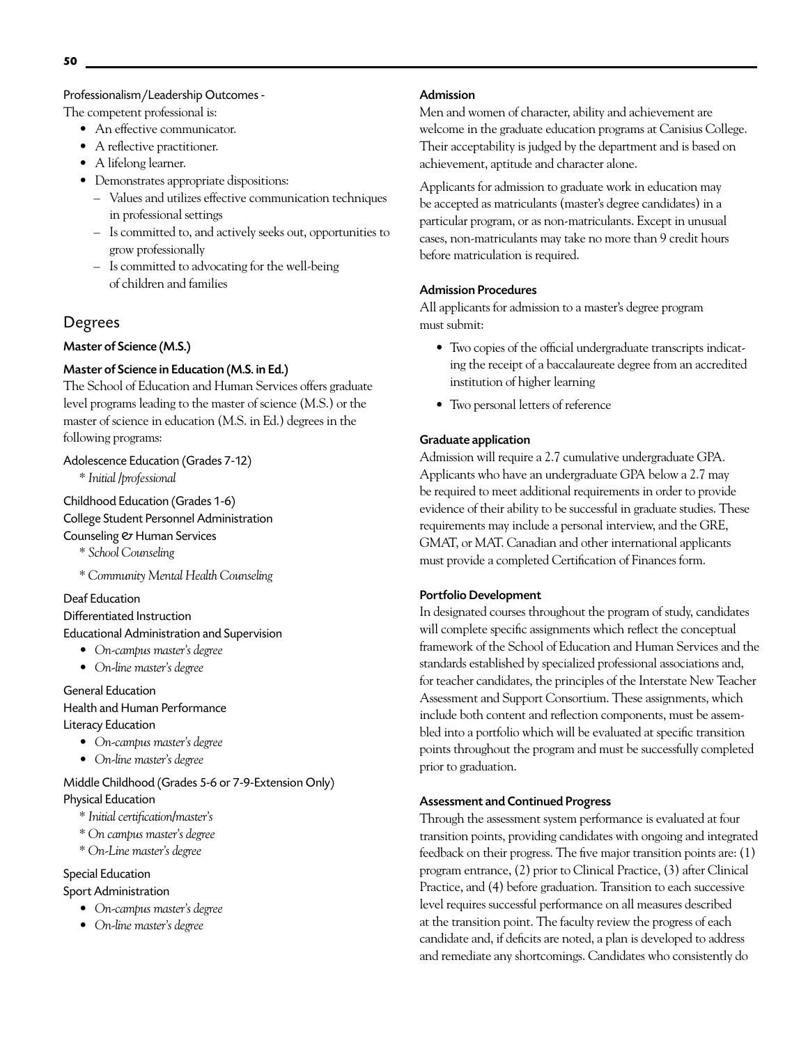Professionalism/Leadership Outcomes -

The competent professional is:

- An effective communicator.
- A reflective practitioner.
- A lifelong learner.
- Demonstrates appropriate dispositions:
  - Values and utilizes effective communication techniques in professional settings
  - Is committed to, and actively seeks out, opportunities to grow professionally
  - Is committed to advocating for the well-being of children and families

## Degrees

### Master of Science (M.S.)

### Master of Science in Education (M.S. in Ed.)

The School of Education and Human Services offers graduate level programs leading to the master of science (M.S.) or the master of science in education (M.S. in Ed.) degrees in the following programs:

Adolescence Education (Grades 7-12)

\* *Initial /professional*

Childhood Education (Grades 1-6)

College Student Personnel Administration

Counseling & Human Services

\* *School Counseling*

\* *Community Mental Health Counseling*

Deaf Education

Differentiated Instruction

Educational Administration and Supervision

- *On-campus master's degree*
- *On-line master's degree*

General Education

Health and Human Performance

Literacy Education

- *On-campus master's degree*
- *On-line master's degree*

Middle Childhood (Grades 5-6 or 7-9-Extension Only)

Physical Education

\* *Initial certification/master's*

\* *On campus master's degree*

\* *On-Line master's degree*

Special Education

Sport Administration

- *On-campus master's degree*
- *On-line master's degree*

### Admission

Men and women of character, ability and achievement are welcome in the graduate education programs at Canisius College. Their acceptability is judged by the department and is based on achievement, aptitude and character alone.

Applicants for admission to graduate work in education may be accepted as matriculants (master's degree candidates) in a particular program, or as non-matriculants. Except in unusual cases, non-matriculants may take no more than 9 credit hours before matriculation is required.

### Admission Procedures

All applicants for admission to a master's degree program must submit:

- Two copies of the official undergraduate transcripts indicating the receipt of a baccalaureate degree from an accredited institution of higher learning
- Two personal letters of reference

### Graduate application

Admission will require a 2.7 cumulative undergraduate GPA. Applicants who have an undergraduate GPA below a 2.7 may be required to meet additional requirements in order to provide evidence of their ability to be successful in graduate studies. These requirements may include a personal interview, and the GRE, GMAT, or MAT. Canadian and other international applicants must provide a completed Certification of Finances form.

### Portfolio Development

In designated courses throughout the program of study, candidates will complete specific assignments which reflect the conceptual framework of the School of Education and Human Services and the standards established by specialized professional associations and, for teacher candidates, the principles of the Interstate New Teacher Assessment and Support Consortium. These assignments, which include both content and reflection components, must be assembled into a portfolio which will be evaluated at specific transition points throughout the program and must be successfully completed prior to graduation.

### Assessment and Continued Progress

Through the assessment system performance is evaluated at four transition points, providing candidates with ongoing and integrated feedback on their progress. The five major transition points are: (1) program entrance, (2) prior to Clinical Practice, (3) after Clinical Practice, and (4) before graduation. Transition to each successive level requires successful performance on all measures described at the transition point. The faculty review the progress of each candidate and, if deficits are noted, a plan is developed to address and remediate any shortcomings. Candidates who consistently do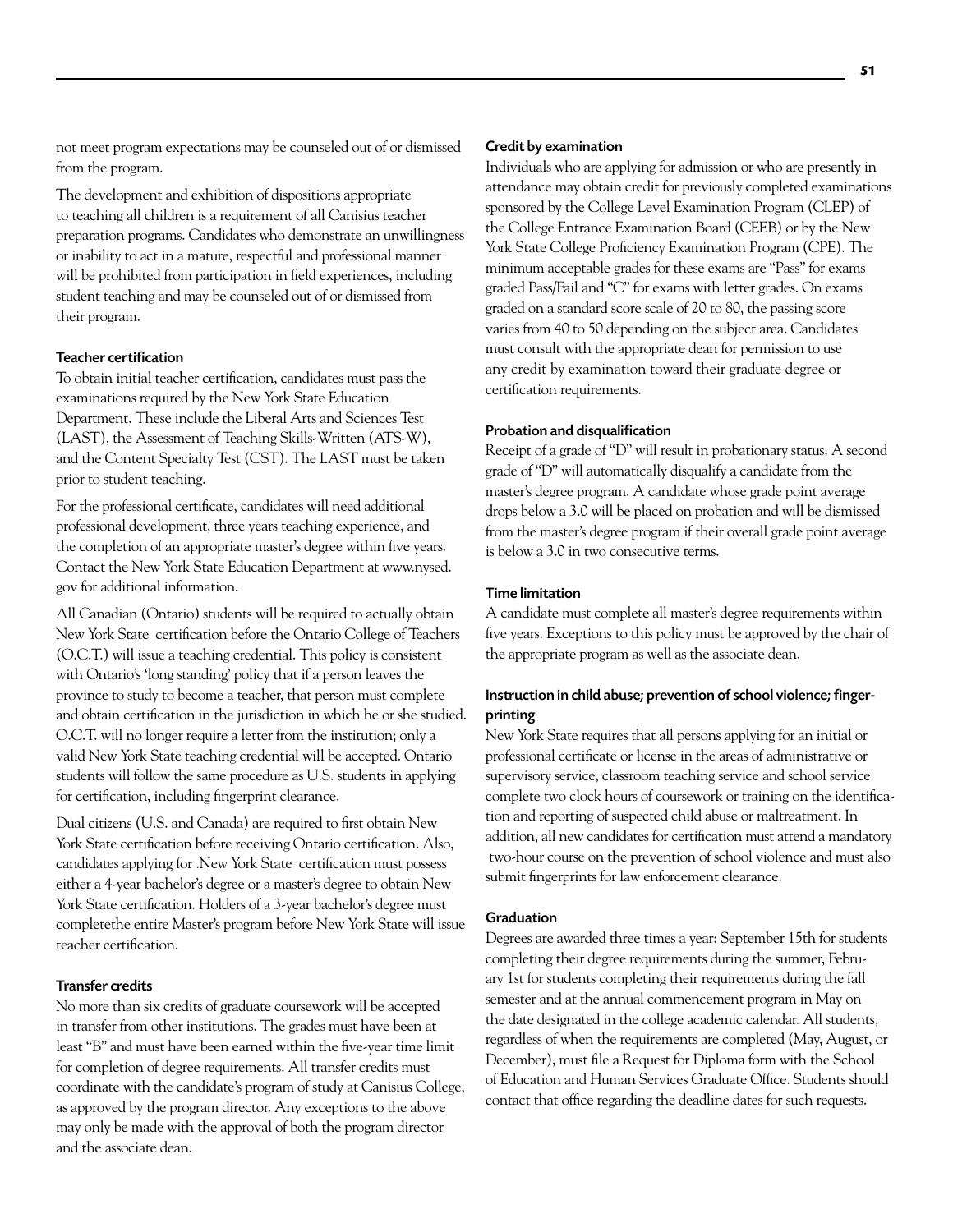not meet program expectations may be counseled out of or dismissed from the program.

The development and exhibition of dispositions appropriate to teaching all children is a requirement of all Canisius teacher preparation programs. Candidates who demonstrate an unwillingness or inability to act in a mature, respectful and professional manner will be prohibited from participation in field experiences, including student teaching and may be counseled out of or dismissed from their program.

### Teacher certification

To obtain initial teacher certification, candidates must pass the examinations required by the New York State Education Department. These include the Liberal Arts and Sciences Test (LAST), the Assessment of Teaching Skills-Written (ATS-W), and the Content Specialty Test (CST). The LAST must be taken prior to student teaching.

For the professional certificate, candidates will need additional professional development, three years teaching experience, and the completion of an appropriate master's degree within five years. Contact the New York State Education Department at www.nysed.gov for additional information.

All Canadian (Ontario) students will be required to actually obtain New York State certification before the Ontario College of Teachers (O.C.T.) will issue a teaching credential. This policy is consistent with Ontario's 'long standing' policy that if a person leaves the province to study to become a teacher, that person must complete and obtain certification in the jurisdiction in which he or she studied. O.C.T. will no longer require a letter from the institution; only a valid New York State teaching credential will be accepted. Ontario students will follow the same procedure as U.S. students in applying for certification, including fingerprint clearance.

Dual citizens (U.S. and Canada) are required to first obtain New York State certification before receiving Ontario certification. Also, candidates applying for .New York State certification must possess either a 4-year bachelor's degree or a master's degree to obtain New York State certification. Holders of a 3-year bachelor's degree must completethe entire Master's program before New York State will issue teacher certification.

### Transfer credits

No more than six credits of graduate coursework will be accepted in transfer from other institutions. The grades must have been at least "B" and must have been earned within the five-year time limit for completion of degree requirements. All transfer credits must coordinate with the candidate's program of study at Canisius College, as approved by the program director. Any exceptions to the above may only be made with the approval of both the program director and the associate dean.

### Credit by examination

Individuals who are applying for admission or who are presently in attendance may obtain credit for previously completed examinations sponsored by the College Level Examination Program (CLEP) of the College Entrance Examination Board (CEEB) or by the New York State College Proficiency Examination Program (CPE). The minimum acceptable grades for these exams are "Pass" for exams graded Pass/Fail and "C" for exams with letter grades. On exams graded on a standard score scale of 20 to 80, the passing score varies from 40 to 50 depending on the subject area. Candidates must consult with the appropriate dean for permission to use any credit by examination toward their graduate degree or certification requirements.

### Probation and disqualification

Receipt of a grade of "D" will result in probationary status. A second grade of "D" will automatically disqualify a candidate from the master's degree program. A candidate whose grade point average drops below a 3.0 will be placed on probation and will be dismissed from the master's degree program if their overall grade point average is below a 3.0 in two consecutive terms.

### Time limitation

A candidate must complete all master's degree requirements within five years. Exceptions to this policy must be approved by the chair of the appropriate program as well as the associate dean.

### Instruction in child abuse; prevention of school violence; fingerprinting

New York State requires that all persons applying for an initial or professional certificate or license in the areas of administrative or supervisory service, classroom teaching service and school service complete two clock hours of coursework or training on the identification and reporting of suspected child abuse or maltreatment. In addition, all new candidates for certification must attend a mandatory two-hour course on the prevention of school violence and must also submit fingerprints for law enforcement clearance.

### Graduation

Degrees are awarded three times a year: September 15th for students completing their degree requirements during the summer, February 1st for students completing their requirements during the fall semester and at the annual commencement program in May on the date designated in the college academic calendar. All students, regardless of when the requirements are completed (May, August, or December), must file a Request for Diploma form with the School of Education and Human Services Graduate Office. Students should contact that office regarding the deadline dates for such requests.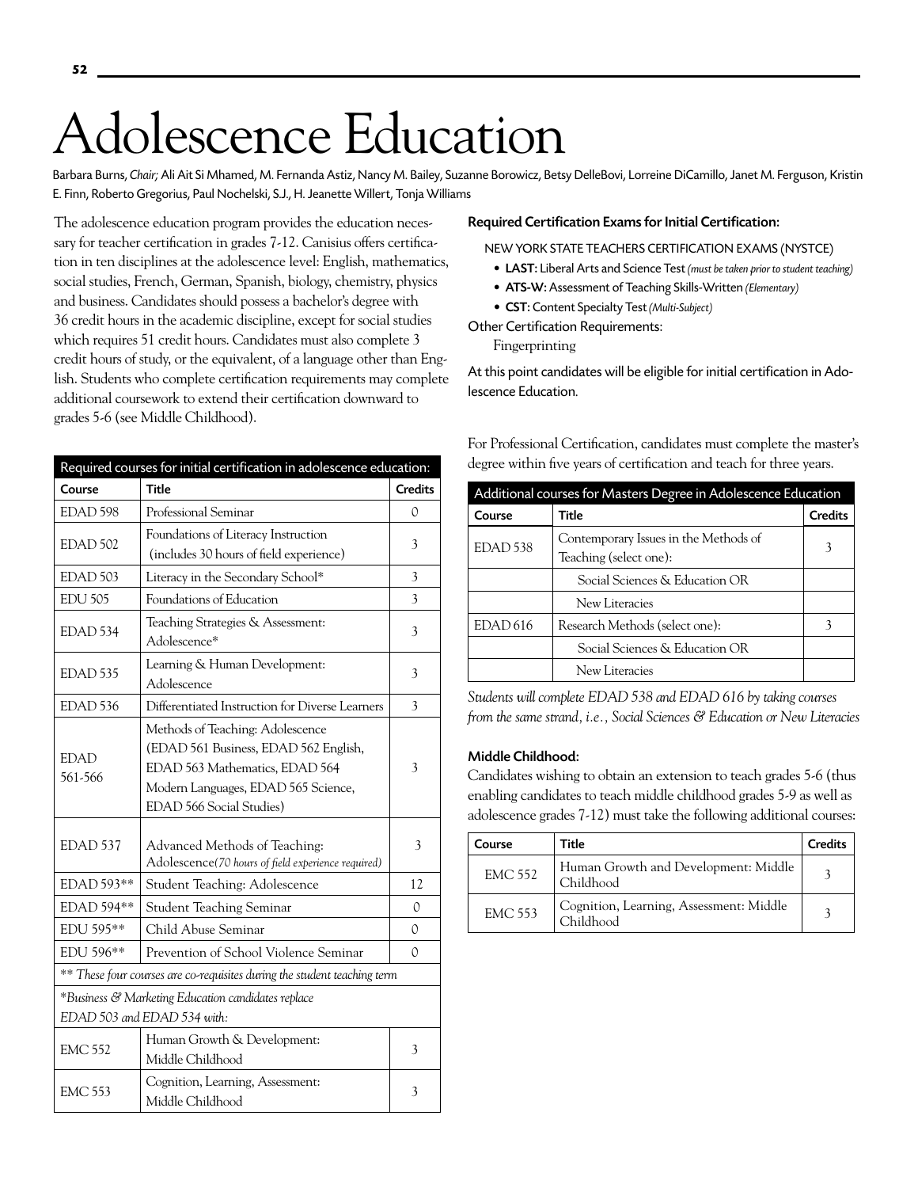# Adolescence Education

Barbara Burns, *Chair;* Ali Ait Si Mhamed, M. Fernanda Astiz, Nancy M. Bailey, Suzanne Borowicz, Betsy DelleBovi, Lorreine DiCamillo, Janet M. Ferguson, Kristin E. Finn, Roberto Gregorius, Paul Nochelski, S.J., H. Jeanette Willert, Tonja Williams

The adolescence education program provides the education necessary for teacher certification in grades 7-12. Canisius offers certification in ten disciplines at the adolescence level: English, mathematics, social studies, French, German, Spanish, biology, chemistry, physics and business. Candidates should possess a bachelor's degree with 36 credit hours in the academic discipline, except for social studies which requires 51 credit hours. Candidates must also complete 3 credit hours of study, or the equivalent, of a language other than English. Students who complete certification requirements may complete additional coursework to extend their certification downward to grades 5-6 (see Middle Childhood).

| Required courses for initial certification in adolescence education: | | |
|---|---|---|
| **Course** | **Title** | **Credits** |
| EDAD 598 | Professional Seminar | 0 |
| EDAD 502 | Foundations of Literacy Instruction (includes 30 hours of field experience) | 3 |
| EDAD 503 | Literacy in the Secondary School* | 3 |
| EDU 505 | Foundations of Education | 3 |
| EDAD 534 | Teaching Strategies & Assessment: Adolescence* | 3 |
| EDAD 535 | Learning & Human Development: Adolescence | 3 |
| EDAD 536 | Differentiated Instruction for Diverse Learners | 3 |
| EDAD 561-566 | Methods of Teaching: Adolescence (EDAD 561 Business, EDAD 562 English, EDAD 563 Mathematics, EDAD 564 Modern Languages, EDAD 565 Science, EDAD 566 Social Studies) | 3 |
| EDAD 537 | Advanced Methods of Teaching: Adolescence(*70 hours of field experience required*) | 3 |
| EDAD 593** | Student Teaching: Adolescence | 12 |
| EDAD 594** | Student Teaching Seminar | 0 |
| EDU 595** | Child Abuse Seminar | 0 |
| EDU 596** | Prevention of School Violence Seminar | 0 |
| *\*\* These four courses are co-requisites during the student teaching term* | | |
| *\*Business & Marketing Education candidates replace EDAD 503 and EDAD 534 with:* | | |
| EMC 552 | Human Growth & Development: Middle Childhood | 3 |
| EMC 553 | Cognition, Learning, Assessment: Middle Childhood | 3 |

### Required Certification Exams for Initial Certification:

NEW YORK STATE TEACHERS CERTIFICATION EXAMS (NYSTCE)

- **LAST:** Liberal Arts and Science Test *(must be taken prior to student teaching)*
- **ATS-W:** Assessment of Teaching Skills-Written *(Elementary)*
- **CST:** Content Specialty Test *(Multi-Subject)*

Other Certification Requirements:

Fingerprinting

At this point candidates will be eligible for initial certification in Adolescence Education.

For Professional Certification, candidates must complete the master's degree within five years of certification and teach for three years.

| Additional courses for Masters Degree in Adolescence Education | | |
|---|---|---|
| **Course** | **Title** | **Credits** |
| EDAD 538 | Contemporary Issues in the Methods of Teaching (select one): | 3 |
| | Social Sciences & Education OR | |
| | New Literacies | |
| EDAD 616 | Research Methods (select one): | 3 |
| | Social Sciences & Education OR | |
| | New Literacies | |

*Students will complete EDAD 538 and EDAD 616 by taking courses from the same strand, i.e., Social Sciences & Education or New Literacies*

### Middle Childhood:

Candidates wishing to obtain an extension to teach grades 5-6 (thus enabling candidates to teach middle childhood grades 5-9 as well as adolescence grades 7-12) must take the following additional courses:

| Course | Title | Credits |
|---|---|---|
| EMC 552 | Human Growth and Development: Middle Childhood | 3 |
| EMC 553 | Cognition, Learning, Assessment: Middle Childhood | 3 |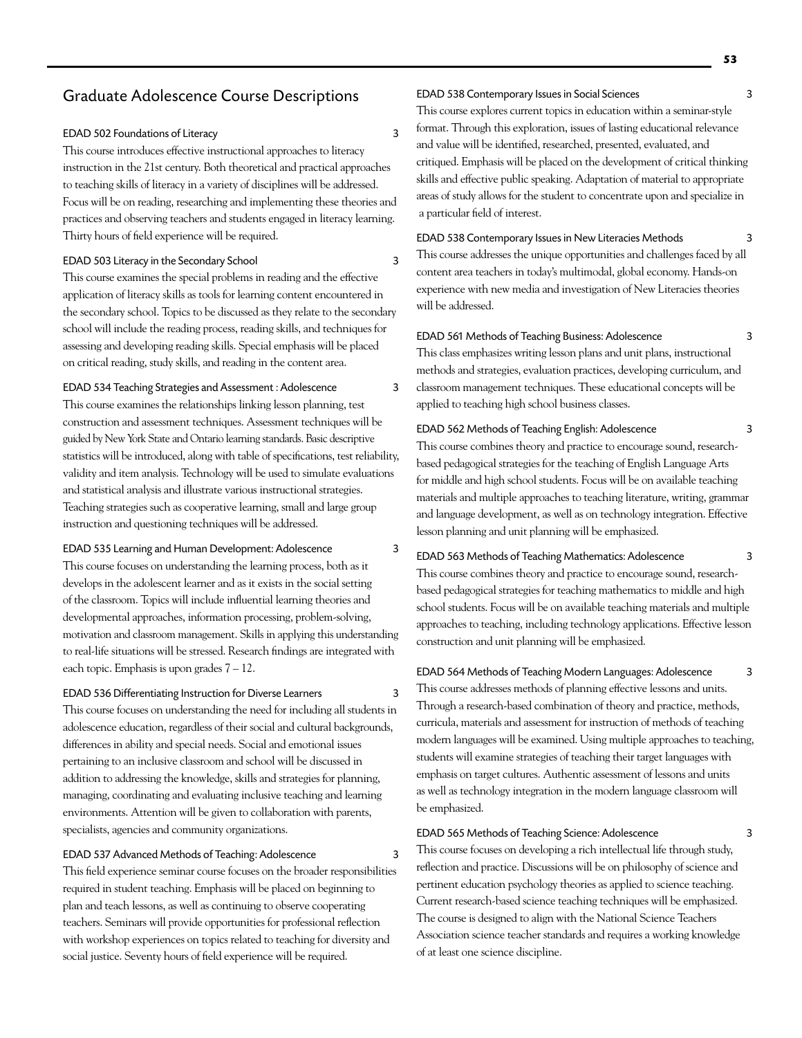## Graduate Adolescence Course Descriptions

### EDAD 502 Foundations of Literacy — 3

This course introduces effective instructional approaches to literacy instruction in the 21st century. Both theoretical and practical approaches to teaching skills of literacy in a variety of disciplines will be addressed. Focus will be on reading, researching and implementing these theories and practices and observing teachers and students engaged in literacy learning. Thirty hours of field experience will be required.

### EDAD 503 Literacy in the Secondary School — 3

This course examines the special problems in reading and the effective application of literacy skills as tools for learning content encountered in the secondary school. Topics to be discussed as they relate to the secondary school will include the reading process, reading skills, and techniques for assessing and developing reading skills. Special emphasis will be placed on critical reading, study skills, and reading in the content area.

### EDAD 534 Teaching Strategies and Assessment : Adolescence — 3

This course examines the relationships linking lesson planning, test construction and assessment techniques. Assessment techniques will be guided by New York State and Ontario learning standards. Basic descriptive statistics will be introduced, along with table of specifications, test reliability, validity and item analysis. Technology will be used to simulate evaluations and statistical analysis and illustrate various instructional strategies. Teaching strategies such as cooperative learning, small and large group instruction and questioning techniques will be addressed.

### EDAD 535 Learning and Human Development: Adolescence — 3

This course focuses on understanding the learning process, both as it develops in the adolescent learner and as it exists in the social setting of the classroom. Topics will include influential learning theories and developmental approaches, information processing, problem-solving, motivation and classroom management. Skills in applying this understanding to real-life situations will be stressed. Research findings are integrated with each topic. Emphasis is upon grades 7 – 12.

### EDAD 536 Differentiating Instruction for Diverse Learners — 3

This course focuses on understanding the need for including all students in adolescence education, regardless of their social and cultural backgrounds, differences in ability and special needs. Social and emotional issues pertaining to an inclusive classroom and school will be discussed in addition to addressing the knowledge, skills and strategies for planning, managing, coordinating and evaluating inclusive teaching and learning environments. Attention will be given to collaboration with parents, specialists, agencies and community organizations.

### EDAD 537 Advanced Methods of Teaching: Adolescence — 3

This field experience seminar course focuses on the broader responsibilities required in student teaching. Emphasis will be placed on beginning to plan and teach lessons, as well as continuing to observe cooperating teachers. Seminars will provide opportunities for professional reflection with workshop experiences on topics related to teaching for diversity and social justice. Seventy hours of field experience will be required.

### EDAD 538 Contemporary Issues in Social Sciences — 3

This course explores current topics in education within a seminar-style format. Through this exploration, issues of lasting educational relevance and value will be identified, researched, presented, evaluated, and critiqued. Emphasis will be placed on the development of critical thinking skills and effective public speaking. Adaptation of material to appropriate areas of study allows for the student to concentrate upon and specialize in a particular field of interest.

### EDAD 538 Contemporary Issues in New Literacies Methods — 3

This course addresses the unique opportunities and challenges faced by all content area teachers in today's multimodal, global economy. Hands-on experience with new media and investigation of New Literacies theories will be addressed.

### EDAD 561 Methods of Teaching Business: Adolescence — 3

This class emphasizes writing lesson plans and unit plans, instructional methods and strategies, evaluation practices, developing curriculum, and classroom management techniques. These educational concepts will be applied to teaching high school business classes.

### EDAD 562 Methods of Teaching English: Adolescence — 3

This course combines theory and practice to encourage sound, research-based pedagogical strategies for the teaching of English Language Arts for middle and high school students. Focus will be on available teaching materials and multiple approaches to teaching literature, writing, grammar and language development, as well as on technology integration. Effective lesson planning and unit planning will be emphasized.

### EDAD 563 Methods of Teaching Mathematics: Adolescence — 3

This course combines theory and practice to encourage sound, research-based pedagogical strategies for teaching mathematics to middle and high school students. Focus will be on available teaching materials and multiple approaches to teaching, including technology applications. Effective lesson construction and unit planning will be emphasized.

### EDAD 564 Methods of Teaching Modern Languages: Adolescence — 3

This course addresses methods of planning effective lessons and units. Through a research-based combination of theory and practice, methods, curricula, materials and assessment for instruction of methods of teaching modern languages will be examined. Using multiple approaches to teaching, students will examine strategies of teaching their target languages with emphasis on target cultures. Authentic assessment of lessons and units as well as technology integration in the modern language classroom will be emphasized.

### EDAD 565 Methods of Teaching Science: Adolescence — 3

This course focuses on developing a rich intellectual life through study, reflection and practice. Discussions will be on philosophy of science and pertinent education psychology theories as applied to science teaching. Current research-based science teaching techniques will be emphasized. The course is designed to align with the National Science Teachers Association science teacher standards and requires a working knowledge of at least one science discipline.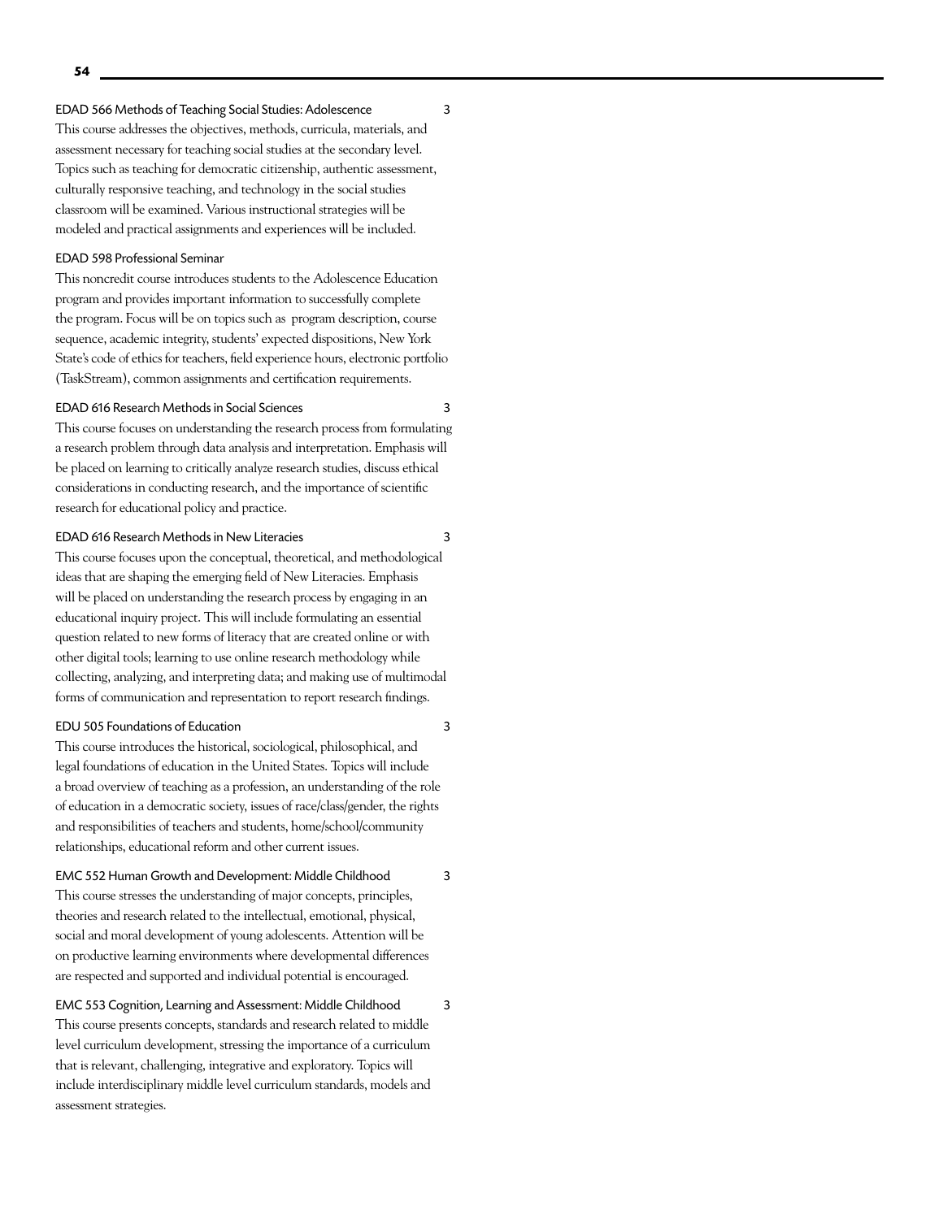EDAD 566 Methods of Teaching Social Studies: Adolescence 3

This course addresses the objectives, methods, curricula, materials, and assessment necessary for teaching social studies at the secondary level. Topics such as teaching for democratic citizenship, authentic assessment, culturally responsive teaching, and technology in the social studies classroom will be examined. Various instructional strategies will be modeled and practical assignments and experiences will be included.

EDAD 598 Professional Seminar

This noncredit course introduces students to the Adolescence Education program and provides important information to successfully complete the program. Focus will be on topics such as program description, course sequence, academic integrity, students' expected dispositions, New York State's code of ethics for teachers, field experience hours, electronic portfolio (TaskStream), common assignments and certification requirements.

EDAD 616 Research Methods in Social Sciences 3

This course focuses on understanding the research process from formulating a research problem through data analysis and interpretation. Emphasis will be placed on learning to critically analyze research studies, discuss ethical considerations in conducting research, and the importance of scientific research for educational policy and practice.

EDAD 616 Research Methods in New Literacies 3

This course focuses upon the conceptual, theoretical, and methodological ideas that are shaping the emerging field of New Literacies. Emphasis will be placed on understanding the research process by engaging in an educational inquiry project. This will include formulating an essential question related to new forms of literacy that are created online or with other digital tools; learning to use online research methodology while collecting, analyzing, and interpreting data; and making use of multimodal forms of communication and representation to report research findings.

EDU 505 Foundations of Education 3

This course introduces the historical, sociological, philosophical, and legal foundations of education in the United States. Topics will include a broad overview of teaching as a profession, an understanding of the role of education in a democratic society, issues of race/class/gender, the rights and responsibilities of teachers and students, home/school/community relationships, educational reform and other current issues.

EMC 552 Human Growth and Development: Middle Childhood 3

This course stresses the understanding of major concepts, principles, theories and research related to the intellectual, emotional, physical, social and moral development of young adolescents. Attention will be on productive learning environments where developmental differences are respected and supported and individual potential is encouraged.

EMC 553 Cognition, Learning and Assessment: Middle Childhood 3

This course presents concepts, standards and research related to middle level curriculum development, stressing the importance of a curriculum that is relevant, challenging, integrative and exploratory. Topics will include interdisciplinary middle level curriculum standards, models and assessment strategies.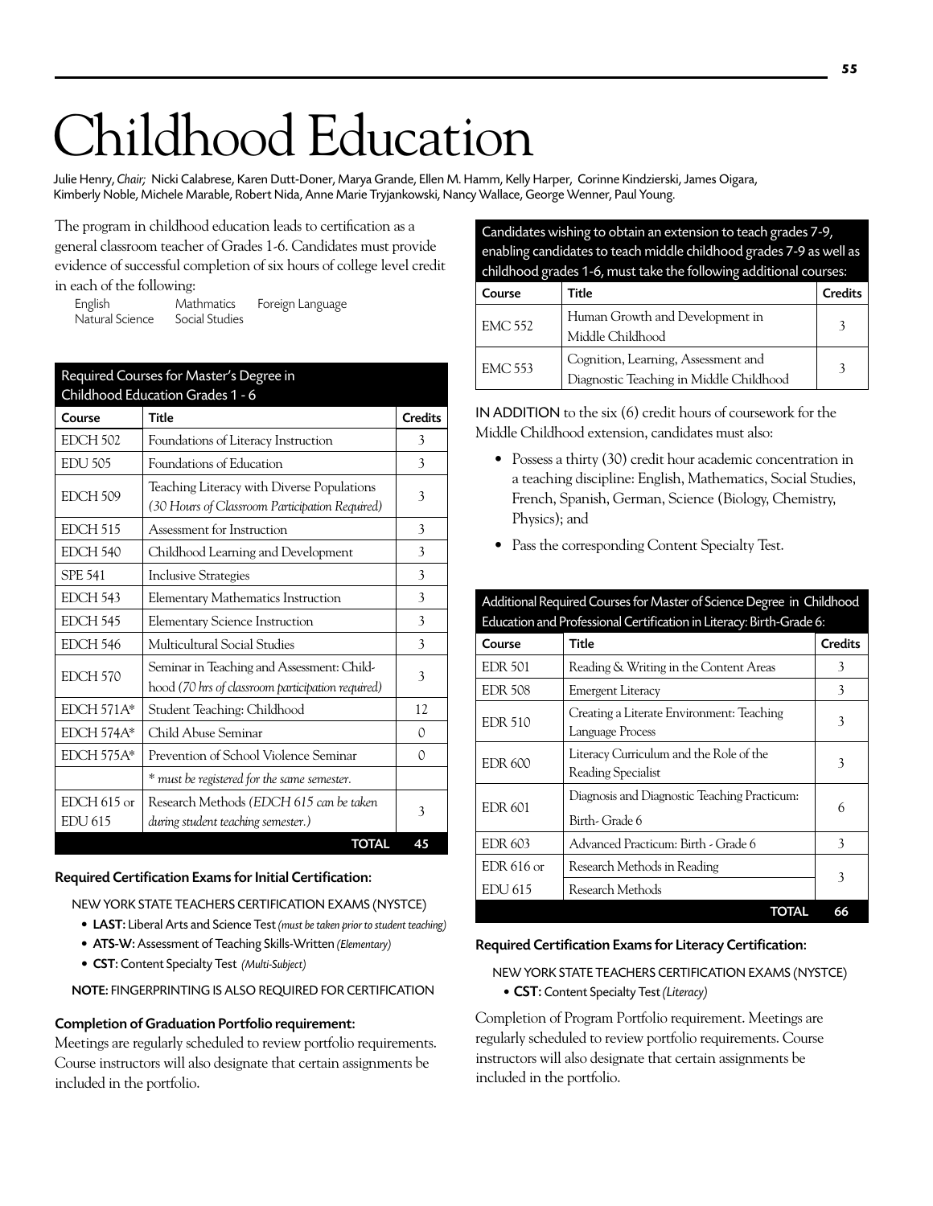# Childhood Education

Julie Henry, *Chair;* Nicki Calabrese, Karen Dutt-Doner, Marya Grande, Ellen M. Hamm, Kelly Harper, Corinne Kindzierski, James Oigara, Kimberly Noble, Michele Marable, Robert Nida, Anne Marie Tryjankowski, Nancy Wallace, George Wenner, Paul Young.

The program in childhood education leads to certification as a general classroom teacher of Grades 1-6. Candidates must provide evidence of successful completion of six hours of college level credit in each of the following:

English, Mathmatics, Foreign Language, Natural Science, Social Studies

| Required Courses for Master's Degree in Childhood Education Grades 1 - 6 | | |
|---|---|---|
| **Course** | **Title** | **Credits** |
| EDCH 502 | Foundations of Literacy Instruction | 3 |
| EDU 505 | Foundations of Education | 3 |
| EDCH 509 | Teaching Literacy with Diverse Populations *(30 Hours of Classroom Participation Required)* | 3 |
| EDCH 515 | Assessment for Instruction | 3 |
| EDCH 540 | Childhood Learning and Development | 3 |
| SPE 541 | Inclusive Strategies | 3 |
| EDCH 543 | Elementary Mathematics Instruction | 3 |
| EDCH 545 | Elementary Science Instruction | 3 |
| EDCH 546 | Multicultural Social Studies | 3 |
| EDCH 570 | Seminar in Teaching and Assessment: Childhood *(70 hrs of classroom participation required)* | 3 |
| EDCH 571A* | Student Teaching: Childhood | 12 |
| EDCH 574A* | Child Abuse Seminar | 0 |
| EDCH 575A* | Prevention of School Violence Seminar | 0 |
| | * *must be registered for the same semester.* | |
| EDCH 615 or EDU 615 | Research Methods *(EDCH 615 can be taken during student teaching semester.)* | 3 |
| | **TOTAL** | **45** |

### Required Certification Exams for Initial Certification:

NEW YORK STATE TEACHERS CERTIFICATION EXAMS (NYSTCE)

- **LAST**: Liberal Arts and Science Test *(must be taken prior to student teaching)*
- **ATS-W**: Assessment of Teaching Skills-Written *(Elementary)*
- **CST**: Content Specialty Test *(Multi-Subject)*

**NOTE**: FINGERPRINTING IS ALSO REQUIRED FOR CERTIFICATION

### Completion of Graduation Portfolio requirement:

Meetings are regularly scheduled to review portfolio requirements. Course instructors will also designate that certain assignments be included in the portfolio.

| Candidates wishing to obtain an extension to teach grades 7-9, enabling candidates to teach middle childhood grades 7-9 as well as childhood grades 1-6, must take the following additional courses: | | |
|---|---|---|
| **Course** | **Title** | **Credits** |
| EMC 552 | Human Growth and Development in Middle Childhood | 3 |
| EMC 553 | Cognition, Learning, Assessment and Diagnostic Teaching in Middle Childhood | 3 |

**IN ADDITION** to the six (6) credit hours of coursework for the Middle Childhood extension, candidates must also:

- Possess a thirty (30) credit hour academic concentration in a teaching discipline: English, Mathematics, Social Studies, French, Spanish, German, Science (Biology, Chemistry, Physics); and
- Pass the corresponding Content Specialty Test.

| Additional Required Courses for Master of Science Degree in Childhood Education and Professional Certification in Literacy: Birth-Grade 6: | | |
|---|---|---|
| **Course** | **Title** | **Credits** |
| EDR 501 | Reading & Writing in the Content Areas | 3 |
| EDR 508 | Emergent Literacy | 3 |
| EDR 510 | Creating a Literate Environment: Teaching Language Process | 3 |
| EDR 600 | Literacy Curriculum and the Role of the Reading Specialist | 3 |
| EDR 601 | Diagnosis and Diagnostic Teaching Practicum: Birth- Grade 6 | 6 |
| EDR 603 | Advanced Practicum: Birth - Grade 6 | 3 |
| EDR 616 or EDU 615 | Research Methods in Reading / Research Methods | 3 |
| | **TOTAL** | **66** |

### Required Certification Exams for Literacy Certification:

NEW YORK STATE TEACHERS CERTIFICATION EXAMS (NYSTCE)

- **CST**: Content Specialty Test *(Literacy)*

Completion of Program Portfolio requirement. Meetings are regularly scheduled to review portfolio requirements. Course instructors will also designate that certain assignments be included in the portfolio.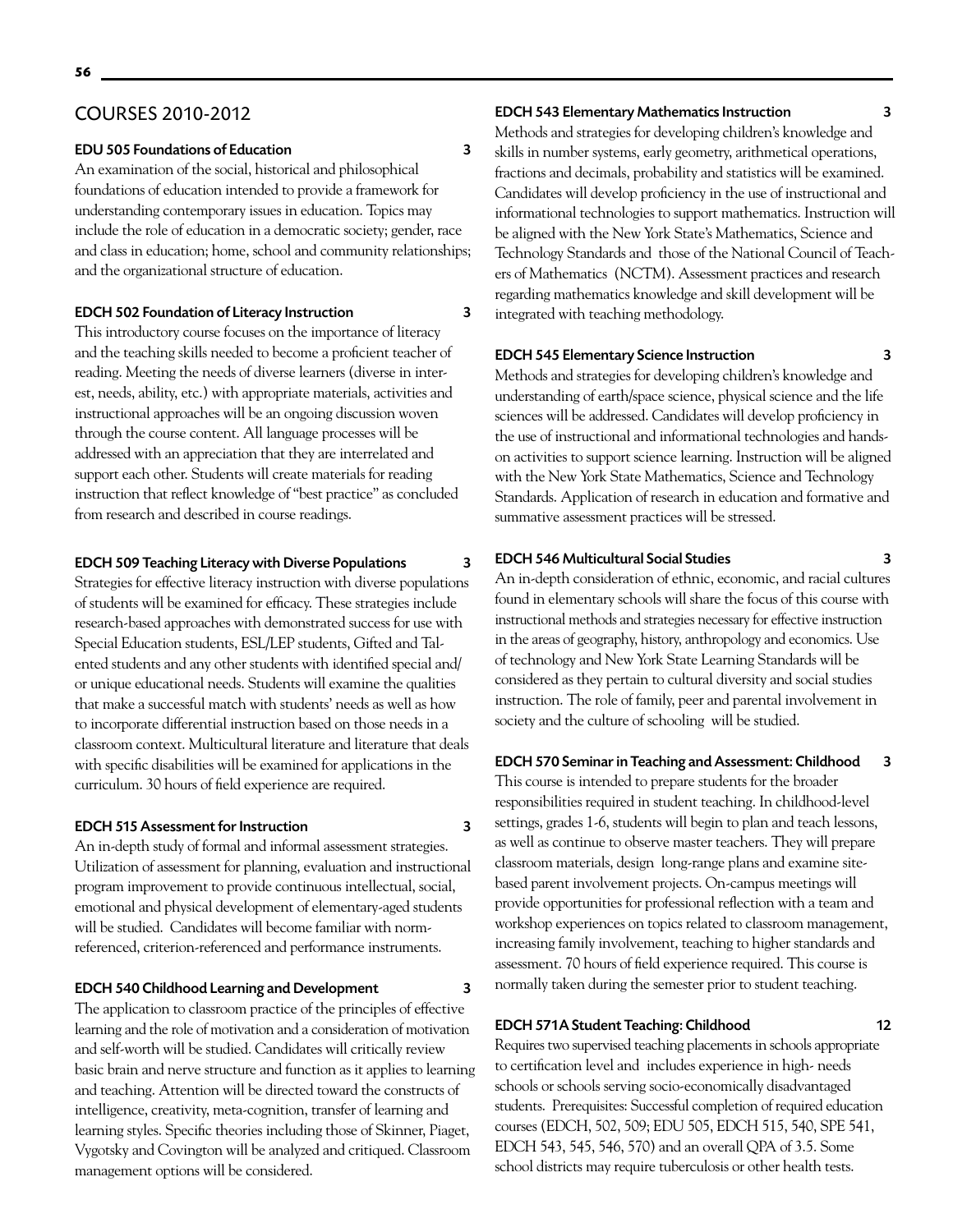## COURSES 2010-2012

### EDU 505 Foundations of Education 3

An examination of the social, historical and philosophical foundations of education intended to provide a framework for understanding contemporary issues in education. Topics may include the role of education in a democratic society; gender, race and class in education; home, school and community relationships; and the organizational structure of education.

### EDCH 502 Foundation of Literacy Instruction 3

This introductory course focuses on the importance of literacy and the teaching skills needed to become a proficient teacher of reading. Meeting the needs of diverse learners (diverse in interest, needs, ability, etc.) with appropriate materials, activities and instructional approaches will be an ongoing discussion woven through the course content. All language processes will be addressed with an appreciation that they are interrelated and support each other. Students will create materials for reading instruction that reflect knowledge of "best practice" as concluded from research and described in course readings.

### EDCH 509 Teaching Literacy with Diverse Populations 3

Strategies for effective literacy instruction with diverse populations of students will be examined for efficacy. These strategies include research-based approaches with demonstrated success for use with Special Education students, ESL/LEP students, Gifted and Talented students and any other students with identified special and/or unique educational needs. Students will examine the qualities that make a successful match with students' needs as well as how to incorporate differential instruction based on those needs in a classroom context. Multicultural literature and literature that deals with specific disabilities will be examined for applications in the curriculum. 30 hours of field experience are required.

### EDCH 515 Assessment for Instruction 3

An in-depth study of formal and informal assessment strategies. Utilization of assessment for planning, evaluation and instructional program improvement to provide continuous intellectual, social, emotional and physical development of elementary-aged students will be studied. Candidates will become familiar with norm-referenced, criterion-referenced and performance instruments.

### EDCH 540 Childhood Learning and Development 3

The application to classroom practice of the principles of effective learning and the role of motivation and a consideration of motivation and self-worth will be studied. Candidates will critically review basic brain and nerve structure and function as it applies to learning and teaching. Attention will be directed toward the constructs of intelligence, creativity, meta-cognition, transfer of learning and learning styles. Specific theories including those of Skinner, Piaget, Vygotsky and Covington will be analyzed and critiqued. Classroom management options will be considered.

### EDCH 543 Elementary Mathematics Instruction 3

Methods and strategies for developing children's knowledge and skills in number systems, early geometry, arithmetical operations, fractions and decimals, probability and statistics will be examined. Candidates will develop proficiency in the use of instructional and informational technologies to support mathematics. Instruction will be aligned with the New York State's Mathematics, Science and Technology Standards and those of the National Council of Teachers of Mathematics (NCTM). Assessment practices and research regarding mathematics knowledge and skill development will be integrated with teaching methodology.

### EDCH 545 Elementary Science Instruction 3

Methods and strategies for developing children's knowledge and understanding of earth/space science, physical science and the life sciences will be addressed. Candidates will develop proficiency in the use of instructional and informational technologies and hands-on activities to support science learning. Instruction will be aligned with the New York State Mathematics, Science and Technology Standards. Application of research in education and formative and summative assessment practices will be stressed.

### EDCH 546 Multicultural Social Studies 3

An in-depth consideration of ethnic, economic, and racial cultures found in elementary schools will share the focus of this course with instructional methods and strategies necessary for effective instruction in the areas of geography, history, anthropology and economics. Use of technology and New York State Learning Standards will be considered as they pertain to cultural diversity and social studies instruction. The role of family, peer and parental involvement in society and the culture of schooling will be studied.

### EDCH 570 Seminar in Teaching and Assessment: Childhood 3

This course is intended to prepare students for the broader responsibilities required in student teaching. In childhood-level settings, grades 1-6, students will begin to plan and teach lessons, as well as continue to observe master teachers. They will prepare classroom materials, design long-range plans and examine site-based parent involvement projects. On-campus meetings will provide opportunities for professional reflection with a team and workshop experiences on topics related to classroom management, increasing family involvement, teaching to higher standards and assessment. 70 hours of field experience required. This course is normally taken during the semester prior to student teaching.

### EDCH 571A Student Teaching: Childhood 12

Requires two supervised teaching placements in schools appropriate to certification level and includes experience in high- needs schools or schools serving socio-economically disadvantaged students. Prerequisites: Successful completion of required education courses (EDCH, 502, 509; EDU 505, EDCH 515, 540, SPE 541, EDCH 543, 545, 546, 570) and an overall QPA of 3.5. Some school districts may require tuberculosis or other health tests.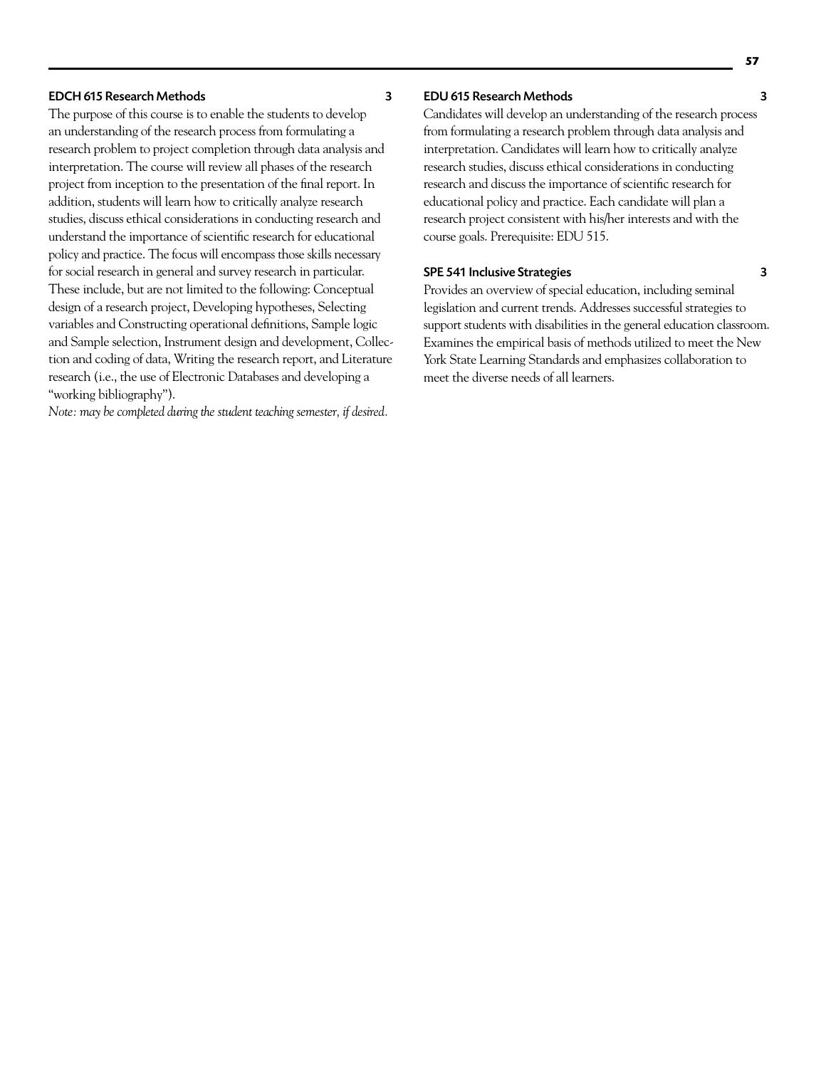### EDCH 615 Research Methods 3

The purpose of this course is to enable the students to develop an understanding of the research process from formulating a research problem to project completion through data analysis and interpretation. The course will review all phases of the research project from inception to the presentation of the final report. In addition, students will learn how to critically analyze research studies, discuss ethical considerations in conducting research and understand the importance of scientific research for educational policy and practice. The focus will encompass those skills necessary for social research in general and survey research in particular. These include, but are not limited to the following: Conceptual design of a research project, Developing hypotheses, Selecting variables and Constructing operational definitions, Sample logic and Sample selection, Instrument design and development, Collection and coding of data, Writing the research report, and Literature research (i.e., the use of Electronic Databases and developing a "working bibliography").

*Note: may be completed during the student teaching semester, if desired.*

### EDU 615 Research Methods 3

Candidates will develop an understanding of the research process from formulating a research problem through data analysis and interpretation. Candidates will learn how to critically analyze research studies, discuss ethical considerations in conducting research and discuss the importance of scientific research for educational policy and practice. Each candidate will plan a research project consistent with his/her interests and with the course goals. Prerequisite: EDU 515.

### SPE 541 Inclusive Strategies 3

Provides an overview of special education, including seminal legislation and current trends. Addresses successful strategies to support students with disabilities in the general education classroom. Examines the empirical basis of methods utilized to meet the New York State Learning Standards and emphasizes collaboration to meet the diverse needs of all learners.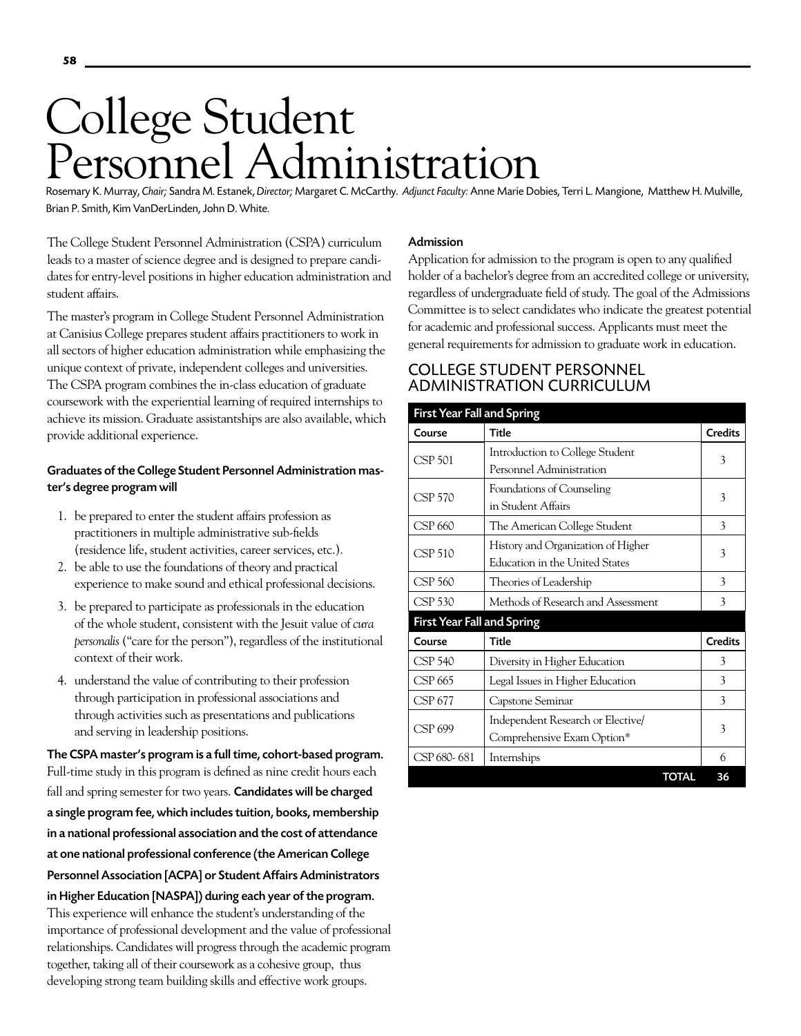# College Student Personnel Administration

Rosemary K. Murray, *Chair;* Sandra M. Estanek, *Director;* Margaret C. McCarthy. *Adjunct Faculty:* Anne Marie Dobies, Terri L. Mangione, Matthew H. Mulville, Brian P. Smith, Kim VanDerLinden, John D. White.

The College Student Personnel Administration (CSPA) curriculum leads to a master of science degree and is designed to prepare candidates for entry-level positions in higher education administration and student affairs.

The master's program in College Student Personnel Administration at Canisius College prepares student affairs practitioners to work in all sectors of higher education administration while emphasizing the unique context of private, independent colleges and universities. The CSPA program combines the in-class education of graduate coursework with the experiential learning of required internships to achieve its mission. Graduate assistantships are also available, which provide additional experience.

**Graduates of the College Student Personnel Administration master's degree program will**

1. be prepared to enter the student affairs profession as practitioners in multiple administrative sub-fields (residence life, student activities, career services, etc.).
2. be able to use the foundations of theory and practical experience to make sound and ethical professional decisions.
3. be prepared to participate as professionals in the education of the whole student, consistent with the Jesuit value of *cura personalis* ("care for the person"), regardless of the institutional context of their work.
4. understand the value of contributing to their profession through participation in professional associations and through activities such as presentations and publications and serving in leadership positions.

**The CSPA master's program is a full time, cohort-based program.** Full-time study in this program is defined as nine credit hours each fall and spring semester for two years. **Candidates will be charged a single program fee, which includes tuition, books, membership in a national professional association and the cost of attendance at one national professional conference (the American College Personnel Association [ACPA] or Student Affairs Administrators in Higher Education [NASPA]) during each year of the program.** This experience will enhance the student's understanding of the importance of professional development and the value of professional relationships. Candidates will progress through the academic program together, taking all of their coursework as a cohesive group, thus developing strong team building skills and effective work groups.

**Admission**

Application for admission to the program is open to any qualified holder of a bachelor's degree from an accredited college or university, regardless of undergraduate field of study. The goal of the Admissions Committee is to select candidates who indicate the greatest potential for academic and professional success. Applicants must meet the general requirements for admission to graduate work in education.

## COLLEGE STUDENT PERSONNEL ADMINISTRATION CURRICULUM

| First Year Fall and Spring | | |
|---|---|---|
| **Course** | **Title** | **Credits** |
| CSP 501 | Introduction to College Student Personnel Administration | 3 |
| CSP 570 | Foundations of Counseling in Student Affairs | 3 |
| CSP 660 | The American College Student | 3 |
| CSP 510 | History and Organization of Higher Education in the United States | 3 |
| CSP 560 | Theories of Leadership | 3 |
| CSP 530 | Methods of Research and Assessment | 3 |
| **First Year Fall and Spring** | | |
| **Course** | **Title** | **Credits** |
| CSP 540 | Diversity in Higher Education | 3 |
| CSP 665 | Legal Issues in Higher Education | 3 |
| CSP 677 | Capstone Seminar | 3 |
| CSP 699 | Independent Research or Elective/ Comprehensive Exam Option* | 3 |
| CSP 680- 681 | Internships | 6 |
| | **TOTAL** | **36** |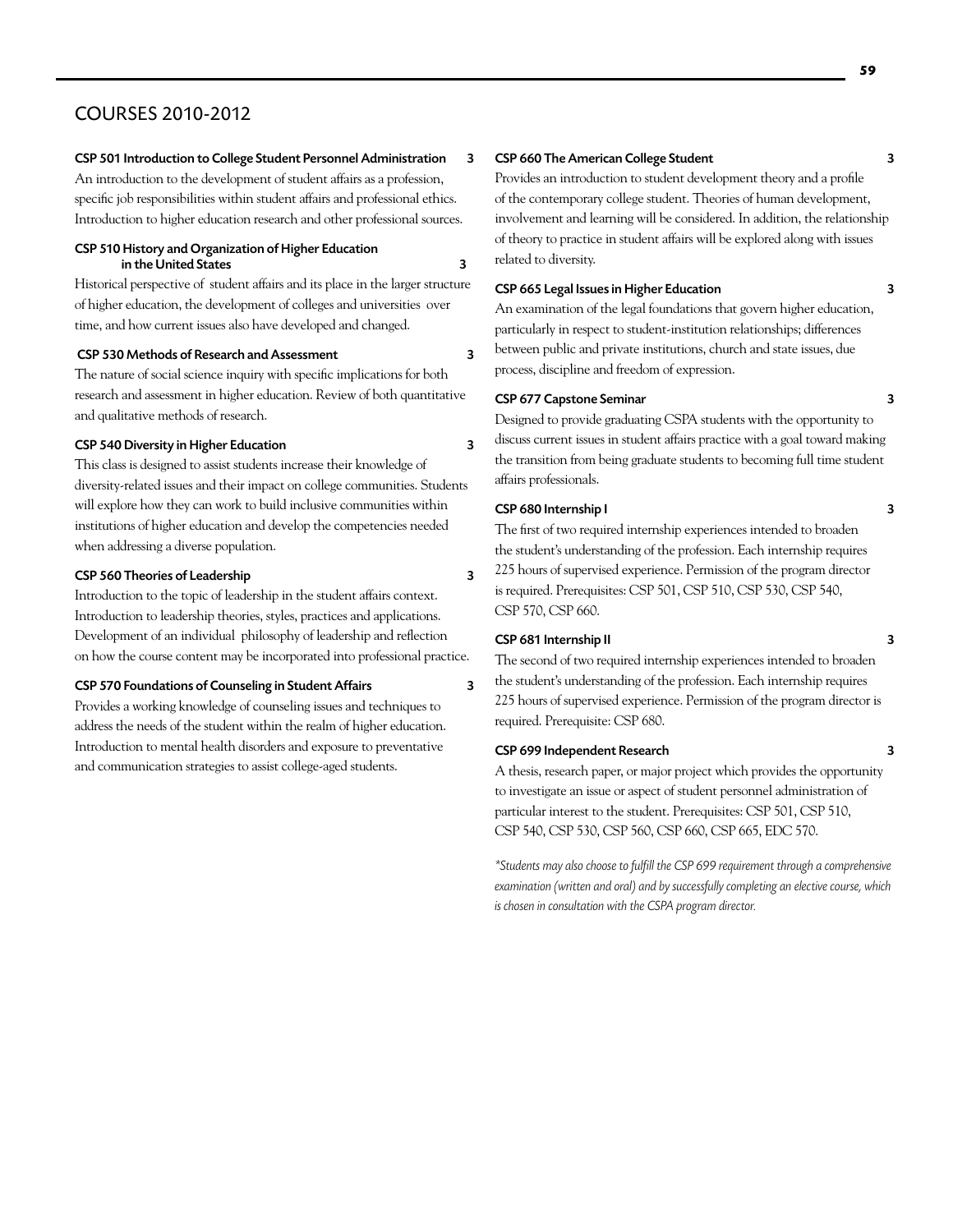## COURSES 2010-2012

**CSP 501 Introduction to College Student Personnel Administration 3**

An introduction to the development of student affairs as a profession, specific job responsibilities within student affairs and professional ethics. Introduction to higher education research and other professional sources.

**CSP 510 History and Organization of Higher Education in the United States 3**

Historical perspective of student affairs and its place in the larger structure of higher education, the development of colleges and universities over time, and how current issues also have developed and changed.

**CSP 530 Methods of Research and Assessment 3**

The nature of social science inquiry with specific implications for both research and assessment in higher education. Review of both quantitative and qualitative methods of research.

**CSP 540 Diversity in Higher Education 3**

This class is designed to assist students increase their knowledge of diversity-related issues and their impact on college communities. Students will explore how they can work to build inclusive communities within institutions of higher education and develop the competencies needed when addressing a diverse population.

**CSP 560 Theories of Leadership 3**

Introduction to the topic of leadership in the student affairs context. Introduction to leadership theories, styles, practices and applications. Development of an individual philosophy of leadership and reflection on how the course content may be incorporated into professional practice.

**CSP 570 Foundations of Counseling in Student Affairs 3**

Provides a working knowledge of counseling issues and techniques to address the needs of the student within the realm of higher education. Introduction to mental health disorders and exposure to preventative and communication strategies to assist college-aged students.

**CSP 660 The American College Student 3**

Provides an introduction to student development theory and a profile of the contemporary college student. Theories of human development, involvement and learning will be considered. In addition, the relationship of theory to practice in student affairs will be explored along with issues related to diversity.

**CSP 665 Legal Issues in Higher Education 3**

An examination of the legal foundations that govern higher education, particularly in respect to student-institution relationships; differences between public and private institutions, church and state issues, due process, discipline and freedom of expression.

**CSP 677 Capstone Seminar 3**

Designed to provide graduating CSPA students with the opportunity to discuss current issues in student affairs practice with a goal toward making the transition from being graduate students to becoming full time student affairs professionals.

**CSP 680 Internship I 3**

The first of two required internship experiences intended to broaden the student's understanding of the profession. Each internship requires 225 hours of supervised experience. Permission of the program director is required. Prerequisites: CSP 501, CSP 510, CSP 530, CSP 540, CSP 570, CSP 660.

**CSP 681 Internship II 3**

The second of two required internship experiences intended to broaden the student's understanding of the profession. Each internship requires 225 hours of supervised experience. Permission of the program director is required. Prerequisite: CSP 680.

**CSP 699 Independent Research 3**

A thesis, research paper, or major project which provides the opportunity to investigate an issue or aspect of student personnel administration of particular interest to the student. Prerequisites: CSP 501, CSP 510, CSP 540, CSP 530, CSP 560, CSP 660, CSP 665, EDC 570.

*\*Students may also choose to fulfill the CSP 699 requirement through a comprehensive examination (written and oral) and by successfully completing an elective course, which is chosen in consultation with the CSPA program director.*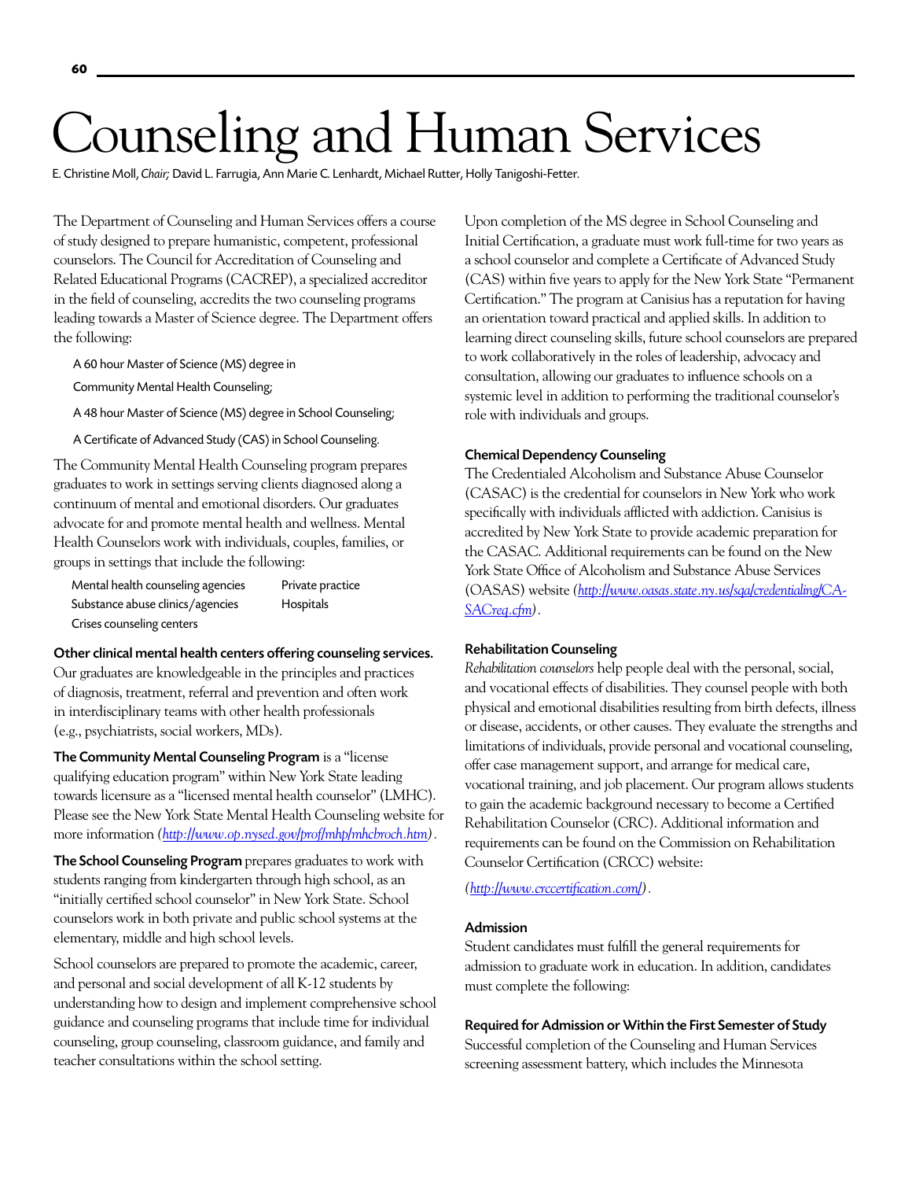# Counseling and Human Services

E. Christine Moll, *Chair;* David L. Farrugia, Ann Marie C. Lenhardt, Michael Rutter, Holly Tanigoshi-Fetter.

The Department of Counseling and Human Services offers a course of study designed to prepare humanistic, competent, professional counselors. The Council for Accreditation of Counseling and Related Educational Programs (CACREP), a specialized accreditor in the field of counseling, accredits the two counseling programs leading towards a Master of Science degree. The Department offers the following:

A 60 hour Master of Science (MS) degree in

Community Mental Health Counseling;

A 48 hour Master of Science (MS) degree in School Counseling;

A Certificate of Advanced Study (CAS) in School Counseling.

The Community Mental Health Counseling program prepares graduates to work in settings serving clients diagnosed along a continuum of mental and emotional disorders. Our graduates advocate for and promote mental health and wellness. Mental Health Counselors work with individuals, couples, families, or groups in settings that include the following:

- Mental health counseling agencies
- Substance abuse clinics/agencies
- Crises counseling centers
- Private practice
- Hospitals

**Other clinical mental health centers offering counseling services.** Our graduates are knowledgeable in the principles and practices of diagnosis, treatment, referral and prevention and often work in interdisciplinary teams with other health professionals (e.g., psychiatrists, social workers, MDs).

**The Community Mental Counseling Program** is a "license qualifying education program" within New York State leading towards licensure as a "licensed mental health counselor" (LMHC). Please see the New York State Mental Health Counseling website for more information *(http://www.op.nysed.gov/prof/mhp/mhcbroch.htm)*.

**The School Counseling Program** prepares graduates to work with students ranging from kindergarten through high school, as an "initially certified school counselor" in New York State. School counselors work in both private and public school systems at the elementary, middle and high school levels.

School counselors are prepared to promote the academic, career, and personal and social development of all K-12 students by understanding how to design and implement comprehensive school guidance and counseling programs that include time for individual counseling, group counseling, classroom guidance, and family and teacher consultations within the school setting.

Upon completion of the MS degree in School Counseling and Initial Certification, a graduate must work full-time for two years as a school counselor and complete a Certificate of Advanced Study (CAS) within five years to apply for the New York State "Permanent Certification." The program at Canisius has a reputation for having an orientation toward practical and applied skills. In addition to learning direct counseling skills, future school counselors are prepared to work collaboratively in the roles of leadership, advocacy and consultation, allowing our graduates to influence schools on a systemic level in addition to performing the traditional counselor's role with individuals and groups.

### Chemical Dependency Counseling

The Credentialed Alcoholism and Substance Abuse Counselor (CASAC) is the credential for counselors in New York who work specifically with individuals afflicted with addiction. Canisius is accredited by New York State to provide academic preparation for the CASAC. Additional requirements can be found on the New York State Office of Alcoholism and Substance Abuse Services (OASAS) website *(http://www.oasas.state.ny.us/sqa/credentialing/CASACreq.cfm)*.

### Rehabilitation Counseling

*Rehabilitation counselors* help people deal with the personal, social, and vocational effects of disabilities. They counsel people with both physical and emotional disabilities resulting from birth defects, illness or disease, accidents, or other causes. They evaluate the strengths and limitations of individuals, provide personal and vocational counseling, offer case management support, and arrange for medical care, vocational training, and job placement. Our program allows students to gain the academic background necessary to become a Certified Rehabilitation Counselor (CRC). Additional information and requirements can be found on the Commission on Rehabilitation Counselor Certification (CRCC) website:

*(http://www.crccertification.com/)*.

### Admission

Student candidates must fulfill the general requirements for admission to graduate work in education. In addition, candidates must complete the following:

### Required for Admission or Within the First Semester of Study

Successful completion of the Counseling and Human Services screening assessment battery, which includes the Minnesota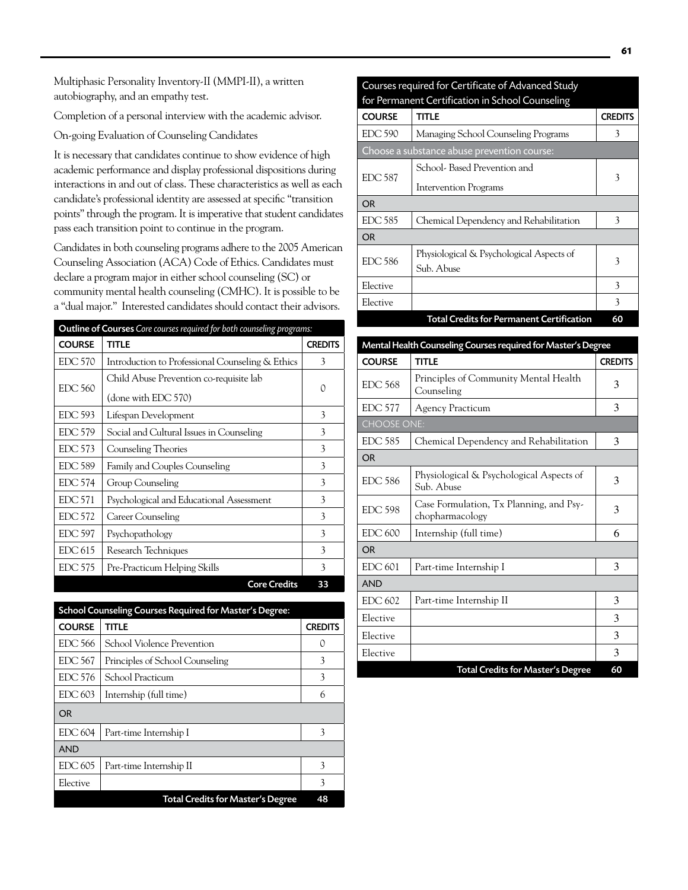Multiphasic Personality Inventory-II (MMPI-II), a written autobiography, and an empathy test.

Completion of a personal interview with the academic advisor.

On-going Evaluation of Counseling Candidates

It is necessary that candidates continue to show evidence of high academic performance and display professional dispositions during interactions in and out of class. These characteristics as well as each candidate's professional identity are assessed at specific "transition points" through the program. It is imperative that student candidates pass each transition point to continue in the program.

Candidates in both counseling programs adhere to the 2005 American Counseling Association (ACA) Code of Ethics. Candidates must declare a program major in either school counseling (SC) or community mental health counseling (CMHC). It is possible to be a "dual major." Interested candidates should contact their advisors.

**Outline of Courses** *Core courses required for both counseling programs:*

| COURSE | TITLE | CREDITS |
|---|---|---|
| EDC 570 | Introduction to Professional Counseling & Ethics | 3 |
| EDC 560 | Child Abuse Prevention co-requisite lab (done with EDC 570) | 0 |
| EDC 593 | Lifespan Development | 3 |
| EDC 579 | Social and Cultural Issues in Counseling | 3 |
| EDC 573 | Counseling Theories | 3 |
| EDC 589 | Family and Couples Counseling | 3 |
| EDC 574 | Group Counseling | 3 |
| EDC 571 | Psychological and Educational Assessment | 3 |
| EDC 572 | Career Counseling | 3 |
| EDC 597 | Psychopathology | 3 |
| EDC 615 | Research Techniques | 3 |
| EDC 575 | Pre-Practicum Helping Skills | 3 |
| | **Core Credits** | **33** |

**School Counseling Courses Required for Master's Degree:**

| COURSE | TITLE | CREDITS |
|---|---|---|
| EDC 566 | School Violence Prevention | 0 |
| EDC 567 | Principles of School Counseling | 3 |
| EDC 576 | School Practicum | 3 |
| EDC 603 | Internship (full time) | 6 |
| OR | | |
| EDC 604 | Part-time Internship I | 3 |
| AND | | |
| EDC 605 | Part-time Internship II | 3 |
| Elective | | 3 |
| | **Total Credits for Master's Degree** | **48** |

**Courses required for Certificate of Advanced Study for Permanent Certification in School Counseling**

| COURSE | TITLE | CREDITS |
|---|---|---|
| EDC 590 | Managing School Counseling Programs | 3 |
| Choose a substance abuse prevention course: | | |
| EDC 587 | School- Based Prevention and Intervention Programs | 3 |
| OR | | |
| EDC 585 | Chemical Dependency and Rehabilitation | 3 |
| OR | | |
| EDC 586 | Physiological & Psychological Aspects of Sub. Abuse | 3 |
| Elective | | 3 |
| Elective | | 3 |
| | **Total Credits for Permanent Certification** | **60** |

**Mental Health Counseling Courses required for Master's Degree**

| COURSE | TITLE | CREDITS |
|---|---|---|
| EDC 568 | Principles of Community Mental Health Counseling | 3 |
| EDC 577 | Agency Practicum | 3 |
| CHOOSE ONE: | | |
| EDC 585 | Chemical Dependency and Rehabilitation | 3 |
| OR | | |
| EDC 586 | Physiological & Psychological Aspects of Sub. Abuse | 3 |
| EDC 598 | Case Formulation, Tx Planning, and Psychopharmacology | 3 |
| EDC 600 | Internship (full time) | 6 |
| OR | | |
| EDC 601 | Part-time Internship I | 3 |
| AND | | |
| EDC 602 | Part-time Internship II | 3 |
| Elective | | 3 |
| Elective | | 3 |
| Elective | | 3 |
| | **Total Credits for Master's Degree** | **60** |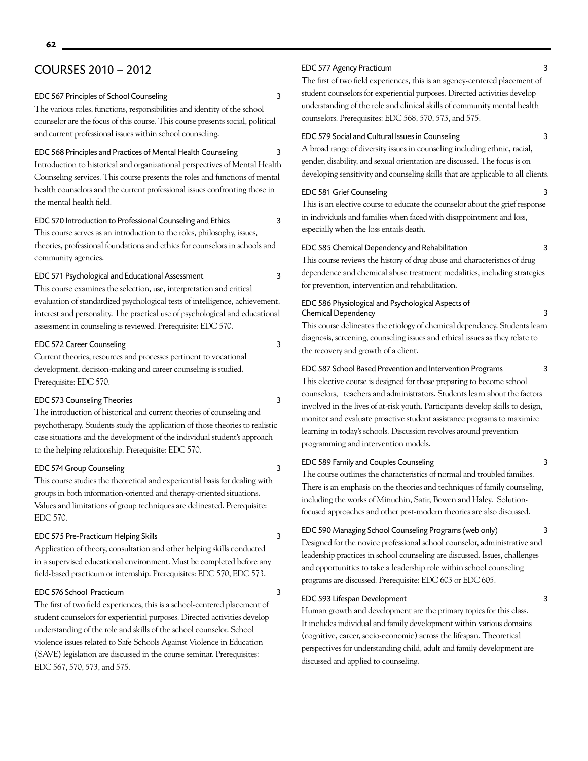## COURSES 2010 – 2012

### EDC 567 Principles of School Counseling — 3

The various roles, functions, responsibilities and identity of the school counselor are the focus of this course. This course presents social, political and current professional issues within school counseling.

### EDC 568 Principles and Practices of Mental Health Counseling — 3

Introduction to historical and organizational perspectives of Mental Health Counseling services. This course presents the roles and functions of mental health counselors and the current professional issues confronting those in the mental health field.

### EDC 570 Introduction to Professional Counseling and Ethics — 3

This course serves as an introduction to the roles, philosophy, issues, theories, professional foundations and ethics for counselors in schools and community agencies.

### EDC 571 Psychological and Educational Assessment — 3

This course examines the selection, use, interpretation and critical evaluation of standardized psychological tests of intelligence, achievement, interest and personality. The practical use of psychological and educational assessment in counseling is reviewed. Prerequisite: EDC 570.

### EDC 572 Career Counseling — 3

Current theories, resources and processes pertinent to vocational development, decision-making and career counseling is studied. Prerequisite: EDC 570.

### EDC 573 Counseling Theories — 3

The introduction of historical and current theories of counseling and psychotherapy. Students study the application of those theories to realistic case situations and the development of the individual student's approach to the helping relationship. Prerequisite: EDC 570.

### EDC 574 Group Counseling — 3

This course studies the theoretical and experiential basis for dealing with groups in both information-oriented and therapy-oriented situations. Values and limitations of group techniques are delineated. Prerequisite: EDC 570.

### EDC 575 Pre-Practicum Helping Skills — 3

Application of theory, consultation and other helping skills conducted in a supervised educational environment. Must be completed before any field-based practicum or internship. Prerequisites: EDC 570, EDC 573.

### EDC 576 School Practicum — 3

The first of two field experiences, this is a school-centered placement of student counselors for experiential purposes. Directed activities develop understanding of the role and skills of the school counselor. School violence issues related to Safe Schools Against Violence in Education (SAVE) legislation are discussed in the course seminar. Prerequisites: EDC 567, 570, 573, and 575.

### EDC 577 Agency Practicum — 3

The first of two field experiences, this is an agency-centered placement of student counselors for experiential purposes. Directed activities develop understanding of the role and clinical skills of community mental health counselors. Prerequisites: EDC 568, 570, 573, and 575.

### EDC 579 Social and Cultural Issues in Counseling — 3

A broad range of diversity issues in counseling including ethnic, racial, gender, disability, and sexual orientation are discussed. The focus is on developing sensitivity and counseling skills that are applicable to all clients.

### EDC 581 Grief Counseling — 3

This is an elective course to educate the counselor about the grief response in individuals and families when faced with disappointment and loss, especially when the loss entails death.

### EDC 585 Chemical Dependency and Rehabilitation — 3

This course reviews the history of drug abuse and characteristics of drug dependence and chemical abuse treatment modalities, including strategies for prevention, intervention and rehabilitation.

### EDC 586 Physiological and Psychological Aspects of Chemical Dependency — 3

This course delineates the etiology of chemical dependency. Students learn diagnosis, screening, counseling issues and ethical issues as they relate to the recovery and growth of a client.

### EDC 587 School Based Prevention and Intervention Programs — 3

This elective course is designed for those preparing to become school counselors, teachers and administrators. Students learn about the factors involved in the lives of at-risk youth. Participants develop skills to design, monitor and evaluate proactive student assistance programs to maximize learning in today's schools. Discussion revolves around prevention programming and intervention models.

### EDC 589 Family and Couples Counseling — 3

The course outlines the characteristics of normal and troubled families. There is an emphasis on the theories and techniques of family counseling, including the works of Minuchin, Satir, Bowen and Haley. Solution-focused approaches and other post-modern theories are also discussed.

### EDC 590 Managing School Counseling Programs (web only) — 3

Designed for the novice professional school counselor, administrative and leadership practices in school counseling are discussed. Issues, challenges and opportunities to take a leadership role within school counseling programs are discussed. Prerequisite: EDC 603 or EDC 605.

### EDC 593 Lifespan Development — 3

Human growth and development are the primary topics for this class. It includes individual and family development within various domains (cognitive, career, socio-economic) across the lifespan. Theoretical perspectives for understanding child, adult and family development are discussed and applied to counseling.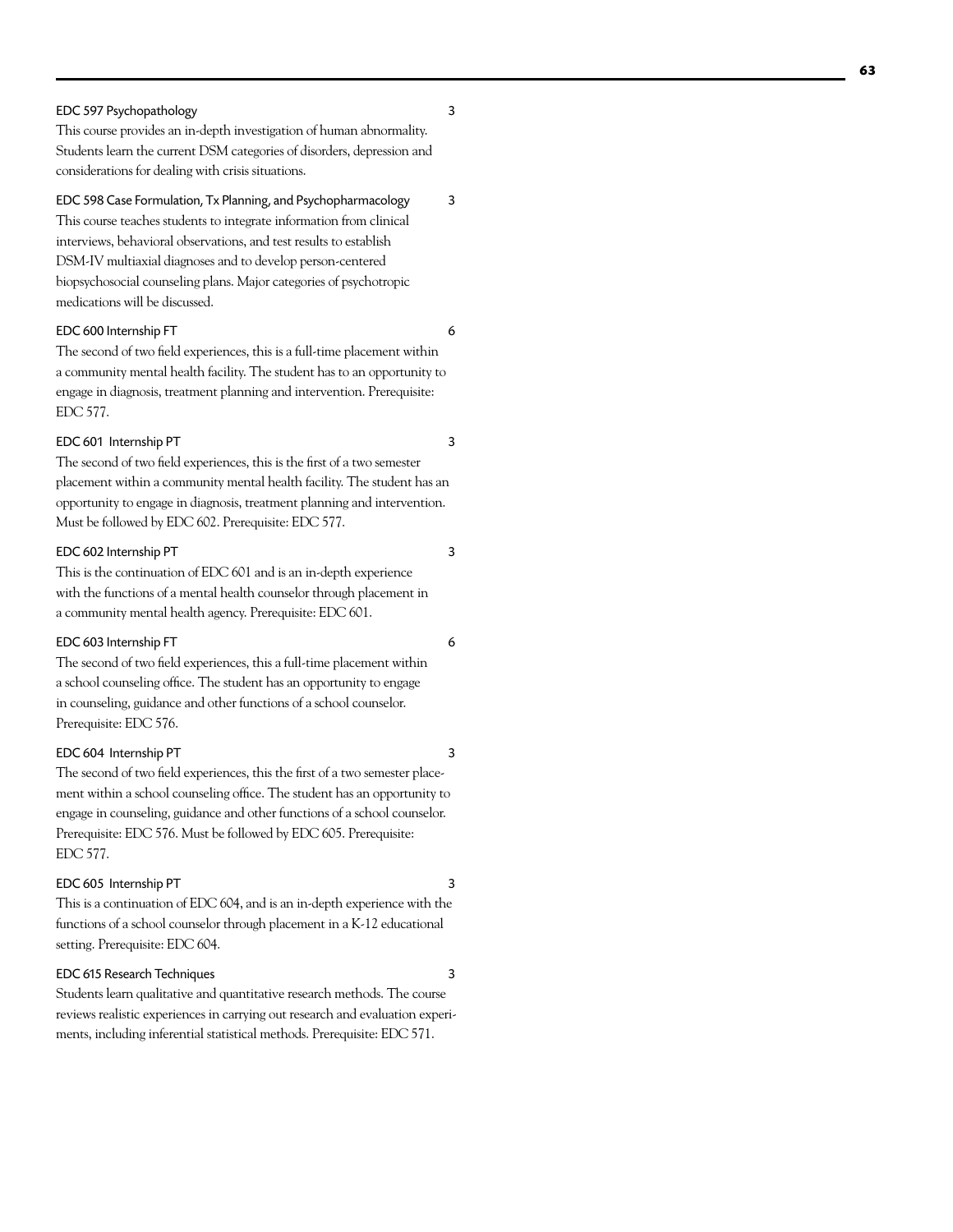**EDC 597 Psychopathology** 3

This course provides an in-depth investigation of human abnormality. Students learn the current DSM categories of disorders, depression and considerations for dealing with crisis situations.

**EDC 598 Case Formulation, Tx Planning, and Psychopharmacology** 3

This course teaches students to integrate information from clinical interviews, behavioral observations, and test results to establish DSM-IV multiaxial diagnoses and to develop person-centered biopsychosocial counseling plans. Major categories of psychotropic medications will be discussed.

**EDC 600 Internship FT** 6

The second of two field experiences, this is a full-time placement within a community mental health facility. The student has to an opportunity to engage in diagnosis, treatment planning and intervention. Prerequisite: EDC 577.

**EDC 601 Internship PT** 3

The second of two field experiences, this is the first of a two semester placement within a community mental health facility. The student has an opportunity to engage in diagnosis, treatment planning and intervention. Must be followed by EDC 602. Prerequisite: EDC 577.

**EDC 602 Internship PT** 3

This is the continuation of EDC 601 and is an in-depth experience with the functions of a mental health counselor through placement in a community mental health agency. Prerequisite: EDC 601.

**EDC 603 Internship FT** 6

The second of two field experiences, this a full-time placement within a school counseling office. The student has an opportunity to engage in counseling, guidance and other functions of a school counselor. Prerequisite: EDC 576.

**EDC 604 Internship PT** 3

The second of two field experiences, this the first of a two semester placement within a school counseling office. The student has an opportunity to engage in counseling, guidance and other functions of a school counselor. Prerequisite: EDC 576. Must be followed by EDC 605. Prerequisite: EDC 577.

**EDC 605 Internship PT** 3

This is a continuation of EDC 604, and is an in-depth experience with the functions of a school counselor through placement in a K-12 educational setting. Prerequisite: EDC 604.

**EDC 615 Research Techniques** 3

Students learn qualitative and quantitative research methods. The course reviews realistic experiences in carrying out research and evaluation experiments, including inferential statistical methods. Prerequisite: EDC 571.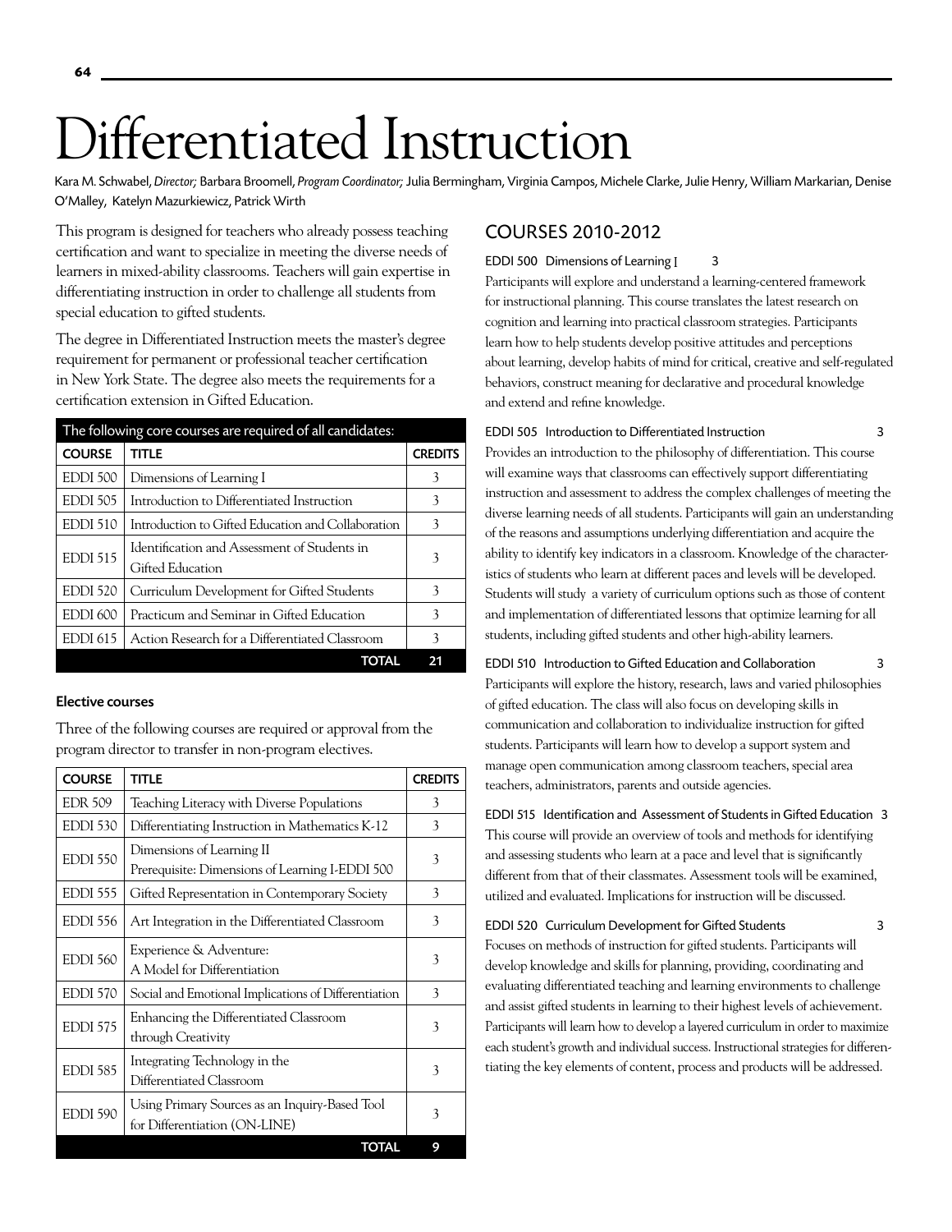# Differentiated Instruction

Kara M. Schwabel, *Director;* Barbara Broomell, *Program Coordinator;* Julia Bermingham, Virginia Campos, Michele Clarke, Julie Henry, William Markarian, Denise O'Malley, Katelyn Mazurkiewicz, Patrick Wirth

This program is designed for teachers who already possess teaching certification and want to specialize in meeting the diverse needs of learners in mixed-ability classrooms. Teachers will gain expertise in differentiating instruction in order to challenge all students from special education to gifted students.

The degree in Differentiated Instruction meets the master's degree requirement for permanent or professional teacher certification in New York State. The degree also meets the requirements for a certification extension in Gifted Education.

| The following core courses are required of all candidates: | | |
|---|---|---|
| **COURSE** | **TITLE** | **CREDITS** |
| EDDI 500 | Dimensions of Learning I | 3 |
| EDDI 505 | Introduction to Differentiated Instruction | 3 |
| EDDI 510 | Introduction to Gifted Education and Collaboration | 3 |
| EDDI 515 | Identification and Assessment of Students in Gifted Education | 3 |
| EDDI 520 | Curriculum Development for Gifted Students | 3 |
| EDDI 600 | Practicum and Seminar in Gifted Education | 3 |
| EDDI 615 | Action Research for a Differentiated Classroom | 3 |
| | **TOTAL** | **21** |

#### Elective courses

Three of the following courses are required or approval from the program director to transfer in non-program electives.

| COURSE | TITLE | CREDITS |
|---|---|---|
| EDR 509 | Teaching Literacy with Diverse Populations | 3 |
| EDDI 530 | Differentiating Instruction in Mathematics K-12 | 3 |
| EDDI 550 | Dimensions of Learning II<br>Prerequisite: Dimensions of Learning I-EDDI 500 | 3 |
| EDDI 555 | Gifted Representation in Contemporary Society | 3 |
| EDDI 556 | Art Integration in the Differentiated Classroom | 3 |
| EDDI 560 | Experience & Adventure:<br>A Model for Differentiation | 3 |
| EDDI 570 | Social and Emotional Implications of Differentiation | 3 |
| EDDI 575 | Enhancing the Differentiated Classroom through Creativity | 3 |
| EDDI 585 | Integrating Technology in the Differentiated Classroom | 3 |
| EDDI 590 | Using Primary Sources as an Inquiry-Based Tool for Differentiation (ON-LINE) | 3 |
| | **TOTAL** | **9** |

## COURSES 2010-2012

**EDDI 500 Dimensions of Learning I 3**

Participants will explore and understand a learning-centered framework for instructional planning. This course translates the latest research on cognition and learning into practical classroom strategies. Participants learn how to help students develop positive attitudes and perceptions about learning, develop habits of mind for critical, creative and self-regulated behaviors, construct meaning for declarative and procedural knowledge and extend and refine knowledge.

**EDDI 505 Introduction to Differentiated Instruction 3**

Provides an introduction to the philosophy of differentiation. This course will examine ways that classrooms can effectively support differentiating instruction and assessment to address the complex challenges of meeting the diverse learning needs of all students. Participants will gain an understanding of the reasons and assumptions underlying differentiation and acquire the ability to identify key indicators in a classroom. Knowledge of the characteristics of students who learn at different paces and levels will be developed. Students will study a variety of curriculum options such as those of content and implementation of differentiated lessons that optimize learning for all students, including gifted students and other high-ability learners.

**EDDI 510 Introduction to Gifted Education and Collaboration 3**

Participants will explore the history, research, laws and varied philosophies of gifted education. The class will also focus on developing skills in communication and collaboration to individualize instruction for gifted students. Participants will learn how to develop a support system and manage open communication among classroom teachers, special area teachers, administrators, parents and outside agencies.

**EDDI 515 Identification and Assessment of Students in Gifted Education 3**

This course will provide an overview of tools and methods for identifying and assessing students who learn at a pace and level that is significantly different from that of their classmates. Assessment tools will be examined, utilized and evaluated. Implications for instruction will be discussed.

**EDDI 520 Curriculum Development for Gifted Students 3**

Focuses on methods of instruction for gifted students. Participants will develop knowledge and skills for planning, providing, coordinating and evaluating differentiated teaching and learning environments to challenge and assist gifted students in learning to their highest levels of achievement. Participants will learn how to develop a layered curriculum in order to maximize each student's growth and individual success. Instructional strategies for differentiating the key elements of content, process and products will be addressed.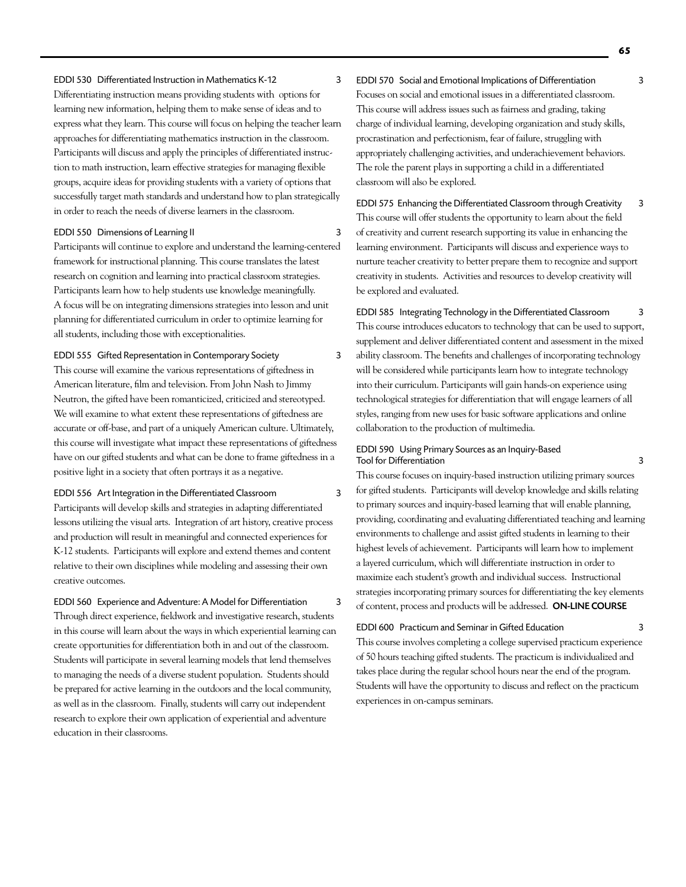**EDDI 530 Differentiated Instruction in Mathematics K-12** 3

Differentiating instruction means providing students with options for learning new information, helping them to make sense of ideas and to express what they learn. This course will focus on helping the teacher learn approaches for differentiating mathematics instruction in the classroom. Participants will discuss and apply the principles of differentiated instruction to math instruction, learn effective strategies for managing flexible groups, acquire ideas for providing students with a variety of options that successfully target math standards and understand how to plan strategically in order to reach the needs of diverse learners in the classroom.

**EDDI 550 Dimensions of Learning II** 3

Participants will continue to explore and understand the learning-centered framework for instructional planning. This course translates the latest research on cognition and learning into practical classroom strategies. Participants learn how to help students use knowledge meaningfully. A focus will be on integrating dimensions strategies into lesson and unit planning for differentiated curriculum in order to optimize learning for all students, including those with exceptionalities.

**EDDI 555 Gifted Representation in Contemporary Society** 3

This course will examine the various representations of giftedness in American literature, film and television. From John Nash to Jimmy Neutron, the gifted have been romanticized, criticized and stereotyped. We will examine to what extent these representations of giftedness are accurate or off-base, and part of a uniquely American culture. Ultimately, this course will investigate what impact these representations of giftedness have on our gifted students and what can be done to frame giftedness in a positive light in a society that often portrays it as a negative.

**EDDI 556 Art Integration in the Differentiated Classroom** 3

Participants will develop skills and strategies in adapting differentiated lessons utilizing the visual arts. Integration of art history, creative process and production will result in meaningful and connected experiences for K-12 students. Participants will explore and extend themes and content relative to their own disciplines while modeling and assessing their own creative outcomes.

**EDDI 560 Experience and Adventure: A Model for Differentiation** 3

Through direct experience, fieldwork and investigative research, students in this course will learn about the ways in which experiential learning can create opportunities for differentiation both in and out of the classroom. Students will participate in several learning models that lend themselves to managing the needs of a diverse student population. Students should be prepared for active learning in the outdoors and the local community, as well as in the classroom. Finally, students will carry out independent research to explore their own application of experiential and adventure education in their classrooms.

**EDDI 570 Social and Emotional Implications of Differentiation** 3

Focuses on social and emotional issues in a differentiated classroom. This course will address issues such as fairness and grading, taking charge of individual learning, developing organization and study skills, procrastination and perfectionism, fear of failure, struggling with appropriately challenging activities, and underachievement behaviors. The role the parent plays in supporting a child in a differentiated classroom will also be explored.

**EDDI 575 Enhancing the Differentiated Classroom through Creativity** 3

This course will offer students the opportunity to learn about the field of creativity and current research supporting its value in enhancing the learning environment. Participants will discuss and experience ways to nurture teacher creativity to better prepare them to recognize and support creativity in students. Activities and resources to develop creativity will be explored and evaluated.

**EDDI 585 Integrating Technology in the Differentiated Classroom** 3

This course introduces educators to technology that can be used to support, supplement and deliver differentiated content and assessment in the mixed ability classroom. The benefits and challenges of incorporating technology will be considered while participants learn how to integrate technology into their curriculum. Participants will gain hands-on experience using technological strategies for differentiation that will engage learners of all styles, ranging from new uses for basic software applications and online collaboration to the production of multimedia.

**EDDI 590 Using Primary Sources as an Inquiry-Based Tool for Differentiation** 3

This course focuses on inquiry-based instruction utilizing primary sources for gifted students. Participants will develop knowledge and skills relating to primary sources and inquiry-based learning that will enable planning, providing, coordinating and evaluating differentiated teaching and learning environments to challenge and assist gifted students in learning to their highest levels of achievement. Participants will learn how to implement a layered curriculum, which will differentiate instruction in order to maximize each student's growth and individual success. Instructional strategies incorporating primary sources for differentiating the key elements of content, process and products will be addressed. **ON-LINE COURSE**

**EDDI 600 Practicum and Seminar in Gifted Education** 3

This course involves completing a college supervised practicum experience of 50 hours teaching gifted students. The practicum is individualized and takes place during the regular school hours near the end of the program. Students will have the opportunity to discuss and reflect on the practicum experiences in on-campus seminars.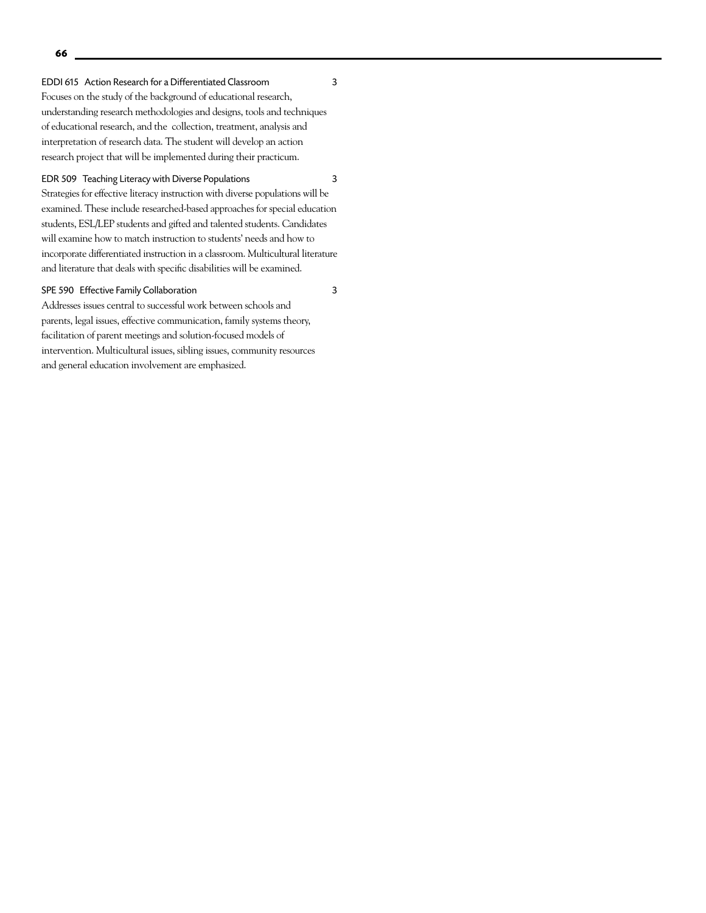EDDI 615 Action Research for a Differentiated Classroom 3

Focuses on the study of the background of educational research, understanding research methodologies and designs, tools and techniques of educational research, and the collection, treatment, analysis and interpretation of research data. The student will develop an action research project that will be implemented during their practicum.

EDR 509 Teaching Literacy with Diverse Populations 3

Strategies for effective literacy instruction with diverse populations will be examined. These include researched-based approaches for special education students, ESL/LEP students and gifted and talented students. Candidates will examine how to match instruction to students' needs and how to incorporate differentiated instruction in a classroom. Multicultural literature and literature that deals with specific disabilities will be examined.

SPE 590 Effective Family Collaboration 3

Addresses issues central to successful work between schools and parents, legal issues, effective communication, family systems theory, facilitation of parent meetings and solution-focused models of intervention. Multicultural issues, sibling issues, community resources and general education involvement are emphasized.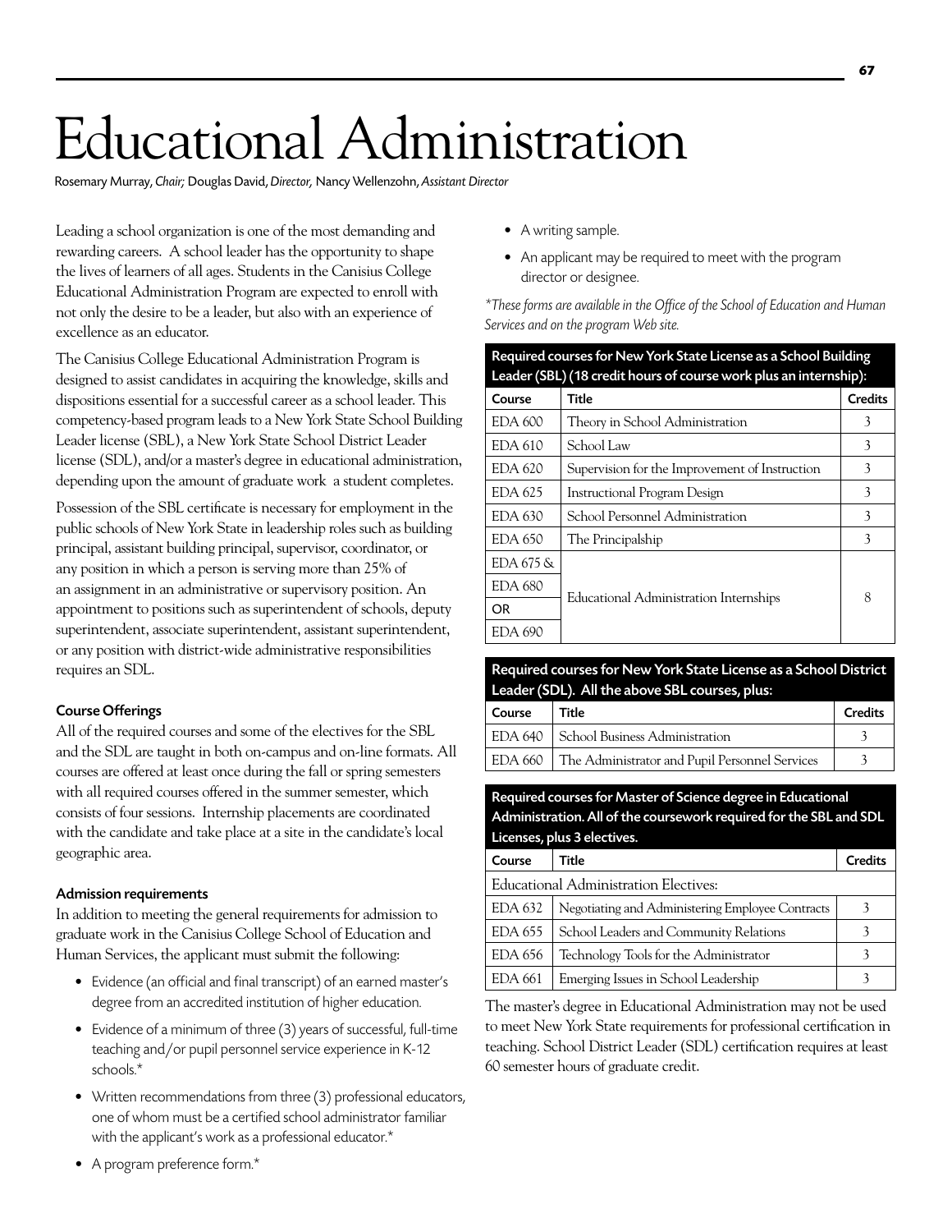# Educational Administration

Rosemary Murray, *Chair;* Douglas David, *Director,* Nancy Wellenzohn, *Assistant Director*

Leading a school organization is one of the most demanding and rewarding careers. A school leader has the opportunity to shape the lives of learners of all ages. Students in the Canisius College Educational Administration Program are expected to enroll with not only the desire to be a leader, but also with an experience of excellence as an educator.

The Canisius College Educational Administration Program is designed to assist candidates in acquiring the knowledge, skills and dispositions essential for a successful career as a school leader. This competency-based program leads to a New York State School Building Leader license (SBL), a New York State School District Leader license (SDL), and/or a master's degree in educational administration, depending upon the amount of graduate work a student completes.

Possession of the SBL certificate is necessary for employment in the public schools of New York State in leadership roles such as building principal, assistant building principal, supervisor, coordinator, or any position in which a person is serving more than 25% of an assignment in an administrative or supervisory position. An appointment to positions such as superintendent of schools, deputy superintendent, associate superintendent, assistant superintendent, or any position with district-wide administrative responsibilities requires an SDL.

### Course Offerings

All of the required courses and some of the electives for the SBL and the SDL are taught in both on-campus and on-line formats. All courses are offered at least once during the fall or spring semesters with all required courses offered in the summer semester, which consists of four sessions. Internship placements are coordinated with the candidate and take place at a site in the candidate's local geographic area.

### Admission requirements

In addition to meeting the general requirements for admission to graduate work in the Canisius College School of Education and Human Services, the applicant must submit the following:

- Evidence (an official and final transcript) of an earned master's degree from an accredited institution of higher education.
- Evidence of a minimum of three (3) years of successful, full-time teaching and/or pupil personnel service experience in K-12 schools.*
- Written recommendations from three (3) professional educators, one of whom must be a certified school administrator familiar with the applicant's work as a professional educator.*
- A program preference form.*
- A writing sample.
- An applicant may be required to meet with the program director or designee.

*\*These forms are available in the Office of the School of Education and Human Services and on the program Web site.*

**Required courses for New York State License as a School Building Leader (SBL) (18 credit hours of course work plus an internship):**

| Course | Title | Credits |
|---|---|---|
| EDA 600 | Theory in School Administration | 3 |
| EDA 610 | School Law | 3 |
| EDA 620 | Supervision for the Improvement of Instruction | 3 |
| EDA 625 | Instructional Program Design | 3 |
| EDA 630 | School Personnel Administration | 3 |
| EDA 650 | The Principalship | 3 |
| EDA 675 & EDA 680 OR EDA 690 | Educational Administration Internships | 8 |

**Required courses for New York State License as a School District Leader (SDL). All the above SBL courses, plus:**

| Course | Title | Credits |
|---|---|---|
| EDA 640 | School Business Administration | 3 |
| EDA 660 | The Administrator and Pupil Personnel Services | 3 |

**Required courses for Master of Science degree in Educational Administration. All of the coursework required for the SBL and SDL Licenses, plus 3 electives.**

| Course | Title | Credits |
|---|---|---|
| Educational Administration Electives: | | |
| EDA 632 | Negotiating and Administering Employee Contracts | 3 |
| EDA 655 | School Leaders and Community Relations | 3 |
| EDA 656 | Technology Tools for the Administrator | 3 |
| EDA 661 | Emerging Issues in School Leadership | 3 |

The master's degree in Educational Administration may not be used to meet New York State requirements for professional certification in teaching. School District Leader (SDL) certification requires at least 60 semester hours of graduate credit.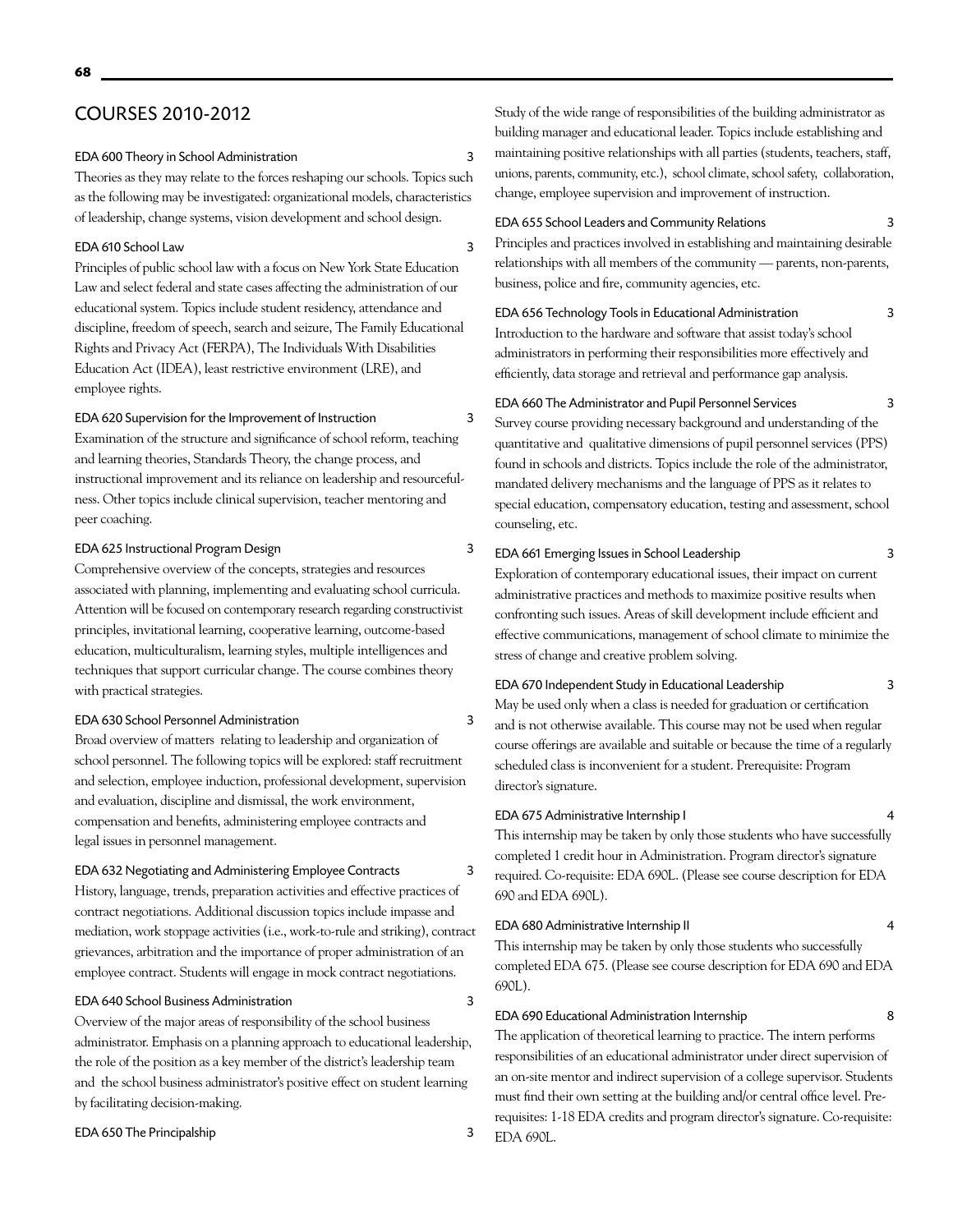## COURSES 2010-2012

### EDA 600 Theory in School Administration — 3

Theories as they may relate to the forces reshaping our schools. Topics such as the following may be investigated: organizational models, characteristics of leadership, change systems, vision development and school design.

### EDA 610 School Law — 3

Principles of public school law with a focus on New York State Education Law and select federal and state cases affecting the administration of our educational system. Topics include student residency, attendance and discipline, freedom of speech, search and seizure, The Family Educational Rights and Privacy Act (FERPA), The Individuals With Disabilities Education Act (IDEA), least restrictive environment (LRE), and employee rights.

### EDA 620 Supervision for the Improvement of Instruction — 3

Examination of the structure and significance of school reform, teaching and learning theories, Standards Theory, the change process, and instructional improvement and its reliance on leadership and resourcefulness. Other topics include clinical supervision, teacher mentoring and peer coaching.

### EDA 625 Instructional Program Design — 3

Comprehensive overview of the concepts, strategies and resources associated with planning, implementing and evaluating school curricula. Attention will be focused on contemporary research regarding constructivist principles, invitational learning, cooperative learning, outcome-based education, multiculturalism, learning styles, multiple intelligences and techniques that support curricular change. The course combines theory with practical strategies.

### EDA 630 School Personnel Administration — 3

Broad overview of matters relating to leadership and organization of school personnel. The following topics will be explored: staff recruitment and selection, employee induction, professional development, supervision and evaluation, discipline and dismissal, the work environment, compensation and benefits, administering employee contracts and legal issues in personnel management.

### EDA 632 Negotiating and Administering Employee Contracts — 3

History, language, trends, preparation activities and effective practices of contract negotiations. Additional discussion topics include impasse and mediation, work stoppage activities (i.e., work-to-rule and striking), contract grievances, arbitration and the importance of proper administration of an employee contract. Students will engage in mock contract negotiations.

### EDA 640 School Business Administration — 3

Overview of the major areas of responsibility of the school business administrator. Emphasis on a planning approach to educational leadership, the role of the position as a key member of the district's leadership team and the school business administrator's positive effect on student learning by facilitating decision-making.

### EDA 650 The Principalship — 3

Study of the wide range of responsibilities of the building administrator as building manager and educational leader. Topics include establishing and maintaining positive relationships with all parties (students, teachers, staff, unions, parents, community, etc.), school climate, school safety, collaboration, change, employee supervision and improvement of instruction.

### EDA 655 School Leaders and Community Relations — 3

Principles and practices involved in establishing and maintaining desirable relationships with all members of the community — parents, non-parents, business, police and fire, community agencies, etc.

### EDA 656 Technology Tools in Educational Administration — 3

Introduction to the hardware and software that assist today's school administrators in performing their responsibilities more effectively and efficiently, data storage and retrieval and performance gap analysis.

### EDA 660 The Administrator and Pupil Personnel Services — 3

Survey course providing necessary background and understanding of the quantitative and qualitative dimensions of pupil personnel services (PPS) found in schools and districts. Topics include the role of the administrator, mandated delivery mechanisms and the language of PPS as it relates to special education, compensatory education, testing and assessment, school counseling, etc.

### EDA 661 Emerging Issues in School Leadership — 3

Exploration of contemporary educational issues, their impact on current administrative practices and methods to maximize positive results when confronting such issues. Areas of skill development include efficient and effective communications, management of school climate to minimize the stress of change and creative problem solving.

### EDA 670 Independent Study in Educational Leadership — 3

May be used only when a class is needed for graduation or certification and is not otherwise available. This course may not be used when regular course offerings are available and suitable or because the time of a regularly scheduled class is inconvenient for a student. Prerequisite: Program director's signature.

### EDA 675 Administrative Internship I — 4

This internship may be taken by only those students who have successfully completed 1 credit hour in Administration. Program director's signature required. Co-requisite: EDA 690L. (Please see course description for EDA 690 and EDA 690L).

### EDA 680 Administrative Internship II — 4

This internship may be taken by only those students who successfully completed EDA 675. (Please see course description for EDA 690 and EDA 690L).

### EDA 690 Educational Administration Internship — 8

The application of theoretical learning to practice. The intern performs responsibilities of an educational administrator under direct supervision of an on-site mentor and indirect supervision of a college supervisor. Students must find their own setting at the building and/or central office level. Prerequisites: 1-18 EDA credits and program director's signature. Co-requisite: EDA 690L.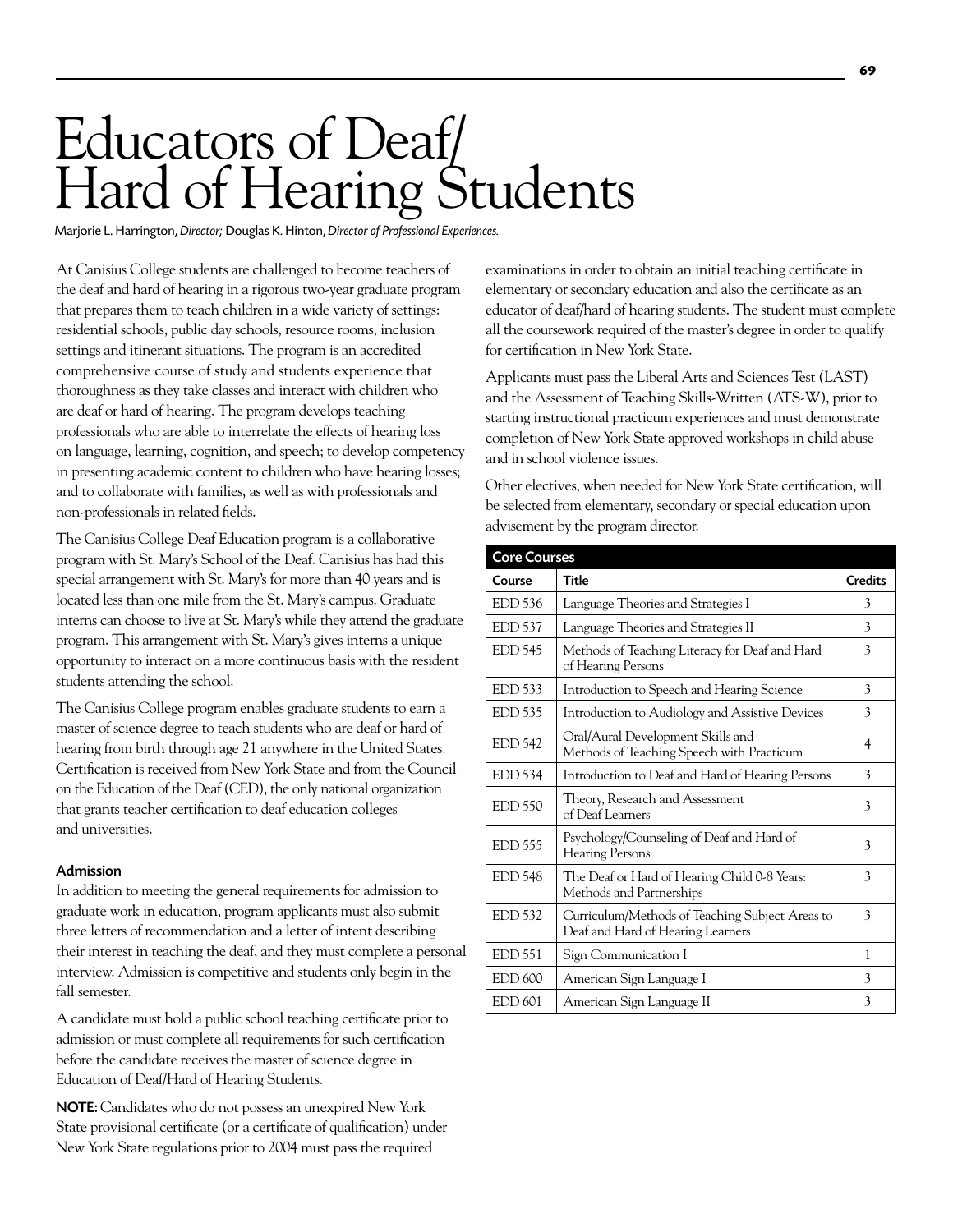# Educators of Deaf/ Hard of Hearing Students

Marjorie L. Harrington, *Director;* Douglas K. Hinton, *Director of Professional Experiences.*

At Canisius College students are challenged to become teachers of the deaf and hard of hearing in a rigorous two-year graduate program that prepares them to teach children in a wide variety of settings: residential schools, public day schools, resource rooms, inclusion settings and itinerant situations. The program is an accredited comprehensive course of study and students experience that thoroughness as they take classes and interact with children who are deaf or hard of hearing. The program develops teaching professionals who are able to interrelate the effects of hearing loss on language, learning, cognition, and speech; to develop competency in presenting academic content to children who have hearing losses; and to collaborate with families, as well as with professionals and non-professionals in related fields.

The Canisius College Deaf Education program is a collaborative program with St. Mary's School of the Deaf. Canisius has had this special arrangement with St. Mary's for more than 40 years and is located less than one mile from the St. Mary's campus. Graduate interns can choose to live at St. Mary's while they attend the graduate program. This arrangement with St. Mary's gives interns a unique opportunity to interact on a more continuous basis with the resident students attending the school.

The Canisius College program enables graduate students to earn a master of science degree to teach students who are deaf or hard of hearing from birth through age 21 anywhere in the United States. Certification is received from New York State and from the Council on the Education of the Deaf (CED), the only national organization that grants teacher certification to deaf education colleges and universities.

### Admission

In addition to meeting the general requirements for admission to graduate work in education, program applicants must also submit three letters of recommendation and a letter of intent describing their interest in teaching the deaf, and they must complete a personal interview. Admission is competitive and students only begin in the fall semester.

A candidate must hold a public school teaching certificate prior to admission or must complete all requirements for such certification before the candidate receives the master of science degree in Education of Deaf/Hard of Hearing Students.

**NOTE:** Candidates who do not possess an unexpired New York State provisional certificate (or a certificate of qualification) under New York State regulations prior to 2004 must pass the required examinations in order to obtain an initial teaching certificate in elementary or secondary education and also the certificate as an educator of deaf/hard of hearing students. The student must complete all the coursework required of the master's degree in order to qualify for certification in New York State.

Applicants must pass the Liberal Arts and Sciences Test (LAST) and the Assessment of Teaching Skills-Written (ATS-W), prior to starting instructional practicum experiences and must demonstrate completion of New York State approved workshops in child abuse and in school violence issues.

Other electives, when needed for New York State certification, will be selected from elementary, secondary or special education upon advisement by the program director.

| Core Courses | | |
|---|---|---|
| **Course** | **Title** | **Credits** |
| EDD 536 | Language Theories and Strategies I | 3 |
| EDD 537 | Language Theories and Strategies II | 3 |
| EDD 545 | Methods of Teaching Literacy for Deaf and Hard of Hearing Persons | 3 |
| EDD 533 | Introduction to Speech and Hearing Science | 3 |
| EDD 535 | Introduction to Audiology and Assistive Devices | 3 |
| EDD 542 | Oral/Aural Development Skills and Methods of Teaching Speech with Practicum | 4 |
| EDD 534 | Introduction to Deaf and Hard of Hearing Persons | 3 |
| EDD 550 | Theory, Research and Assessment of Deaf Learners | 3 |
| EDD 555 | Psychology/Counseling of Deaf and Hard of Hearing Persons | 3 |
| EDD 548 | The Deaf or Hard of Hearing Child 0-8 Years: Methods and Partnerships | 3 |
| EDD 532 | Curriculum/Methods of Teaching Subject Areas to Deaf and Hard of Hearing Learners | 3 |
| EDD 551 | Sign Communication I | 1 |
| EDD 600 | American Sign Language I | 3 |
| EDD 601 | American Sign Language II | 3 |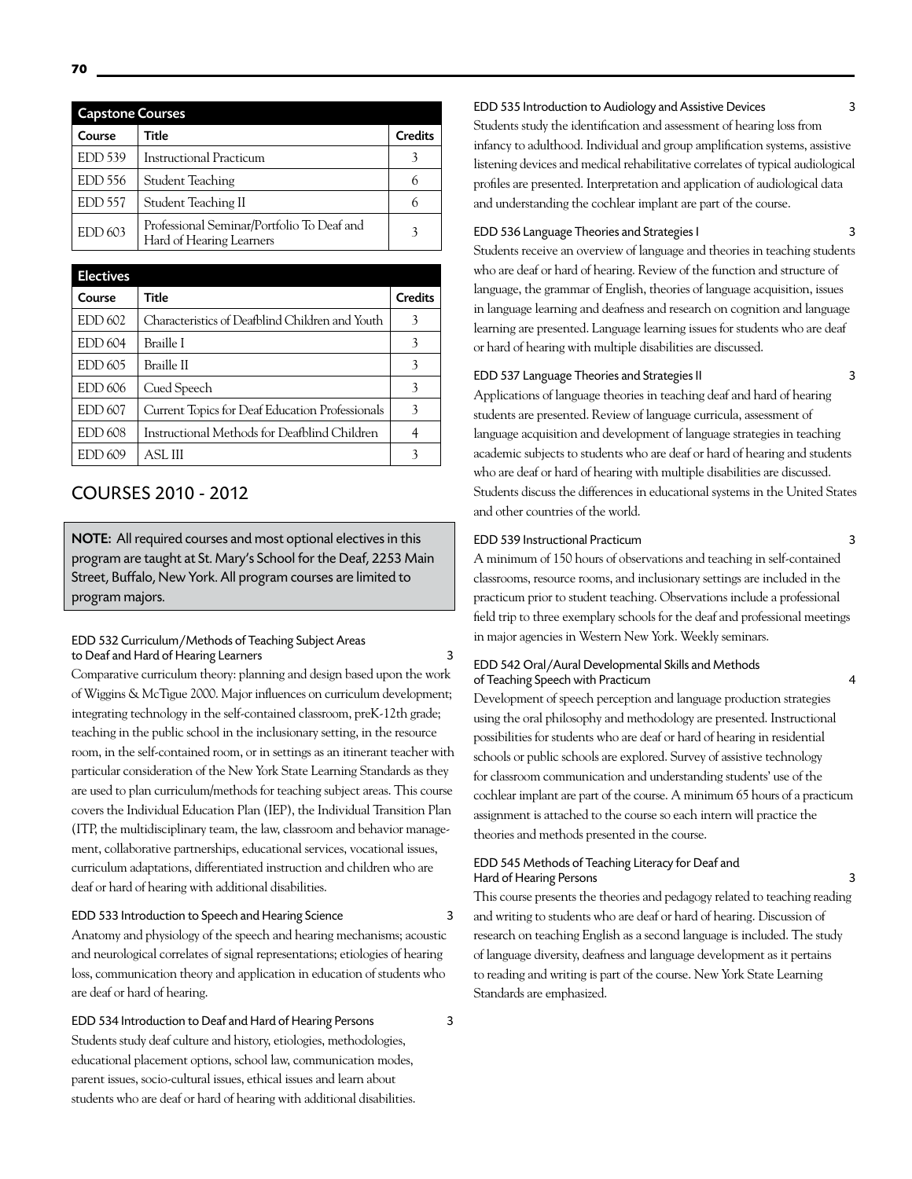| Capstone Courses | | |
|---|---|---|
| Course | Title | Credits |
| EDD 539 | Instructional Practicum | 3 |
| EDD 556 | Student Teaching | 6 |
| EDD 557 | Student Teaching II | 6 |
| EDD 603 | Professional Seminar/Portfolio To Deaf and Hard of Hearing Learners | 3 |

| Electives | | |
|---|---|---|
| Course | Title | Credits |
| EDD 602 | Characteristics of Deafblind Children and Youth | 3 |
| EDD 604 | Braille I | 3 |
| EDD 605 | Braille II | 3 |
| EDD 606 | Cued Speech | 3 |
| EDD 607 | Current Topics for Deaf Education Professionals | 3 |
| EDD 608 | Instructional Methods for Deafblind Children | 4 |
| EDD 609 | ASL III | 3 |

## COURSES 2010 - 2012

**NOTE:** All required courses and most optional electives in this program are taught at St. Mary's School for the Deaf, 2253 Main Street, Buffalo, New York. All program courses are limited to program majors.

#### EDD 532 Curriculum/Methods of Teaching Subject Areas to Deaf and Hard of Hearing Learners — 3

Comparative curriculum theory: planning and design based upon the work of Wiggins & McTigue 2000. Major influences on curriculum development; integrating technology in the self-contained classroom, preK-12th grade; teaching in the public school in the inclusionary setting, in the resource room, in the self-contained room, or in settings as an itinerant teacher with particular consideration of the New York State Learning Standards as they are used to plan curriculum/methods for teaching subject areas. This course covers the Individual Education Plan (IEP), the Individual Transition Plan (ITP, the multidisciplinary team, the law, classroom and behavior management, collaborative partnerships, educational services, vocational issues, curriculum adaptations, differentiated instruction and children who are deaf or hard of hearing with additional disabilities.

#### EDD 533 Introduction to Speech and Hearing Science — 3

Anatomy and physiology of the speech and hearing mechanisms; acoustic and neurological correlates of signal representations; etiologies of hearing loss, communication theory and application in education of students who are deaf or hard of hearing.

#### EDD 534 Introduction to Deaf and Hard of Hearing Persons — 3

Students study deaf culture and history, etiologies, methodologies, educational placement options, school law, communication modes, parent issues, socio-cultural issues, ethical issues and learn about students who are deaf or hard of hearing with additional disabilities.

#### EDD 535 Introduction to Audiology and Assistive Devices — 3

Students study the identification and assessment of hearing loss from infancy to adulthood. Individual and group amplification systems, assistive listening devices and medical rehabilitative correlates of typical audiological profiles are presented. Interpretation and application of audiological data and understanding the cochlear implant are part of the course.

#### EDD 536 Language Theories and Strategies I — 3

Students receive an overview of language and theories in teaching students who are deaf or hard of hearing. Review of the function and structure of language, the grammar of English, theories of language acquisition, issues in language learning and deafness and research on cognition and language learning are presented. Language learning issues for students who are deaf or hard of hearing with multiple disabilities are discussed.

#### EDD 537 Language Theories and Strategies II — 3

Applications of language theories in teaching deaf and hard of hearing students are presented. Review of language curricula, assessment of language acquisition and development of language strategies in teaching academic subjects to students who are deaf or hard of hearing and students who are deaf or hard of hearing with multiple disabilities are discussed. Students discuss the differences in educational systems in the United States and other countries of the world.

#### EDD 539 Instructional Practicum — 3

A minimum of 150 hours of observations and teaching in self-contained classrooms, resource rooms, and inclusionary settings are included in the practicum prior to student teaching. Observations include a professional field trip to three exemplary schools for the deaf and professional meetings in major agencies in Western New York. Weekly seminars.

#### EDD 542 Oral/Aural Developmental Skills and Methods of Teaching Speech with Practicum — 4

Development of speech perception and language production strategies using the oral philosophy and methodology are presented. Instructional possibilities for students who are deaf or hard of hearing in residential schools or public schools are explored. Survey of assistive technology for classroom communication and understanding students' use of the cochlear implant are part of the course. A minimum 65 hours of a practicum assignment is attached to the course so each intern will practice the theories and methods presented in the course.

#### EDD 545 Methods of Teaching Literacy for Deaf and Hard of Hearing Persons — 3

This course presents the theories and pedagogy related to teaching reading and writing to students who are deaf or hard of hearing. Discussion of research on teaching English as a second language is included. The study of language diversity, deafness and language development as it pertains to reading and writing is part of the course. New York State Learning Standards are emphasized.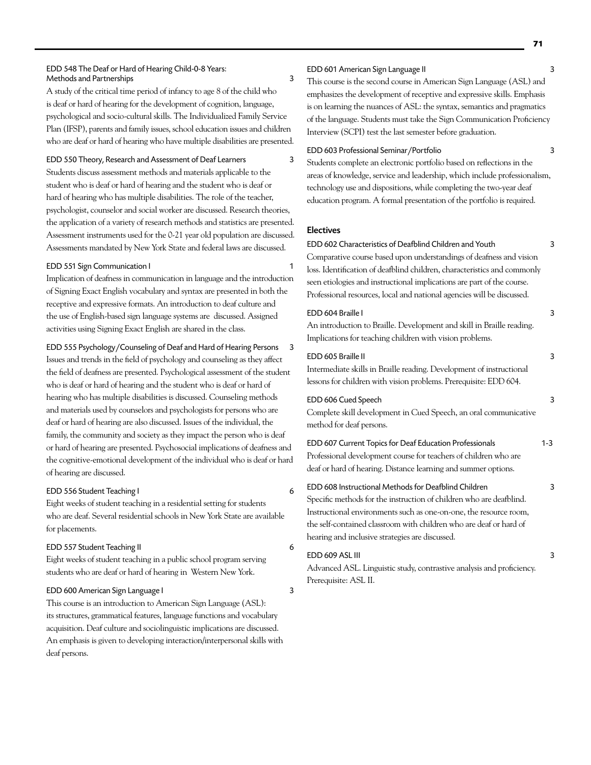EDD 548 The Deaf or Hard of Hearing Child-0-8 Years: Methods and Partnerships 3

A study of the critical time period of infancy to age 8 of the child who is deaf or hard of hearing for the development of cognition, language, psychological and socio-cultural skills. The Individualized Family Service Plan (IFSP), parents and family issues, school education issues and children who are deaf or hard of hearing who have multiple disabilities are presented.

EDD 550 Theory, Research and Assessment of Deaf Learners 3

Students discuss assessment methods and materials applicable to the student who is deaf or hard of hearing and the student who is deaf or hard of hearing who has multiple disabilities. The role of the teacher, psychologist, counselor and social worker are discussed. Research theories, the application of a variety of research methods and statistics are presented. Assessment instruments used for the 0-21 year old population are discussed. Assessments mandated by New York State and federal laws are discussed.

EDD 551 Sign Communication I 1

Implication of deafness in communication in language and the introduction of Signing Exact English vocabulary and syntax are presented in both the receptive and expressive formats. An introduction to deaf culture and the use of English-based sign language systems are discussed. Assigned activities using Signing Exact English are shared in the class.

EDD 555 Psychology/Counseling of Deaf and Hard of Hearing Persons 3

Issues and trends in the field of psychology and counseling as they affect the field of deafness are presented. Psychological assessment of the student who is deaf or hard of hearing and the student who is deaf or hard of hearing who has multiple disabilities is discussed. Counseling methods and materials used by counselors and psychologists for persons who are deaf or hard of hearing are also discussed. Issues of the individual, the family, the community and society as they impact the person who is deaf or hard of hearing are presented. Psychosocial implications of deafness and the cognitive-emotional development of the individual who is deaf or hard of hearing are discussed.

EDD 556 Student Teaching I 6

Eight weeks of student teaching in a residential setting for students who are deaf. Several residential schools in New York State are available for placements.

EDD 557 Student Teaching II 6

Eight weeks of student teaching in a public school program serving students who are deaf or hard of hearing in Western New York.

EDD 600 American Sign Language I 3

This course is an introduction to American Sign Language (ASL): its structures, grammatical features, language functions and vocabulary acquisition. Deaf culture and sociolinguistic implications are discussed. An emphasis is given to developing interaction/interpersonal skills with deaf persons.

EDD 601 American Sign Language II 3

This course is the second course in American Sign Language (ASL) and emphasizes the development of receptive and expressive skills. Emphasis is on learning the nuances of ASL: the syntax, semantics and pragmatics of the language. Students must take the Sign Communication Proficiency Interview (SCPI) test the last semester before graduation.

EDD 603 Professional Seminar/Portfolio 3

Students complete an electronic portfolio based on reflections in the areas of knowledge, service and leadership, which include professionalism, technology use and dispositions, while completing the two-year deaf education program. A formal presentation of the portfolio is required.

## Electives

EDD 602 Characteristics of Deafblind Children and Youth 3

Comparative course based upon understandings of deafness and vision loss. Identification of deafblind children, characteristics and commonly seen etiologies and instructional implications are part of the course. Professional resources, local and national agencies will be discussed.

EDD 604 Braille I 3

An introduction to Braille. Development and skill in Braille reading. Implications for teaching children with vision problems.

EDD 605 Braille II 3

Intermediate skills in Braille reading. Development of instructional lessons for children with vision problems. Prerequisite: EDD 604.

EDD 606 Cued Speech 3

Complete skill development in Cued Speech, an oral communicative method for deaf persons.

EDD 607 Current Topics for Deaf Education Professionals 1-3

Professional development course for teachers of children who are deaf or hard of hearing. Distance learning and summer options.

EDD 608 Instructional Methods for Deafblind Children 3

Specific methods for the instruction of children who are deafblind. Instructional environments such as one-on-one, the resource room, the self-contained classroom with children who are deaf or hard of hearing and inclusive strategies are discussed.

EDD 609 ASL III 3

Advanced ASL. Linguistic study, contrastive analysis and proficiency. Prerequisite: ASL II.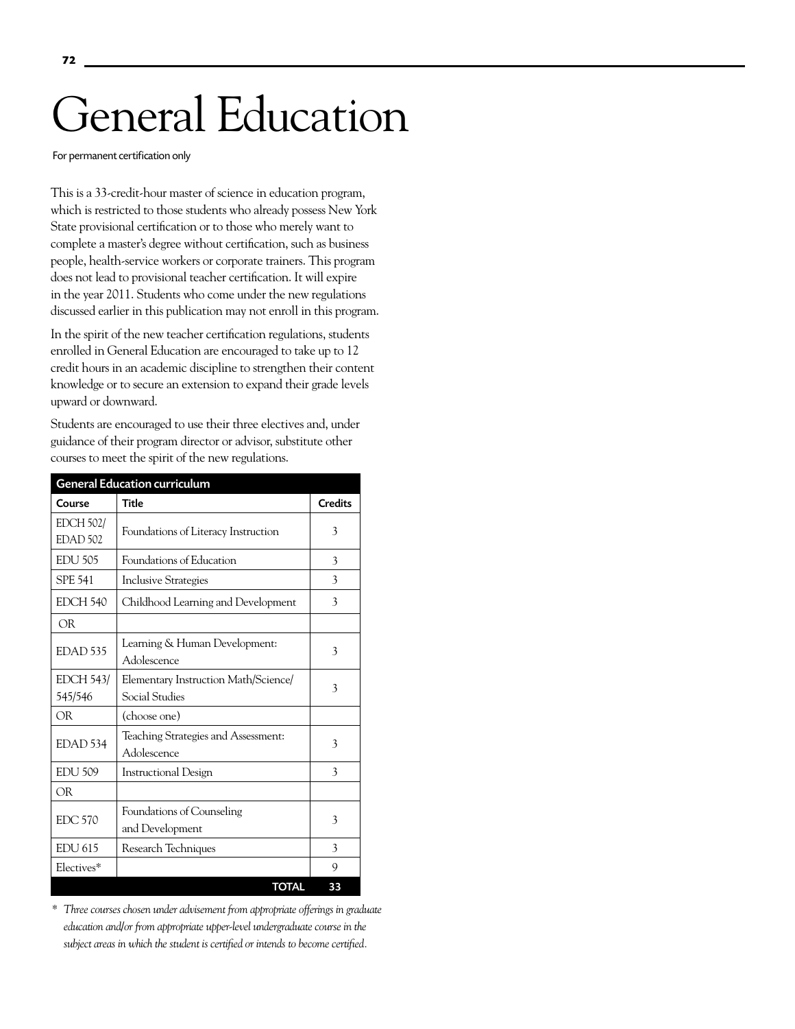# General Education

For permanent certification only

This is a 33-credit-hour master of science in education program, which is restricted to those students who already possess New York State provisional certification or to those who merely want to complete a master's degree without certification, such as business people, health-service workers or corporate trainers. This program does not lead to provisional teacher certification. It will expire in the year 2011. Students who come under the new regulations discussed earlier in this publication may not enroll in this program.

In the spirit of the new teacher certification regulations, students enrolled in General Education are encouraged to take up to 12 credit hours in an academic discipline to strengthen their content knowledge or to secure an extension to expand their grade levels upward or downward.

Students are encouraged to use their three electives and, under guidance of their program director or advisor, substitute other courses to meet the spirit of the new regulations.

| General Education curriculum | | |
|---|---|---|
| **Course** | **Title** | **Credits** |
| EDCH 502/ EDAD 502 | Foundations of Literacy Instruction | 3 |
| EDU 505 | Foundations of Education | 3 |
| SPE 541 | Inclusive Strategies | 3 |
| EDCH 540 | Childhood Learning and Development | 3 |
| OR | | |
| EDAD 535 | Learning & Human Development: Adolescence | 3 |
| EDCH 543/ 545/546 | Elementary Instruction Math/Science/ Social Studies | 3 |
| OR | (choose one) | |
| EDAD 534 | Teaching Strategies and Assessment: Adolescence | 3 |
| EDU 509 | Instructional Design | 3 |
| OR | | |
| EDC 570 | Foundations of Counseling and Development | 3 |
| EDU 615 | Research Techniques | 3 |
| Electives* | | 9 |
| | **TOTAL** | **33** |

\* *Three courses chosen under advisement from appropriate offerings in graduate education and/or from appropriate upper-level undergraduate course in the subject areas in which the student is certified or intends to become certified.*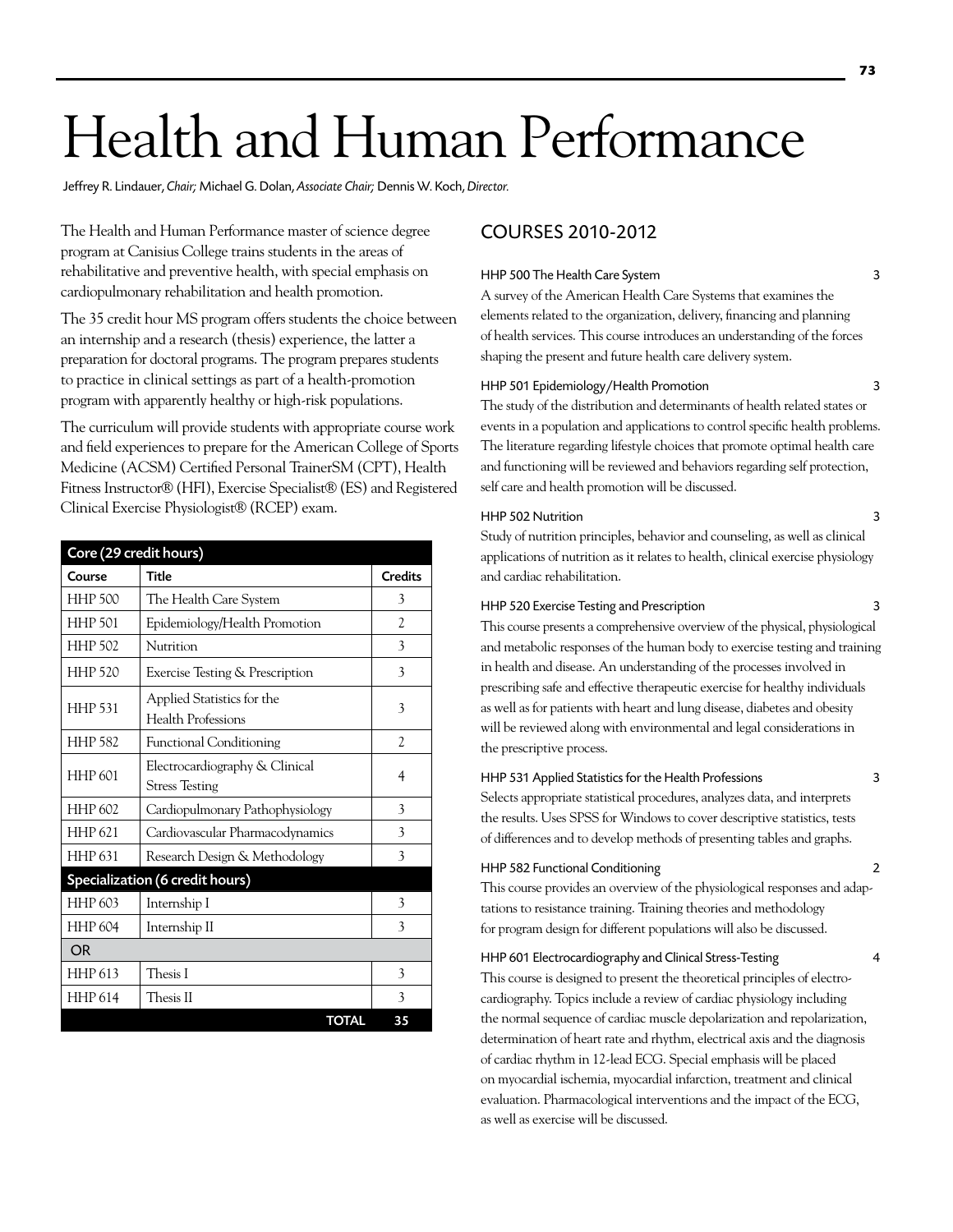# Health and Human Performance

Jeffrey R. Lindauer, *Chair;* Michael G. Dolan, *Associate Chair;* Dennis W. Koch, *Director.*

The Health and Human Performance master of science degree program at Canisius College trains students in the areas of rehabilitative and preventive health, with special emphasis on cardiopulmonary rehabilitation and health promotion.

The 35 credit hour MS program offers students the choice between an internship and a research (thesis) experience, the latter a preparation for doctoral programs. The program prepares students to practice in clinical settings as part of a health-promotion program with apparently healthy or high-risk populations.

The curriculum will provide students with appropriate course work and field experiences to prepare for the American College of Sports Medicine (ACSM) Certified Personal TrainerSM (CPT), Health Fitness Instructor® (HFI), Exercise Specialist® (ES) and Registered Clinical Exercise Physiologist® (RCEP) exam.

| Core (29 credit hours) | | |
|---|---|---|
| **Course** | **Title** | **Credits** |
| HHP 500 | The Health Care System | 3 |
| HHP 501 | Epidemiology/Health Promotion | 2 |
| HHP 502 | Nutrition | 3 |
| HHP 520 | Exercise Testing & Prescription | 3 |
| HHP 531 | Applied Statistics for the Health Professions | 3 |
| HHP 582 | Functional Conditioning | 2 |
| HHP 601 | Electrocardiography & Clinical Stress Testing | 4 |
| HHP 602 | Cardiopulmonary Pathophysiology | 3 |
| HHP 621 | Cardiovascular Pharmacodynamics | 3 |
| HHP 631 | Research Design & Methodology | 3 |
| **Specialization (6 credit hours)** | | |
| HHP 603 | Internship I | 3 |
| HHP 604 | Internship II | 3 |
| OR | | |
| HHP 613 | Thesis I | 3 |
| HHP 614 | Thesis II | 3 |
| | **TOTAL** | **35** |

## COURSES 2010-2012

**HHP 500 The Health Care System** 3

A survey of the American Health Care Systems that examines the elements related to the organization, delivery, financing and planning of health services. This course introduces an understanding of the forces shaping the present and future health care delivery system.

**HHP 501 Epidemiology/Health Promotion** 3

The study of the distribution and determinants of health related states or events in a population and applications to control specific health problems. The literature regarding lifestyle choices that promote optimal health care and functioning will be reviewed and behaviors regarding self protection, self care and health promotion will be discussed.

**HHP 502 Nutrition** 3

Study of nutrition principles, behavior and counseling, as well as clinical applications of nutrition as it relates to health, clinical exercise physiology and cardiac rehabilitation.

**HHP 520 Exercise Testing and Prescription** 3

This course presents a comprehensive overview of the physical, physiological and metabolic responses of the human body to exercise testing and training in health and disease. An understanding of the processes involved in prescribing safe and effective therapeutic exercise for healthy individuals as well as for patients with heart and lung disease, diabetes and obesity will be reviewed along with environmental and legal considerations in the prescriptive process.

**HHP 531 Applied Statistics for the Health Professions** 3

Selects appropriate statistical procedures, analyzes data, and interprets the results. Uses SPSS for Windows to cover descriptive statistics, tests of differences and to develop methods of presenting tables and graphs.

**HHP 582 Functional Conditioning** 2

This course provides an overview of the physiological responses and adaptations to resistance training. Training theories and methodology for program design for different populations will also be discussed.

**HHP 601 Electrocardiography and Clinical Stress-Testing** 4

This course is designed to present the theoretical principles of electrocardiography. Topics include a review of cardiac physiology including the normal sequence of cardiac muscle depolarization and repolarization, determination of heart rate and rhythm, electrical axis and the diagnosis of cardiac rhythm in 12-lead ECG. Special emphasis will be placed on myocardial ischemia, myocardial infarction, treatment and clinical evaluation. Pharmacological interventions and the impact of the ECG, as well as exercise will be discussed.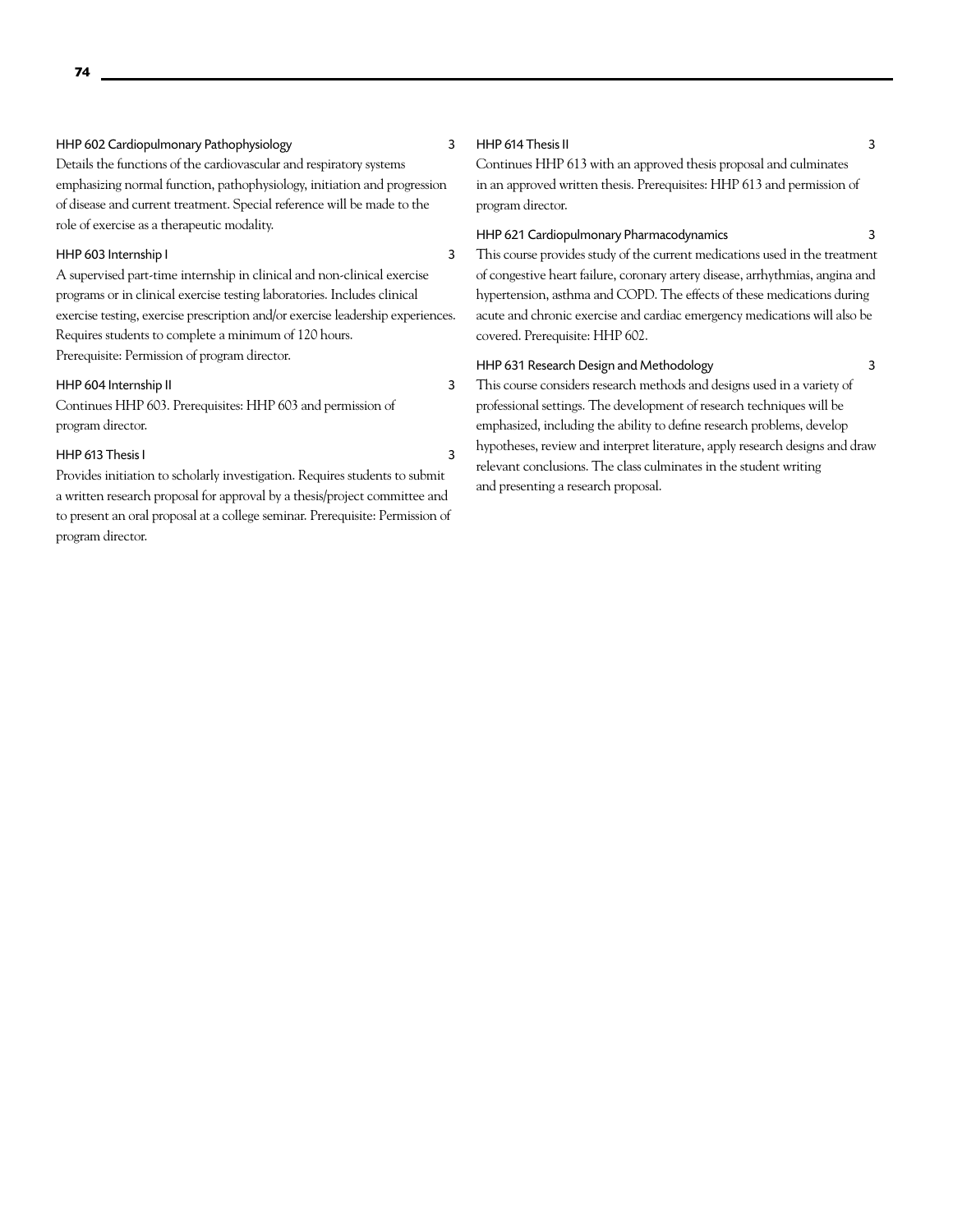#### HHP 602 Cardiopulmonary Pathophysiology 3

Details the functions of the cardiovascular and respiratory systems emphasizing normal function, pathophysiology, initiation and progression of disease and current treatment. Special reference will be made to the role of exercise as a therapeutic modality.

#### HHP 603 Internship I 3

A supervised part-time internship in clinical and non-clinical exercise programs or in clinical exercise testing laboratories. Includes clinical exercise testing, exercise prescription and/or exercise leadership experiences. Requires students to complete a minimum of 120 hours.
Prerequisite: Permission of program director.

#### HHP 604 Internship II 3

Continues HHP 603. Prerequisites: HHP 603 and permission of program director.

#### HHP 613 Thesis I 3

Provides initiation to scholarly investigation. Requires students to submit a written research proposal for approval by a thesis/project committee and to present an oral proposal at a college seminar. Prerequisite: Permission of program director.

#### HHP 614 Thesis II 3

Continues HHP 613 with an approved thesis proposal and culminates in an approved written thesis. Prerequisites: HHP 613 and permission of program director.

#### HHP 621 Cardiopulmonary Pharmacodynamics 3

This course provides study of the current medications used in the treatment of congestive heart failure, coronary artery disease, arrhythmias, angina and hypertension, asthma and COPD. The effects of these medications during acute and chronic exercise and cardiac emergency medications will also be covered. Prerequisite: HHP 602.

#### HHP 631 Research Design and Methodology 3

This course considers research methods and designs used in a variety of professional settings. The development of research techniques will be emphasized, including the ability to define research problems, develop hypotheses, review and interpret literature, apply research designs and draw relevant conclusions. The class culminates in the student writing and presenting a research proposal.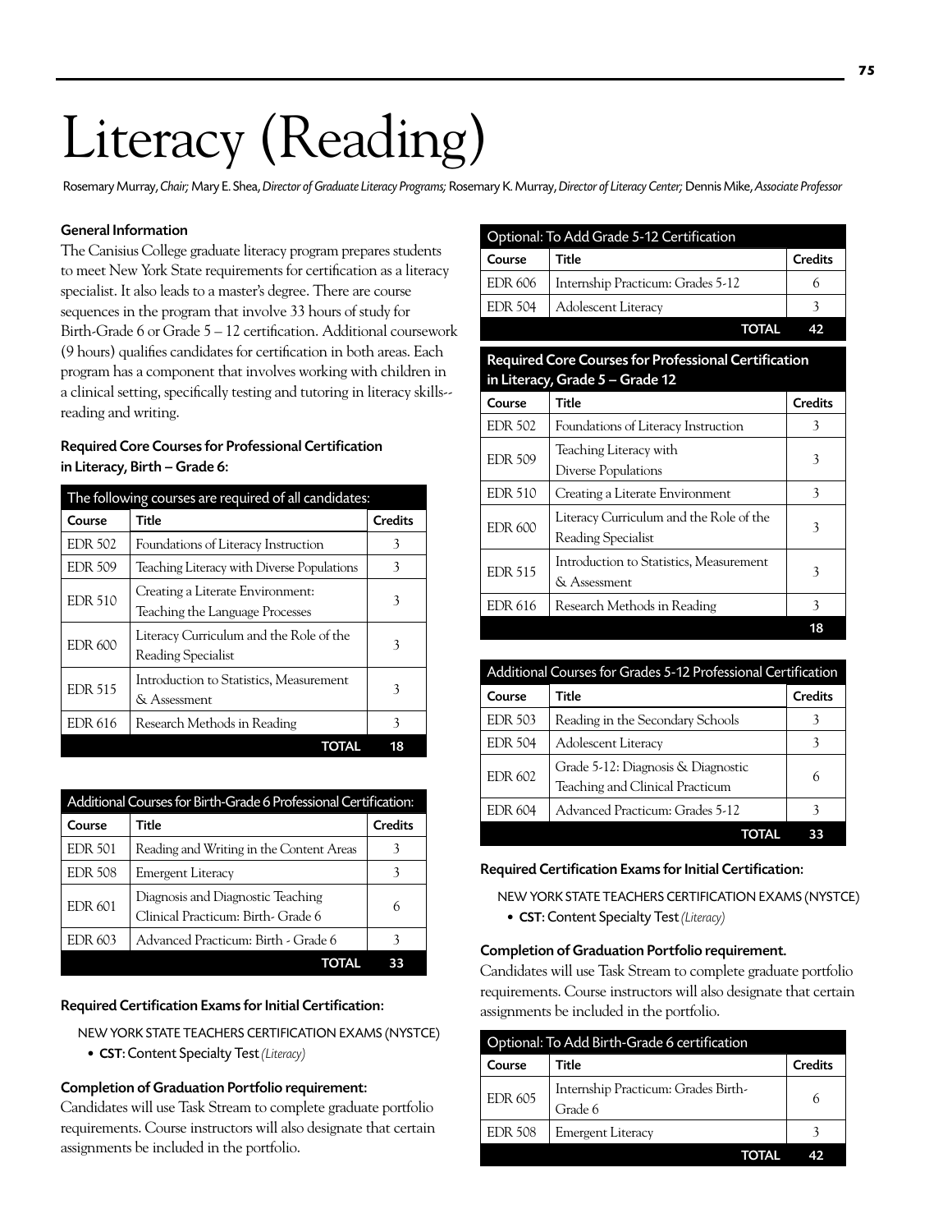# Literacy (Reading)

Rosemary Murray, *Chair;* Mary E. Shea, *Director of Graduate Literacy Programs;* Rosemary K. Murray, *Director of Literacy Center;* Dennis Mike, *Associate Professor*

### General Information

The Canisius College graduate literacy program prepares students to meet New York State requirements for certification as a literacy specialist. It also leads to a master's degree. There are course sequences in the program that involve 33 hours of study for Birth-Grade 6 or Grade 5 – 12 certification. Additional coursework (9 hours) qualifies candidates for certification in both areas. Each program has a component that involves working with children in a clinical setting, specifically testing and tutoring in literacy skills--reading and writing.

### Required Core Courses for Professional Certification in Literacy, Birth – Grade 6:

| The following courses are required of all candidates: | | |
|---|---|---|
| **Course** | **Title** | **Credits** |
| EDR 502 | Foundations of Literacy Instruction | 3 |
| EDR 509 | Teaching Literacy with Diverse Populations | 3 |
| EDR 510 | Creating a Literate Environment: Teaching the Language Processes | 3 |
| EDR 600 | Literacy Curriculum and the Role of the Reading Specialist | 3 |
| EDR 515 | Introduction to Statistics, Measurement & Assessment | 3 |
| EDR 616 | Research Methods in Reading | 3 |
| | **TOTAL** | **18** |

| Additional Courses for Birth-Grade 6 Professional Certification: | | |
|---|---|---|
| **Course** | **Title** | **Credits** |
| EDR 501 | Reading and Writing in the Content Areas | 3 |
| EDR 508 | Emergent Literacy | 3 |
| EDR 601 | Diagnosis and Diagnostic Teaching Clinical Practicum: Birth- Grade 6 | 6 |
| EDR 603 | Advanced Practicum: Birth - Grade 6 | 3 |
| | **TOTAL** | **33** |

### Required Certification Exams for Initial Certification:

NEW YORK STATE TEACHERS CERTIFICATION EXAMS (NYSTCE)

- **CST**: Content Specialty Test *(Literacy)*

### Completion of Graduation Portfolio requirement:

Candidates will use Task Stream to complete graduate portfolio requirements. Course instructors will also designate that certain assignments be included in the portfolio.

| Optional: To Add Grade 5-12 Certification | | |
|---|---|---|
| **Course** | **Title** | **Credits** |
| EDR 606 | Internship Practicum: Grades 5-12 | 6 |
| EDR 504 | Adolescent Literacy | 3 |
| | **TOTAL** | **42** |

| Required Core Courses for Professional Certification in Literacy, Grade 5 – Grade 12 | | |
|---|---|---|
| **Course** | **Title** | **Credits** |
| EDR 502 | Foundations of Literacy Instruction | 3 |
| EDR 509 | Teaching Literacy with Diverse Populations | 3 |
| EDR 510 | Creating a Literate Environment | 3 |
| EDR 600 | Literacy Curriculum and the Role of the Reading Specialist | 3 |
| EDR 515 | Introduction to Statistics, Measurement & Assessment | 3 |
| EDR 616 | Research Methods in Reading | 3 |
| | | **18** |

| Additional Courses for Grades 5-12 Professional Certification | | |
|---|---|---|
| **Course** | **Title** | **Credits** |
| EDR 503 | Reading in the Secondary Schools | 3 |
| EDR 504 | Adolescent Literacy | 3 |
| EDR 602 | Grade 5-12: Diagnosis & Diagnostic Teaching and Clinical Practicum | 6 |
| EDR 604 | Advanced Practicum: Grades 5-12 | 3 |
| | **TOTAL** | **33** |

### Required Certification Exams for Initial Certification:

NEW YORK STATE TEACHERS CERTIFICATION EXAMS (NYSTCE)

- **CST**: Content Specialty Test *(Literacy)*

### Completion of Graduation Portfolio requirement.

Candidates will use Task Stream to complete graduate portfolio requirements. Course instructors will also designate that certain assignments be included in the portfolio.

| Optional: To Add Birth-Grade 6 certification | | |
|---|---|---|
| **Course** | **Title** | **Credits** |
| EDR 605 | Internship Practicum: Grades Birth-Grade 6 | 6 |
| EDR 508 | Emergent Literacy | 3 |
| | **TOTAL** | **42** |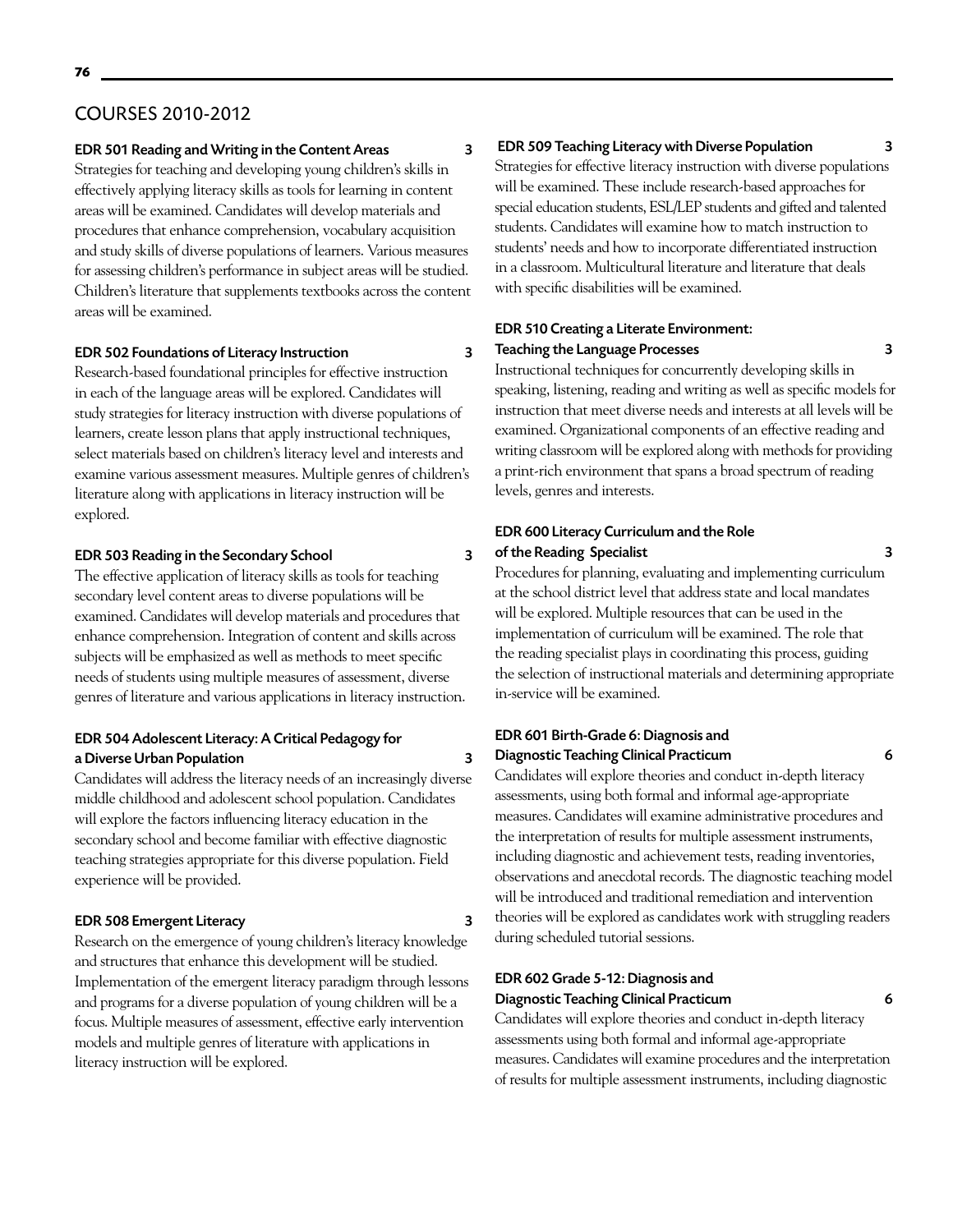# COURSES 2010-2012

### EDR 501 Reading and Writing in the Content Areas 3

Strategies for teaching and developing young children's skills in effectively applying literacy skills as tools for learning in content areas will be examined. Candidates will develop materials and procedures that enhance comprehension, vocabulary acquisition and study skills of diverse populations of learners. Various measures for assessing children's performance in subject areas will be studied. Children's literature that supplements textbooks across the content areas will be examined.

### EDR 502 Foundations of Literacy Instruction 3

Research-based foundational principles for effective instruction in each of the language areas will be explored. Candidates will study strategies for literacy instruction with diverse populations of learners, create lesson plans that apply instructional techniques, select materials based on children's literacy level and interests and examine various assessment measures. Multiple genres of children's literature along with applications in literacy instruction will be explored.

### EDR 503 Reading in the Secondary School 3

The effective application of literacy skills as tools for teaching secondary level content areas to diverse populations will be examined. Candidates will develop materials and procedures that enhance comprehension. Integration of content and skills across subjects will be emphasized as well as methods to meet specific needs of students using multiple measures of assessment, diverse genres of literature and various applications in literacy instruction.

### EDR 504 Adolescent Literacy: A Critical Pedagogy for a Diverse Urban Population 3

Candidates will address the literacy needs of an increasingly diverse middle childhood and adolescent school population. Candidates will explore the factors influencing literacy education in the secondary school and become familiar with effective diagnostic teaching strategies appropriate for this diverse population. Field experience will be provided.

### EDR 508 Emergent Literacy 3

Research on the emergence of young children's literacy knowledge and structures that enhance this development will be studied. Implementation of the emergent literacy paradigm through lessons and programs for a diverse population of young children will be a focus. Multiple measures of assessment, effective early intervention models and multiple genres of literature with applications in literacy instruction will be explored.

### EDR 509 Teaching Literacy with Diverse Population 3

Strategies for effective literacy instruction with diverse populations will be examined. These include research-based approaches for special education students, ESL/LEP students and gifted and talented students. Candidates will examine how to match instruction to students' needs and how to incorporate differentiated instruction in a classroom. Multicultural literature and literature that deals with specific disabilities will be examined.

### EDR 510 Creating a Literate Environment: Teaching the Language Processes 3

Instructional techniques for concurrently developing skills in speaking, listening, reading and writing as well as specific models for instruction that meet diverse needs and interests at all levels will be examined. Organizational components of an effective reading and writing classroom will be explored along with methods for providing a print-rich environment that spans a broad spectrum of reading levels, genres and interests.

### EDR 600 Literacy Curriculum and the Role of the Reading Specialist 3

Procedures for planning, evaluating and implementing curriculum at the school district level that address state and local mandates will be explored. Multiple resources that can be used in the implementation of curriculum will be examined. The role that the reading specialist plays in coordinating this process, guiding the selection of instructional materials and determining appropriate in-service will be examined.

### EDR 601 Birth-Grade 6: Diagnosis and Diagnostic Teaching Clinical Practicum 6

Candidates will explore theories and conduct in-depth literacy assessments, using both formal and informal age-appropriate measures. Candidates will examine administrative procedures and the interpretation of results for multiple assessment instruments, including diagnostic and achievement tests, reading inventories, observations and anecdotal records. The diagnostic teaching model will be introduced and traditional remediation and intervention theories will be explored as candidates work with struggling readers during scheduled tutorial sessions.

### EDR 602 Grade 5-12: Diagnosis and Diagnostic Teaching Clinical Practicum 6

Candidates will explore theories and conduct in-depth literacy assessments using both formal and informal age-appropriate measures. Candidates will examine procedures and the interpretation of results for multiple assessment instruments, including diagnostic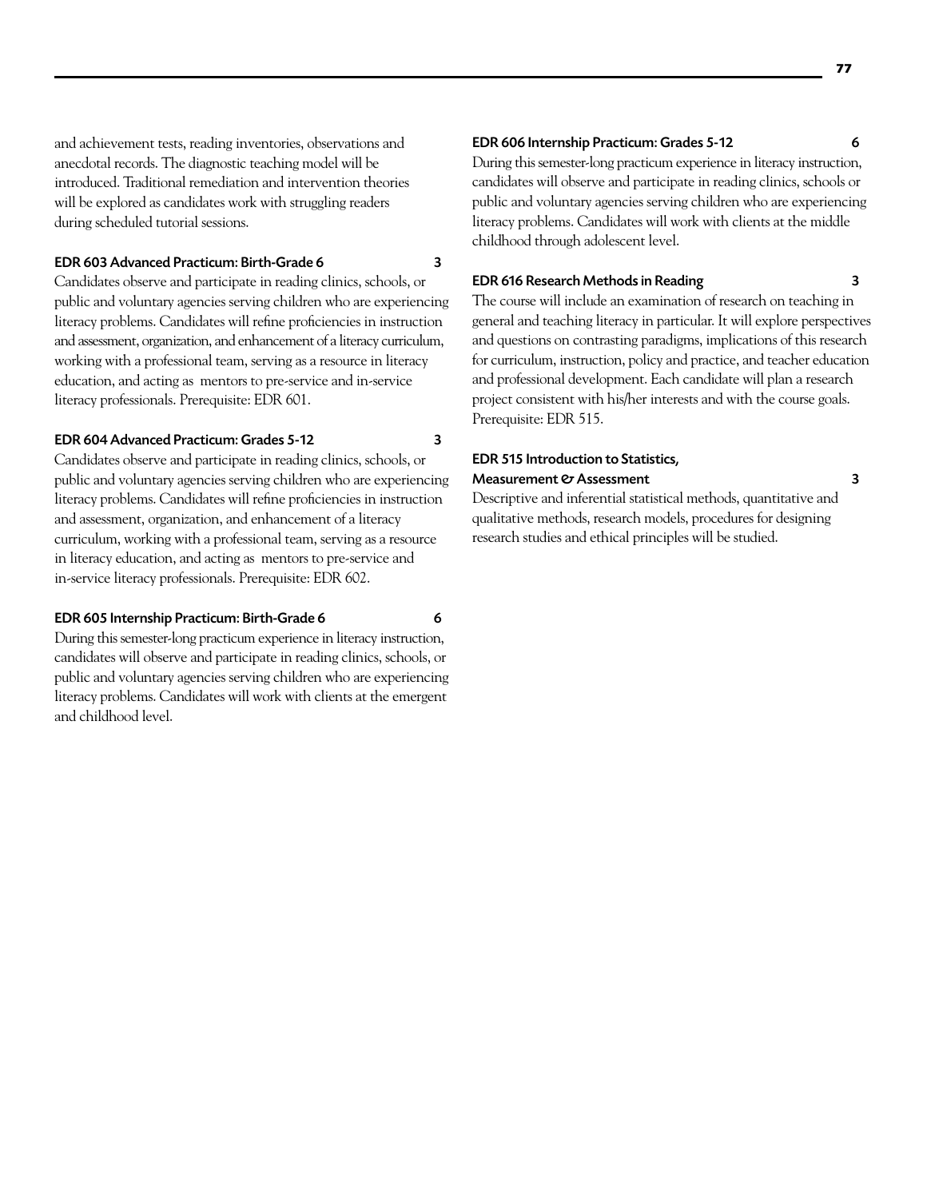and achievement tests, reading inventories, observations and anecdotal records. The diagnostic teaching model will be introduced. Traditional remediation and intervention theories will be explored as candidates work with struggling readers during scheduled tutorial sessions.

#### EDR 603 Advanced Practicum: Birth-Grade 6 — 3

Candidates observe and participate in reading clinics, schools, or public and voluntary agencies serving children who are experiencing literacy problems. Candidates will refine proficiencies in instruction and assessment, organization, and enhancement of a literacy curriculum, working with a professional team, serving as a resource in literacy education, and acting as mentors to pre-service and in-service literacy professionals. Prerequisite: EDR 601.

#### EDR 604 Advanced Practicum: Grades 5-12 — 3

Candidates observe and participate in reading clinics, schools, or public and voluntary agencies serving children who are experiencing literacy problems. Candidates will refine proficiencies in instruction and assessment, organization, and enhancement of a literacy curriculum, working with a professional team, serving as a resource in literacy education, and acting as mentors to pre-service and in-service literacy professionals. Prerequisite: EDR 602.

#### EDR 605 Internship Practicum: Birth-Grade 6 — 6

During this semester-long practicum experience in literacy instruction, candidates will observe and participate in reading clinics, schools, or public and voluntary agencies serving children who are experiencing literacy problems. Candidates will work with clients at the emergent and childhood level.

#### EDR 606 Internship Practicum: Grades 5-12 — 6

During this semester-long practicum experience in literacy instruction, candidates will observe and participate in reading clinics, schools or public and voluntary agencies serving children who are experiencing literacy problems. Candidates will work with clients at the middle childhood through adolescent level.

#### EDR 616 Research Methods in Reading — 3

The course will include an examination of research on teaching in general and teaching literacy in particular. It will explore perspectives and questions on contrasting paradigms, implications of this research for curriculum, instruction, policy and practice, and teacher education and professional development. Each candidate will plan a research project consistent with his/her interests and with the course goals. Prerequisite: EDR 515.

#### EDR 515 Introduction to Statistics, Measurement & Assessment — 3

Descriptive and inferential statistical methods, quantitative and qualitative methods, research models, procedures for designing research studies and ethical principles will be studied.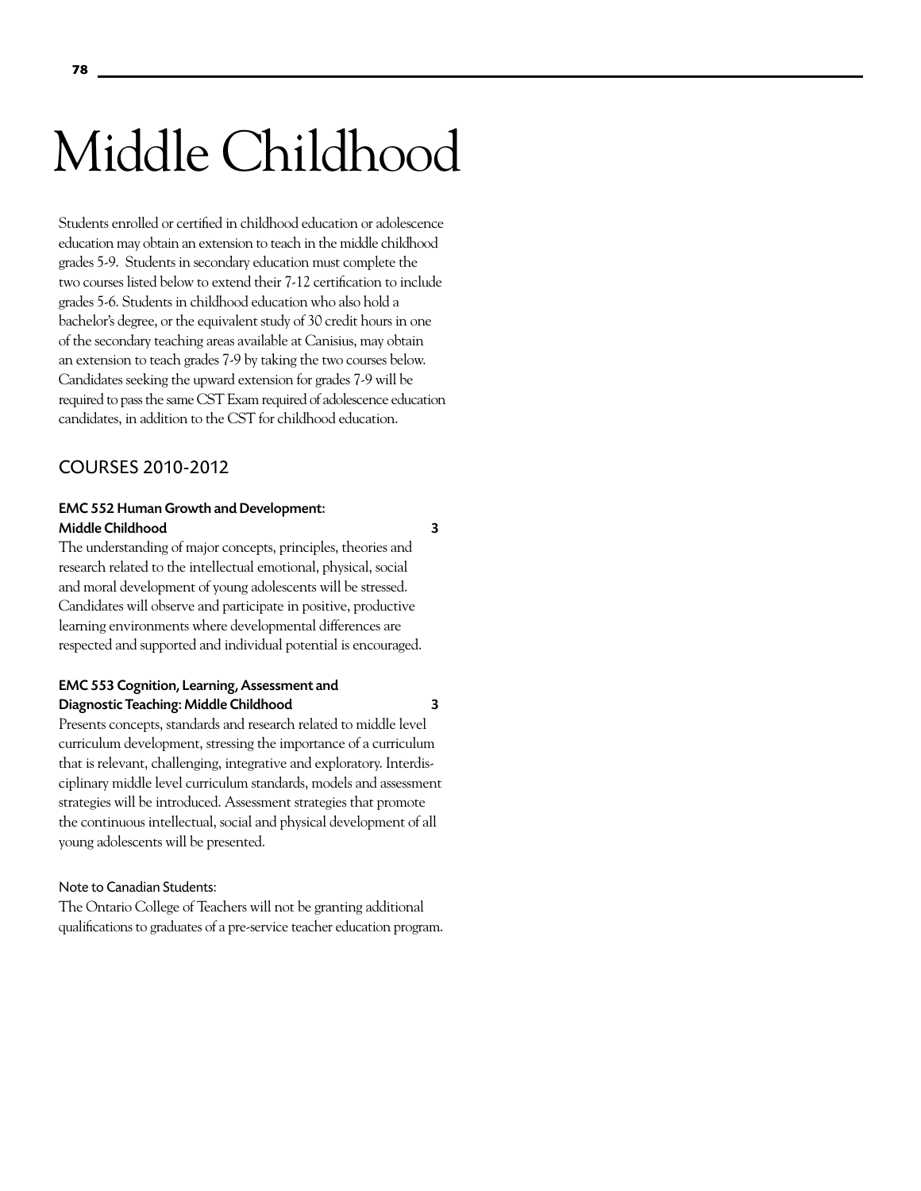# Middle Childhood

Students enrolled or certified in childhood education or adolescence education may obtain an extension to teach in the middle childhood grades 5-9. Students in secondary education must complete the two courses listed below to extend their 7-12 certification to include grades 5-6. Students in childhood education who also hold a bachelor's degree, or the equivalent study of 30 credit hours in one of the secondary teaching areas available at Canisius, may obtain an extension to teach grades 7-9 by taking the two courses below. Candidates seeking the upward extension for grades 7-9 will be required to pass the same CST Exam required of adolescence education candidates, in addition to the CST for childhood education.

## COURSES 2010-2012

**EMC 552 Human Growth and Development: Middle Childhood** **3**

The understanding of major concepts, principles, theories and research related to the intellectual emotional, physical, social and moral development of young adolescents will be stressed. Candidates will observe and participate in positive, productive learning environments where developmental differences are respected and supported and individual potential is encouraged.

**EMC 553 Cognition, Learning, Assessment and Diagnostic Teaching: Middle Childhood** **3**

Presents concepts, standards and research related to middle level curriculum development, stressing the importance of a curriculum that is relevant, challenging, integrative and exploratory. Interdisciplinary middle level curriculum standards, models and assessment strategies will be introduced. Assessment strategies that promote the continuous intellectual, social and physical development of all young adolescents will be presented.

Note to Canadian Students:

The Ontario College of Teachers will not be granting additional qualifications to graduates of a pre-service teacher education program.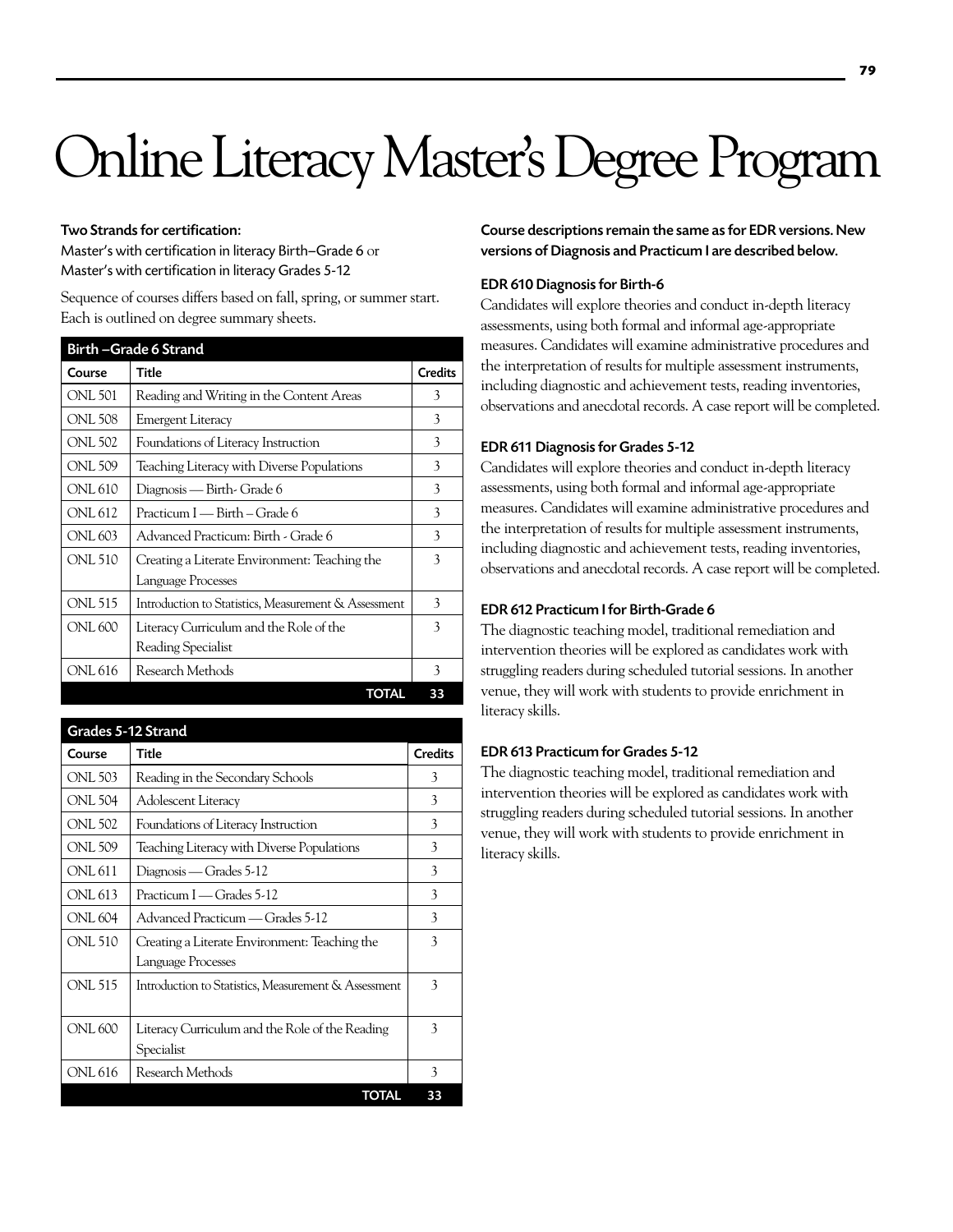# Online Literacy Master's Degree Program

**Two Strands for certification:**
Master's with certification in literacy Birth–Grade 6 or
Master's with certification in literacy Grades 5-12

Sequence of courses differs based on fall, spring, or summer start. Each is outlined on degree summary sheets.

| Birth –Grade 6 Strand | | |
|---|---|---|
| **Course** | **Title** | **Credits** |
| ONL 501 | Reading and Writing in the Content Areas | 3 |
| ONL 508 | Emergent Literacy | 3 |
| ONL 502 | Foundations of Literacy Instruction | 3 |
| ONL 509 | Teaching Literacy with Diverse Populations | 3 |
| ONL 610 | Diagnosis — Birth- Grade 6 | 3 |
| ONL 612 | Practicum I — Birth – Grade 6 | 3 |
| ONL 603 | Advanced Practicum: Birth - Grade 6 | 3 |
| ONL 510 | Creating a Literate Environment: Teaching the Language Processes | 3 |
| ONL 515 | Introduction to Statistics, Measurement & Assessment | 3 |
| ONL 600 | Literacy Curriculum and the Role of the Reading Specialist | 3 |
| ONL 616 | Research Methods | 3 |
| | **TOTAL** | **33** |

| Grades 5-12 Strand | | |
|---|---|---|
| **Course** | **Title** | **Credits** |
| ONL 503 | Reading in the Secondary Schools | 3 |
| ONL 504 | Adolescent Literacy | 3 |
| ONL 502 | Foundations of Literacy Instruction | 3 |
| ONL 509 | Teaching Literacy with Diverse Populations | 3 |
| ONL 611 | Diagnosis — Grades 5-12 | 3 |
| ONL 613 | Practicum I — Grades 5-12 | 3 |
| ONL 604 | Advanced Practicum — Grades 5-12 | 3 |
| ONL 510 | Creating a Literate Environment: Teaching the Language Processes | 3 |
| ONL 515 | Introduction to Statistics, Measurement & Assessment | 3 |
| ONL 600 | Literacy Curriculum and the Role of the Reading Specialist | 3 |
| ONL 616 | Research Methods | 3 |
| | **TOTAL** | **33** |

**Course descriptions remain the same as for EDR versions. New versions of Diagnosis and Practicum I are described below.**

### EDR 610 Diagnosis for Birth-6

Candidates will explore theories and conduct in-depth literacy assessments, using both formal and informal age-appropriate measures. Candidates will examine administrative procedures and the interpretation of results for multiple assessment instruments, including diagnostic and achievement tests, reading inventories, observations and anecdotal records. A case report will be completed.

### EDR 611 Diagnosis for Grades 5-12

Candidates will explore theories and conduct in-depth literacy assessments, using both formal and informal age-appropriate measures. Candidates will examine administrative procedures and the interpretation of results for multiple assessment instruments, including diagnostic and achievement tests, reading inventories, observations and anecdotal records. A case report will be completed.

### EDR 612 Practicum I for Birth-Grade 6

The diagnostic teaching model, traditional remediation and intervention theories will be explored as candidates work with struggling readers during scheduled tutorial sessions. In another venue, they will work with students to provide enrichment in literacy skills.

### EDR 613 Practicum for Grades 5-12

The diagnostic teaching model, traditional remediation and intervention theories will be explored as candidates work with struggling readers during scheduled tutorial sessions. In another venue, they will work with students to provide enrichment in literacy skills.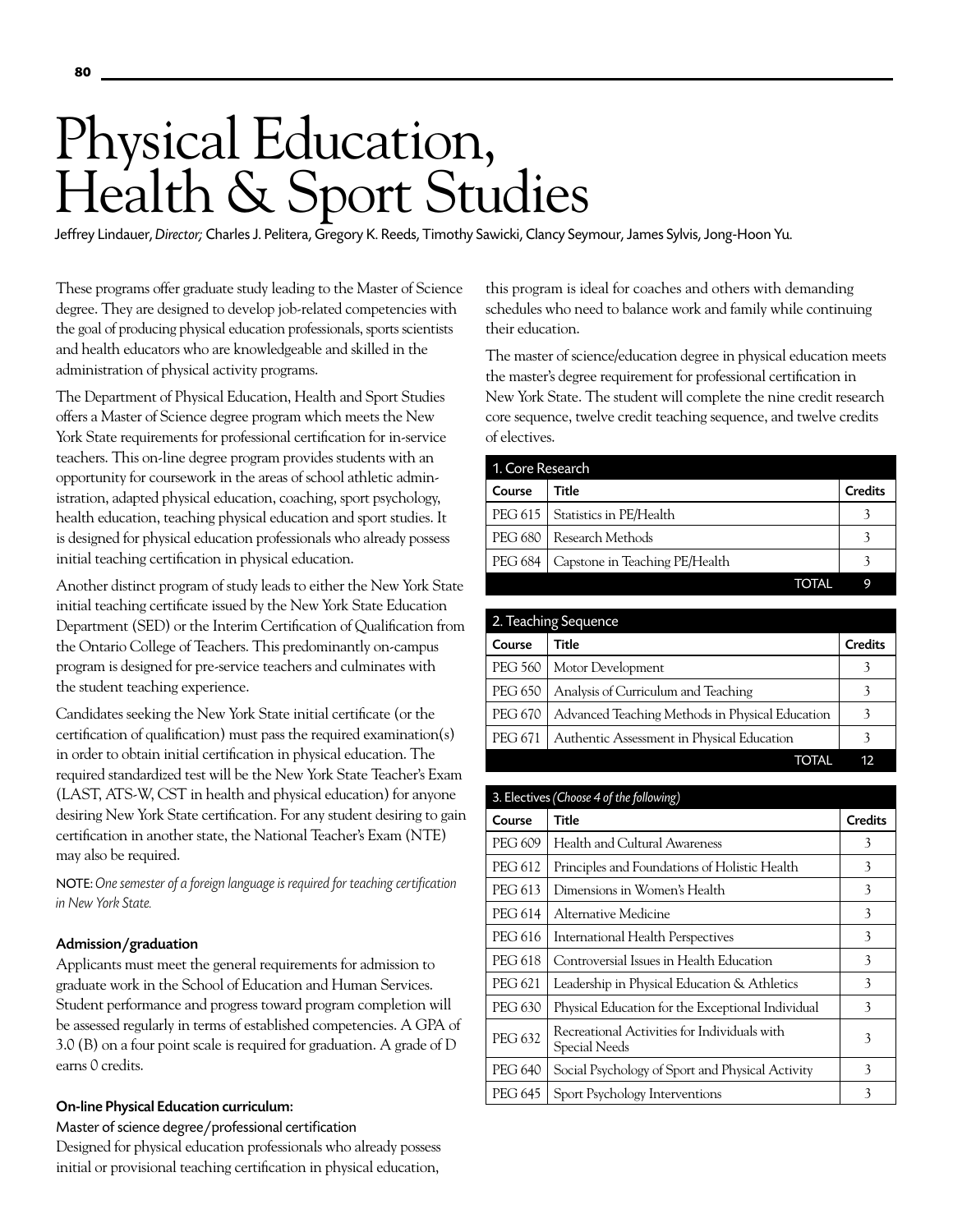# Physical Education, Health & Sport Studies

Jeffrey Lindauer, *Director;* Charles J. Pelitera, Gregory K. Reeds, Timothy Sawicki, Clancy Seymour, James Sylvis, Jong-Hoon Yu.

These programs offer graduate study leading to the Master of Science degree. They are designed to develop job-related competencies with the goal of producing physical education professionals, sports scientists and health educators who are knowledgeable and skilled in the administration of physical activity programs.

The Department of Physical Education, Health and Sport Studies offers a Master of Science degree program which meets the New York State requirements for professional certification for in-service teachers. This on-line degree program provides students with an opportunity for coursework in the areas of school athletic administration, adapted physical education, coaching, sport psychology, health education, teaching physical education and sport studies. It is designed for physical education professionals who already possess initial teaching certification in physical education.

Another distinct program of study leads to either the New York State initial teaching certificate issued by the New York State Education Department (SED) or the Interim Certification of Qualification from the Ontario College of Teachers. This predominantly on-campus program is designed for pre-service teachers and culminates with the student teaching experience.

Candidates seeking the New York State initial certificate (or the certification of qualification) must pass the required examination(s) in order to obtain initial certification in physical education. The required standardized test will be the New York State Teacher's Exam (LAST, ATS-W, CST in health and physical education) for anyone desiring New York State certification. For any student desiring to gain certification in another state, the National Teacher's Exam (NTE) may also be required.

NOTE: *One semester of a foreign language is required for teaching certification in New York State.*

### Admission/graduation

Applicants must meet the general requirements for admission to graduate work in the School of Education and Human Services. Student performance and progress toward program completion will be assessed regularly in terms of established competencies. A GPA of 3.0 (B) on a four point scale is required for graduation. A grade of D earns 0 credits.

### On-line Physical Education curriculum:

Master of science degree/professional certification

Designed for physical education professionals who already possess initial or provisional teaching certification in physical education, this program is ideal for coaches and others with demanding schedules who need to balance work and family while continuing their education.

The master of science/education degree in physical education meets the master's degree requirement for professional certification in New York State. The student will complete the nine credit research core sequence, twelve credit teaching sequence, and twelve credits of electives.

**1. Core Research**

| Course | Title | Credits |
|---|---|---|
| PEG 615 | Statistics in PE/Health | 3 |
| PEG 680 | Research Methods | 3 |
| PEG 684 | Capstone in Teaching PE/Health | 3 |
| | TOTAL | 9 |

**2. Teaching Sequence**

| Course | Title | Credits |
|---|---|---|
| PEG 560 | Motor Development | 3 |
| PEG 650 | Analysis of Curriculum and Teaching | 3 |
| PEG 670 | Advanced Teaching Methods in Physical Education | 3 |
| PEG 671 | Authentic Assessment in Physical Education | 3 |
| | TOTAL | 12 |

**3. Electives** *(Choose 4 of the following)*

| Course | Title | Credits |
|---|---|---|
| PEG 609 | Health and Cultural Awareness | 3 |
| PEG 612 | Principles and Foundations of Holistic Health | 3 |
| PEG 613 | Dimensions in Women's Health | 3 |
| PEG 614 | Alternative Medicine | 3 |
| PEG 616 | International Health Perspectives | 3 |
| PEG 618 | Controversial Issues in Health Education | 3 |
| PEG 621 | Leadership in Physical Education & Athletics | 3 |
| PEG 630 | Physical Education for the Exceptional Individual | 3 |
| PEG 632 | Recreational Activities for Individuals with Special Needs | 3 |
| PEG 640 | Social Psychology of Sport and Physical Activity | 3 |
| PEG 645 | Sport Psychology Interventions | 3 |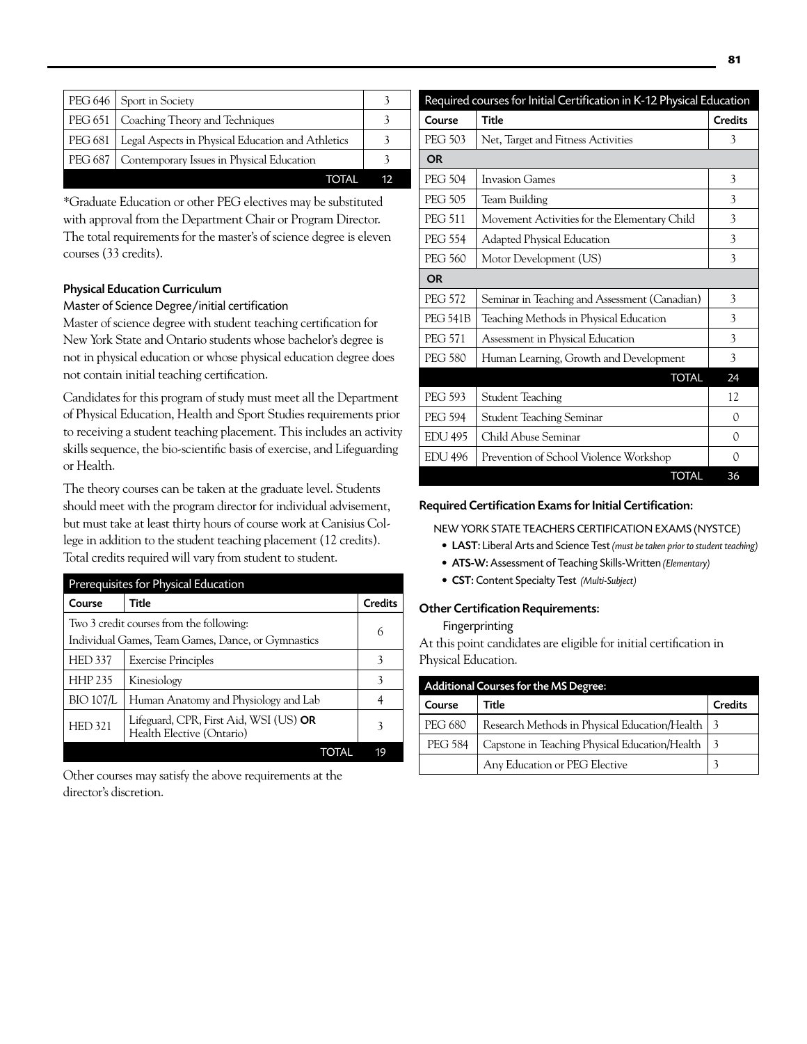| | | |
|---|---|---|
| PEG 646 | Sport in Society | 3 |
| PEG 651 | Coaching Theory and Techniques | 3 |
| PEG 681 | Legal Aspects in Physical Education and Athletics | 3 |
| PEG 687 | Contemporary Issues in Physical Education | 3 |
| | TOTAL | 12 |

*Graduate Education or other PEG electives may be substituted with approval from the Department Chair or Program Director. The total requirements for the master's of science degree is eleven courses (33 credits).

### Physical Education Curriculum

Master of Science Degree/initial certification

Master of science degree with student teaching certification for New York State and Ontario students whose bachelor's degree is not in physical education or whose physical education degree does not contain initial teaching certification.

Candidates for this program of study must meet all the Department of Physical Education, Health and Sport Studies requirements prior to receiving a student teaching placement. This includes an activity skills sequence, the bio-scientific basis of exercise, and Lifeguarding or Health.

The theory courses can be taken at the graduate level. Students should meet with the program director for individual advisement, but must take at least thirty hours of course work at Canisius College in addition to the student teaching placement (12 credits). Total credits required will vary from student to student.

| Prerequisites for Physical Education | | |
|---|---|---|
| **Course** | **Title** | **Credits** |
| Two 3 credit courses from the following: Individual Games, Team Games, Dance, or Gymnastics | | 6 |
| HED 337 | Exercise Principles | 3 |
| HHP 235 | Kinesiology | 3 |
| BIO 107/L | Human Anatomy and Physiology and Lab | 4 |
| HED 321 | Lifeguard, CPR, First Aid, WSI (US) **OR** Health Elective (Ontario) | 3 |
| | TOTAL | 19 |

Other courses may satisfy the above requirements at the director's discretion.

| Required courses for Initial Certification in K-12 Physical Education | | |
|---|---|---|
| **Course** | **Title** | **Credits** |
| PEG 503 | Net, Target and Fitness Activities | 3 |
| **OR** | | |
| PEG 504 | Invasion Games | 3 |
| PEG 505 | Team Building | 3 |
| PEG 511 | Movement Activities for the Elementary Child | 3 |
| PEG 554 | Adapted Physical Education | 3 |
| PEG 560 | Motor Development (US) | 3 |
| **OR** | | |
| PEG 572 | Seminar in Teaching and Assessment (Canadian) | 3 |
| PEG 541B | Teaching Methods in Physical Education | 3 |
| PEG 571 | Assessment in Physical Education | 3 |
| PEG 580 | Human Learning, Growth and Development | 3 |
| | TOTAL | 24 |
| PEG 593 | Student Teaching | 12 |
| PEG 594 | Student Teaching Seminar | 0 |
| EDU 495 | Child Abuse Seminar | 0 |
| EDU 496 | Prevention of School Violence Workshop | 0 |
| | TOTAL | 36 |

### Required Certification Exams for Initial Certification:

NEW YORK STATE TEACHERS CERTIFICATION EXAMS (NYSTCE)

- **LAST:** Liberal Arts and Science Test *(must be taken prior to student teaching)*
- **ATS-W:** Assessment of Teaching Skills-Written *(Elementary)*
- **CST:** Content Specialty Test *(Multi-Subject)*

### Other Certification Requirements:

Fingerprinting

At this point candidates are eligible for initial certification in Physical Education.

| Additional Courses for the MS Degree: | | |
|---|---|---|
| **Course** | **Title** | **Credits** |
| PEG 680 | Research Methods in Physical Education/Health | 3 |
| PEG 584 | Capstone in Teaching Physical Education/Health | 3 |
| | Any Education or PEG Elective | 3 |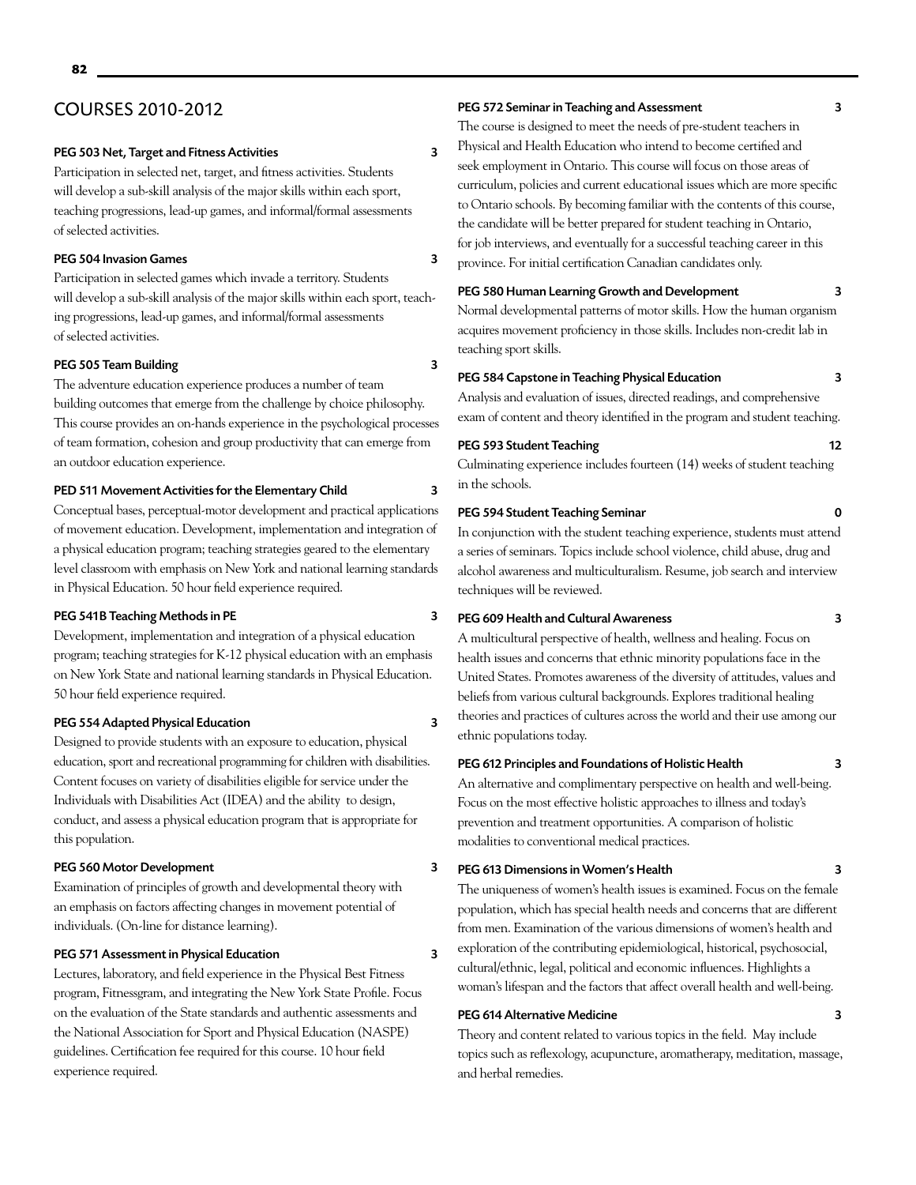## COURSES 2010-2012

**PEG 503 Net, Target and Fitness Activities** **3**

Participation in selected net, target, and fitness activities. Students will develop a sub-skill analysis of the major skills within each sport, teaching progressions, lead-up games, and informal/formal assessments of selected activities.

**PEG 504 Invasion Games** **3**

Participation in selected games which invade a territory. Students will develop a sub-skill analysis of the major skills within each sport, teaching progressions, lead-up games, and informal/formal assessments of selected activities.

**PEG 505 Team Building** **3**

The adventure education experience produces a number of team building outcomes that emerge from the challenge by choice philosophy. This course provides an on-hands experience in the psychological processes of team formation, cohesion and group productivity that can emerge from an outdoor education experience.

**PED 511 Movement Activities for the Elementary Child** **3**

Conceptual bases, perceptual-motor development and practical applications of movement education. Development, implementation and integration of a physical education program; teaching strategies geared to the elementary level classroom with emphasis on New York and national learning standards in Physical Education. 50 hour field experience required.

**PEG 541B Teaching Methods in PE** **3**

Development, implementation and integration of a physical education program; teaching strategies for K-12 physical education with an emphasis on New York State and national learning standards in Physical Education. 50 hour field experience required.

**PEG 554 Adapted Physical Education** **3**

Designed to provide students with an exposure to education, physical education, sport and recreational programming for children with disabilities. Content focuses on variety of disabilities eligible for service under the Individuals with Disabilities Act (IDEA) and the ability to design, conduct, and assess a physical education program that is appropriate for this population.

**PEG 560 Motor Development** **3**

Examination of principles of growth and developmental theory with an emphasis on factors affecting changes in movement potential of individuals. (On-line for distance learning).

**PEG 571 Assessment in Physical Education** **3**

Lectures, laboratory, and field experience in the Physical Best Fitness program, Fitnessgram, and integrating the New York State Profile. Focus on the evaluation of the State standards and authentic assessments and the National Association for Sport and Physical Education (NASPE) guidelines. Certification fee required for this course. 10 hour field experience required.

**PEG 572 Seminar in Teaching and Assessment** **3**

The course is designed to meet the needs of pre-student teachers in Physical and Health Education who intend to become certified and seek employment in Ontario. This course will focus on those areas of curriculum, policies and current educational issues which are more specific to Ontario schools. By becoming familiar with the contents of this course, the candidate will be better prepared for student teaching in Ontario, for job interviews, and eventually for a successful teaching career in this province. For initial certification Canadian candidates only.

**PEG 580 Human Learning Growth and Development** **3**

Normal developmental patterns of motor skills. How the human organism acquires movement proficiency in those skills. Includes non-credit lab in teaching sport skills.

**PEG 584 Capstone in Teaching Physical Education** **3**

Analysis and evaluation of issues, directed readings, and comprehensive exam of content and theory identified in the program and student teaching.

**PEG 593 Student Teaching** **12**

Culminating experience includes fourteen (14) weeks of student teaching in the schools.

**PEG 594 Student Teaching Seminar** **0**

In conjunction with the student teaching experience, students must attend a series of seminars. Topics include school violence, child abuse, drug and alcohol awareness and multiculturalism. Resume, job search and interview techniques will be reviewed.

**PEG 609 Health and Cultural Awareness** **3**

A multicultural perspective of health, wellness and healing. Focus on health issues and concerns that ethnic minority populations face in the United States. Promotes awareness of the diversity of attitudes, values and beliefs from various cultural backgrounds. Explores traditional healing theories and practices of cultures across the world and their use among our ethnic populations today.

**PEG 612 Principles and Foundations of Holistic Health** **3**

An alternative and complimentary perspective on health and well-being. Focus on the most effective holistic approaches to illness and today's prevention and treatment opportunities. A comparison of holistic modalities to conventional medical practices.

**PEG 613 Dimensions in Women's Health** **3**

The uniqueness of women's health issues is examined. Focus on the female population, which has special health needs and concerns that are different from men. Examination of the various dimensions of women's health and exploration of the contributing epidemiological, historical, psychosocial, cultural/ethnic, legal, political and economic influences. Highlights a woman's lifespan and the factors that affect overall health and well-being.

**PEG 614 Alternative Medicine** **3**

Theory and content related to various topics in the field. May include topics such as reflexology, acupuncture, aromatherapy, meditation, massage, and herbal remedies.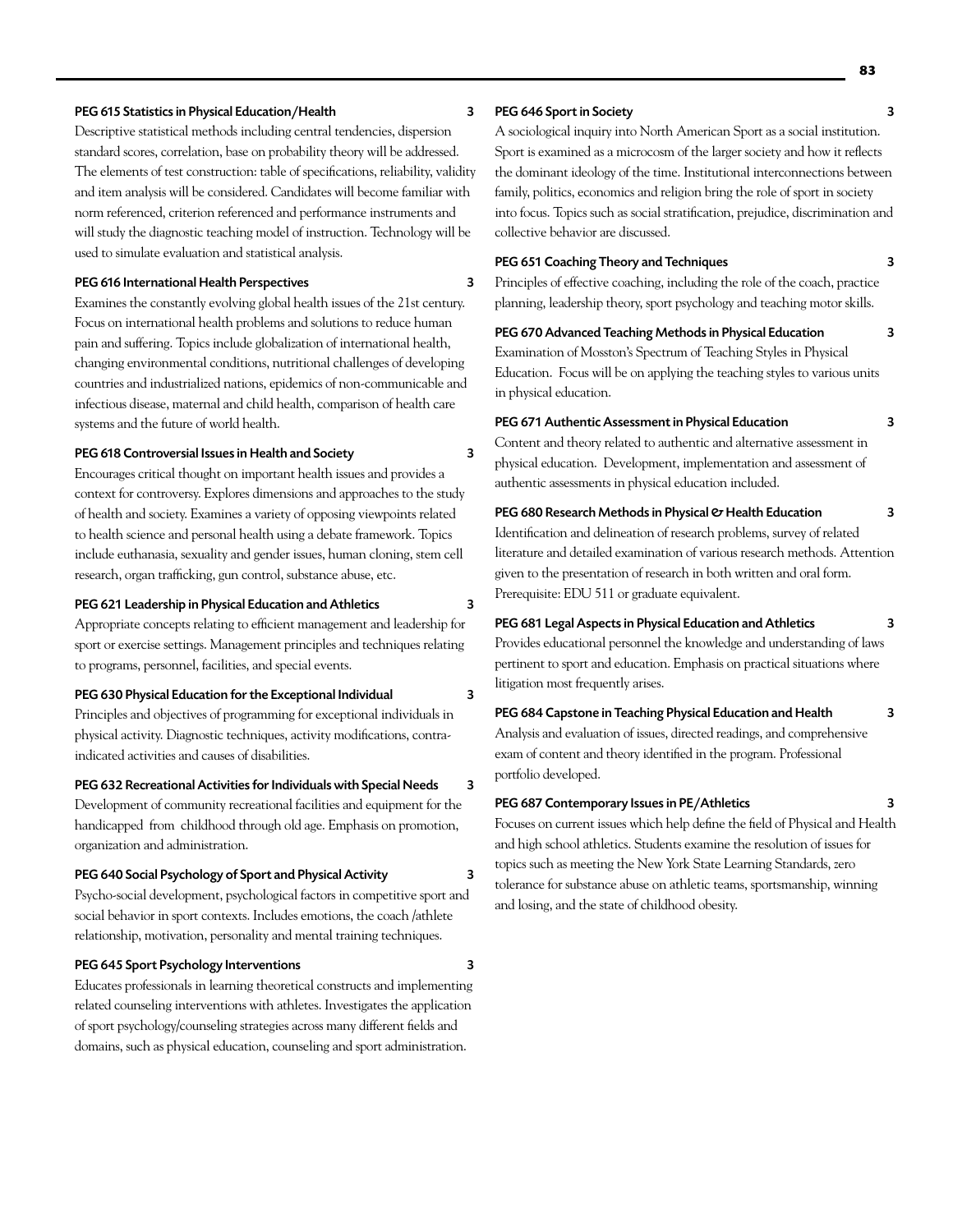**PEG 615 Statistics in Physical Education/Health** 3

Descriptive statistical methods including central tendencies, dispersion standard scores, correlation, base on probability theory will be addressed. The elements of test construction: table of specifications, reliability, validity and item analysis will be considered. Candidates will become familiar with norm referenced, criterion referenced and performance instruments and will study the diagnostic teaching model of instruction. Technology will be used to simulate evaluation and statistical analysis.

**PEG 616 International Health Perspectives** 3

Examines the constantly evolving global health issues of the 21st century. Focus on international health problems and solutions to reduce human pain and suffering. Topics include globalization of international health, changing environmental conditions, nutritional challenges of developing countries and industrialized nations, epidemics of non-communicable and infectious disease, maternal and child health, comparison of health care systems and the future of world health.

**PEG 618 Controversial Issues in Health and Society** 3

Encourages critical thought on important health issues and provides a context for controversy. Explores dimensions and approaches to the study of health and society. Examines a variety of opposing viewpoints related to health science and personal health using a debate framework. Topics include euthanasia, sexuality and gender issues, human cloning, stem cell research, organ trafficking, gun control, substance abuse, etc.

**PEG 621 Leadership in Physical Education and Athletics** 3

Appropriate concepts relating to efficient management and leadership for sport or exercise settings. Management principles and techniques relating to programs, personnel, facilities, and special events.

**PEG 630 Physical Education for the Exceptional Individual** 3

Principles and objectives of programming for exceptional individuals in physical activity. Diagnostic techniques, activity modifications, contra-indicated activities and causes of disabilities.

**PEG 632 Recreational Activities for Individuals with Special Needs** 3

Development of community recreational facilities and equipment for the handicapped from childhood through old age. Emphasis on promotion, organization and administration.

**PEG 640 Social Psychology of Sport and Physical Activity** 3

Psycho-social development, psychological factors in competitive sport and social behavior in sport contexts. Includes emotions, the coach /athlete relationship, motivation, personality and mental training techniques.

**PEG 645 Sport Psychology Interventions** 3

Educates professionals in learning theoretical constructs and implementing related counseling interventions with athletes. Investigates the application of sport psychology/counseling strategies across many different fields and domains, such as physical education, counseling and sport administration.

**PEG 646 Sport in Society** 3

A sociological inquiry into North American Sport as a social institution. Sport is examined as a microcosm of the larger society and how it reflects the dominant ideology of the time. Institutional interconnections between family, politics, economics and religion bring the role of sport in society into focus. Topics such as social stratification, prejudice, discrimination and collective behavior are discussed.

**PEG 651 Coaching Theory and Techniques** 3

Principles of effective coaching, including the role of the coach, practice planning, leadership theory, sport psychology and teaching motor skills.

**PEG 670 Advanced Teaching Methods in Physical Education** 3

Examination of Mosston's Spectrum of Teaching Styles in Physical Education. Focus will be on applying the teaching styles to various units in physical education.

**PEG 671 Authentic Assessment in Physical Education** 3

Content and theory related to authentic and alternative assessment in physical education. Development, implementation and assessment of authentic assessments in physical education included.

**PEG 680 Research Methods in Physical & Health Education** 3

Identification and delineation of research problems, survey of related literature and detailed examination of various research methods. Attention given to the presentation of research in both written and oral form. Prerequisite: EDU 511 or graduate equivalent.

**PEG 681 Legal Aspects in Physical Education and Athletics** 3

Provides educational personnel the knowledge and understanding of laws pertinent to sport and education. Emphasis on practical situations where litigation most frequently arises.

**PEG 684 Capstone in Teaching Physical Education and Health** 3

Analysis and evaluation of issues, directed readings, and comprehensive exam of content and theory identified in the program. Professional portfolio developed.

**PEG 687 Contemporary Issues in PE/Athletics** 3

Focuses on current issues which help define the field of Physical and Health and high school athletics. Students examine the resolution of issues for topics such as meeting the New York State Learning Standards, zero tolerance for substance abuse on athletic teams, sportsmanship, winning and losing, and the state of childhood obesity.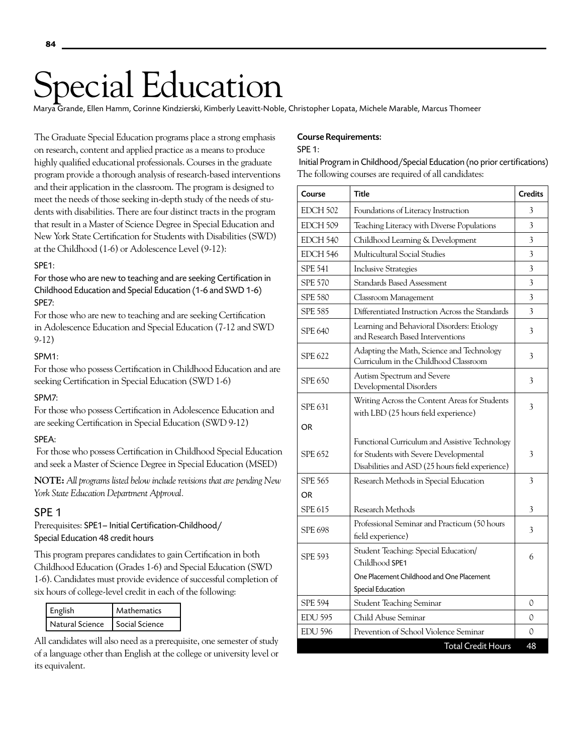# Special Education

Marya Grande, Ellen Hamm, Corinne Kindzierski, Kimberly Leavitt-Noble, Christopher Lopata, Michele Marable, Marcus Thomeer

The Graduate Special Education programs place a strong emphasis on research, content and applied practice as a means to produce highly qualified educational professionals. Courses in the graduate program provide a thorough analysis of research-based interventions and their application in the classroom. The program is designed to meet the needs of those seeking in-depth study of the needs of students with disabilities. There are four distinct tracts in the program that result in a Master of Science Degree in Special Education and New York State Certification for Students with Disabilities (SWD) at the Childhood (1-6) or Adolescence Level (9-12):

SPE1:

For those who are new to teaching and are seeking Certification in Childhood Education and Special Education (1-6 and SWD 1-6)

SPE7:

For those who are new to teaching and are seeking Certification in Adolescence Education and Special Education (7-12 and SWD 9-12)

SPM1:

For those who possess Certification in Childhood Education and are seeking Certification in Special Education (SWD 1-6)

SPM7:

For those who possess Certification in Adolescence Education and are seeking Certification in Special Education (SWD 9-12)

SPEA:

For those who possess Certification in Childhood Special Education and seek a Master of Science Degree in Special Education (MSED)

**NOTE:** *All programs listed below include revisions that are pending New York State Education Department Approval.*

## SPE 1

Prerequisites: SPE1– Initial Certification-Childhood/Special Education 48 credit hours

This program prepares candidates to gain Certification in both Childhood Education (Grades 1-6) and Special Education (SWD 1-6). Candidates must provide evidence of successful completion of six hours of college-level credit in each of the following:

| English | Mathematics |
|---|---|
| Natural Science | Social Science |

All candidates will also need as a prerequisite, one semester of study of a language other than English at the college or university level or its equivalent.

**Course Requirements:**

SPE 1:

Initial Program in Childhood/Special Education (no prior certifications)

The following courses are required of all candidates:

| Course | Title | Credits |
|---|---|---|
| EDCH 502 | Foundations of Literacy Instruction | 3 |
| EDCH 509 | Teaching Literacy with Diverse Populations | 3 |
| EDCH 540 | Childhood Learning & Development | 3 |
| EDCH 546 | Multicultural Social Studies | 3 |
| SPE 541 | Inclusive Strategies | 3 |
| SPE 570 | Standards Based Assessment | 3 |
| SPE 580 | Classroom Management | 3 |
| SPE 585 | Differentiated Instruction Across the Standards | 3 |
| SPE 640 | Learning and Behavioral Disorders: Etiology and Research Based Interventions | 3 |
| SPE 622 | Adapting the Math, Science and Technology Curriculum in the Childhood Classroom | 3 |
| SPE 650 | Autism Spectrum and Severe Developmental Disorders | 3 |
| SPE 631 | Writing Across the Content Areas for Students with LBD (25 hours field experience) | 3 |
| OR | | |
| SPE 652 | Functional Curriculum and Assistive Technology for Students with Severe Developmental Disabilities and ASD (25 hours field experience) | 3 |
| SPE 565 | Research Methods in Special Education | 3 |
| OR | | |
| SPE 615 | Research Methods | 3 |
| SPE 698 | Professional Seminar and Practicum (50 hours field experience) | 3 |
| SPE 593 | Student Teaching: Special Education/Childhood SPE1 One Placement Childhood and One Placement Special Education | 6 |
| SPE 594 | Student Teaching Seminar | 0 |
| EDU 595 | Child Abuse Seminar | 0 |
| EDU 596 | Prevention of School Violence Seminar | 0 |
| | Total Credit Hours | 48 |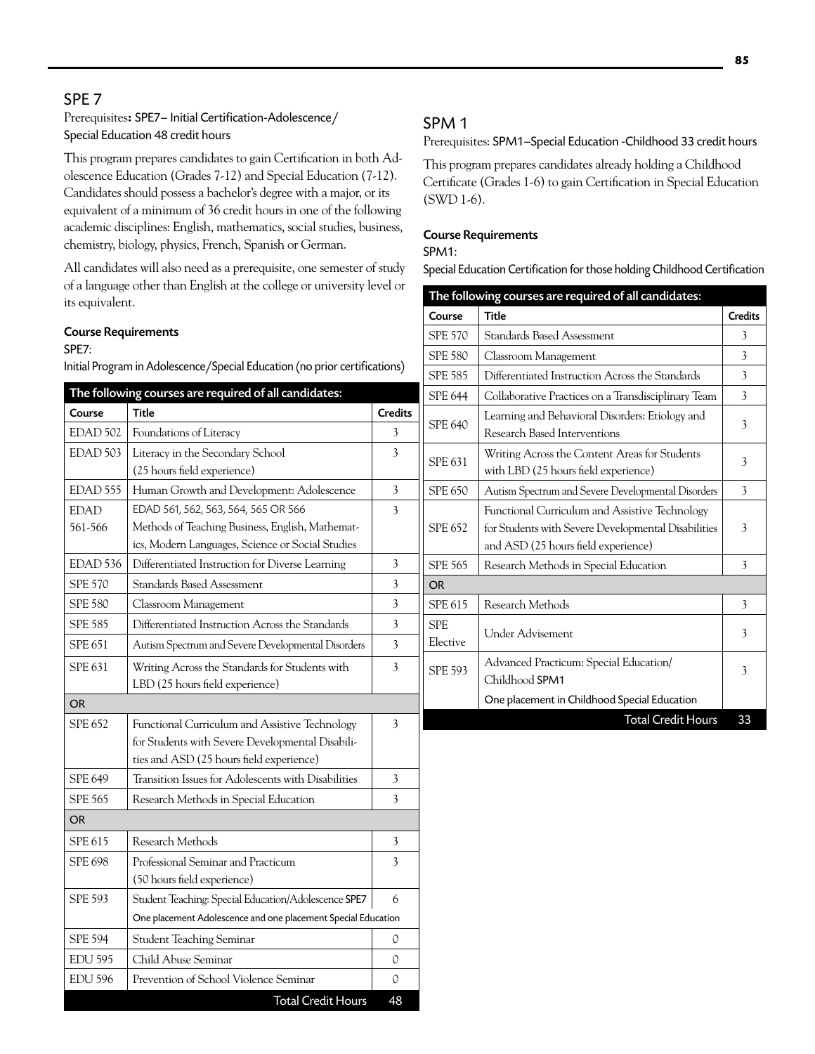## SPE 7

Prerequisites**:** SPE7– Initial Certification-Adolescence/ Special Education 48 credit hours

This program prepares candidates to gain Certification in both Adolescence Education (Grades 7-12) and Special Education (7-12). Candidates should possess a bachelor's degree with a major, or its equivalent of a minimum of 36 credit hours in one of the following academic disciplines: English, mathematics, social studies, business, chemistry, biology, physics, French, Spanish or German.

All candidates will also need as a prerequisite, one semester of study of a language other than English at the college or university level or its equivalent.

**Course Requirements**

SPE7:

Initial Program in Adolescence/Special Education (no prior certifications)

| The following courses are required of all candidates: | | |
|---|---|---|
| **Course** | **Title** | **Credits** |
| EDAD 502 | Foundations of Literacy | 3 |
| EDAD 503 | Literacy in the Secondary School (25 hours field experience) | 3 |
| EDAD 555 | Human Growth and Development: Adolescence | 3 |
| EDAD 561-566 | EDAD 561, 562, 563, 564, 565 OR 566 Methods of Teaching Business, English, Mathematics, Modern Languages, Science or Social Studies | 3 |
| EDAD 536 | Differentiated Instruction for Diverse Learning | 3 |
| SPE 570 | Standards Based Assessment | 3 |
| SPE 580 | Classroom Management | 3 |
| SPE 585 | Differentiated Instruction Across the Standards | 3 |
| SPE 651 | Autism Spectrum and Severe Developmental Disorders | 3 |
| SPE 631 | Writing Across the Standards for Students with LBD (25 hours field experience) | 3 |
| OR | | |
| SPE 652 | Functional Curriculum and Assistive Technology for Students with Severe Developmental Disabilities and ASD (25 hours field experience) | 3 |
| SPE 649 | Transition Issues for Adolescents with Disabilities | 3 |
| SPE 565 | Research Methods in Special Education | 3 |
| OR | | |
| SPE 615 | Research Methods | 3 |
| SPE 698 | Professional Seminar and Practicum (50 hours field experience) | 3 |
| SPE 593 | Student Teaching: Special Education/Adolescence SPE7 One placement Adolescence and one placement Special Education | 6 |
| SPE 594 | Student Teaching Seminar | 0 |
| EDU 595 | Child Abuse Seminar | 0 |
| EDU 596 | Prevention of School Violence Seminar | 0 |
| | Total Credit Hours | 48 |

## SPM 1

Prerequisites: SPM1–Special Education -Childhood 33 credit hours

This program prepares candidates already holding a Childhood Certificate (Grades 1-6) to gain Certification in Special Education (SWD 1-6).

**Course Requirements**

SPM1:

Special Education Certification for those holding Childhood Certification

| The following courses are required of all candidates: | | |
|---|---|---|
| **Course** | **Title** | **Credits** |
| SPE 570 | Standards Based Assessment | 3 |
| SPE 580 | Classroom Management | 3 |
| SPE 585 | Differentiated Instruction Across the Standards | 3 |
| SPE 644 | Collaborative Practices on a Transdisciplinary Team | 3 |
| SPE 640 | Learning and Behavioral Disorders: Etiology and Research Based Interventions | 3 |
| SPE 631 | Writing Across the Content Areas for Students with LBD (25 hours field experience) | 3 |
| SPE 650 | Autism Spectrum and Severe Developmental Disorders | 3 |
| SPE 652 | Functional Curriculum and Assistive Technology for Students with Severe Developmental Disabilities and ASD (25 hours field experience) | 3 |
| SPE 565 | Research Methods in Special Education | 3 |
| OR | | |
| SPE 615 | Research Methods | 3 |
| SPE Elective | Under Advisement | 3 |
| SPE 593 | Advanced Practicum: Special Education/ Childhood SPM1 One placement in Childhood Special Education | 3 |
| | Total Credit Hours | 33 |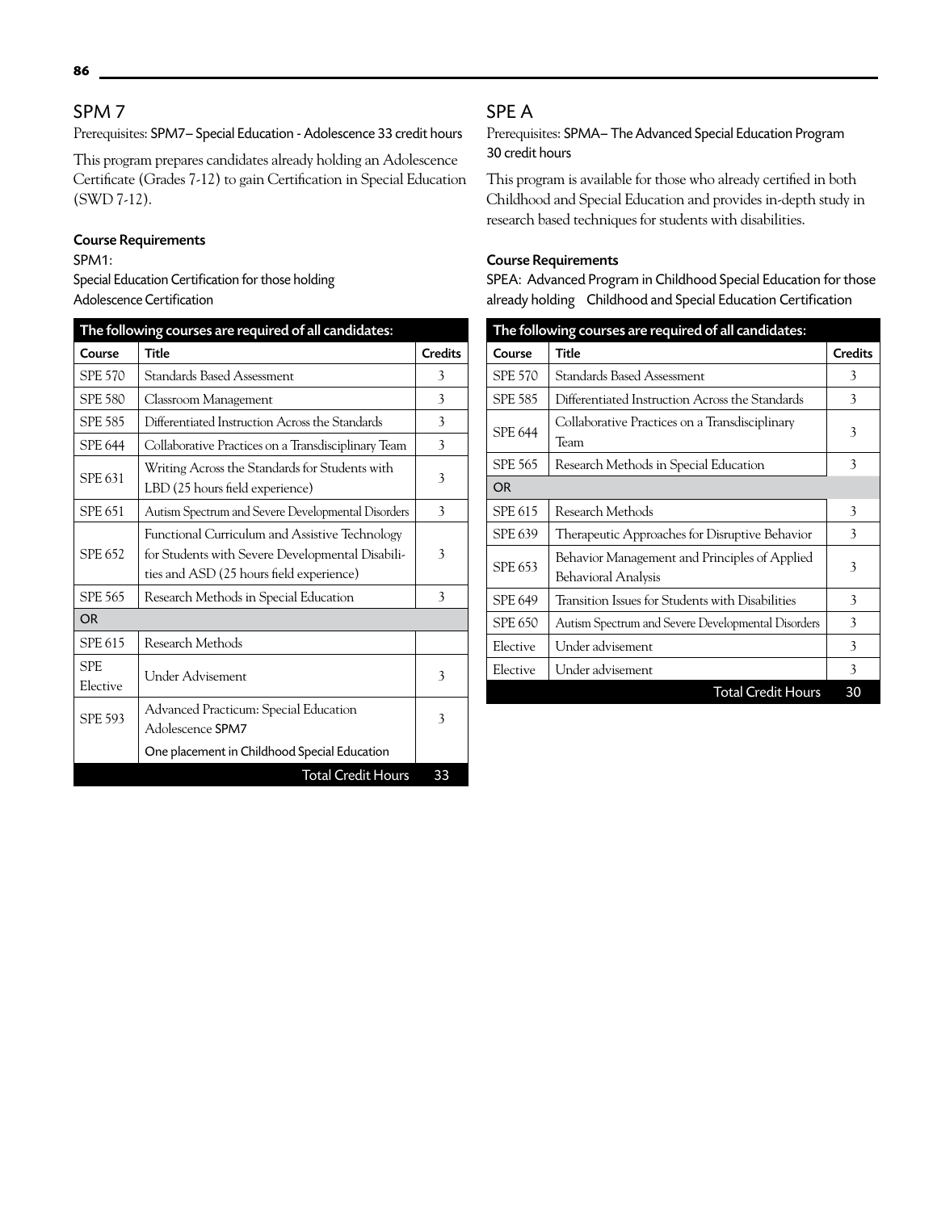## SPM 7

Prerequisites: SPM7– Special Education - Adolescence 33 credit hours

This program prepares candidates already holding an Adolescence Certificate (Grades 7-12) to gain Certification in Special Education (SWD 7-12).

**Course Requirements**

SPM1:

Special Education Certification for those holding Adolescence Certification

| The following courses are required of all candidates: | | |
|---|---|---|
| **Course** | **Title** | **Credits** |
| SPE 570 | Standards Based Assessment | 3 |
| SPE 580 | Classroom Management | 3 |
| SPE 585 | Differentiated Instruction Across the Standards | 3 |
| SPE 644 | Collaborative Practices on a Transdisciplinary Team | 3 |
| SPE 631 | Writing Across the Standards for Students with LBD (25 hours field experience) | 3 |
| SPE 651 | Autism Spectrum and Severe Developmental Disorders | 3 |
| SPE 652 | Functional Curriculum and Assistive Technology for Students with Severe Developmental Disabilities and ASD (25 hours field experience) | 3 |
| SPE 565 | Research Methods in Special Education | 3 |
| OR | | |
| SPE 615 | Research Methods | |
| SPE Elective | Under Advisement | 3 |
| SPE 593 | Advanced Practicum: Special Education Adolescence SPM7<br>One placement in Childhood Special Education | 3 |
| | Total Credit Hours | 33 |

## SPE A

Prerequisites: SPMA– The Advanced Special Education Program 30 credit hours

This program is available for those who already certified in both Childhood and Special Education and provides in-depth study in research based techniques for students with disabilities.

**Course Requirements**

SPEA: Advanced Program in Childhood Special Education for those already holding Childhood and Special Education Certification

| The following courses are required of all candidates: | | |
|---|---|---|
| **Course** | **Title** | **Credits** |
| SPE 570 | Standards Based Assessment | 3 |
| SPE 585 | Differentiated Instruction Across the Standards | 3 |
| SPE 644 | Collaborative Practices on a Transdisciplinary Team | 3 |
| SPE 565 | Research Methods in Special Education | 3 |
| OR | | |
| SPE 615 | Research Methods | 3 |
| SPE 639 | Therapeutic Approaches for Disruptive Behavior | 3 |
| SPE 653 | Behavior Management and Principles of Applied Behavioral Analysis | 3 |
| SPE 649 | Transition Issues for Students with Disabilities | 3 |
| SPE 650 | Autism Spectrum and Severe Developmental Disorders | 3 |
| Elective | Under advisement | 3 |
| Elective | Under advisement | 3 |
| | Total Credit Hours | 30 |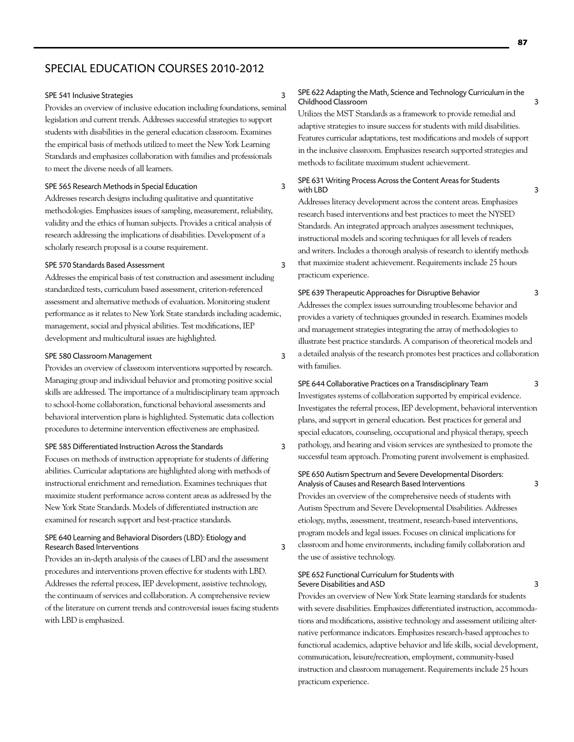# SPECIAL EDUCATION COURSES 2010-2012

### SPE 541 Inclusive Strategies 3

Provides an overview of inclusive education including foundations, seminal legislation and current trends. Addresses successful strategies to support students with disabilities in the general education classroom. Examines the empirical basis of methods utilized to meet the New York Learning Standards and emphasizes collaboration with families and professionals to meet the diverse needs of all learners.

### SPE 565 Research Methods in Special Education 3

Addresses research designs including qualitative and quantitative methodologies. Emphasizes issues of sampling, measurement, reliability, validity and the ethics of human subjects. Provides a critical analysis of research addressing the implications of disabilities. Development of a scholarly research proposal is a course requirement.

### SPE 570 Standards Based Assessment 3

Addresses the empirical basis of test construction and assessment including standardized tests, curriculum based assessment, criterion-referenced assessment and alternative methods of evaluation. Monitoring student performance as it relates to New York State standards including academic, management, social and physical abilities. Test modifications, IEP development and multicultural issues are highlighted.

### SPE 580 Classroom Management 3

Provides an overview of classroom interventions supported by research. Managing group and individual behavior and promoting positive social skills are addressed. The importance of a multidisciplinary team approach to school-home collaboration, functional behavioral assessments and behavioral intervention plans is highlighted. Systematic data collection procedures to determine intervention effectiveness are emphasized.

### SPE 585 Differentiated Instruction Across the Standards 3

Focuses on methods of instruction appropriate for students of differing abilities. Curricular adaptations are highlighted along with methods of instructional enrichment and remediation. Examines techniques that maximize student performance across content areas as addressed by the New York State Standards. Models of differentiated instruction are examined for research support and best-practice standards.

### SPE 640 Learning and Behavioral Disorders (LBD): Etiology and Research Based Interventions 3

Provides an in-depth analysis of the causes of LBD and the assessment procedures and interventions proven effective for students with LBD. Addresses the referral process, IEP development, assistive technology, the continuum of services and collaboration. A comprehensive review of the literature on current trends and controversial issues facing students with LBD is emphasized.

### SPE 622 Adapting the Math, Science and Technology Curriculum in the Childhood Classroom 3

Utilizes the MST Standards as a framework to provide remedial and adaptive strategies to insure success for students with mild disabilities. Features curricular adaptations, test modifications and models of support in the inclusive classroom. Emphasizes research supported strategies and methods to facilitate maximum student achievement.

### SPE 631 Writing Process Across the Content Areas for Students with LBD 3

Addresses literacy development across the content areas. Emphasizes research based interventions and best practices to meet the NYSED Standards. An integrated approach analyzes assessment techniques, instructional models and scoring techniques for all levels of readers and writers. Includes a thorough analysis of research to identify methods that maximize student achievement. Requirements include 25 hours practicum experience.

### SPE 639 Therapeutic Approaches for Disruptive Behavior 3

Addresses the complex issues surrounding troublesome behavior and provides a variety of techniques grounded in research. Examines models and management strategies integrating the array of methodologies to illustrate best practice standards. A comparison of theoretical models and a detailed analysis of the research promotes best practices and collaboration with families.

### SPE 644 Collaborative Practices on a Transdisciplinary Team 3

Investigates systems of collaboration supported by empirical evidence. Investigates the referral process, IEP development, behavioral intervention plans, and support in general education. Best practices for general and special educators, counseling, occupational and physical therapy, speech pathology, and hearing and vision services are synthesized to promote the successful team approach. Promoting parent involvement is emphasized.

### SPE 650 Autism Spectrum and Severe Developmental Disorders: Analysis of Causes and Research Based Interventions 3

Provides an overview of the comprehensive needs of students with Autism Spectrum and Severe Developmental Disabilities. Addresses etiology, myths, assessment, treatment, research-based interventions, program models and legal issues. Focuses on clinical implications for classroom and home environments, including family collaboration and the use of assistive technology.

### SPE 652 Functional Curriculum for Students with Severe Disabilities and ASD 3

Provides an overview of New York State learning standards for students with severe disabilities. Emphasizes differentiated instruction, accommodations and modifications, assistive technology and assessment utilizing alternative performance indicators. Emphasizes research-based approaches to functional academics, adaptive behavior and life skills, social development, communication, leisure/recreation, employment, community-based instruction and classroom management. Requirements include 25 hours practicum experience.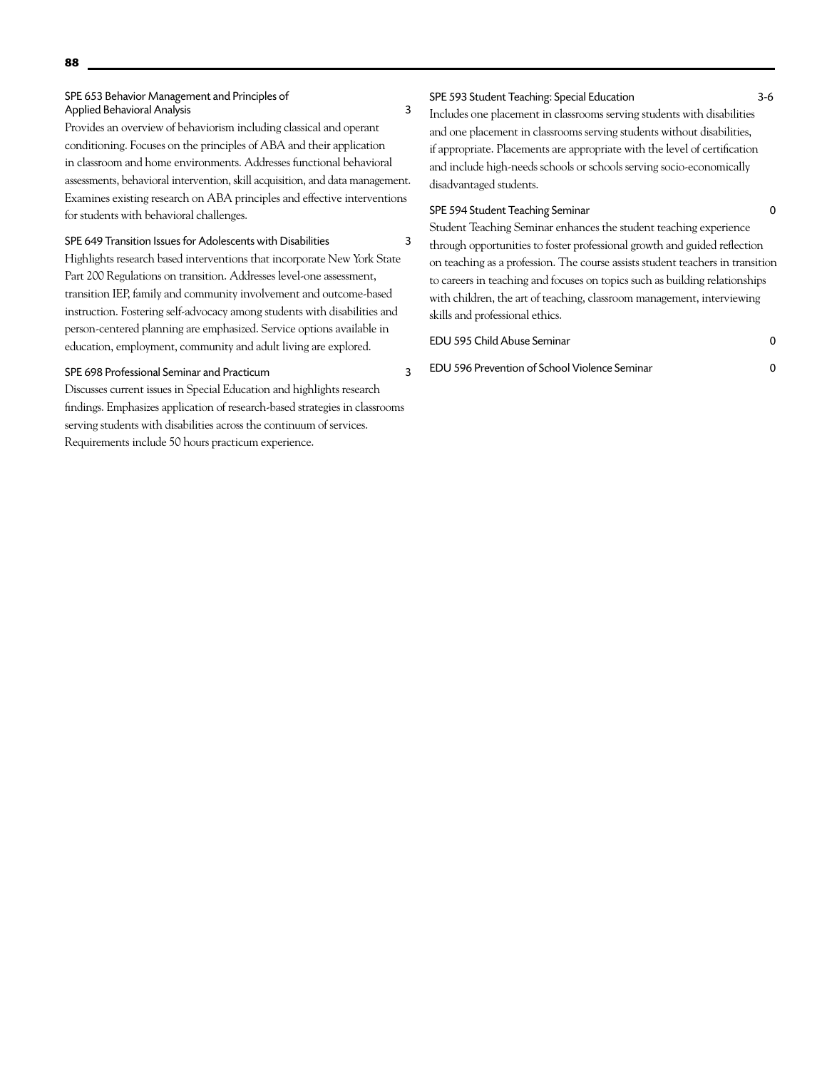**SPE 653 Behavior Management and Principles of Applied Behavioral Analysis** 3

Provides an overview of behaviorism including classical and operant conditioning. Focuses on the principles of ABA and their application in classroom and home environments. Addresses functional behavioral assessments, behavioral intervention, skill acquisition, and data management. Examines existing research on ABA principles and effective interventions for students with behavioral challenges.

**SPE 649 Transition Issues for Adolescents with Disabilities** 3

Highlights research based interventions that incorporate New York State Part 200 Regulations on transition. Addresses level-one assessment, transition IEP, family and community involvement and outcome-based instruction. Fostering self-advocacy among students with disabilities and person-centered planning are emphasized. Service options available in education, employment, community and adult living are explored.

**SPE 698 Professional Seminar and Practicum** 3

Discusses current issues in Special Education and highlights research findings. Emphasizes application of research-based strategies in classrooms serving students with disabilities across the continuum of services. Requirements include 50 hours practicum experience.

**SPE 593 Student Teaching: Special Education** 3-6

Includes one placement in classrooms serving students with disabilities and one placement in classrooms serving students without disabilities, if appropriate. Placements are appropriate with the level of certification and include high-needs schools or schools serving socio-economically disadvantaged students.

**SPE 594 Student Teaching Seminar** 0

Student Teaching Seminar enhances the student teaching experience through opportunities to foster professional growth and guided reflection on teaching as a profession. The course assists student teachers in transition to careers in teaching and focuses on topics such as building relationships with children, the art of teaching, classroom management, interviewing skills and professional ethics.

**EDU 595 Child Abuse Seminar** 0

**EDU 596 Prevention of School Violence Seminar** 0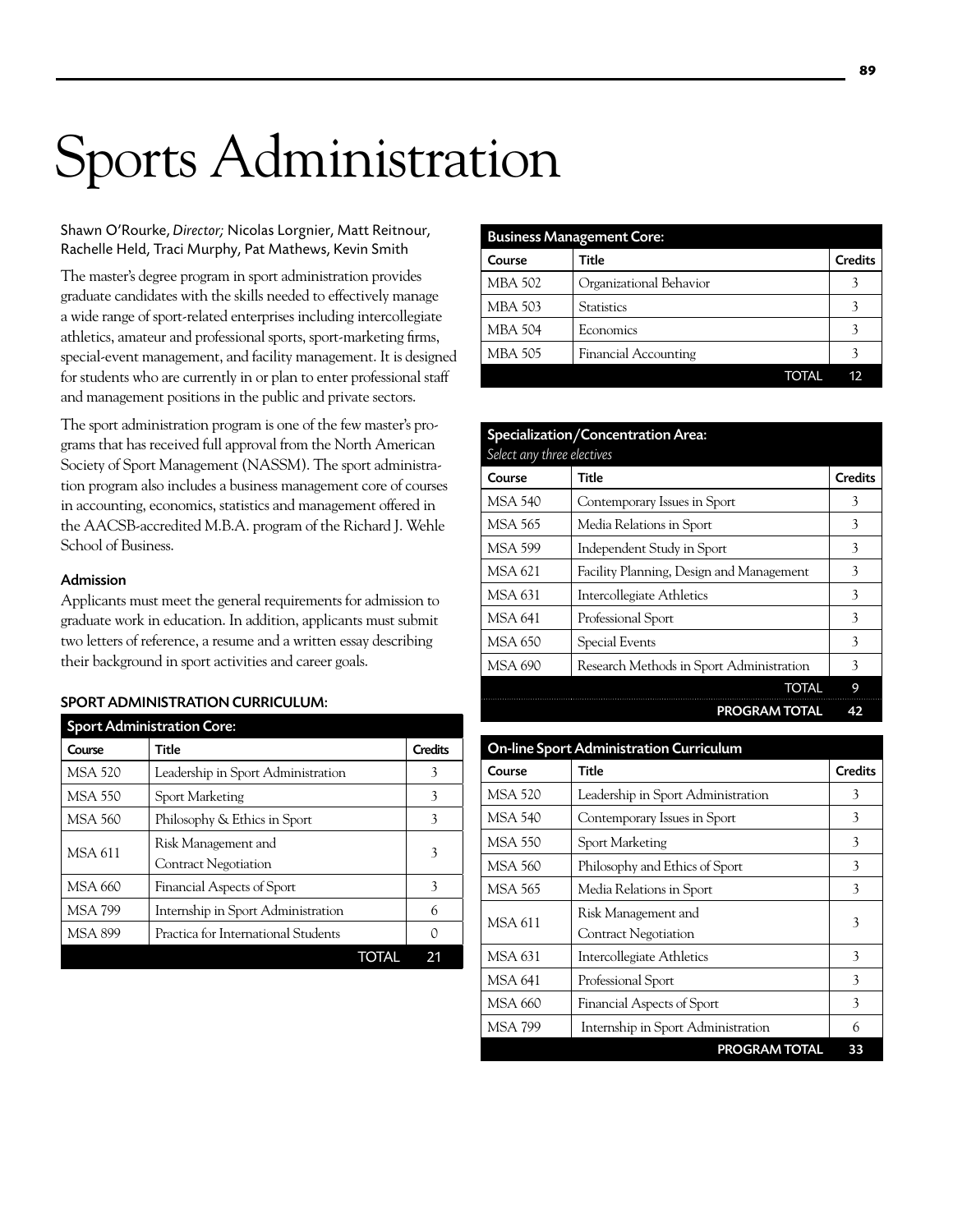# Sports Administration

Shawn O'Rourke, *Director;* Nicolas Lorgnier, Matt Reitnour, Rachelle Held, Traci Murphy, Pat Mathews, Kevin Smith

The master's degree program in sport administration provides graduate candidates with the skills needed to effectively manage a wide range of sport-related enterprises including intercollegiate athletics, amateur and professional sports, sport-marketing firms, special-event management, and facility management. It is designed for students who are currently in or plan to enter professional staff and management positions in the public and private sectors.

The sport administration program is one of the few master's programs that has received full approval from the North American Society of Sport Management (NASSM). The sport administration program also includes a business management core of courses in accounting, economics, statistics and management offered in the AACSB-accredited M.B.A. program of the Richard J. Wehle School of Business.

### Admission

Applicants must meet the general requirements for admission to graduate work in education. In addition, applicants must submit two letters of reference, a resume and a written essay describing their background in sport activities and career goals.

### SPORT ADMINISTRATION CURRICULUM:

**Sport Administration Core:**

| Course | Title | Credits |
|---|---|---|
| MSA 520 | Leadership in Sport Administration | 3 |
| MSA 550 | Sport Marketing | 3 |
| MSA 560 | Philosophy & Ethics in Sport | 3 |
| MSA 611 | Risk Management and Contract Negotiation | 3 |
| MSA 660 | Financial Aspects of Sport | 3 |
| MSA 799 | Internship in Sport Administration | 6 |
| MSA 899 | Practica for International Students | 0 |
| | TOTAL | 21 |

**Business Management Core:**

| Course | Title | Credits |
|---|---|---|
| MBA 502 | Organizational Behavior | 3 |
| MBA 503 | Statistics | 3 |
| MBA 504 | Economics | 3 |
| MBA 505 | Financial Accounting | 3 |
| | TOTAL | 12 |

**Specialization/Concentration Area:**
*Select any three electives*

| Course | Title | Credits |
|---|---|---|
| MSA 540 | Contemporary Issues in Sport | 3 |
| MSA 565 | Media Relations in Sport | 3 |
| MSA 599 | Independent Study in Sport | 3 |
| MSA 621 | Facility Planning, Design and Management | 3 |
| MSA 631 | Intercollegiate Athletics | 3 |
| MSA 641 | Professional Sport | 3 |
| MSA 650 | Special Events | 3 |
| MSA 690 | Research Methods in Sport Administration | 3 |
| | TOTAL | 9 |
| | PROGRAM TOTAL | 42 |

**On-line Sport Administration Curriculum**

| Course | Title | Credits |
|---|---|---|
| MSA 520 | Leadership in Sport Administration | 3 |
| MSA 540 | Contemporary Issues in Sport | 3 |
| MSA 550 | Sport Marketing | 3 |
| MSA 560 | Philosophy and Ethics of Sport | 3 |
| MSA 565 | Media Relations in Sport | 3 |
| MSA 611 | Risk Management and Contract Negotiation | 3 |
| MSA 631 | Intercollegiate Athletics | 3 |
| MSA 641 | Professional Sport | 3 |
| MSA 660 | Financial Aspects of Sport | 3 |
| MSA 799 | Internship in Sport Administration | 6 |
| | PROGRAM TOTAL | 33 |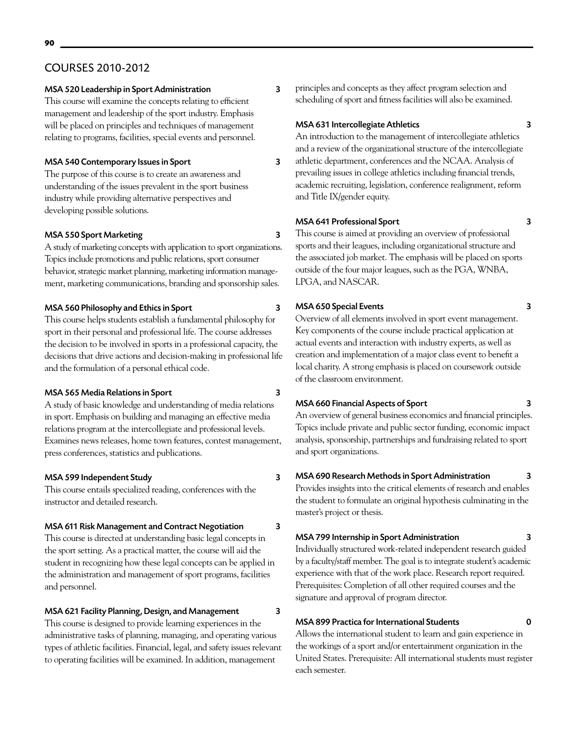## COURSES 2010-2012

**MSA 520 Leadership in Sport Administration 3**

This course will examine the concepts relating to efficient management and leadership of the sport industry. Emphasis will be placed on principles and techniques of management relating to programs, facilities, special events and personnel.

**MSA 540 Contemporary Issues in Sport 3**

The purpose of this course is to create an awareness and understanding of the issues prevalent in the sport business industry while providing alternative perspectives and developing possible solutions.

**MSA 550 Sport Marketing 3**

A study of marketing concepts with application to sport organizations. Topics include promotions and public relations, sport consumer behavior, strategic market planning, marketing information management, marketing communications, branding and sponsorship sales.

**MSA 560 Philosophy and Ethics in Sport 3**

This course helps students establish a fundamental philosophy for sport in their personal and professional life. The course addresses the decision to be involved in sports in a professional capacity, the decisions that drive actions and decision-making in professional life and the formulation of a personal ethical code.

**MSA 565 Media Relations in Sport 3**

A study of basic knowledge and understanding of media relations in sport. Emphasis on building and managing an effective media relations program at the intercollegiate and professional levels. Examines news releases, home town features, contest management, press conferences, statistics and publications.

**MSA 599 Independent Study 3**

This course entails specialized reading, conferences with the instructor and detailed research.

**MSA 611 Risk Management and Contract Negotiation 3**

This course is directed at understanding basic legal concepts in the sport setting. As a practical matter, the course will aid the student in recognizing how these legal concepts can be applied in the administration and management of sport programs, facilities and personnel.

**MSA 621 Facility Planning, Design, and Management 3**

This course is designed to provide learning experiences in the administrative tasks of planning, managing, and operating various types of athletic facilities. Financial, legal, and safety issues relevant to operating facilities will be examined. In addition, management principles and concepts as they affect program selection and scheduling of sport and fitness facilities will also be examined.

**MSA 631 Intercollegiate Athletics 3**

An introduction to the management of intercollegiate athletics and a review of the organizational structure of the intercollegiate athletic department, conferences and the NCAA. Analysis of prevailing issues in college athletics including financial trends, academic recruiting, legislation, conference realignment, reform and Title IX/gender equity.

**MSA 641 Professional Sport 3**

This course is aimed at providing an overview of professional sports and their leagues, including organizational structure and the associated job market. The emphasis will be placed on sports outside of the four major leagues, such as the PGA, WNBA, LPGA, and NASCAR.

**MSA 650 Special Events 3**

Overview of all elements involved in sport event management. Key components of the course include practical application at actual events and interaction with industry experts, as well as creation and implementation of a major class event to benefit a local charity. A strong emphasis is placed on coursework outside of the classroom environment.

**MSA 660 Financial Aspects of Sport 3**

An overview of general business economics and financial principles. Topics include private and public sector funding, economic impact analysis, sponsorship, partnerships and fundraising related to sport and sport organizations.

**MSA 690 Research Methods in Sport Administration 3**

Provides insights into the critical elements of research and enables the student to formulate an original hypothesis culminating in the master's project or thesis.

**MSA 799 Internship in Sport Administration 3**

Individually structured work-related independent research guided by a faculty/staff member. The goal is to integrate student's academic experience with that of the work place. Research report required. Prerequisites: Completion of all other required courses and the signature and approval of program director.

**MSA 899 Practica for International Students 0**

Allows the international student to learn and gain experience in the workings of a sport and/or entertainment organization in the United States. Prerequisite: All international students must register each semester.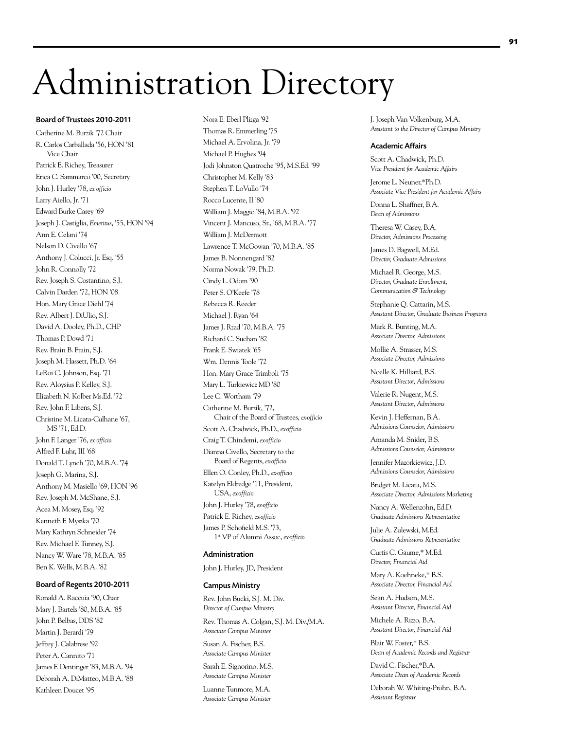# Administration Directory

### Board of Trustees 2010-2011

Catherine M. Burzik '72 Chair
R. Carlos Carballada '56, HON '81 Vice Chair
Patrick E. Richey, Treasurer
Erica C. Sammarco '00, Secretary
John J. Hurley '78, *ex officio*
Larry Aiello, Jr. '71
Edward Burke Carey '69
Joseph J. Castiglia, *Emeritus*, '55, HON '94
Ann E. Celani '74
Nelson D. Civello '67
Anthony J. Colucci, Jr. Esq. '55
John R. Connolly '72
Rev. Joseph S. Costantino, S.J.
Calvin Darden '72, HON '08
Hon. Mary Grace Diehl '74
Rev. Albert J. DiUlio, S.J.
David A. Dooley, Ph.D., CHP
Thomas P. Dowd '71
Rev. Brain B. Frain, S.J.
Joseph M. Hassett, Ph.D. '64
LeRoi C. Johnson, Esq. '71
Rev. Aloysius P. Kelley, S.J.
Elizabeth N. Kolber Ms.Ed. '72
Rev. John F. Libens, S.J.
Christine M. Licata-Culhane '67, MS '71, Ed.D.
John F. Langer '76, *ex officio*
Alfred F. Luhr, III '68
Donald T. Lynch '70, M.B.A. '74
Joseph G. Marina, S.J.
Anthony M. Masiello '69, HON '96
Rev. Joseph M. McShane, S.J.
Acea M. Mosey, Esq. '92
Kenneth F. Myszka '70
Mary Kathryn Schneider '74
Rev. Michael F. Tunney, S.J.
Nancy W. Ware '78, M.B.A. '85
Ben K. Wells, M.B.A. '82

### Board of Regents 2010-2011

Ronald A. Raccuia '90, Chair
Mary J. Bartels '80, M.B.A. '85
John P. Belbas, DDS '82
Martin J. Berardi '79
Jeffrey J. Calabrese '92
Peter A. Cannito '71
James F. Dentinger '83, M.B.A. '94
Deborah A. DiMatteo, M.B.A. '88
Kathleen Doucet '95
Nora E. Eberl Plizga '92
Thomas R. Emmerling '75
Michael A. Ervolina, Jr. '79
Michael P. Hughes '94
Jodi Johnston Quatroche '95, M.S.Ed. '99
Christopher M. Kelly '83
Stephen T. LoVullo '74
Rocco Lucente, II '80
William J. Maggio '84, M.B.A. '92
Vincent J. Mancuso, Sr., '68, M.B.A. '77
William J. McDermott
Lawrence T. McGowan '70, M.B.A. '85
James B. Nonnengard '82
Norma Nowak '79, Ph.D.
Cindy L. Odom '90
Peter S. O'Keefe '78
Rebecca R. Reeder
Michael J. Ryan '64
James J. Rzad '70, M.B.A. '75
Richard C. Suchan '82
Frank E. Swiatek '65
Wm. Dennis Toole '72
Hon. Mary Grace Trimboli '75
Mary L. Turkiewicz MD '80
Lee C. Wortham '79
Catherine M. Burzik, '72, Chair of the Board of Trustees, *ex-officio*
Scott A. Chadwick, Ph.D., *ex-officio*
Craig T. Chindemi, *ex-officio*
Dianna Civello, Secretary to the Board of Regents, *ex-officio*
Ellen O. Conley, Ph.D., *ex-officio*
Katelyn Eldredge '11, President, USA, *ex-officio*
John J. Hurley '78, *ex-officio*
Patrick E. Richey, *ex-officio*
James P. Schofield M.S. '73, 1st VP of Alumni Assoc, *ex-officio*

### Administration

John J. Hurley, JD, President

### Campus Ministry

Rev. John Bucki, S.J. M. Div.
*Director of Campus Ministry*

Rev. Thomas A. Colgan, S.J. M. Div./M.A.
*Associate Campus Minister*

Susan A. Fischer, B.S.
*Associate Campus Minister*

Sarah E. Signorino, M.S.
*Associate Campus Minister*

Luanne Tunmore, M.A.
*Associate Campus Minister*

J. Joseph Van Volkenburg, M.A.
*Assistant to the Director of Campus Ministry*

### Academic Affairs

Scott A. Chadwick, Ph.D.
*Vice President for Academic Affairs*

Jerome L. Neuner,*Ph.D.
*Associate Vice President for Academic Affairs*

Donna L. Shaffner, B.A.
*Dean of Admissions*

Theresa W. Casey, B.A.
*Director, Admissions Processing*

James D. Bagwell, M.Ed.
*Director, Graduate Admissions*

Michael R. George, M.S.
*Director, Graduate Enrollment, Communication & Technology*

Stephanie Q. Cattarin, M.S.
*Assistant Director, Graduate Business Programs*

Mark R. Bunting, M.A.
*Associate Director, Admissions*

Mollie A. Strasser, M.S.
*Associate Director, Admissions*

Noelle K. Hilliard, B.S.
*Assistant Director, Admissions*

Valerie R. Nugent, M.S.
*Assistant Director, Admissions*

Kevin J. Heffernan, B.A.
*Admissions Counselor, Admissions*

Amanda M. Snider, B.S.
*Admissions Counselor, Admissions*

Jennifer Mazorkiewicz, J.D.
*Admissions Counselor, Admissions*

Bridget M. Licata, M.S.
*Associate Director, Admissions Marketing*

Nancy A. Wellenzohn, Ed.D.
*Graduate Admissions Representative*

Julie A. Zulewski, M.Ed.
*Graduate Admissions Representative*

Curtis C. Gaume,* M.Ed.
*Director, Financial Aid*

Mary A. Koehneke,* B.S.
*Associate Director, Financial Aid*

Sean A. Hudson, M.S.
*Assistant Director, Financial Aid*

Michele A. Rizzo, B.A.
*Assistant Director, Financial Aid*

Blair W. Foster,* B.S.
*Dean of Academic Records and Registrar*

David C. Fischer,*B.A.
*Associate Dean of Academic Records*

Deborah W. Whiting-Prohn, B.A.
*Assistant Registrar*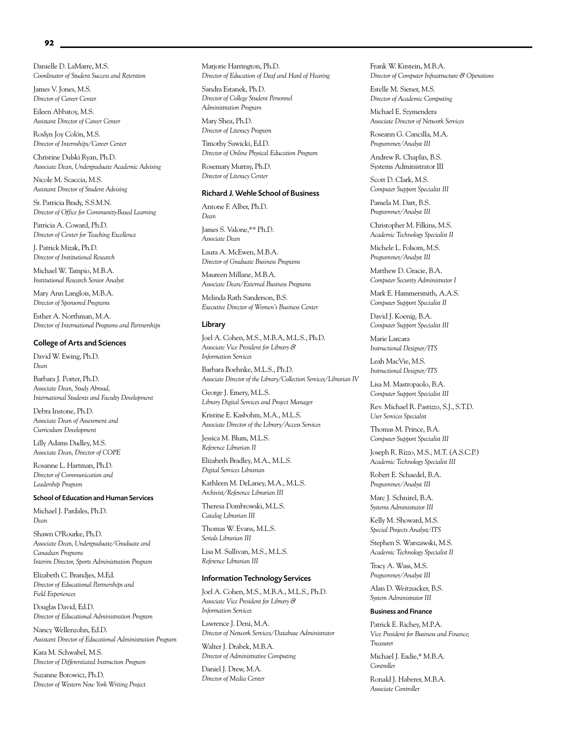Danielle D. LaMarre, M.S.
*Coordinator of Student Success and Retention*

James V. Jones, M.S.
*Director of Career Center*

Eileen Abbatoy, M.S.
*Assistant Director of Career Center*

Roslyn Joy Colón, M.S.
*Director of Internships/Career Center*

Christine Dulski Ryan, Ph.D.
*Associate Dean, Undergraduate Academic Advising*

Nicole M. Scaccia, M.S.
*Assistant Director of Student Advising*

Sr. Patricia Brady, S.S.M.N.
*Director of Office for Community-Based Learning*

Patricia A. Coward, Ph.D.
*Director of Center for Teaching Excellence*

J. Patrick Mizak, Ph.D.
*Director of Institutional Research*

Michael W. Tampio, M.B.A.
*Institutional Research Senior Analyst*

Mary Ann Langlois, M.B.A.
*Director of Sponsored Programs*

Esther A. Northman, M.A.
*Director of International Programs and Partnerships*

## College of Arts and Sciences

David W. Ewing, Ph.D.
*Dean*

Barbara J. Porter, Ph.D.
*Associate Dean, Study Abroad, International Students and Faculty Development*

Debra Instone, Ph.D.
*Associate Dean of Assessment and Curriculum Development*

Lilly Adams Dudley, M.S.
*Associate Dean, Director of COPE*

Rosanne L. Hartman, Ph.D.
*Director of Communication and Leadership Program*

### School of Education and Human Services

Michael J. Pardales, Ph.D.
*Dean*

Shawn O'Rourke, Ph.D.
*Associate Dean, Undergraduate/Graduate and Canadian Programs*
*Interim Director, Sports Administration Program*

Elizabeth C. Brandjes, M.Ed.
*Director of Educational Partnerships and Field Experiences*

Douglas David, Ed.D.
*Director of Educational Administration Program*

Nancy Wellenzohn, Ed.D.
*Assistant Director of Educational Administration Program*

Kara M. Schwabel, M.S.
*Director of Differentiated Instruction Program*

Suzanne Borowicz, Ph.D.
*Director of Western New York Writing Project*

Marjorie Harrington, Ph.D.
*Director of Education of Deaf and Hard of Hearing*

Sandra Estanek, Ph.D.
*Director of College Student Personnel Administration Program*

Mary Shea, Ph.D.
*Director of Literacy Program*

Timothy Sawicki, Ed.D.
*Director of Online Physical Education Program*

Rosemary Murray, Ph.D.
*Director of Literacy Center*

## Richard J. Wehle School of Business

Antone F. Alber, Ph.D.
*Dean*

James S. Valone,** Ph.D.
*Associate Dean*

Laura A. McEwen, M.B.A.
*Director of Graduate Business Programs*

Maureen Millane, M.B.A.
*Associate Dean/External Business Programs*

Melinda Rath Sanderson, B.S.
*Executive Director of Women's Business Center*

## Library

Joel A. Cohen, M.S., M.B.A, M.L.S., Ph.D.
*Associate Vice President for Library & Information Services*

Barbara Boehnke, M.L.S., Ph.D.
*Associate Director of the Library/Collection Services/Librarian IV*

George J. Emery, M.L.S.
*Library Digital Services and Project Manager*

Kristine E. Kasbohm, M.A., M.L.S.
*Associate Director of the Library/Access Services*

Jessica M. Blum, M.L.S.
*Reference Librarian II*

Elizabeth Bradley, M.A., M.L.S.
*Digital Services Librarian*

Kathleen M. DeLaney, M.A., M.L.S.
*Archivist/Reference Librarian III*

Theresa Dombrowski, M.L.S.
*Catalog Librarian III*

Thomas W. Evans, M.L.S.
*Serials Librarian III*

Lisa M. Sullivan, M.S., M.L.S.
*Reference Librarian III*

## Information Technology Services

Joel A. Cohen, M.S., M.B.A., M.L.S., Ph.D.
*Associate Vice President for Library & Information Services*

Lawrence J. Deni, M.A.
*Director of Network Services/Database Administrator*

Walter J. Drabek, M.B.A.
*Director of Administrative Computing*

Daniel J. Drew, M.A.
*Director of Media Center*

Frank W. Kirstein, M.B.A.
*Director of Computer Infrastructure & Operations*

Estelle M. Siener, M.S.
*Director of Academic Computing*

Michael E. Szymendera
*Associate Director of Network Services*

Roseann G. Cancilla, M.A.
*Programmer/Analyst III*

Andrew R. Chaplin, B.S.
Systems Administrator III

Scott D. Clark, M.S.
*Computer Support Specialist III*

Pamela M. Dart, B.S.
*Programmer/Analyst III*

Christopher M. Filkins, M.S.
*Academic Technology Specialist II*

Michele L. Folsom, M.S.
*Programmer/Analyst III*

Matthew D. Gracie, B.A.
*Computer Security Administrator I*

Mark E. Hammersmith, A.A.S.
*Computer Support Specialist II*

David J. Koenig, B.A.
*Computer Support Specialist III*

Marie Larcara
*Instructional Designer/ITS*

Leah MacVie, M.S.
*Instructional Designer/ITS*

Lisa M. Mastropaolo, B.A.
*Computer Support Specialist III*

Rev. Michael R. Pastizzo, S.J., S.T.D.
*User Services Specialist*

Thomas M. Prince, B.A.
*Computer Support Specialist III*

Joseph R. Rizzo, M.S., M.T. (A.S.C.P.)
*Academic Technology Specialist III*

Robert E. Schaedel, B.A.
*Programmer/Analyst III*

Marc J. Schnirel, B.A.
*Systems Administrator III*

Kelly M. Showard, M.S.
*Special Projects Analyst/ITS*

Stephen S. Warszawski, M.S.
*Academic Technology Specialist II*

Tracy A. Wass, M.S.
*Programmer/Analyst III*

Alan D. Weitzsacker, B.S.
*System Administrator III*

### Business and Finance

Patrick E. Richey, M.P.A.
*Vice President for Business and Finance; Treasurer*

Michael J. Eadie,* M.B.A.
*Controller*

Ronald J. Haberer, M.B.A.
*Associate Controller*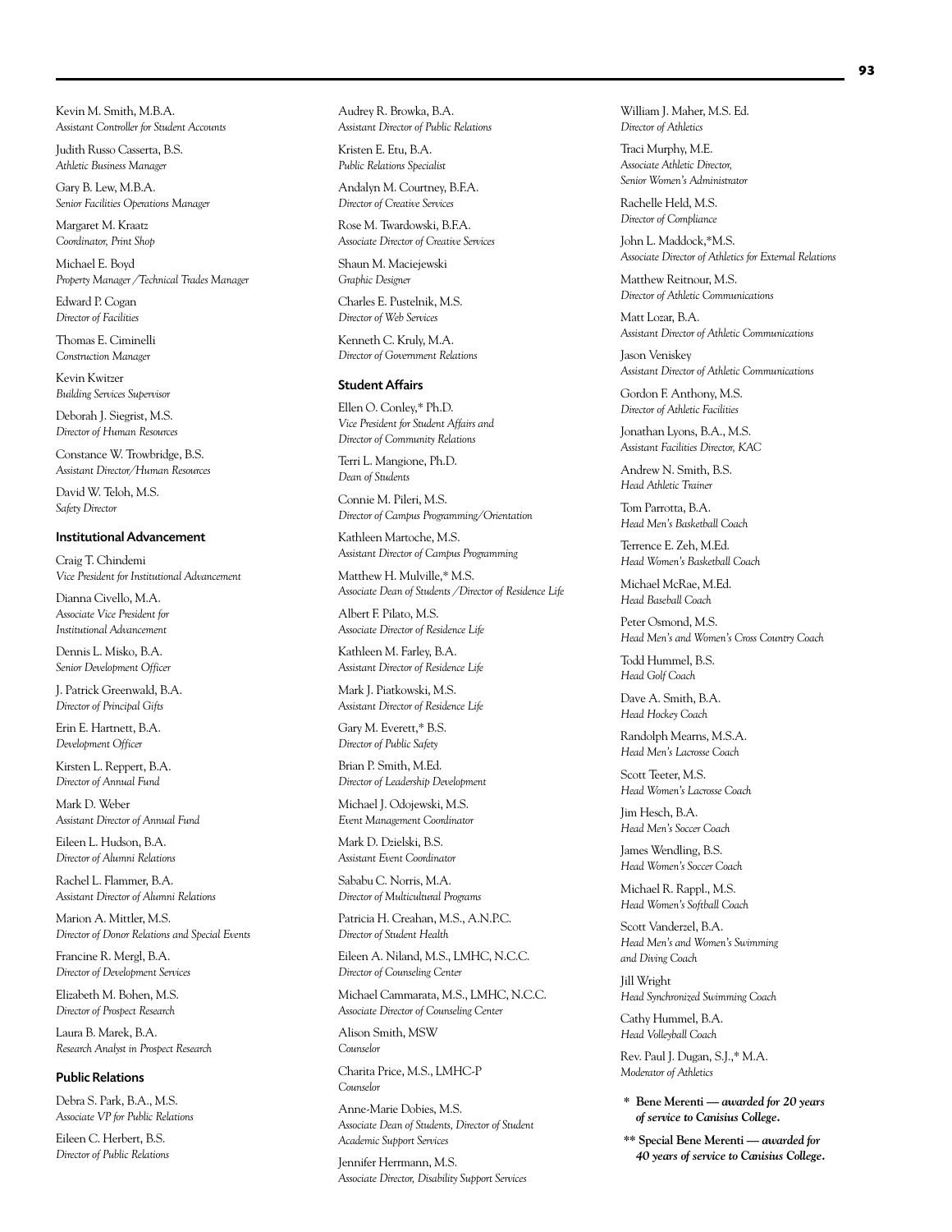Kevin M. Smith, M.B.A.
*Assistant Controller for Student Accounts*

Judith Russo Casserta, B.S.
*Athletic Business Manager*

Gary B. Lew, M.B.A.
*Senior Facilities Operations Manager*

Margaret M. Kraatz
*Coordinator, Print Shop*

Michael E. Boyd
*Property Manager /Technical Trades Manager*

Edward P. Cogan
*Director of Facilities*

Thomas E. Ciminelli
*Construction Manager*

Kevin Kwitzer
*Building Services Supervisor*

Deborah J. Siegrist, M.S.
*Director of Human Resources*

Constance W. Trowbridge, B.S.
*Assistant Director/Human Resources*

David W. Teloh, M.S.
*Safety Director*

### Institutional Advancement

Craig T. Chindemi
*Vice President for Institutional Advancement*

Dianna Civello, M.A.
*Associate Vice President for Institutional Advancement*

Dennis L. Misko, B.A.
*Senior Development Officer*

J. Patrick Greenwald, B.A.
*Director of Principal Gifts*

Erin E. Hartnett, B.A.
*Development Officer*

Kirsten L. Reppert, B.A.
*Director of Annual Fund*

Mark D. Weber
*Assistant Director of Annual Fund*

Eileen L. Hudson, B.A.
*Director of Alumni Relations*

Rachel L. Flammer, B.A.
*Assistant Director of Alumni Relations*

Marion A. Mittler, M.S.
*Director of Donor Relations and Special Events*

Francine R. Mergl, B.A.
*Director of Development Services*

Elizabeth M. Bohen, M.S.
*Director of Prospect Research*

Laura B. Marek, B.A.
*Research Analyst in Prospect Research*

### Public Relations

Debra S. Park, B.A., M.S.
*Associate VP for Public Relations*

Eileen C. Herbert, B.S.
*Director of Public Relations*

Audrey R. Browka, B.A.
*Assistant Director of Public Relations*

Kristen E. Etu, B.A.
*Public Relations Specialist*

Andalyn M. Courtney, B.F.A.
*Director of Creative Services*

Rose M. Twardowski, B.F.A.
*Associate Director of Creative Services*

Shaun M. Maciejewski
*Graphic Designer*

Charles E. Pustelnik, M.S.
*Director of Web Services*

Kenneth C. Kruly, M.A.
*Director of Government Relations*

### Student Affairs

Ellen O. Conley,* Ph.D.
*Vice President for Student Affairs and Director of Community Relations*

Terri L. Mangione, Ph.D.
*Dean of Students*

Connie M. Pileri, M.S.
*Director of Campus Programming/Orientation*

Kathleen Martoche, M.S.
*Assistant Director of Campus Programming*

Matthew H. Mulville,* M.S.
*Associate Dean of Students /Director of Residence Life*

Albert F. Pilato, M.S.
*Associate Director of Residence Life*

Kathleen M. Farley, B.A.
*Assistant Director of Residence Life*

Mark J. Piatkowski, M.S.
*Assistant Director of Residence Life*

Gary M. Everett,* B.S.
*Director of Public Safety*

Brian P. Smith, M.Ed.
*Director of Leadership Development*

Michael J. Odojewski, M.S.
*Event Management Coordinator*

Mark D. Dzielski, B.S.
*Assistant Event Coordinator*

Sababu C. Norris, M.A.
*Director of Multicultural Programs*

Patricia H. Creahan, M.S., A.N.P.C.
*Director of Student Health*

Eileen A. Niland, M.S., LMHC, N.C.C.
*Director of Counseling Center*

Michael Cammarata, M.S., LMHC, N.C.C.
*Associate Director of Counseling Center*

Alison Smith, MSW
*Counselor*

Charita Price, M.S., LMHC-P
*Counselor*

Anne-Marie Dobies, M.S.
*Associate Dean of Students, Director of Student Academic Support Services*

Jennifer Herrmann, M.S.
*Associate Director, Disability Support Services*

William J. Maher, M.S. Ed.
*Director of Athletics*

Traci Murphy, M.E.
*Associate Athletic Director, Senior Women's Administrator*

Rachelle Held, M.S.
*Director of Compliance*

John L. Maddock,*M.S.
*Associate Director of Athletics for External Relations*

Matthew Reitnour, M.S.
*Director of Athletic Communications*

Matt Lozar, B.A.
*Assistant Director of Athletic Communications*

Jason Veniskey
*Assistant Director of Athletic Communications*

Gordon F. Anthony, M.S.
*Director of Athletic Facilities*

Jonathan Lyons, B.A., M.S.
*Assistant Facilities Director, KAC*

Andrew N. Smith, B.S.
*Head Athletic Trainer*

Tom Parrotta, B.A.
*Head Men's Basketball Coach*

Terrence E. Zeh, M.Ed.
*Head Women's Basketball Coach*

Michael McRae, M.Ed.
*Head Baseball Coach*

Peter Osmond, M.S.
*Head Men's and Women's Cross Country Coach*

Todd Hummel, B.S.
*Head Golf Coach*

Dave A. Smith, B.A.
*Head Hockey Coach*

Randolph Mearns, M.S.A.
*Head Men's Lacrosse Coach*

Scott Teeter, M.S.
*Head Women's Lacrosse Coach*

Jim Hesch, B.A.
*Head Men's Soccer Coach*

James Wendling, B.S.
*Head Women's Soccer Coach*

Michael R. Rappl., M.S.
*Head Women's Softball Coach*

Scott Vanderzel, B.A.
*Head Men's and Women's Swimming and Diving Coach*

Jill Wright
*Head Synchronized Swimming Coach*

Cathy Hummel, B.A.
*Head Volleyball Coach*

Rev. Paul J. Dugan, S.J.,* M.A.
*Moderator of Athletics*

**\* Bene Merenti — *awarded for 20 years of service to Canisius College.***

**\*\* Special Bene Merenti — *awarded for 40 years of service to Canisius College.***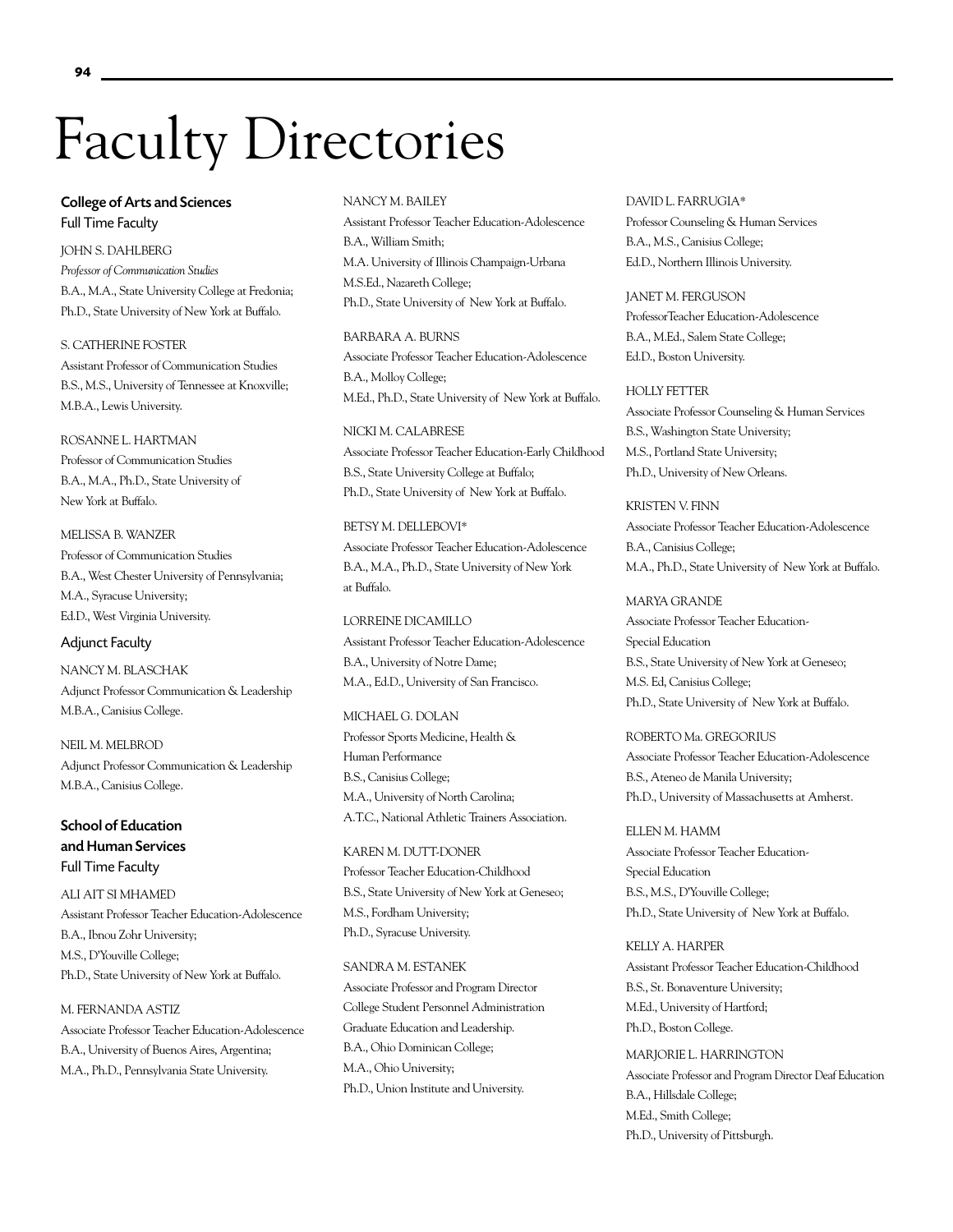# Faculty Directories

## College of Arts and Sciences

### Full Time Faculty

JOHN S. DAHLBERG
*Professor of Communication Studies*
B.A., M.A., State University College at Fredonia;
Ph.D., State University of New York at Buffalo.

S. CATHERINE FOSTER
Assistant Professor of Communication Studies
B.S., M.S., University of Tennessee at Knoxville;
M.B.A., Lewis University.

ROSANNE L. HARTMAN
Professor of Communication Studies
B.A., M.A., Ph.D., State University of New York at Buffalo.

MELISSA B. WANZER
Professor of Communication Studies
B.A., West Chester University of Pennsylvania;
M.A., Syracuse University;
Ed.D., West Virginia University.

### Adjunct Faculty

NANCY M. BLASCHAK
Adjunct Professor Communication & Leadership
M.B.A., Canisius College.

NEIL M. MELBROD
Adjunct Professor Communication & Leadership
M.B.A., Canisius College.

## School of Education and Human Services

### Full Time Faculty

ALI AIT SI MHAMED
Assistant Professor Teacher Education-Adolescence
B.A., Ibnou Zohr University;
M.S., D'Youville College;
Ph.D., State University of New York at Buffalo.

M. FERNANDA ASTIZ
Associate Professor Teacher Education-Adolescence
B.A., University of Buenos Aires, Argentina;
M.A., Ph.D., Pennsylvania State University.

NANCY M. BAILEY
Assistant Professor Teacher Education-Adolescence
B.A., William Smith;
M.A. University of Illinois Champaign-Urbana
M.S.Ed., Nazareth College;
Ph.D., State University of New York at Buffalo.

BARBARA A. BURNS
Associate Professor Teacher Education-Adolescence
B.A., Molloy College;
M.Ed., Ph.D., State University of New York at Buffalo.

NICKI M. CALABRESE
Associate Professor Teacher Education-Early Childhood
B.S., State University College at Buffalo;
Ph.D., State University of New York at Buffalo.

BETSY M. DELLEBOVI*
Associate Professor Teacher Education-Adolescence
B.A., M.A., Ph.D., State University of New York at Buffalo.

LORREINE DICAMILLO
Assistant Professor Teacher Education-Adolescence
B.A., University of Notre Dame;
M.A., Ed.D., University of San Francisco.

MICHAEL G. DOLAN
Professor Sports Medicine, Health & Human Performance
B.S., Canisius College;
M.A., University of North Carolina;
A.T.C., National Athletic Trainers Association.

KAREN M. DUTT-DONER
Professor Teacher Education-Childhood
B.S., State University of New York at Geneseo;
M.S., Fordham University;
Ph.D., Syracuse University.

SANDRA M. ESTANEK
Associate Professor and Program Director College Student Personnel Administration Graduate Education and Leadership.
B.A., Ohio Dominican College;
M.A., Ohio University;
Ph.D., Union Institute and University.

DAVID L. FARRUGIA*
Professor Counseling & Human Services
B.A., M.S., Canisius College;
Ed.D., Northern Illinois University.

JANET M. FERGUSON
ProfessorTeacher Education-Adolescence
B.A., M.Ed., Salem State College;
Ed.D., Boston University.

HOLLY FETTER
Associate Professor Counseling & Human Services
B.S., Washington State University;
M.S., Portland State University;
Ph.D., University of New Orleans.

KRISTEN V. FINN
Associate Professor Teacher Education-Adolescence
B.A., Canisius College;
M.A., Ph.D., State University of New York at Buffalo.

MARYA GRANDE
Associate Professor Teacher Education-Special Education
B.S., State University of New York at Geneseo;
M.S. Ed, Canisius College;
Ph.D., State University of New York at Buffalo.

ROBERTO Ma. GREGORIUS
Associate Professor Teacher Education-Adolescence
B.S., Ateneo de Manila University;
Ph.D., University of Massachusetts at Amherst.

ELLEN M. HAMM
Associate Professor Teacher Education-Special Education
B.S., M.S., D'Youville College;
Ph.D., State University of New York at Buffalo.

KELLY A. HARPER
Assistant Professor Teacher Education-Childhood
B.S., St. Bonaventure University;
M.Ed., University of Hartford;
Ph.D., Boston College.

MARJORIE L. HARRINGTON
Associate Professor and Program Director Deaf Education
B.A., Hillsdale College;
M.Ed., Smith College;
Ph.D., University of Pittsburgh.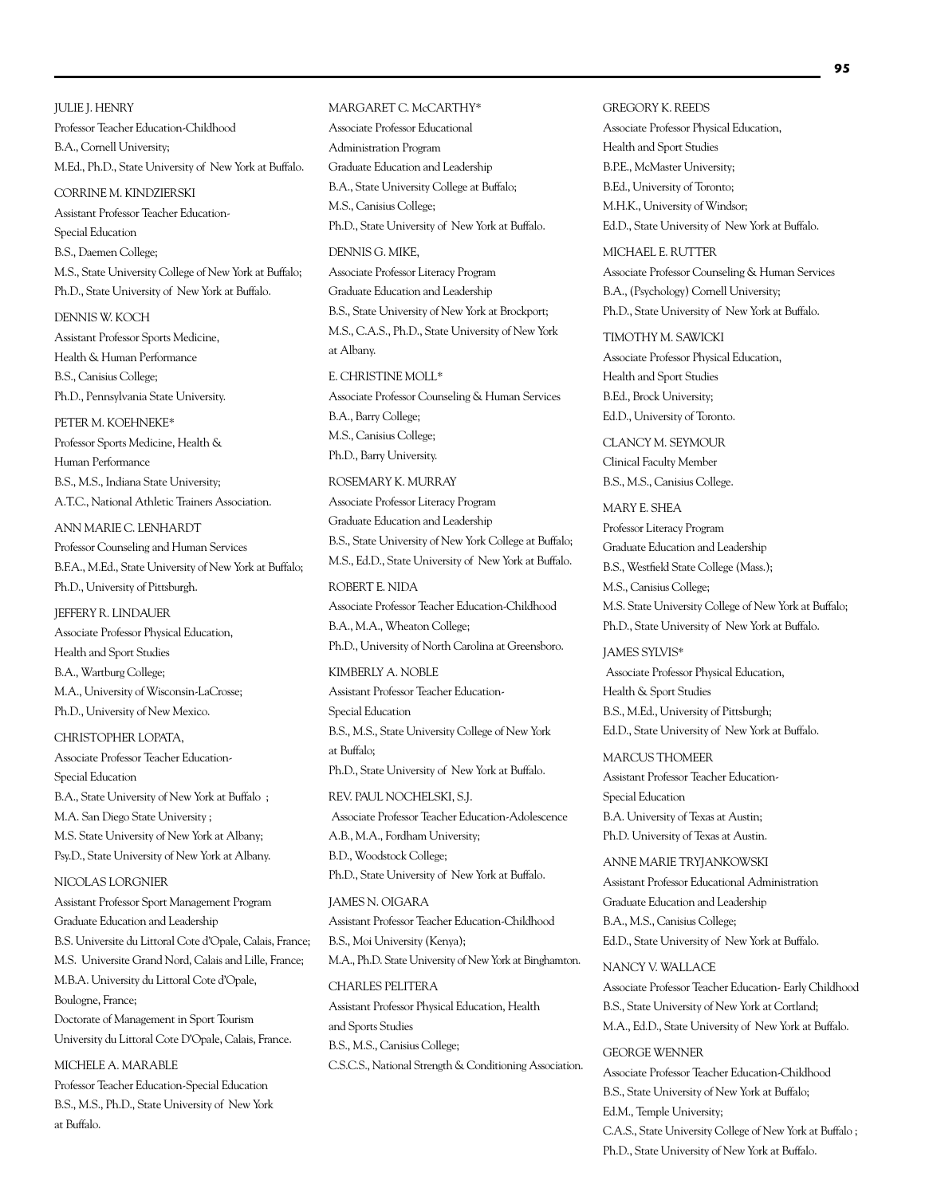JULIE J. HENRY
Professor Teacher Education-Childhood
B.A., Cornell University;
M.Ed., Ph.D., State University of New York at Buffalo.

CORRINE M. KINDZIERSKI
Assistant Professor Teacher Education-Special Education
B.S., Daemen College;
M.S., State University College of New York at Buffalo;
Ph.D., State University of New York at Buffalo.

DENNIS W. KOCH
Assistant Professor Sports Medicine, Health & Human Performance
B.S., Canisius College;
Ph.D., Pennsylvania State University.

PETER M. KOEHNEKE*
Professor Sports Medicine, Health & Human Performance
B.S., M.S., Indiana State University;
A.T.C., National Athletic Trainers Association.

ANN MARIE C. LENHARDT
Professor Counseling and Human Services
B.F.A., M.Ed., State University of New York at Buffalo;
Ph.D., University of Pittsburgh.

JEFFERY R. LINDAUER
Associate Professor Physical Education, Health and Sport Studies
B.A., Wartburg College;
M.A., University of Wisconsin-LaCrosse;
Ph.D., University of New Mexico.

CHRISTOPHER LOPATA,
Associate Professor Teacher Education-Special Education
B.A., State University of New York at Buffalo ;
M.A. San Diego State University ;
M.S. State University of New York at Albany;
Psy.D., State University of New York at Albany.

NICOLAS LORGNIER
Assistant Professor Sport Management Program
Graduate Education and Leadership
B.S. Universite du Littoral Cote d'Opale, Calais, France;
M.S. Universite Grand Nord, Calais and Lille, France;
M.B.A. University du Littoral Cote d'Opale, Boulogne, France;
Doctorate of Management in Sport Tourism
University du Littoral Cote D'Opale, Calais, France.

MICHELE A. MARABLE
Professor Teacher Education-Special Education
B.S., M.S., Ph.D., State University of New York at Buffalo.

MARGARET C. McCARTHY*
Associate Professor Educational Administration Program
Graduate Education and Leadership
B.A., State University College at Buffalo;
M.S., Canisius College;
Ph.D., State University of New York at Buffalo.

DENNIS G. MIKE,
Associate Professor Literacy Program
Graduate Education and Leadership
B.S., State University of New York at Brockport;
M.S., C.A.S., Ph.D., State University of New York at Albany.

E. CHRISTINE MOLL*
Associate Professor Counseling & Human Services
B.A., Barry College;
M.S., Canisius College;
Ph.D., Barry University.

ROSEMARY K. MURRAY
Associate Professor Literacy Program
Graduate Education and Leadership
B.S., State University of New York College at Buffalo;
M.S., Ed.D., State University of New York at Buffalo.

ROBERT E. NIDA
Associate Professor Teacher Education-Childhood
B.A., M.A., Wheaton College;
Ph.D., University of North Carolina at Greensboro.

KIMBERLY A. NOBLE
Assistant Professor Teacher Education-Special Education
B.S., M.S., State University College of New York at Buffalo;
Ph.D., State University of New York at Buffalo.

REV. PAUL NOCHELSKI, S.J.
Associate Professor Teacher Education-Adolescence
A.B., M.A., Fordham University;
B.D., Woodstock College;
Ph.D., State University of New York at Buffalo.

JAMES N. OIGARA
Assistant Professor Teacher Education-Childhood
B.S., Moi University (Kenya);
M.A., Ph.D. State University of New York at Binghamton.

CHARLES PELITERA
Assistant Professor Physical Education, Health and Sports Studies
B.S., M.S., Canisius College;
C.S.C.S., National Strength & Conditioning Association.

GREGORY K. REEDS
Associate Professor Physical Education, Health and Sport Studies
B.P.E., McMaster University;
B.Ed., University of Toronto;
M.H.K., University of Windsor;
Ed.D., State University of New York at Buffalo.

MICHAEL E. RUTTER
Associate Professor Counseling & Human Services
B.A., (Psychology) Cornell University;
Ph.D., State University of New York at Buffalo.

TIMOTHY M. SAWICKI
Associate Professor Physical Education, Health and Sport Studies
B.Ed., Brock University;
Ed.D., University of Toronto.

CLANCY M. SEYMOUR
Clinical Faculty Member
B.S., M.S., Canisius College.

MARY E. SHEA
Professor Literacy Program
Graduate Education and Leadership
B.S., Westfield State College (Mass.);
M.S., Canisius College;
M.S. State University College of New York at Buffalo;
Ph.D., State University of New York at Buffalo.

JAMES SYLVIS*
Associate Professor Physical Education, Health & Sport Studies
B.S., M.Ed., University of Pittsburgh;
Ed.D., State University of New York at Buffalo.

MARCUS THOMEER
Assistant Professor Teacher Education-Special Education
B.A. University of Texas at Austin;
Ph.D. University of Texas at Austin.

ANNE MARIE TRYJANKOWSKI
Assistant Professor Educational Administration
Graduate Education and Leadership
B.A., M.S., Canisius College;
Ed.D., State University of New York at Buffalo.

NANCY V. WALLACE
Associate Professor Teacher Education- Early Childhood
B.S., State University of New York at Cortland;
M.A., Ed.D., State University of New York at Buffalo.

GEORGE WENNER
Associate Professor Teacher Education-Childhood
B.S., State University of New York at Buffalo;
Ed.M., Temple University;
C.A.S., State University College of New York at Buffalo ;
Ph.D., State University of New York at Buffalo.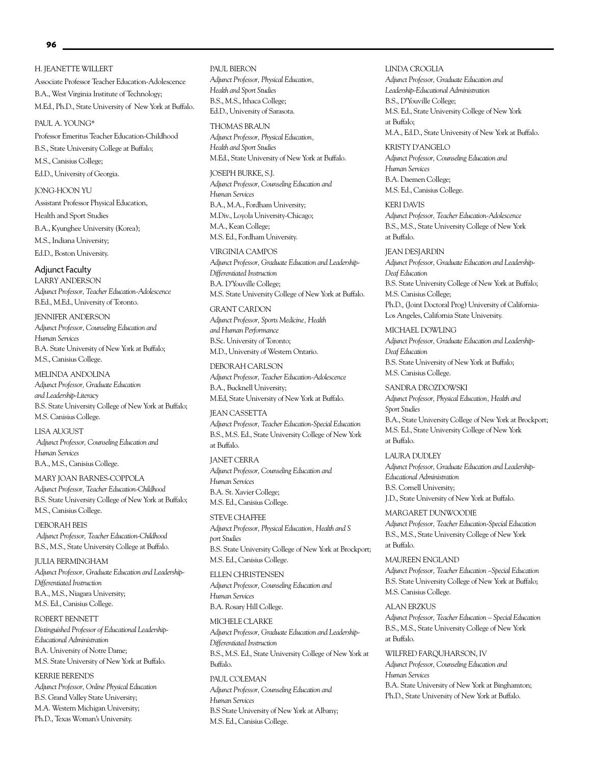H. JEANETTE WILLERT
Associate Professor Teacher Education-Adolescence
B.A., West Virginia Institute of Technology;
M.Ed., Ph.D., State University of New York at Buffalo.

PAUL A. YOUNG*
Professor Emeritus Teacher Education-Childhood
B.S., State University College at Buffalo;
M.S., Canisius College;
Ed.D., University of Georgia.

JONG-HOON YU
Assistant Professor Physical Education,
Health and Sport Studies
B.A., Kyunghee University (Korea);
M.S., Indiana University;
Ed.D., Boston University.

## Adjunct Faculty

LARRY ANDERSON
*Adjunct Professor, Teacher Education-Adolescence*
B.Ed., M.Ed., University of Toronto.

JENNIFER ANDERSON
*Adjunct Professor, Counseling Education and Human Services*
B.A. State University of New York at Buffalo;
M.S., Canisius College.

MELINDA ANDOLINA
*Adjunct Professor, Graduate Education and Leadership-Literacy*
B.S. State University College of New York at Buffalo;
M.S. Canisius College.

LISA AUGUST
*Adjunct Professor, Counseling Education and Human Services*
B.A., M.S., Canisius College.

MARY JOAN BARNES-COPPOLA
*Adjunct Professor, Teacher Education-Childhood*
B.S. State University College of New York at Buffalo;
M.S., Canisius College.

DEBORAH BEIS
*Adjunct Professor, Teacher Education-Childhood*
B.S., M.S., State University College at Buffalo.

JULIA BERMINGHAM
*Adjunct Professor, Graduate Education and Leadership-Differentiated Instruction*
B.A., M.S., Niagara University;
M.S. Ed., Canisius College.

ROBERT BENNETT
*Distinguished Professor of Educational Leadership-Educational Administration*
B.A. University of Notre Dame;
M.S. State University of New York at Buffalo.

KERRIE BERENDS
*Adjunct Professor, Online Physical Education*
B.S. Grand Valley State University;
M.A. Western Michigan University;
Ph.D., Texas Woman's University.

PAUL BIERON
*Adjunct Professor, Physical Education, Health and Sport Studies*
B.S., M.S., Ithaca College;
Ed.D., University of Sarasota.

THOMAS BRAUN
*Adjunct Professor, Physical Education, Health and Sport Studies*
M.Ed., State University of New York at Buffalo.

JOSEPH BURKE, S.J.
*Adjunct Professor, Counseling Education and Human Services*
B.A., M.A., Fordham University;
M.Div., Loyola University-Chicago;
M.A., Kean College;
M.S. Ed., Fordham University.

VIRGINIA CAMPOS
*Adjunct Professor, Graduate Education and Leadership-Differentiated Instruction*
B.A. D'Youville College;
M.S. State University College of New York at Buffalo.

GRANT CARDON
*Adjunct Professor, Sports Medicine, Health and Human Performance*
B.Sc. University of Toronto;
M.D., University of Western Ontario.

DEBORAH CARLSON
*Adjunct Professor, Teacher Education-Adolescence*
B.A., Bucknell University;
M.Ed, State University of New York at Buffalo.

JEAN CASSETTA
*Adjunct Professor, Teacher Education-Special Education*
B.S., M.S. Ed., State University College of New York at Buffalo.

JANET CERRA
*Adjunct Professor, Counseling Education and Human Services*
B.A. St. Xavier College;
M.S. Ed., Canisius College.

STEVE CHAFFEE
*Adjunct Professor, Physical Education, Health and Sport Studies*
B.S. State University College of New York at Brockport;
M.S. Ed., Canisius College.

ELLEN CHRISTENSEN
*Adjunct Professor, Counseling Education and Human Services*
B.A. Rosary Hill College.

MICHELE CLARKE
*Adjunct Professor, Graduate Education and Leadership-Differentiated Instruction*
B.S., M.S. Ed., State University College of New York at Buffalo.

PAUL COLEMAN
*Adjunct Professor, Counseling Education and Human Services*
B.S State University of New York at Albany;
M.S. Ed., Canisius College.

LINDA CROGLIA
*Adjunct Professor, Graduate Education and Leadership-Educational Administration*
B.S., D'Youville College;
M.S. Ed., State University College of New York at Buffalo;
M.A., Ed.D., State University of New York at Buffalo.

KRISTY D'ANGELO
*Adjunct Professor, Counseling Education and Human Services*
B.A. Daemen College;
M.S. Ed., Canisius College.

KERI DAVIS
*Adjunct Professor, Teacher Education-Adolescence*
B.S., M.S., State University College of New York at Buffalo.

JEAN DESJARDIN
*Adjunct Professor, Graduate Education and Leadership-Deaf Education*
B.S. State University College of New York at Buffalo;
M.S. Canisius College;
Ph.D., (Joint Doctoral Prog) University of California-Los Angeles, California State University.

MICHAEL DOWLING
*Adjunct Professor, Graduate Education and Leadership-Deaf Education*
B.S. State University of New York at Buffalo;
M.S. Canisius College.

SANDRA DROZDOWSKI
*Adjunct Professor, Physical Education, Health and Sport Studies*
B.A., State University College of New York at Brockport;
M.S. Ed., State University College of New York at Buffalo.

LAURA DUDLEY
*Adjunct Professor, Graduate Education and Leadership-Educational Administration*
B.S. Cornell University;
J.D., State University of New York at Buffalo.

MARGARET DUNWOODIE
*Adjunct Professor, Teacher Education-Special Education*
B.S., M.S., State University College of New York at Buffalo.

MAUREEN ENGLAND
*Adjunct Professor, Teacher Education –Special Education*
B.S. State University College of New York at Buffalo;
M.S. Canisius College.

ALAN ERZKUS
*Adjunct Professor, Teacher Education – Special Education*
B.S., M.S., State University College of New York at Buffalo.

WILFRED FARQUHARSON, IV
*Adjunct Professor, Counseling Education and Human Services*
B.A. State University of New York at Binghamton;
Ph.D., State University of New York at Buffalo.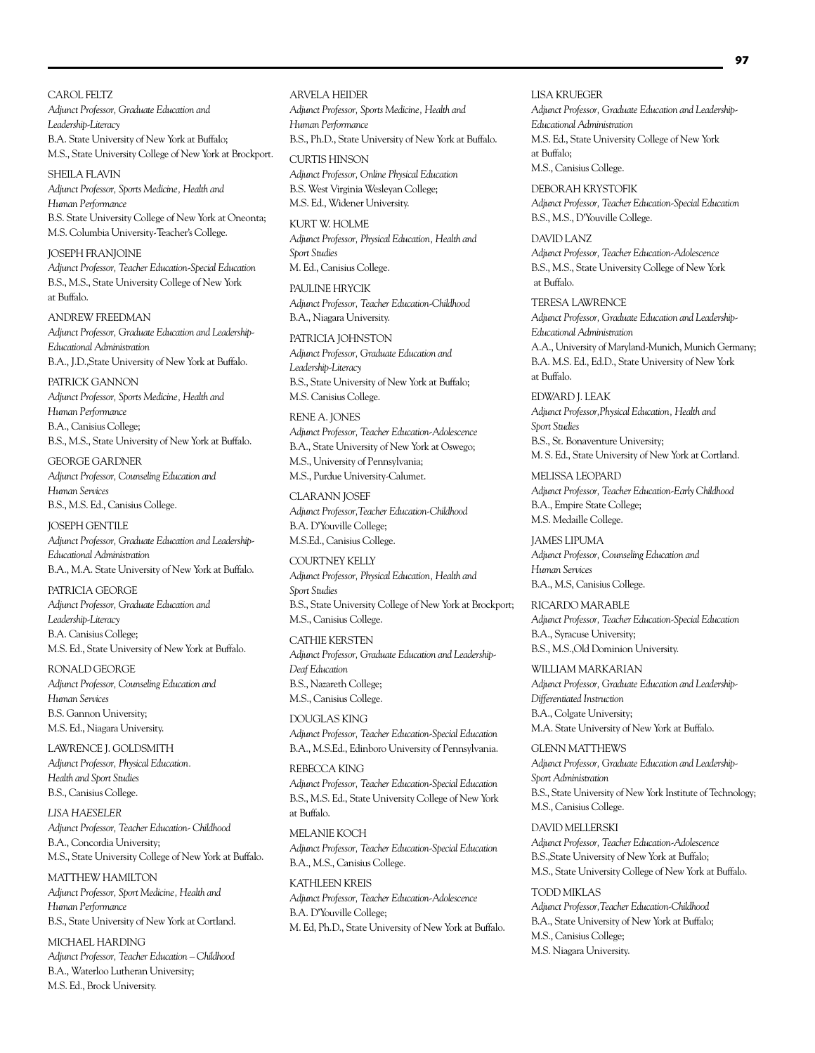CAROL FELTZ
*Adjunct Professor, Graduate Education and Leadership-Literacy*
B.A. State University of New York at Buffalo;
M.S., State University College of New York at Brockport.

SHEILA FLAVIN
*Adjunct Professor, Sports Medicine, Health and Human Performance*
B.S. State University College of New York at Oneonta;
M.S. Columbia University-Teacher's College.

JOSEPH FRANJOINE
*Adjunct Professor, Teacher Education-Special Education*
B.S., M.S., State University College of New York at Buffalo.

ANDREW FREEDMAN
*Adjunct Professor, Graduate Education and Leadership-Educational Administration*
B.A., J.D.,State University of New York at Buffalo.

PATRICK GANNON
*Adjunct Professor, Sports Medicine, Health and Human Performance*
B.A., Canisius College;
B.S., M.S., State University of New York at Buffalo.

GEORGE GARDNER
*Adjunct Professor, Counseling Education and Human Services*
B.S., M.S. Ed., Canisius College.

JOSEPH GENTILE
*Adjunct Professor, Graduate Education and Leadership-Educational Administration*
B.A., M.A. State University of New York at Buffalo.

PATRICIA GEORGE
*Adjunct Professor, Graduate Education and Leadership-Literacy*
B.A. Canisius College;
M.S. Ed., State University of New York at Buffalo.

RONALD GEORGE
*Adjunct Professor, Counseling Education and Human Services*
B.S. Gannon University;
M.S. Ed., Niagara University.

LAWRENCE J. GOLDSMITH
*Adjunct Professor, Physical Education. Health and Sport Studies*
B.S., Canisius College.

*LISA HAESELER*
*Adjunct Professor, Teacher Education- Childhood*
B.A., Concordia University;
M.S., State University College of New York at Buffalo.

MATTHEW HAMILTON
*Adjunct Professor, Sport Medicine, Health and Human Performance*
B.S., State University of New York at Cortland.

MICHAEL HARDING
*Adjunct Professor, Teacher Education – Childhood*
B.A., Waterloo Lutheran University;
M.S. Ed., Brock University.

ARVELA HEIDER
*Adjunct Professor, Sports Medicine, Health and Human Performance*
B.S., Ph.D., State University of New York at Buffalo.

CURTIS HINSON
*Adjunct Professor, Online Physical Education*
B.S. West Virginia Wesleyan College;
M.S. Ed., Widener University.

KURT W. HOLME
*Adjunct Professor, Physical Education, Health and Sport Studies*
M. Ed., Canisius College.

PAULINE HRYCIK
*Adjunct Professor, Teacher Education-Childhood*
B.A., Niagara University.

PATRICIA JOHNSTON
*Adjunct Professor, Graduate Education and Leadership-Literacy*
B.S., State University of New York at Buffalo;
M.S. Canisius College.

RENE A. JONES
*Adjunct Professor, Teacher Education-Adolescence*
B.A., State University of New York at Oswego;
M.S., University of Pennsylvania;
M.S., Purdue University-Calumet.

CLARANN JOSEF
*Adjunct Professor,Teacher Education-Childhood*
B.A. D'Youville College;
M.S.Ed., Canisius College.

COURTNEY KELLY
*Adjunct Professor, Physical Education, Health and Sport Studies*
B.S., State University College of New York at Brockport;
M.S., Canisius College.

CATHIE KERSTEN
*Adjunct Professor, Graduate Education and Leadership-Deaf Education*
B.S., Nazareth College;
M.S., Canisius College.

DOUGLAS KING
*Adjunct Professor, Teacher Education-Special Education*
B.A., M.S.Ed., Edinboro University of Pennsylvania.

REBECCA KING
*Adjunct Professor, Teacher Education-Special Education*
B.S., M.S. Ed., State University College of New York at Buffalo.

MELANIE KOCH
*Adjunct Professor, Teacher Education-Special Education*
B.A., M.S., Canisius College.

KATHLEEN KREIS
*Adjunct Professor, Teacher Education-Adolescence*
B.A. D'Youville College;
M. Ed, Ph.D., State University of New York at Buffalo.

LISA KRUEGER
*Adjunct Professor, Graduate Education and Leadership-Educational Administration*
M.S. Ed., State University College of New York at Buffalo;
M.S., Canisius College.

DEBORAH KRYSTOFIK
*Adjunct Professor, Teacher Education-Special Education*
B.S., M.S., D'Youville College.

DAVID LANZ
*Adjunct Professor, Teacher Education-Adolescence*
B.S., M.S., State University College of New York at Buffalo.

TERESA LAWRENCE
*Adjunct Professor, Graduate Education and Leadership-Educational Administration*
A.A., University of Maryland-Munich, Munich Germany;
B.A. M.S. Ed., Ed.D., State University of New York at Buffalo.

EDWARD J. LEAK
*Adjunct Professor,Physical Education, Health and Sport Studies*
B.S., St. Bonaventure University;
M. S. Ed., State University of New York at Cortland.

MELISSA LEOPARD
*Adjunct Professor, Teacher Education-Early Childhood*
B.A., Empire State College;
M.S. Medaille College.

JAMES LIPUMA
*Adjunct Professor, Counseling Education and Human Services*
B.A., M.S, Canisius College.

RICARDO MARABLE
*Adjunct Professor, Teacher Education-Special Education*
B.A., Syracuse University;
B.S., M.S.,Old Dominion University.

WILLIAM MARKARIAN
*Adjunct Professor, Graduate Education and Leadership-Differentiated Instruction*
B.A., Colgate University;
M.A. State University of New York at Buffalo.

GLENN MATTHEWS
*Adjunct Professor, Graduate Education and Leadership-Sport Administration*
B.S., State University of New York Institute of Technology;
M.S., Canisius College.

DAVID MELLERSKI
*Adjunct Professor, Teacher Education-Adolescence*
B.S.,State University of New York at Buffalo;
M.S., State University College of New York at Buffalo.

TODD MIKLAS
*Adjunct Professor,Teacher Education-Childhood*
B.A., State University of New York at Buffalo;
M.S., Canisius College;
M.S. Niagara University.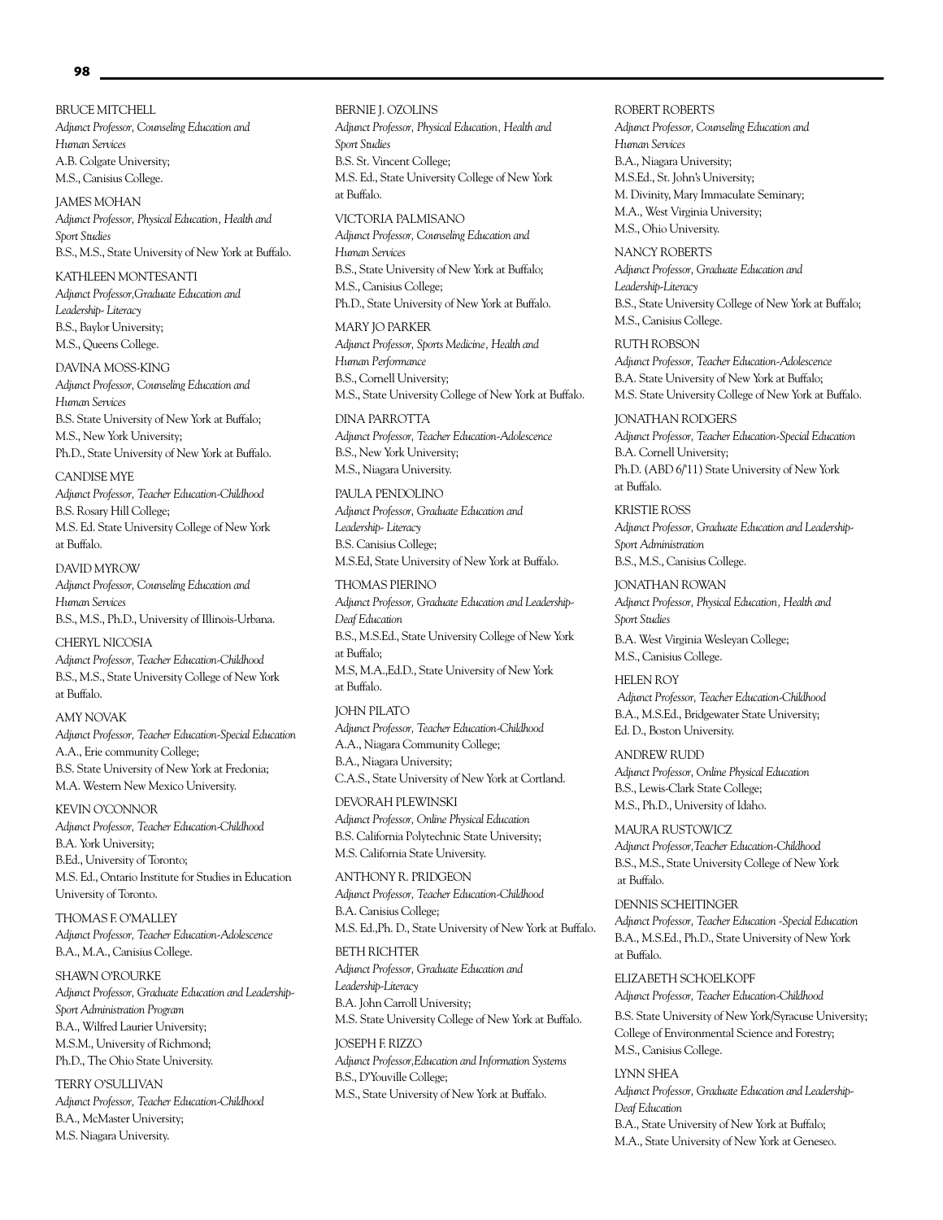BRUCE MITCHELL
*Adjunct Professor, Counseling Education and Human Services*
A.B. Colgate University;
M.S., Canisius College.

JAMES MOHAN
*Adjunct Professor, Physical Education, Health and Sport Studies*
B.S., M.S., State University of New York at Buffalo.

KATHLEEN MONTESANTI
*Adjunct Professor,Graduate Education and Leadership- Literacy*
B.S., Baylor University;
M.S., Queens College.

DAVINA MOSS-KING
*Adjunct Professor, Counseling Education and Human Services*
B.S. State University of New York at Buffalo;
M.S., New York University;
Ph.D., State University of New York at Buffalo.

CANDISE MYE
*Adjunct Professor, Teacher Education-Childhood*
B.S. Rosary Hill College;
M.S. Ed. State University College of New York at Buffalo.

DAVID MYROW
*Adjunct Professor, Counseling Education and Human Services*
B.S., M.S., Ph.D., University of Illinois-Urbana.

CHERYL NICOSIA
*Adjunct Professor, Teacher Education-Childhood*
B.S., M.S., State University College of New York at Buffalo.

AMY NOVAK
*Adjunct Professor, Teacher Education-Special Education*
A.A., Erie community College;
B.S. State University of New York at Fredonia;
M.A. Western New Mexico University.

KEVIN O'CONNOR
*Adjunct Professor, Teacher Education-Childhood*
B.A. York University;
B.Ed., University of Toronto;
M.S. Ed., Ontario Institute for Studies in Education University of Toronto.

THOMAS F. O'MALLEY
*Adjunct Professor, Teacher Education-Adolescence*
B.A., M.A., Canisius College.

SHAWN O'ROURKE
*Adjunct Professor, Graduate Education and Leadership-Sport Administration Program*
B.A., Wilfred Laurier University;
M.S.M., University of Richmond;
Ph.D., The Ohio State University.

TERRY O'SULLIVAN
*Adjunct Professor, Teacher Education-Childhood*
B.A., McMaster University;
M.S. Niagara University.

BERNIE J. OZOLINS
*Adjunct Professor, Physical Education, Health and Sport Studies*
B.S. St. Vincent College;
M.S. Ed., State University College of New York at Buffalo.

VICTORIA PALMISANO
*Adjunct Professor, Counseling Education and Human Services*
B.S., State University of New York at Buffalo;
M.S., Canisius College;
Ph.D., State University of New York at Buffalo.

MARY JO PARKER
*Adjunct Professor, Sports Medicine, Health and Human Performance*
B.S., Cornell University;
M.S., State University College of New York at Buffalo.

DINA PARROTTA
*Adjunct Professor, Teacher Education-Adolescence*
B.S., New York University;
M.S., Niagara University.

PAULA PENDOLINO
*Adjunct Professor, Graduate Education and Leadership- Literacy*
B.S. Canisius College;
M.S.Ed, State University of New York at Buffalo.

THOMAS PIERINO
*Adjunct Professor, Graduate Education and Leadership-Deaf Education*
B.S., M.S.Ed., State University College of New York at Buffalo;
M.S, M.A.,Ed.D., State University of New York at Buffalo.

JOHN PILATO
*Adjunct Professor, Teacher Education-Childhood*
A.A., Niagara Community College;
B.A., Niagara University;
C.A.S., State University of New York at Cortland.

DEVORAH PLEWINSKI
*Adjunct Professor, Online Physical Education*
B.S. California Polytechnic State University;
M.S. California State University.

ANTHONY R. PRIDGEON
*Adjunct Professor, Teacher Education-Childhood*
B.A. Canisius College;
M.S. Ed.,Ph. D., State University of New York at Buffalo.

BETH RICHTER
*Adjunct Professor, Graduate Education and Leadership-Literacy*
B.A. John Carroll University;
M.S. State University College of New York at Buffalo.

JOSEPH F. RIZZO
*Adjunct Professor,Education and Information Systems*
B.S., D'Youville College;
M.S., State University of New York at Buffalo.

ROBERT ROBERTS
*Adjunct Professor, Counseling Education and Human Services*
B.A., Niagara University;
M.S.Ed., St. John's University;
M. Divinity, Mary Immaculate Seminary;
M.A., West Virginia University;
M.S., Ohio University.

NANCY ROBERTS
*Adjunct Professor, Graduate Education and Leadership-Literacy*
B.S., State University College of New York at Buffalo;
M.S., Canisius College.

RUTH ROBSON
*Adjunct Professor, Teacher Education-Adolescence*
B.A. State University of New York at Buffalo;
M.S. State University College of New York at Buffalo.

JONATHAN RODGERS
*Adjunct Professor, Teacher Education-Special Education*
B.A. Cornell University;
Ph.D. (ABD 6/'11) State University of New York at Buffalo.

KRISTIE ROSS
*Adjunct Professor, Graduate Education and Leadership-Sport Administration*
B.S., M.S., Canisius College.

JONATHAN ROWAN
*Adjunct Professor, Physical Education, Health and Sport Studies*
B.A. West Virginia Wesleyan College;
M.S., Canisius College.

HELEN ROY
*Adjunct Professor, Teacher Education-Childhood*
B.A., M.S.Ed., Bridgewater State University;
Ed. D., Boston University.

ANDREW RUDD
*Adjunct Professor, Online Physical Education*
B.S., Lewis-Clark State College;
M.S., Ph.D., University of Idaho.

MAURA RUSTOWICZ
*Adjunct Professor,Teacher Education-Childhood*
B.S., M.S., State University College of New York at Buffalo.

DENNIS SCHEITINGER
*Adjunct Professor, Teacher Education -Special Education*
B.A., M.S.Ed., Ph.D., State University of New York at Buffalo.

ELIZABETH SCHOELKOPF
*Adjunct Professor, Teacher Education-Childhood*
B.S. State University of New York/Syracuse University; College of Environmental Science and Forestry;
M.S., Canisius College.

LYNN SHEA
*Adjunct Professor, Graduate Education and Leadership-Deaf Education*
B.A., State University of New York at Buffalo;
M.A., State University of New York at Geneseo.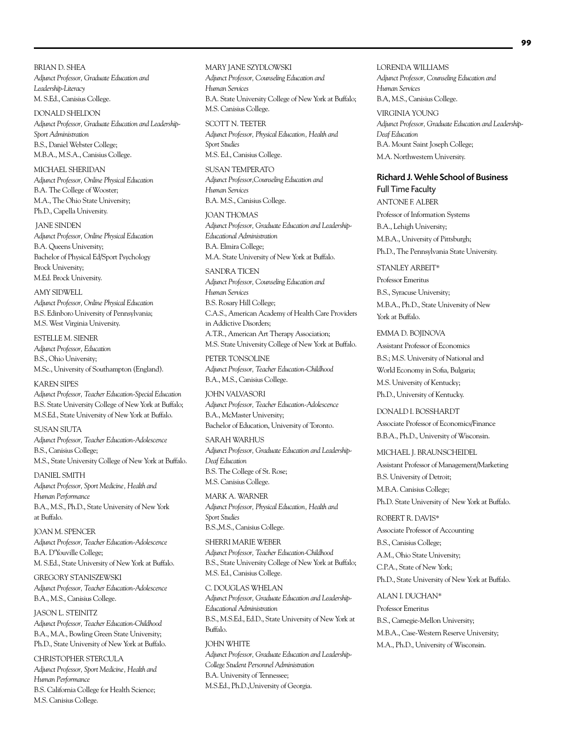BRIAN D. SHEA
*Adjunct Professor, Graduate Education and Leadership-Literacy*
M. S.Ed., Canisius College.

DONALD SHELDON
*Adjunct Professor, Graduate Education and Leadership-Sport Administration*
B.S., Daniel Webster College;
M.B.A., M.S.A., Canisius College.

MICHAEL SHERIDAN
*Adjunct Professor, Online Physical Education*
B.A. The College of Wooster;
M.A., The Ohio State University;
Ph.D., Capella University.

JANE SINDEN
*Adjunct Professor, Online Physical Education*
B.A. Queens University;
Bachelor of Physical Ed/Sport Psychology
Brock University;
M.Ed. Brock University.

AMY SIDWELL
*Adjunct Professor, Online Physical Education*
B.S. Edinboro University of Pennsylvania;
M.S. West Virginia University.

ESTELLE M. SIENER
*Adjunct Professor, Education*
B.S., Ohio University;
M.Sc., University of Southampton (England).

KAREN SIPES
*Adjunct Professor, Teacher Education-Special Education*
B.S. State University College of New York at Buffalo;
M.S.Ed., State University of New York at Buffalo.

SUSAN SIUTA
*Adjunct Professor, Teacher Education-Adolescence*
B.S., Canisius College;
M.S., State University College of New York at Buffalo.

DANIEL SMITH
*Adjunct Professor, Sport Medicine, Health and Human Performance*
B.A., M.S., Ph.D., State University of New York at Buffalo.

JOAN M. SPENCER
*Adjunct Professor, Teacher Education-Adolescence*
B.A. D'Youville College;
M. S.Ed., State University of New York at Buffalo.

GREGORY STANISZEWSKI
*Adjunct Professor, Teacher Education-Adolescence*
B.A., M.S., Canisius College.

JASON L. STEINITZ
*Adjunct Professor, Teacher Education-Childhood*
B.A., M.A., Bowling Green State University;
Ph.D., State University of New York at Buffalo.

CHRISTOPHER STERCULA
*Adjunct Professor, Sport Medicine, Health and Human Performance*
B.S. California College for Health Science;
M.S. Canisius College.

MARY JANE SZYDLOWSKI
*Adjunct Professor, Counseling Education and Human Services*
B.A. State University College of New York at Buffalo;
M.S. Canisius College.

SCOTT N. TEETER
*Adjunct Professor, Physical Education, Health and Sport Studies*
M.S. Ed., Canisius College.

SUSAN TEMPERATO
*Adjunct Professor,Counseling Education and Human Services*
B.A. M.S., Canisius College.

JOAN THOMAS
*Adjunct Professor, Graduate Education and Leadership-Educational Administration*
B.A. Elmira College;
M.A. State University of New York at Buffalo.

SANDRA TICEN
*Adjunct Professor, Counseling Education and Human Services*
B.S. Rosary Hill College;
C.A.S., American Academy of Health Care Providers in Addictive Disorders;
A.T.R., American Art Therapy Association;
M.S. State University College of New York at Buffalo.

PETER TONSOLINE
*Adjunct Professor, Teacher Education-Childhood*
B.A., M.S., Canisius College.

JOHN VALVASORI
*Adjunct Professor, Teacher Education-Adolescence*
B.A., McMaster University;
Bachelor of Education, University of Toronto.

SARAH WARHUS
*Adjunct Professor, Graduate Education and Leadership-Deaf Education*
B.S. The College of St. Rose;
M.S. Canisius College.

MARK A. WARNER
*Adjunct Professor, Physical Education, Health and Sport Studies*
B.S.,M.S., Canisius College.

SHERRI MARIE WEBER
*Adjunct Professor, Teacher Education-Childhood*
B.S., State University College of New York at Buffalo;
M.S. Ed., Canisius College.

C. DOUGLAS WHELAN
*Adjunct Professor, Graduate Education and Leadership-Educational Administration*
B.S., M.S.Ed., Ed.D., State University of New York at Buffalo.

JOHN WHITE
*Adjunct Professor, Graduate Education and Leadership-College Student Personnel Administration*
B.A. University of Tennessee;
M.S.Ed., Ph.D.,University of Georgia.

LORENDA WILLIAMS
*Adjunct Professor, Counseling Education and Human Services*
B.A, M.S., Canisius College.

VIRGINIA YOUNG
*Adjunct Professor, Graduate Education and Leadership-Deaf Education*
B.A. Mount Saint Joseph College;
M.A. Northwestern University.

## Richard J. Wehle School of Business

### Full Time Faculty

ANTONE F. ALBER
Professor of Information Systems
B.A., Lehigh University;
M.B.A., University of Pittsburgh;
Ph.D., The Pennsylvania State University.

STANLEY ARBEIT*
Professor Emeritus
B.S., Syracuse University;
M.B.A., Ph.D., State University of New York at Buffalo.

EMMA D. BOJINOVA
Assistant Professor of Economics
B.S.; M.S. University of National and World Economy in Sofia, Bulgaria;
M.S. University of Kentucky;
Ph.D., University of Kentucky.

DONALD I. BOSSHARDT
Associate Professor of Economics/Finance
B.B.A., Ph.D., University of Wisconsin.

MICHAEL J. BRAUNSCHEIDEL
Assistant Professor of Management/Marketing
B.S. University of Detroit;
M.B.A. Canisius College;
Ph.D. State University of New York at Buffalo.

ROBERT R. DAVIS*
Associate Professor of Accounting
B.S., Canisius College;
A.M., Ohio State University;
C.P.A., State of New York;
Ph.D., State University of New York at Buffalo.

ALAN I. DUCHAN*
Professor Emeritus
B.S., Carnegie-Mellon University;
M.B.A., Case-Western Reserve University;
M.A., Ph.D., University of Wisconsin.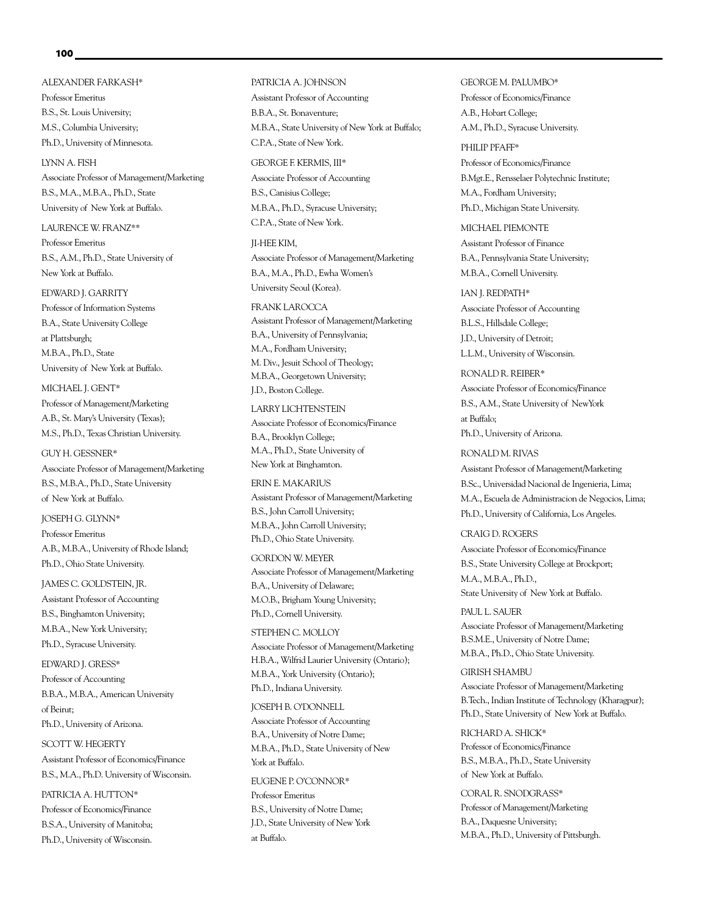ALEXANDER FARKASH*
Professor Emeritus
B.S., St. Louis University;
M.S., Columbia University;
Ph.D., University of Minnesota.

LYNN A. FISH
Associate Professor of Management/Marketing
B.S., M.A., M.B.A., Ph.D., State
University of New York at Buffalo.

LAURENCE W. FRANZ**
Professor Emeritus
B.S., A.M., Ph.D., State University of
New York at Buffalo.

EDWARD J. GARRITY
Professor of Information Systems
B.A., State University College
at Plattsburgh;
M.B.A., Ph.D., State
University of New York at Buffalo.

MICHAEL J. GENT*
Professor of Management/Marketing
A.B., St. Mary's University (Texas);
M.S., Ph.D., Texas Christian University.

GUY H. GESSNER*
Associate Professor of Management/Marketing
B.S., M.B.A., Ph.D., State University
of New York at Buffalo.

JOSEPH G. GLYNN*
Professor Emeritus
A.B., M.B.A., University of Rhode Island;
Ph.D., Ohio State University.

JAMES C. GOLDSTEIN, JR.
Assistant Professor of Accounting
B.S., Binghamton University;
M.B.A., New York University;
Ph.D., Syracuse University.

EDWARD J. GRESS*
Professor of Accounting
B.B.A., M.B.A., American University
of Beirut;
Ph.D., University of Arizona.

SCOTT W. HEGERTY
Assistant Professor of Economics/Finance
B.S., M.A., Ph.D. University of Wisconsin.

PATRICIA A. HUTTON*
Professor of Economics/Finance
B.S.A., University of Manitoba;
Ph.D., University of Wisconsin.

PATRICIA A. JOHNSON
Assistant Professor of Accounting
B.B.A., St. Bonaventure;
M.B.A., State University of New York at Buffalo;
C.P.A., State of New York.

GEORGE F. KERMIS, III*
Associate Professor of Accounting
B.S., Canisius College;
M.B.A., Ph.D., Syracuse University;
C.P.A., State of New York.

JI-HEE KIM,
Associate Professor of Management/Marketing
B.A., M.A., Ph.D., Ewha Women's
University Seoul (Korea).

FRANK LAROCCA
Assistant Professor of Management/Marketing
B.A., University of Pennsylvania;
M.A., Fordham University;
M. Div., Jesuit School of Theology;
M.B.A., Georgetown University;
J.D., Boston College.

LARRY LICHTENSTEIN
Associate Professor of Economics/Finance
B.A., Brooklyn College;
M.A., Ph.D., State University of
New York at Binghamton.

ERIN E. MAKARIUS
Assistant Professor of Management/Marketing
B.S., John Carroll University;
M.B.A., John Carroll University;
Ph.D., Ohio State University.

GORDON W. MEYER
Associate Professor of Management/Marketing
B.A., University of Delaware;
M.O.B., Brigham Young University;
Ph.D., Cornell University.

STEPHEN C. MOLLOY
Associate Professor of Management/Marketing
H.B.A., Wilfrid Laurier University (Ontario);
M.B.A., York University (Ontario);
Ph.D., Indiana University.

JOSEPH B. O'DONNELL
Associate Professor of Accounting
B.A., University of Notre Dame;
M.B.A., Ph.D., State University of New
York at Buffalo.

EUGENE P. O'CONNOR*
Professor Emeritus
B.S., University of Notre Dame;
J.D., State University of New York
at Buffalo.

GEORGE M. PALUMBO*
Professor of Economics/Finance
A.B., Hobart College;
A.M., Ph.D., Syracuse University.

PHILIP PFAFF*
Professor of Economics/Finance
B.Mgt.E., Rensselaer Polytechnic Institute;
M.A., Fordham University;
Ph.D., Michigan State University.

MICHAEL PIEMONTE
Assistant Professor of Finance
B.A., Pennsylvania State University;
M.B.A., Cornell University.

IAN J. REDPATH*
Associate Professor of Accounting
B.L.S., Hillsdale College;
J.D., University of Detroit;
L.L.M., University of Wisconsin.

RONALD R. REIBER*
Associate Professor of Economics/Finance
B.S., A.M., State University of NewYork
at Buffalo;
Ph.D., University of Arizona.

RONALD M. RIVAS
Assistant Professor of Management/Marketing
B.Sc., Universidad Nacional de Ingenieria, Lima;
M.A., Escuela de Administracion de Negocios, Lima;
Ph.D., University of California, Los Angeles.

CRAIG D. ROGERS
Associate Professor of Economics/Finance
B.S., State University College at Brockport;
M.A., M.B.A., Ph.D.,
State University of New York at Buffalo.

PAUL L. SAUER
Associate Professor of Management/Marketing
B.S.M.E., University of Notre Dame;
M.B.A., Ph.D., Ohio State University.

GIRISH SHAMBU
Associate Professor of Management/Marketing
B.Tech., Indian Institute of Technology (Kharagpur);
Ph.D., State University of New York at Buffalo.

RICHARD A. SHICK*
Professor of Economics/Finance
B.S., M.B.A., Ph.D., State University
of New York at Buffalo.

CORAL R. SNODGRASS*
Professor of Management/Marketing
B.A., Duquesne University;
M.B.A., Ph.D., University of Pittsburgh.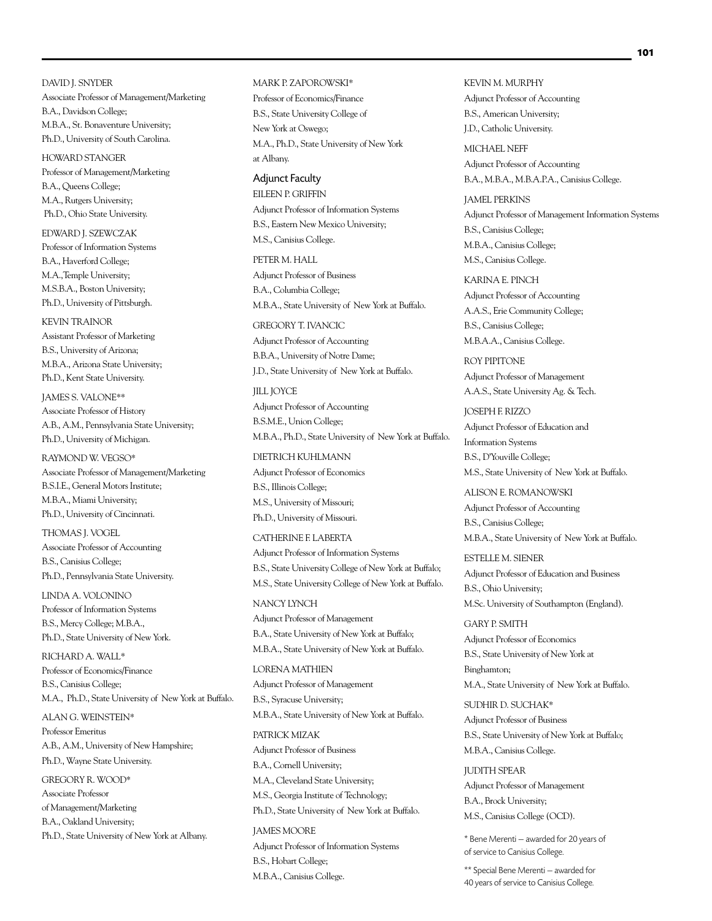DAVID J. SNYDER
Associate Professor of Management/Marketing
B.A., Davidson College;
M.B.A., St. Bonaventure University;
Ph.D., University of South Carolina.

HOWARD STANGER
Professor of Management/Marketing
B.A., Queens College;
M.A., Rutgers University;
Ph.D., Ohio State University.

EDWARD J. SZEWCZAK
Professor of Information Systems
B.A., Haverford College;
M.A.,Temple University;
M.S.B.A., Boston University;
Ph.D., University of Pittsburgh.

KEVIN TRAINOR
Assistant Professor of Marketing
B.S., University of Arizona;
M.B.A., Arizona State University;
Ph.D., Kent State University.

JAMES S. VALONE**
Associate Professor of History
A.B., A.M., Pennsylvania State University;
Ph.D., University of Michigan.

RAYMOND W. VEGSO*
Associate Professor of Management/Marketing
B.S.I.E., General Motors Institute;
M.B.A., Miami University;
Ph.D., University of Cincinnati.

THOMAS J. VOGEL
Associate Professor of Accounting
B.S., Canisius College;
Ph.D., Pennsylvania State University.

LINDA A. VOLONINO
Professor of Information Systems
B.S., Mercy College; M.B.A.,
Ph.D., State University of New York.

RICHARD A. WALL*
Professor of Economics/Finance
B.S., Canisius College;
M.A., Ph.D., State University of New York at Buffalo.

ALAN G. WEINSTEIN*
Professor Emeritus
A.B., A.M., University of New Hampshire;
Ph.D., Wayne State University.

GREGORY R. WOOD*
Associate Professor
of Management/Marketing
B.A., Oakland University;
Ph.D., State University of New York at Albany.

MARK P. ZAPOROWSKI*
Professor of Economics/Finance
B.S., State University College of
New York at Oswego;
M.A., Ph.D., State University of New York
at Albany.

## Adjunct Faculty

EILEEN P. GRIFFIN
Adjunct Professor of Information Systems
B.S., Eastern New Mexico University;
M.S., Canisius College.

PETER M. HALL
Adjunct Professor of Business
B.A., Columbia College;
M.B.A., State University of New York at Buffalo.

GREGORY T. IVANCIC
Adjunct Professor of Accounting
B.B.A., University of Notre Dame;
J.D., State University of New York at Buffalo.

JILL JOYCE
Adjunct Professor of Accounting
B.S.M.E., Union College;
M.B.A., Ph.D., State University of New York at Buffalo.

DIETRICH KUHLMANN
Adjunct Professor of Economics
B.S., Illinois College;
M.S., University of Missouri;
Ph.D., University of Missouri.

CATHERINE F. LABERTA
Adjunct Professor of Information Systems
B.S., State University College of New York at Buffalo;
M.S., State University College of New York at Buffalo.

NANCY LYNCH
Adjunct Professor of Management
B.A., State University of New York at Buffalo;
M.B.A., State University of New York at Buffalo.

LORENA MATHIEN
Adjunct Professor of Management
B.S., Syracuse University;
M.B.A., State University of New York at Buffalo.

PATRICK MIZAK
Adjunct Professor of Business
B.A., Cornell University;
M.A., Cleveland State University;
M.S., Georgia Institute of Technology;
Ph.D., State University of New York at Buffalo.

JAMES MOORE
Adjunct Professor of Information Systems
B.S., Hobart College;
M.B.A., Canisius College.

KEVIN M. MURPHY
Adjunct Professor of Accounting
B.S., American University;
J.D., Catholic University.

MICHAEL NEFF
Adjunct Professor of Accounting
B.A., M.B.A., M.B.A.P.A., Canisius College.

JAMEL PERKINS
Adjunct Professor of Management Information Systems
B.S., Canisius College;
M.B.A., Canisius College;
M.S., Canisius College.

KARINA E. PINCH
Adjunct Professor of Accounting
A.A.S., Erie Community College;
B.S., Canisius College;
M.B.A.A., Canisius College.

ROY PIPITONE
Adjunct Professor of Management
A.A.S., State University Ag. & Tech.

JOSEPH F. RIZZO
Adjunct Professor of Education and
Information Systems
B.S., D'Youville College;
M.S., State University of New York at Buffalo.

ALISON E. ROMANOWSKI
Adjunct Professor of Accounting
B.S., Canisius College;
M.B.A., State University of New York at Buffalo.

ESTELLE M. SIENER
Adjunct Professor of Education and Business
B.S., Ohio University;
M.Sc. University of Southampton (England).

GARY P. SMITH
Adjunct Professor of Economics
B.S., State University of New York at
Binghamton;
M.A., State University of New York at Buffalo.

SUDHIR D. SUCHAK*
Adjunct Professor of Business
B.S., State University of New York at Buffalo;
M.B.A., Canisius College.

JUDITH SPEAR
Adjunct Professor of Management
B.A., Brock University;
M.S., Canisius College (OCD).

* Bene Merenti – awarded for 20 years of
of service to Canisius College.

** Special Bene Merenti – awarded for
40 years of service to Canisius College.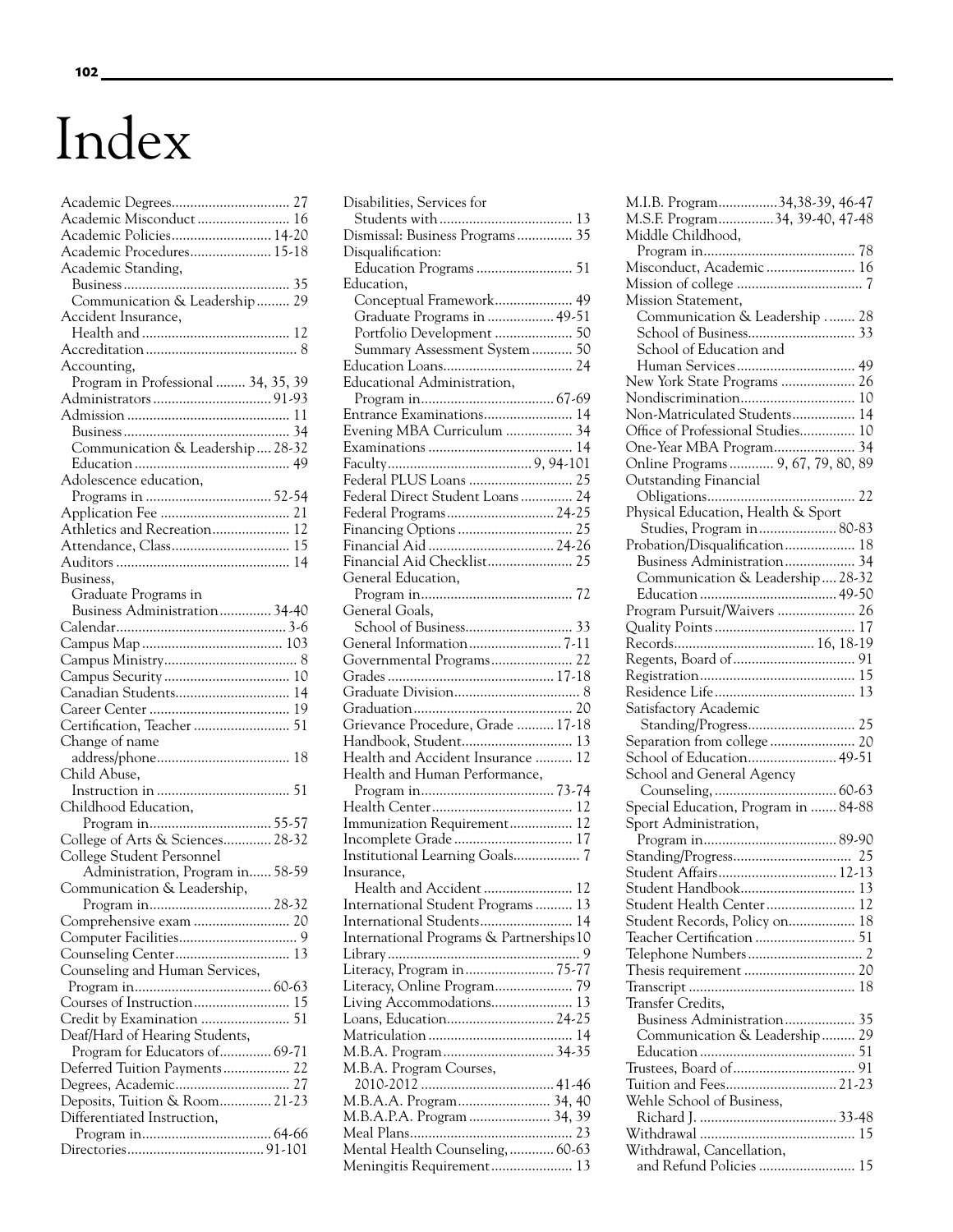# Index

Academic Degrees................................ 27
Academic Misconduct......................... 16
Academic Policies........................... 14-20
Academic Procedures...................... 15-18
Academic Standing,
  Business............................................. 35
  Communication & Leadership......... 29
Accident Insurance,
  Health and ........................................ 12
Accreditation......................................... 8
Accounting,
  Program in Professional ........ 34, 35, 39
Administrators ................................ 91-93
Admission ............................................ 11
  Business............................................. 34
  Communication & Leadership.... 28-32
  Education .......................................... 49
Adolescence education,
  Programs in .................................. 52-54
Application Fee ................................... 21
Athletics and Recreation..................... 12
Attendance, Class................................ 15
Auditors ............................................... 14
Business,
  Graduate Programs in
  Business Administration.............. 34-40
Calendar.............................................. 3-6
Campus Map ...................................... 103
Campus Ministry.................................... 8
Campus Security .................................. 10
Canadian Students............................... 14
Career Center ...................................... 19
Certification, Teacher .......................... 51
Change of name
  address/phone.................................... 18
Child Abuse,
  Instruction in .................................... 51
Childhood Education,
  Program in................................. 55-57
College of Arts & Sciences............. 28-32
College Student Personnel
  Administration, Program in...... 58-59
Communication & Leadership,
  Program in................................. 28-32
Comprehensive exam .......................... 20
Computer Facilities................................ 9
Counseling Center............................... 13
Counseling and Human Services,
  Program in..................................... 60-63
Courses of Instruction.......................... 15
Credit by Examination ........................ 51
Deaf/Hard of Hearing Students,
  Program for Educators of.............. 69-71
Deferred Tuition Payments.................. 22
Degrees, Academic............................... 27
Deposits, Tuition & Room.............. 21-23
Differentiated Instruction,
  Program in................................... 64-66
Directories..................................... 91-101
Disabilities, Services for
  Students with.................................... 13
Dismissal: Business Programs............... 35
Disqualification:
  Education Programs .......................... 51
Education,
  Conceptual Framework..................... 49
  Graduate Programs in .................. 49-51
  Portfolio Development ..................... 50
  Summary Assessment System........... 50
Education Loans................................... 24
Educational Administration,
  Program in.................................... 67-69
Entrance Examinations........................ 14
Evening MBA Curriculum .................. 34
Examinations ....................................... 14
Faculty....................................... 9, 94-101
Federal PLUS Loans ............................ 25
Federal Direct Student Loans.............. 24
Federal Programs............................. 24-25
Financing Options ............................... 25
Financial Aid .................................. 24-26
Financial Aid Checklist....................... 25
General Education,
  Program in......................................... 72
General Goals,
  School of Business............................. 33
General Information......................... 7-11
Governmental Programs...................... 22
Grades ............................................. 17-18
Graduate Division.................................. 8
Graduation........................................... 20
Grievance Procedure, Grade .......... 17-18
Handbook, Student.............................. 13
Health and Accident Insurance .......... 12
Health and Human Performance,
  Program in.................................... 73-74
Health Center...................................... 12
Immunization Requirement................. 12
Incomplete Grade ................................ 17
Institutional Learning Goals.................. 7
Insurance,
  Health and Accident ........................ 12
International Student Programs .......... 13
International Students......................... 14
International Programs & Partnerships10
Library.................................................... 9
Literacy, Program in........................ 75-77
Literacy, Online Program..................... 79
Living Accommodations...................... 13
Loans, Education............................. 24-25
Matriculation....................................... 14
M.B.A. Program.............................. 34-35
M.B.A. Program Courses,
  2010-2012 .................................... 41-46
M.B.A.A. Program......................... 34, 40
M.B.A.P.A. Program ...................... 34, 39
Meal Plans............................................ 23
Mental Health Counseling,............ 60-63
Meningitis Requirement...................... 13
M.I.B. Program................34,38-39, 46-47
M.S.F. Program...............34, 39-40, 47-48
Middle Childhood,
  Program in......................................... 78
Misconduct, Academic ........................ 16
Mission of college .................................. 7
Mission Statement,
  Communication & Leadership ........ 28
  School of Business............................. 33
  School of Education and
  Human Services................................ 49
New York State Programs .................... 26
Nondiscrimination............................... 10
Non-Matriculated Students................. 14
Office of Professional Studies............... 10
One-Year MBA Program...................... 34
Online Programs ............ 9, 67, 79, 80, 89
Outstanding Financial
  Obligations........................................ 22
Physical Education, Health & Sport
  Studies, Program in..................... 80-83
Probation/Disqualification................... 18
  Business Administration................... 34
  Communication & Leadership.... 28-32
  Education ..................................... 49-50
Program Pursuit/Waivers ..................... 26
Quality Points ...................................... 17
Records...................................... 16, 18-19
Regents, Board of................................. 91
Registration.......................................... 15
Residence Life...................................... 13
Satisfactory Academic
  Standing/Progress............................. 25
Separation from college ....................... 20
School of Education........................ 49-51
School and General Agency
  Counseling, ................................. 60-63
Special Education, Program in ....... 84-88
Sport Administration,
  Program in.................................... 89-90
Standing/Progress................................ 25
Student Affairs................................ 12-13
Student Handbook............................... 13
Student Health Center......................... 12
Student Records, Policy on.................. 18
Teacher Certification ........................... 51
Telephone Numbers ............................... 2
Thesis requirement .............................. 20
Transcript ............................................. 18
Transfer Credits,
  Business Administration................... 35
  Communication & Leadership......... 29
  Education .......................................... 51
Trustees, Board of................................. 91
Tuition and Fees.............................. 21-23
Wehle School of Business,
  Richard J. ..................................... 33-48
Withdrawal .......................................... 15
Withdrawal, Cancellation,
  and Refund Policies .......................... 15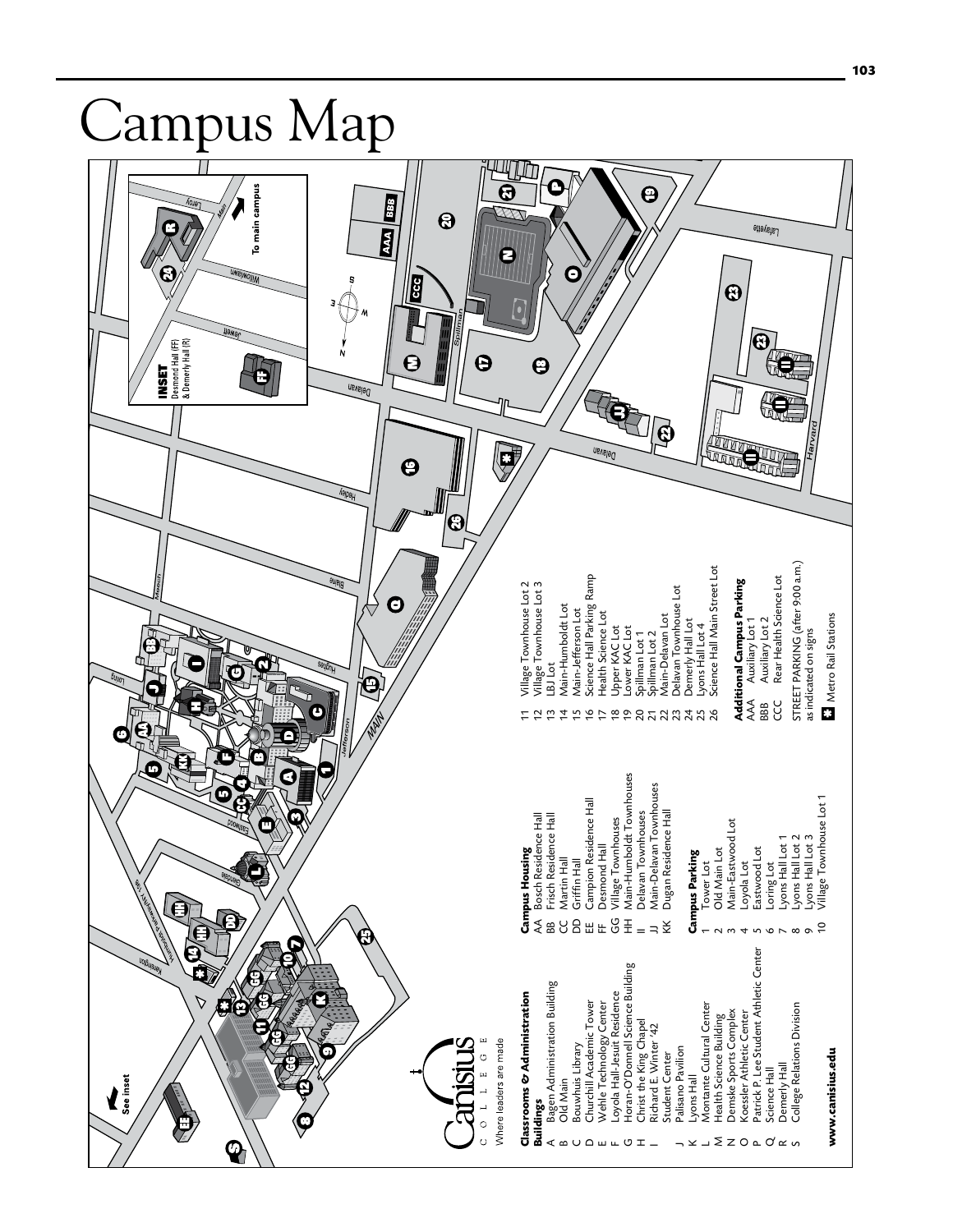# Campus Map

Canisius College — Where leaders are made

**Classrooms & Administration Buildings**

- A Bagen Administration Building
- B Old Main
- C Bouwhuis Library
- D Churchill Academic Tower
- E Wehle Technology Center
- F Loyola Hall-Jesuit Residence
- G Horan-O'Donnell Science Building
- H Christ the King Chapel
- I Richard E. Winter '42 Student Center
- J Palisano Pavilion
- K Lyons Hall
- L Montante Cultural Center
- M Health Science Building
- N Demske Sports Complex
- O Koessler Athletic Center
- P Patrick P. Lee Student Athletic Center
- Q Science Hall
- R Demerly Hall
- S College Relations Division

**www.canisius.edu**

**Campus Housing**

- AA Bosch Residence Hall
- BB Frisch Residence Hall
- CC Martin Hall
- DD Griffin Hall
- EE Campion Residence Hall
- FF Desmond Hall
- GG Village Townhouses
- HH Main-Humboldt Townhouses
- II Delavan Townhouses
- JJ Main-Delavan Townhouses
- KK Dugan Residence Hall

**Campus Parking**

- 1 Tower Lot
- 2 Old Main Lot
- 3 Main-Eastwood Lot
- 4 Loyola Lot
- 5 Eastwood Lot
- 6 Loring Lot
- 7 Lyons Hall Lot 1
- 8 Lyons Hall Lot 2
- 9 Lyons Hall Lot 3
- 10 Village Townhouse Lot 1
- 11 Village Townhouse Lot 2
- 12 Village Townhouse Lot 3
- 13 LBJ Lot
- 14 Main-Humboldt Lot
- 15 Main-Jefferson Lot
- 16 Science Hall Parking Ramp
- 17 Health Science Lot
- 18 Upper KAC Lot
- 19 Lower KAC Lot
- 20 Spillman Lot 1
- 21 Spillman Lot 2
- 22 Main-Delavan Lot
- 23 Delavan Townhouse Lot
- 24 Demerly Hall Lot
- 25 Lyons Hall Lot 4
- 26 Science Hall Main Street Lot

**Additional Campus Parking**

- AAA Auxiliary Lot 1
- BBB Auxiliary Lot 2
- CCC Rear Health Science Lot

STREET PARKING (after 9:00 a.m.) as indicated on signs

\* Metro Rail Stations

**INSET** Desmond Hall (FF) & Demerly Hall (R)

To main campus

See inset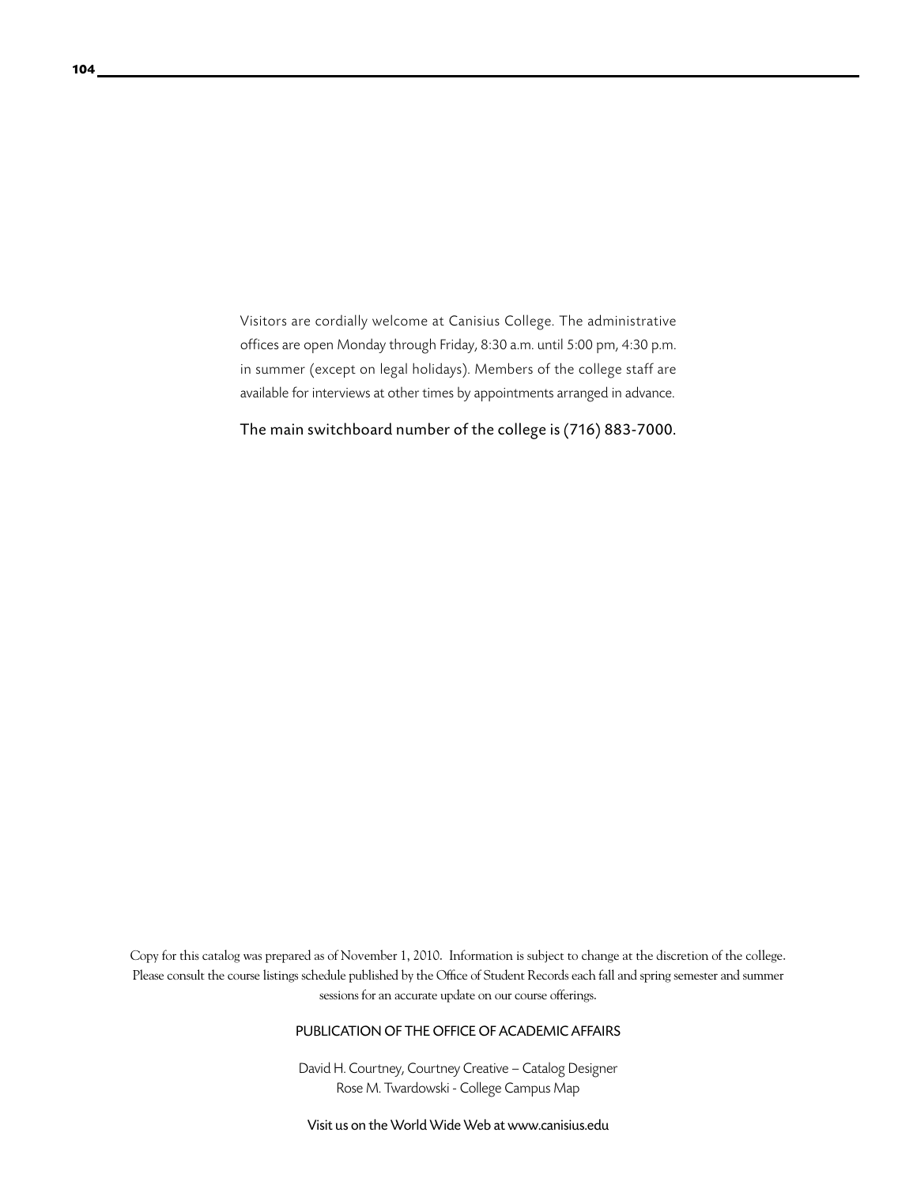Visitors are cordially welcome at Canisius College. The administrative offices are open Monday through Friday, 8:30 a.m. until 5:00 pm, 4:30 p.m. in summer (except on legal holidays). Members of the college staff are available for interviews at other times by appointments arranged in advance.

The main switchboard number of the college is (716) 883-7000.

Copy for this catalog was prepared as of November 1, 2010. Information is subject to change at the discretion of the college. Please consult the course listings schedule published by the Office of Student Records each fall and spring semester and summer sessions for an accurate update on our course offerings.

PUBLICATION OF THE OFFICE OF ACADEMIC AFFAIRS

David H. Courtney, Courtney Creative – Catalog Designer
Rose M. Twardowski - College Campus Map

Visit us on the World Wide Web at www.canisius.edu